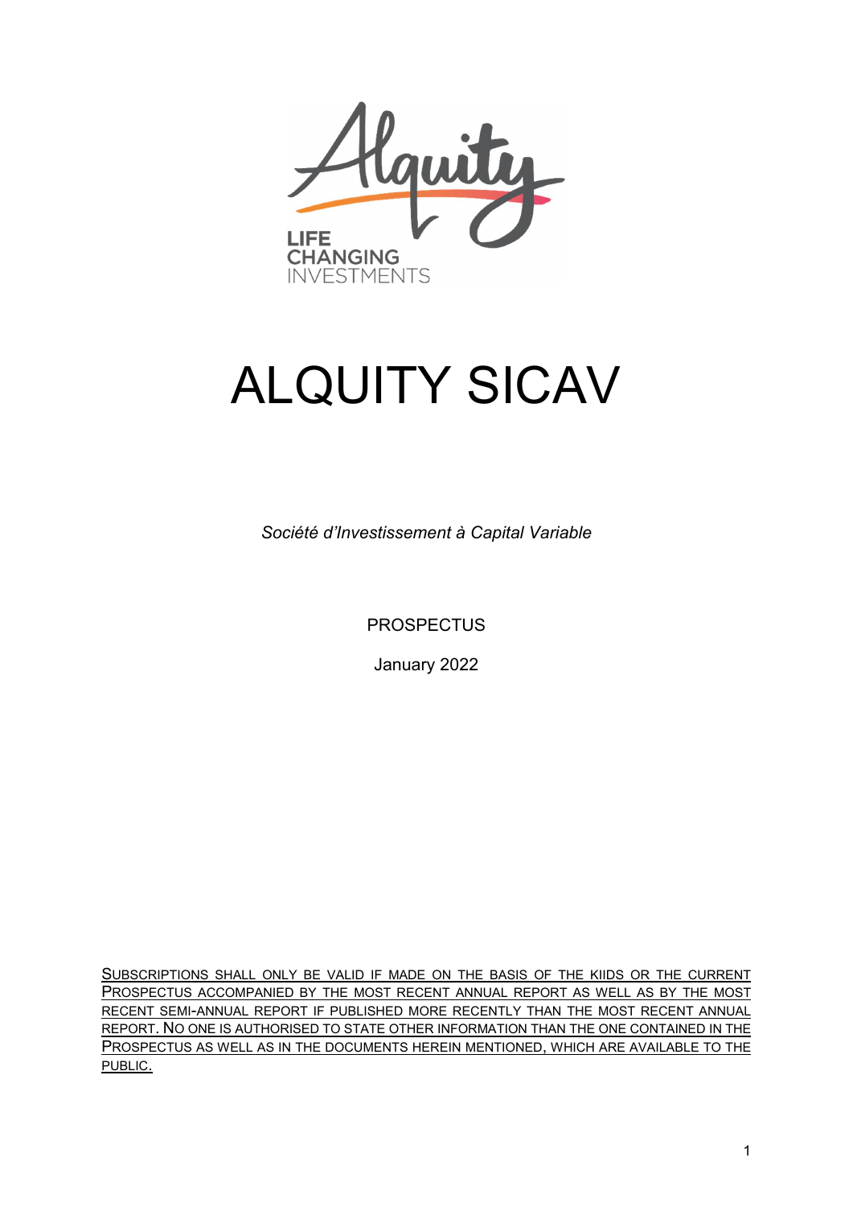LIFE CHANGING INVESTMENTS

# ALQUITY SICAV

*Société d'Investissement à Capital Variable*

PROSPECTUS

January 2022

SUBSCRIPTIONS SHALL ONLY BE VALID IF MADE ON THE BASIS OF THE KIIDS OR THE CURRENT PROSPECTUS ACCOMPANIED BY THE MOST RECENT ANNUAL REPORT AS WELL AS BY THE MOST RECENT SEMI-ANNUAL REPORT IF PUBLISHED MORE RECENTLY THAN THE MOST RECENT ANNUAL REPORT. NO ONE IS AUTHORISED TO STATE OTHER INFORMATION THAN THE ONE CONTAINED IN THE PROSPECTUS AS WELL AS IN THE DOCUMENTS HEREIN MENTIONED, WHICH ARE AVAILABLE TO THE PUBLIC.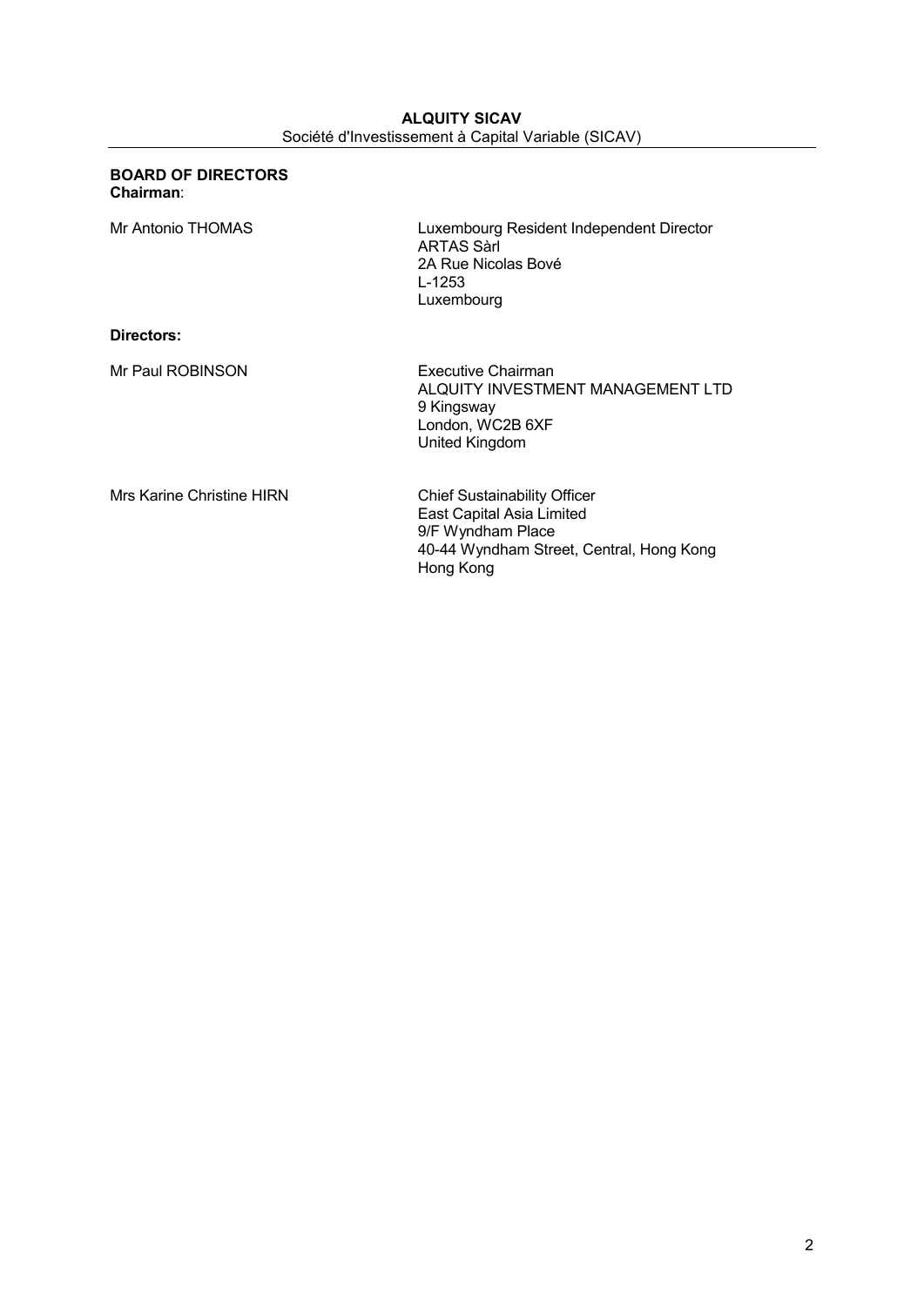**ALQUITY SICAV**
Société d'Investissement à Capital Variable (SICAV)

**BOARD OF DIRECTORS**
**Chairman**:

| | |
|---|---|
| Mr Antonio THOMAS | Luxembourg Resident Independent Director<br>ARTAS Sàrl<br>2A Rue Nicolas Bové<br>L-1253<br>Luxembourg |

**Directors:**

| | |
|---|---|
| Mr Paul ROBINSON | Executive Chairman<br>ALQUITY INVESTMENT MANAGEMENT LTD<br>9 Kingsway<br>London, WC2B 6XF<br>United Kingdom |
| Mrs Karine Christine HIRN | Chief Sustainability Officer<br>East Capital Asia Limited<br>9/F Wyndham Place<br>40-44 Wyndham Street, Central, Hong Kong<br>Hong Kong |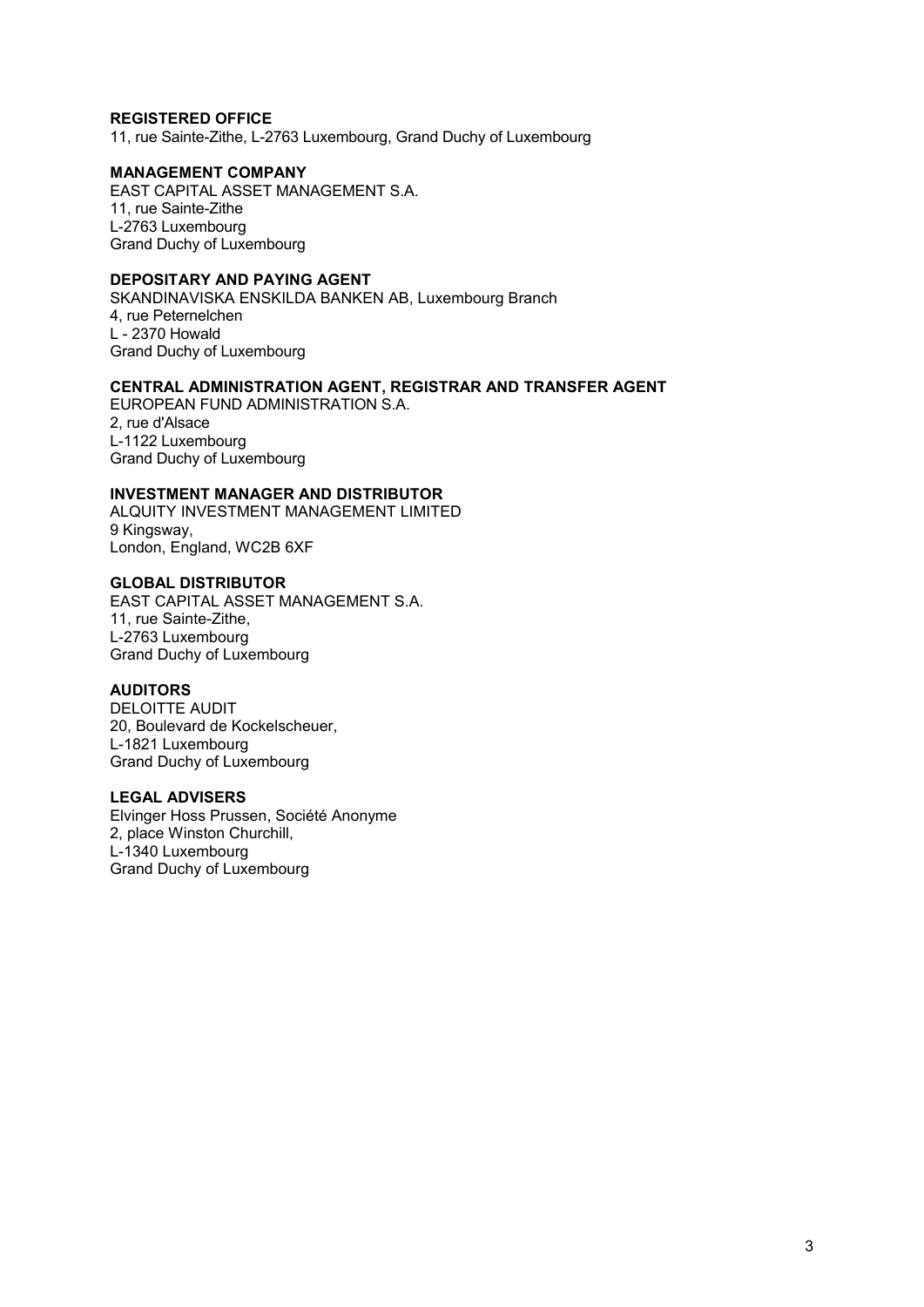**REGISTERED OFFICE**
11, rue Sainte-Zithe, L-2763 Luxembourg, Grand Duchy of Luxembourg

**MANAGEMENT COMPANY**
EAST CAPITAL ASSET MANAGEMENT S.A.
11, rue Sainte-Zithe
L-2763 Luxembourg
Grand Duchy of Luxembourg

**DEPOSITARY AND PAYING AGENT**
SKANDINAVISKA ENSKILDA BANKEN AB, Luxembourg Branch
4, rue Peternelchen
L - 2370 Howald
Grand Duchy of Luxembourg

**CENTRAL ADMINISTRATION AGENT, REGISTRAR AND TRANSFER AGENT**
EUROPEAN FUND ADMINISTRATION S.A.
2, rue d'Alsace
L-1122 Luxembourg
Grand Duchy of Luxembourg

**INVESTMENT MANAGER AND DISTRIBUTOR**
ALQUITY INVESTMENT MANAGEMENT LIMITED
9 Kingsway,
London, England, WC2B 6XF

**GLOBAL DISTRIBUTOR**
EAST CAPITAL ASSET MANAGEMENT S.A.
11, rue Sainte-Zithe,
L-2763 Luxembourg
Grand Duchy of Luxembourg

**AUDITORS**
DELOITTE AUDIT
20, Boulevard de Kockelscheuer,
L-1821 Luxembourg
Grand Duchy of Luxembourg

**LEGAL ADVISERS**
Elvinger Hoss Prussen, Société Anonyme
2, place Winston Churchill,
L-1340 Luxembourg
Grand Duchy of Luxembourg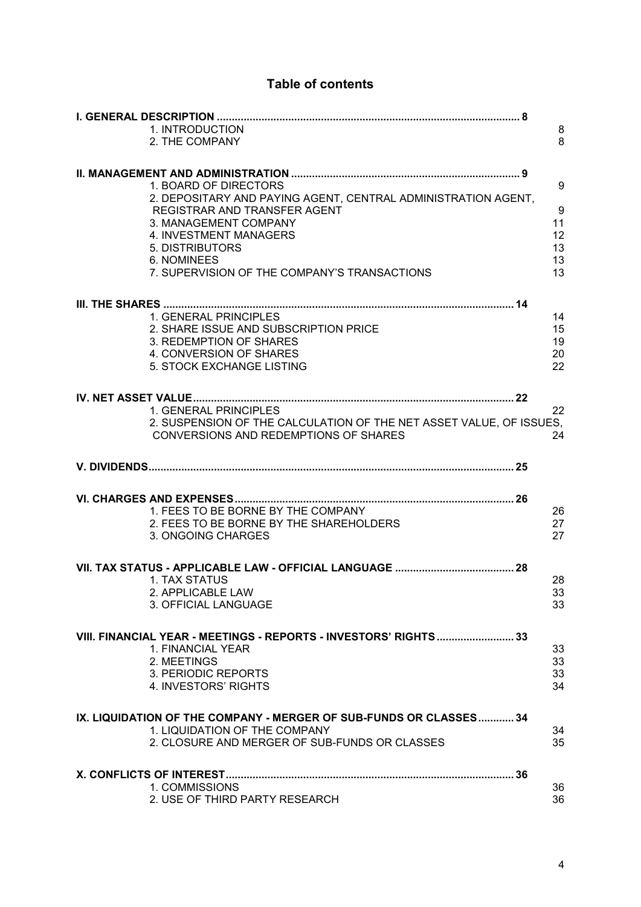# Table of contents

**I. GENERAL DESCRIPTION .................................................................................................... 8**

1. INTRODUCTION 8
2. THE COMPANY 8

**II. MANAGEMENT AND ADMINISTRATION ............................................................................ 9**

1. BOARD OF DIRECTORS 9
2. DEPOSITARY AND PAYING AGENT, CENTRAL ADMINISTRATION AGENT, REGISTRAR AND TRANSFER AGENT 9
3. MANAGEMENT COMPANY 11
4. INVESTMENT MANAGERS 12
5. DISTRIBUTORS 13
6. NOMINEES 13
7. SUPERVISION OF THE COMPANY'S TRANSACTIONS 13

**III. THE SHARES ....................................................................................................................... 14**

1. GENERAL PRINCIPLES 14
2. SHARE ISSUE AND SUBSCRIPTION PRICE 15
3. REDEMPTION OF SHARES 19
4. CONVERSION OF SHARES 20
5. STOCK EXCHANGE LISTING 22

**IV. NET ASSET VALUE .......................................................................................................... 22**

1. GENERAL PRINCIPLES 22
2. SUSPENSION OF THE CALCULATION OF THE NET ASSET VALUE, OF ISSUES, CONVERSIONS AND REDEMPTIONS OF SHARES 24

**V. DIVIDENDS ........................................................................................................................... 25**

**VI. CHARGES AND EXPENSES ............................................................................................ 26**

1. FEES TO BE BORNE BY THE COMPANY 26
2. FEES TO BE BORNE BY THE SHAREHOLDERS 27
3. ONGOING CHARGES 27

**VII. TAX STATUS - APPLICABLE LAW - OFFICIAL LANGUAGE ........................................ 28**

1. TAX STATUS 28
2. APPLICABLE LAW 33
3. OFFICIAL LANGUAGE 33

**VIII. FINANCIAL YEAR - MEETINGS - REPORTS - INVESTORS' RIGHTS .......................... 33**

1. FINANCIAL YEAR 33
2. MEETINGS 33
3. PERIODIC REPORTS 33
4. INVESTORS' RIGHTS 34

**IX. LIQUIDATION OF THE COMPANY - MERGER OF SUB-FUNDS OR CLASSES ............ 34**

1. LIQUIDATION OF THE COMPANY 34
2. CLOSURE AND MERGER OF SUB-FUNDS OR CLASSES 35

**X. CONFLICTS OF INTEREST ................................................................................................ 36**

1. COMMISSIONS 36
2. USE OF THIRD PARTY RESEARCH 36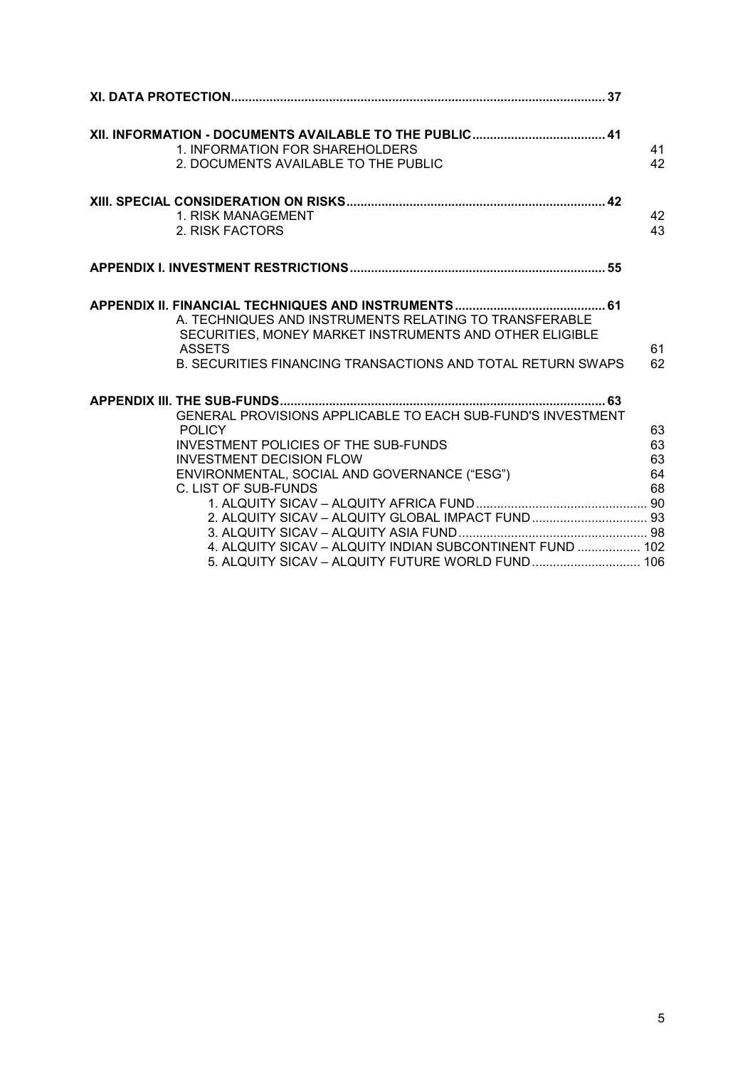**XI. DATA PROTECTION......................................................................................................... 37**

**XII. INFORMATION - DOCUMENTS AVAILABLE TO THE PUBLIC...................................... 41**

1. INFORMATION FOR SHAREHOLDERS 41
2. DOCUMENTS AVAILABLE TO THE PUBLIC 42

**XIII. SPECIAL CONSIDERATION ON RISKS......................................................................... 42**

1. RISK MANAGEMENT 42
2. RISK FACTORS 43

**APPENDIX I. INVESTMENT RESTRICTIONS....................................................................... 55**

**APPENDIX II. FINANCIAL TECHNIQUES AND INSTRUMENTS........................................... 61**

A. TECHNIQUES AND INSTRUMENTS RELATING TO TRANSFERABLE SECURITIES, MONEY MARKET INSTRUMENTS AND OTHER ELIGIBLE ASSETS 61

B. SECURITIES FINANCING TRANSACTIONS AND TOTAL RETURN SWAPS 62

**APPENDIX III. THE SUB-FUNDS........................................................................................... 63**

GENERAL PROVISIONS APPLICABLE TO EACH SUB-FUND'S INVESTMENT POLICY 63

INVESTMENT POLICIES OF THE SUB-FUNDS 63

INVESTMENT DECISION FLOW 63

ENVIRONMENTAL, SOCIAL AND GOVERNANCE ("ESG") 64

C. LIST OF SUB-FUNDS 68

1. ALQUITY SICAV – ALQUITY AFRICA FUND................................................ 90
2. ALQUITY SICAV – ALQUITY GLOBAL IMPACT FUND................................ 93
3. ALQUITY SICAV – ALQUITY ASIA FUND..................................................... 98
4. ALQUITY SICAV – ALQUITY INDIAN SUBCONTINENT FUND .................. 102
5. ALQUITY SICAV – ALQUITY FUTURE WORLD FUND............................... 106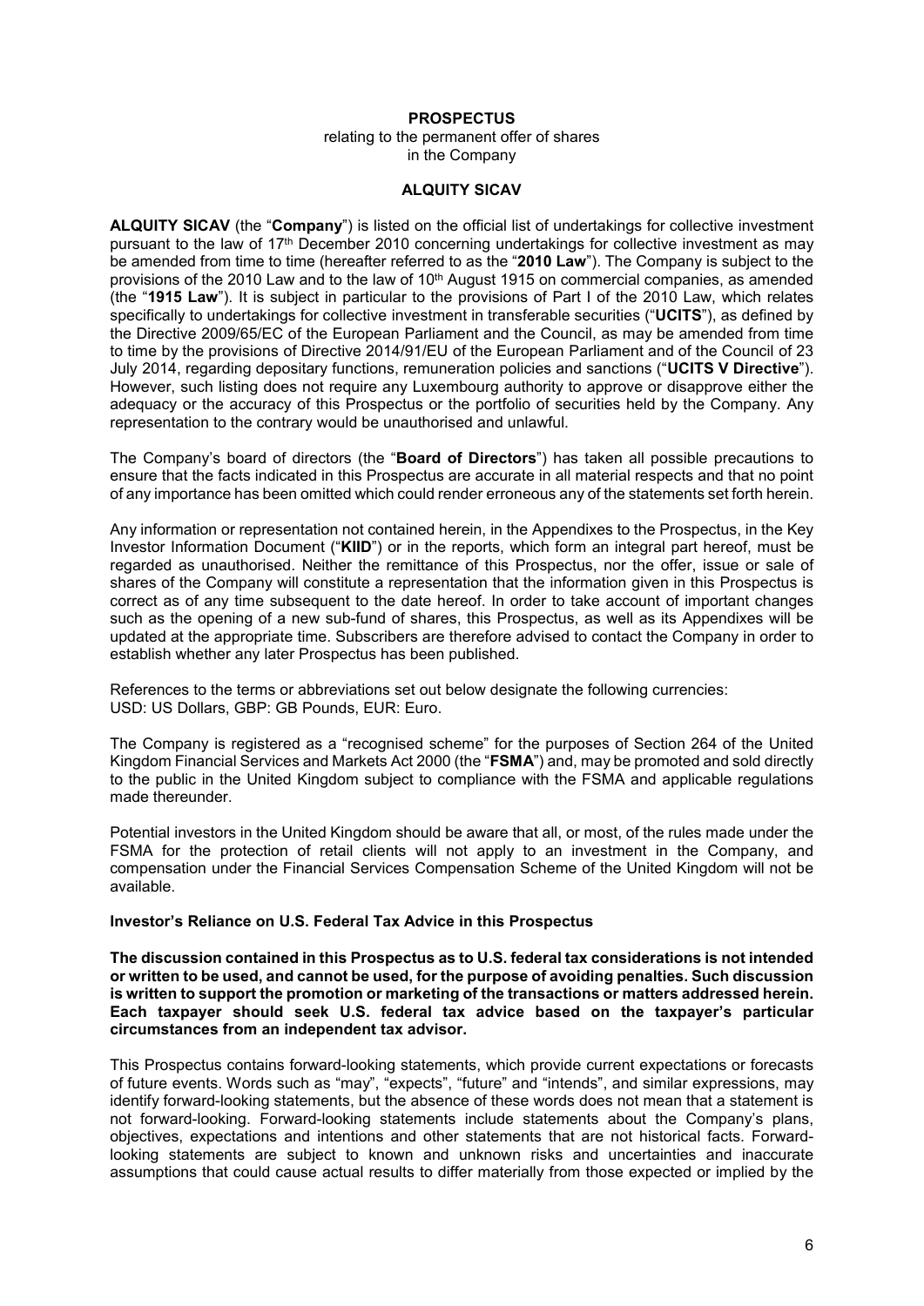**PROSPECTUS**

relating to the permanent offer of shares
in the Company

**ALQUITY SICAV**

**ALQUITY SICAV** (the "**Company**") is listed on the official list of undertakings for collective investment pursuant to the law of 17th December 2010 concerning undertakings for collective investment as may be amended from time to time (hereafter referred to as the "**2010 Law**"). The Company is subject to the provisions of the 2010 Law and to the law of 10th August 1915 on commercial companies, as amended (the "**1915 Law**"). It is subject in particular to the provisions of Part I of the 2010 Law, which relates specifically to undertakings for collective investment in transferable securities ("**UCITS**"), as defined by the Directive 2009/65/EC of the European Parliament and the Council, as may be amended from time to time by the provisions of Directive 2014/91/EU of the European Parliament and of the Council of 23 July 2014, regarding depositary functions, remuneration policies and sanctions ("**UCITS V Directive**"). However, such listing does not require any Luxembourg authority to approve or disapprove either the adequacy or the accuracy of this Prospectus or the portfolio of securities held by the Company. Any representation to the contrary would be unauthorised and unlawful.

The Company's board of directors (the "**Board of Directors**") has taken all possible precautions to ensure that the facts indicated in this Prospectus are accurate in all material respects and that no point of any importance has been omitted which could render erroneous any of the statements set forth herein.

Any information or representation not contained herein, in the Appendixes to the Prospectus, in the Key Investor Information Document ("**KIID**") or in the reports, which form an integral part hereof, must be regarded as unauthorised. Neither the remittance of this Prospectus, nor the offer, issue or sale of shares of the Company will constitute a representation that the information given in this Prospectus is correct as of any time subsequent to the date hereof. In order to take account of important changes such as the opening of a new sub-fund of shares, this Prospectus, as well as its Appendixes will be updated at the appropriate time. Subscribers are therefore advised to contact the Company in order to establish whether any later Prospectus has been published.

References to the terms or abbreviations set out below designate the following currencies:
USD: US Dollars, GBP: GB Pounds, EUR: Euro.

The Company is registered as a "recognised scheme" for the purposes of Section 264 of the United Kingdom Financial Services and Markets Act 2000 (the "**FSMA**") and, may be promoted and sold directly to the public in the United Kingdom subject to compliance with the FSMA and applicable regulations made thereunder.

Potential investors in the United Kingdom should be aware that all, or most, of the rules made under the FSMA for the protection of retail clients will not apply to an investment in the Company, and compensation under the Financial Services Compensation Scheme of the United Kingdom will not be available.

**Investor's Reliance on U.S. Federal Tax Advice in this Prospectus**

**The discussion contained in this Prospectus as to U.S. federal tax considerations is not intended or written to be used, and cannot be used, for the purpose of avoiding penalties. Such discussion is written to support the promotion or marketing of the transactions or matters addressed herein. Each taxpayer should seek U.S. federal tax advice based on the taxpayer's particular circumstances from an independent tax advisor.**

This Prospectus contains forward-looking statements, which provide current expectations or forecasts of future events. Words such as "may", "expects", "future" and "intends", and similar expressions, may identify forward-looking statements, but the absence of these words does not mean that a statement is not forward-looking. Forward-looking statements include statements about the Company's plans, objectives, expectations and intentions and other statements that are not historical facts. Forward-looking statements are subject to known and unknown risks and uncertainties and inaccurate assumptions that could cause actual results to differ materially from those expected or implied by the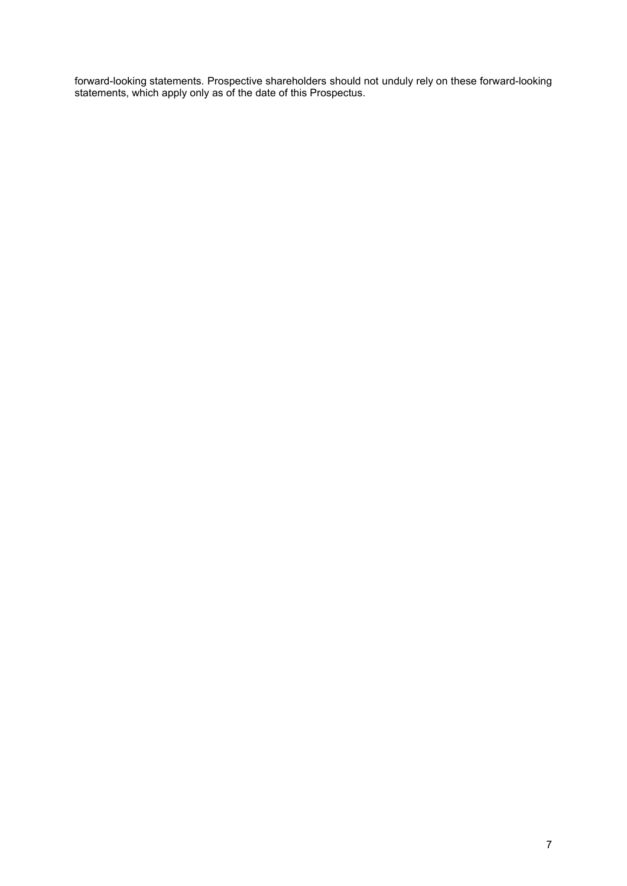forward-looking statements. Prospective shareholders should not unduly rely on these forward-looking statements, which apply only as of the date of this Prospectus.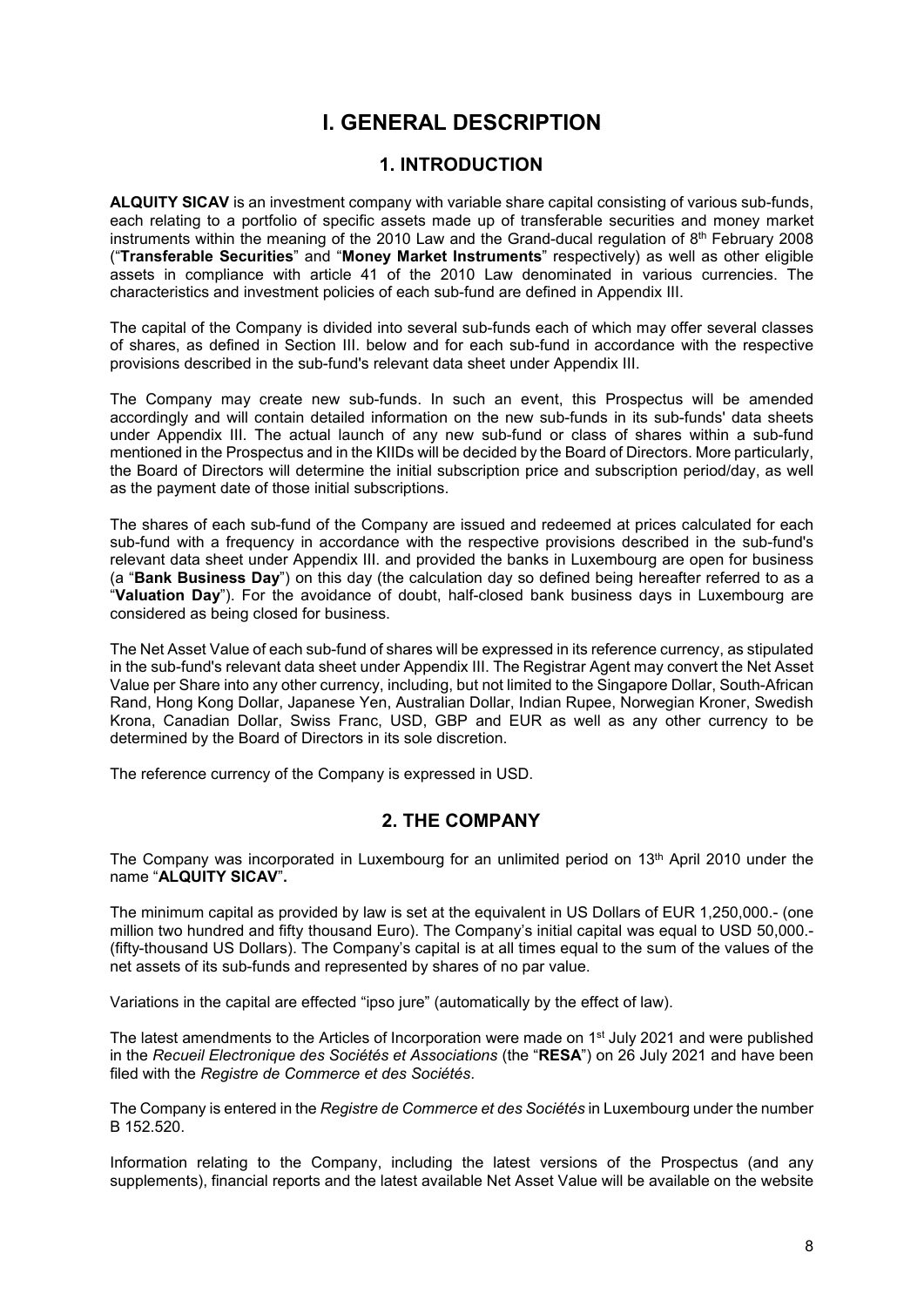# I. GENERAL DESCRIPTION

## 1. INTRODUCTION

**ALQUITY SICAV** is an investment company with variable share capital consisting of various sub-funds, each relating to a portfolio of specific assets made up of transferable securities and money market instruments within the meaning of the 2010 Law and the Grand-ducal regulation of 8th February 2008 ("**Transferable Securities**" and "**Money Market Instruments**" respectively) as well as other eligible assets in compliance with article 41 of the 2010 Law denominated in various currencies. The characteristics and investment policies of each sub-fund are defined in Appendix III.

The capital of the Company is divided into several sub-funds each of which may offer several classes of shares, as defined in Section III. below and for each sub-fund in accordance with the respective provisions described in the sub-fund's relevant data sheet under Appendix III.

The Company may create new sub-funds. In such an event, this Prospectus will be amended accordingly and will contain detailed information on the new sub-funds in its sub-funds' data sheets under Appendix III. The actual launch of any new sub-fund or class of shares within a sub-fund mentioned in the Prospectus and in the KIIDs will be decided by the Board of Directors. More particularly, the Board of Directors will determine the initial subscription price and subscription period/day, as well as the payment date of those initial subscriptions.

The shares of each sub-fund of the Company are issued and redeemed at prices calculated for each sub-fund with a frequency in accordance with the respective provisions described in the sub-fund's relevant data sheet under Appendix III. and provided the banks in Luxembourg are open for business (a "**Bank Business Day**") on this day (the calculation day so defined being hereafter referred to as a "**Valuation Day**"). For the avoidance of doubt, half-closed bank business days in Luxembourg are considered as being closed for business.

The Net Asset Value of each sub-fund of shares will be expressed in its reference currency, as stipulated in the sub-fund's relevant data sheet under Appendix III. The Registrar Agent may convert the Net Asset Value per Share into any other currency, including, but not limited to the Singapore Dollar, South-African Rand, Hong Kong Dollar, Japanese Yen, Australian Dollar, Indian Rupee, Norwegian Kroner, Swedish Krona, Canadian Dollar, Swiss Franc, USD, GBP and EUR as well as any other currency to be determined by the Board of Directors in its sole discretion.

The reference currency of the Company is expressed in USD.

## 2. THE COMPANY

The Company was incorporated in Luxembourg for an unlimited period on 13th April 2010 under the name "**ALQUITY SICAV**".

The minimum capital as provided by law is set at the equivalent in US Dollars of EUR 1,250,000.- (one million two hundred and fifty thousand Euro). The Company's initial capital was equal to USD 50,000.- (fifty-thousand US Dollars). The Company's capital is at all times equal to the sum of the values of the net assets of its sub-funds and represented by shares of no par value.

Variations in the capital are effected "ipso jure" (automatically by the effect of law).

The latest amendments to the Articles of Incorporation were made on 1st July 2021 and were published in the *Recueil Electronique des Sociétés et Associations* (the "**RESA**") on 26 July 2021 and have been filed with the *Registre de Commerce et des Sociétés*.

The Company is entered in the *Registre de Commerce et des Sociétés* in Luxembourg under the number B 152.520.

Information relating to the Company, including the latest versions of the Prospectus (and any supplements), financial reports and the latest available Net Asset Value will be available on the website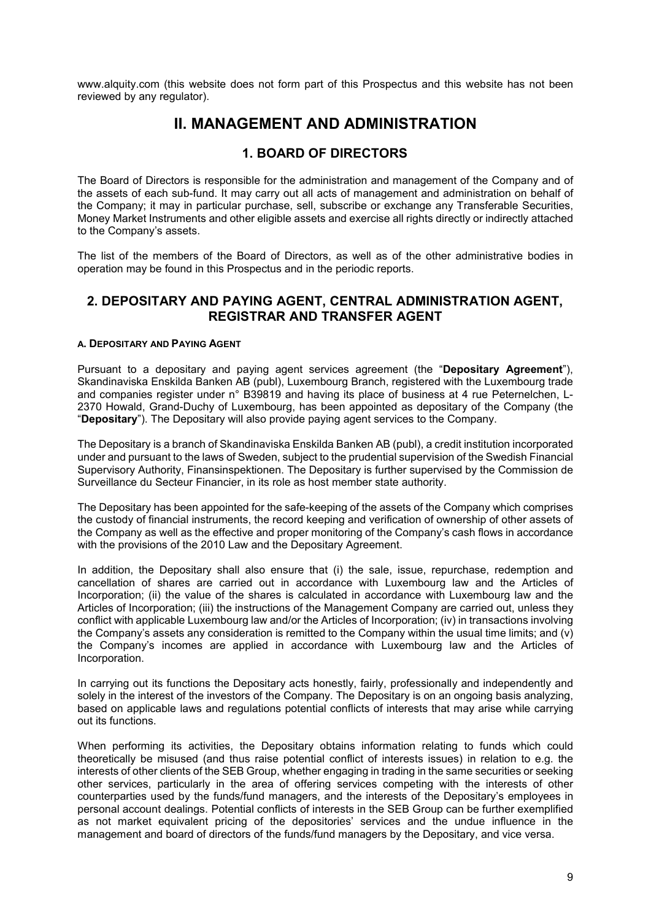www.alquity.com (this website does not form part of this Prospectus and this website has not been reviewed by any regulator).

# II. MANAGEMENT AND ADMINISTRATION

## 1. BOARD OF DIRECTORS

The Board of Directors is responsible for the administration and management of the Company and of the assets of each sub-fund. It may carry out all acts of management and administration on behalf of the Company; it may in particular purchase, sell, subscribe or exchange any Transferable Securities, Money Market Instruments and other eligible assets and exercise all rights directly or indirectly attached to the Company's assets.

The list of the members of the Board of Directors, as well as of the other administrative bodies in operation may be found in this Prospectus and in the periodic reports.

## 2. DEPOSITARY AND PAYING AGENT, CENTRAL ADMINISTRATION AGENT, REGISTRAR AND TRANSFER AGENT

### A. DEPOSITARY AND PAYING AGENT

Pursuant to a depositary and paying agent services agreement (the "**Depositary Agreement**"), Skandinaviska Enskilda Banken AB (publ), Luxembourg Branch, registered with the Luxembourg trade and companies register under n° B39819 and having its place of business at 4 rue Peternelchen, L-2370 Howald, Grand-Duchy of Luxembourg, has been appointed as depositary of the Company (the "**Depositary**"). The Depositary will also provide paying agent services to the Company.

The Depositary is a branch of Skandinaviska Enskilda Banken AB (publ), a credit institution incorporated under and pursuant to the laws of Sweden, subject to the prudential supervision of the Swedish Financial Supervisory Authority, Finansinspektionen. The Depositary is further supervised by the Commission de Surveillance du Secteur Financier, in its role as host member state authority.

The Depositary has been appointed for the safe-keeping of the assets of the Company which comprises the custody of financial instruments, the record keeping and verification of ownership of other assets of the Company as well as the effective and proper monitoring of the Company's cash flows in accordance with the provisions of the 2010 Law and the Depositary Agreement.

In addition, the Depositary shall also ensure that (i) the sale, issue, repurchase, redemption and cancellation of shares are carried out in accordance with Luxembourg law and the Articles of Incorporation; (ii) the value of the shares is calculated in accordance with Luxembourg law and the Articles of Incorporation; (iii) the instructions of the Management Company are carried out, unless they conflict with applicable Luxembourg law and/or the Articles of Incorporation; (iv) in transactions involving the Company's assets any consideration is remitted to the Company within the usual time limits; and (v) the Company's incomes are applied in accordance with Luxembourg law and the Articles of Incorporation.

In carrying out its functions the Depositary acts honestly, fairly, professionally and independently and solely in the interest of the investors of the Company. The Depositary is on an ongoing basis analyzing, based on applicable laws and regulations potential conflicts of interests that may arise while carrying out its functions.

When performing its activities, the Depositary obtains information relating to funds which could theoretically be misused (and thus raise potential conflict of interests issues) in relation to e.g. the interests of other clients of the SEB Group, whether engaging in trading in the same securities or seeking other services, particularly in the area of offering services competing with the interests of other counterparties used by the funds/fund managers, and the interests of the Depositary's employees in personal account dealings. Potential conflicts of interests in the SEB Group can be further exemplified as not market equivalent pricing of the depositories' services and the undue influence in the management and board of directors of the funds/fund managers by the Depositary, and vice versa.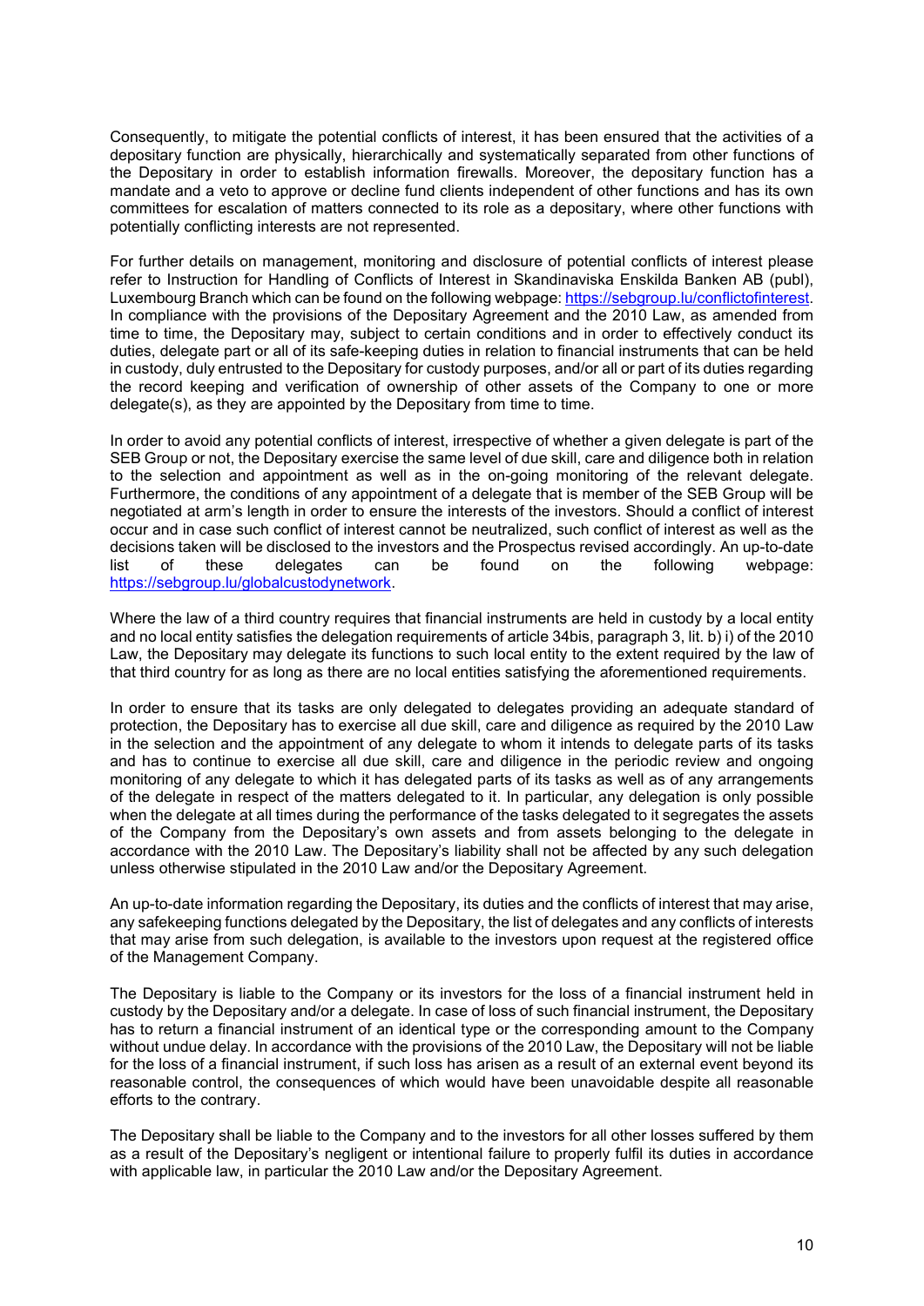Consequently, to mitigate the potential conflicts of interest, it has been ensured that the activities of a depositary function are physically, hierarchically and systematically separated from other functions of the Depositary in order to establish information firewalls. Moreover, the depositary function has a mandate and a veto to approve or decline fund clients independent of other functions and has its own committees for escalation of matters connected to its role as a depositary, where other functions with potentially conflicting interests are not represented.

For further details on management, monitoring and disclosure of potential conflicts of interest please refer to Instruction for Handling of Conflicts of Interest in Skandinaviska Enskilda Banken AB (publ), Luxembourg Branch which can be found on the following webpage: https://sebgroup.lu/conflictofinterest. In compliance with the provisions of the Depositary Agreement and the 2010 Law, as amended from time to time, the Depositary may, subject to certain conditions and in order to effectively conduct its duties, delegate part or all of its safe-keeping duties in relation to financial instruments that can be held in custody, duly entrusted to the Depositary for custody purposes, and/or all or part of its duties regarding the record keeping and verification of ownership of other assets of the Company to one or more delegate(s), as they are appointed by the Depositary from time to time.

In order to avoid any potential conflicts of interest, irrespective of whether a given delegate is part of the SEB Group or not, the Depositary exercise the same level of due skill, care and diligence both in relation to the selection and appointment as well as in the on-going monitoring of the relevant delegate. Furthermore, the conditions of any appointment of a delegate that is member of the SEB Group will be negotiated at arm's length in order to ensure the interests of the investors. Should a conflict of interest occur and in case such conflict of interest cannot be neutralized, such conflict of interest as well as the decisions taken will be disclosed to the investors and the Prospectus revised accordingly. An up-to-date list of these delegates can be found on the following webpage: https://sebgroup.lu/globalcustodynetwork.

Where the law of a third country requires that financial instruments are held in custody by a local entity and no local entity satisfies the delegation requirements of article 34bis, paragraph 3, lit. b) i) of the 2010 Law, the Depositary may delegate its functions to such local entity to the extent required by the law of that third country for as long as there are no local entities satisfying the aforementioned requirements.

In order to ensure that its tasks are only delegated to delegates providing an adequate standard of protection, the Depositary has to exercise all due skill, care and diligence as required by the 2010 Law in the selection and the appointment of any delegate to whom it intends to delegate parts of its tasks and has to continue to exercise all due skill, care and diligence in the periodic review and ongoing monitoring of any delegate to which it has delegated parts of its tasks as well as of any arrangements of the delegate in respect of the matters delegated to it. In particular, any delegation is only possible when the delegate at all times during the performance of the tasks delegated to it segregates the assets of the Company from the Depositary's own assets and from assets belonging to the delegate in accordance with the 2010 Law. The Depositary's liability shall not be affected by any such delegation unless otherwise stipulated in the 2010 Law and/or the Depositary Agreement.

An up-to-date information regarding the Depositary, its duties and the conflicts of interest that may arise, any safekeeping functions delegated by the Depositary, the list of delegates and any conflicts of interests that may arise from such delegation, is available to the investors upon request at the registered office of the Management Company.

The Depositary is liable to the Company or its investors for the loss of a financial instrument held in custody by the Depositary and/or a delegate. In case of loss of such financial instrument, the Depositary has to return a financial instrument of an identical type or the corresponding amount to the Company without undue delay. In accordance with the provisions of the 2010 Law, the Depositary will not be liable for the loss of a financial instrument, if such loss has arisen as a result of an external event beyond its reasonable control, the consequences of which would have been unavoidable despite all reasonable efforts to the contrary.

The Depositary shall be liable to the Company and to the investors for all other losses suffered by them as a result of the Depositary's negligent or intentional failure to properly fulfil its duties in accordance with applicable law, in particular the 2010 Law and/or the Depositary Agreement.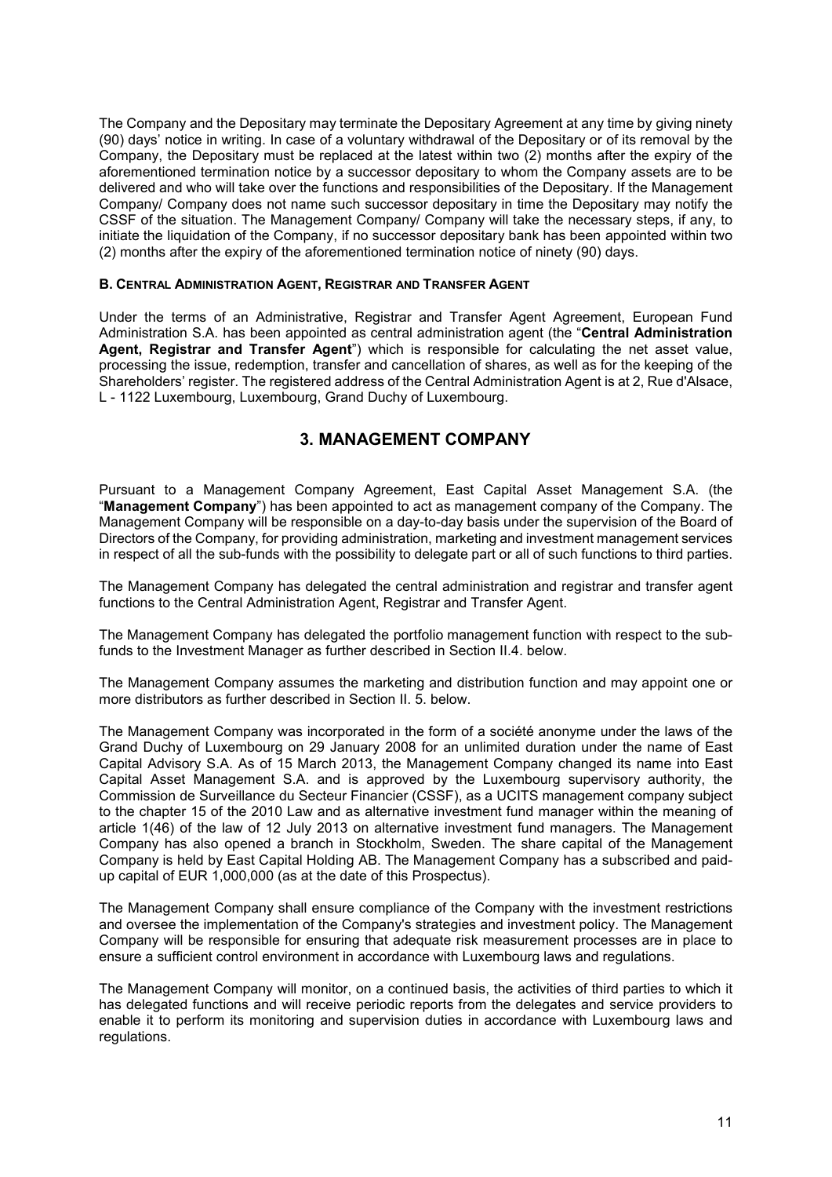The Company and the Depositary may terminate the Depositary Agreement at any time by giving ninety (90) days' notice in writing. In case of a voluntary withdrawal of the Depositary or of its removal by the Company, the Depositary must be replaced at the latest within two (2) months after the expiry of the aforementioned termination notice by a successor depositary to whom the Company assets are to be delivered and who will take over the functions and responsibilities of the Depositary. If the Management Company/ Company does not name such successor depositary in time the Depositary may notify the CSSF of the situation. The Management Company/ Company will take the necessary steps, if any, to initiate the liquidation of the Company, if no successor depositary bank has been appointed within two (2) months after the expiry of the aforementioned termination notice of ninety (90) days.

#### B. Central Administration Agent, Registrar and Transfer Agent

Under the terms of an Administrative, Registrar and Transfer Agent Agreement, European Fund Administration S.A. has been appointed as central administration agent (the "**Central Administration Agent, Registrar and Transfer Agent**") which is responsible for calculating the net asset value, processing the issue, redemption, transfer and cancellation of shares, as well as for the keeping of the Shareholders' register. The registered address of the Central Administration Agent is at 2, Rue d'Alsace, L - 1122 Luxembourg, Luxembourg, Grand Duchy of Luxembourg.

## 3. MANAGEMENT COMPANY

Pursuant to a Management Company Agreement, East Capital Asset Management S.A. (the "**Management Company**") has been appointed to act as management company of the Company. The Management Company will be responsible on a day-to-day basis under the supervision of the Board of Directors of the Company, for providing administration, marketing and investment management services in respect of all the sub-funds with the possibility to delegate part or all of such functions to third parties.

The Management Company has delegated the central administration and registrar and transfer agent functions to the Central Administration Agent, Registrar and Transfer Agent.

The Management Company has delegated the portfolio management function with respect to the sub-funds to the Investment Manager as further described in Section II.4. below.

The Management Company assumes the marketing and distribution function and may appoint one or more distributors as further described in Section II. 5. below.

The Management Company was incorporated in the form of a société anonyme under the laws of the Grand Duchy of Luxembourg on 29 January 2008 for an unlimited duration under the name of East Capital Advisory S.A. As of 15 March 2013, the Management Company changed its name into East Capital Asset Management S.A. and is approved by the Luxembourg supervisory authority, the Commission de Surveillance du Secteur Financier (CSSF), as a UCITS management company subject to the chapter 15 of the 2010 Law and as alternative investment fund manager within the meaning of article 1(46) of the law of 12 July 2013 on alternative investment fund managers. The Management Company has also opened a branch in Stockholm, Sweden. The share capital of the Management Company is held by East Capital Holding AB. The Management Company has a subscribed and paid-up capital of EUR 1,000,000 (as at the date of this Prospectus).

The Management Company shall ensure compliance of the Company with the investment restrictions and oversee the implementation of the Company's strategies and investment policy. The Management Company will be responsible for ensuring that adequate risk measurement processes are in place to ensure a sufficient control environment in accordance with Luxembourg laws and regulations.

The Management Company will monitor, on a continued basis, the activities of third parties to which it has delegated functions and will receive periodic reports from the delegates and service providers to enable it to perform its monitoring and supervision duties in accordance with Luxembourg laws and regulations.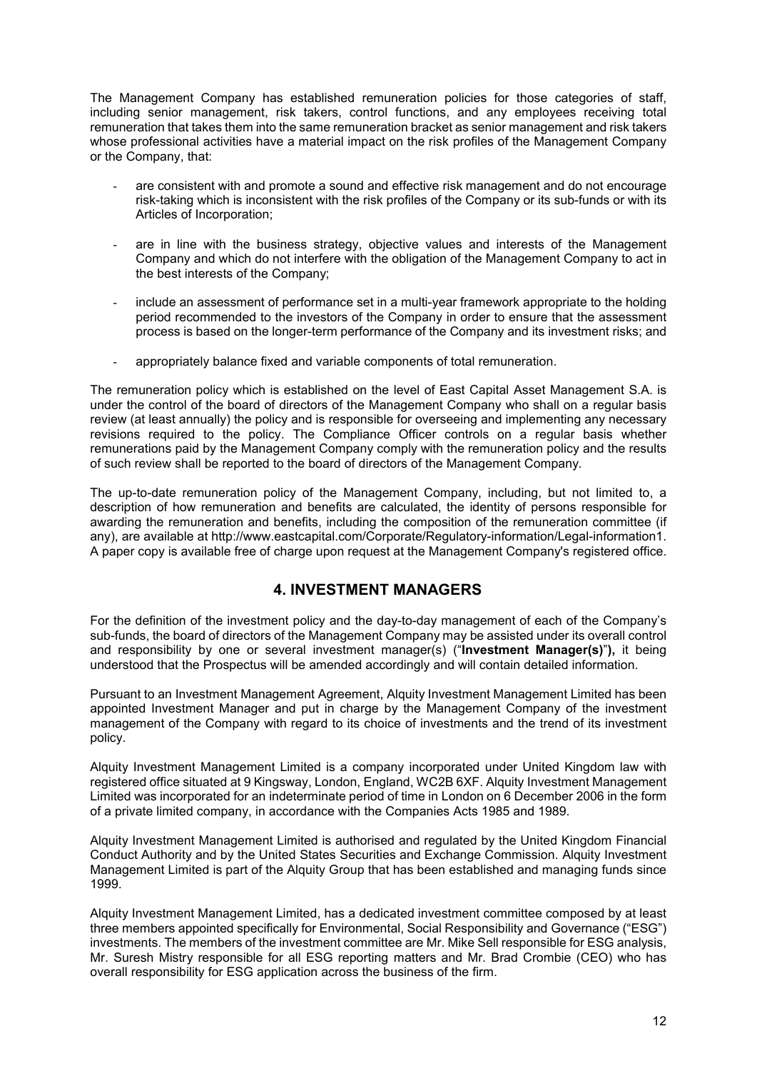The Management Company has established remuneration policies for those categories of staff, including senior management, risk takers, control functions, and any employees receiving total remuneration that takes them into the same remuneration bracket as senior management and risk takers whose professional activities have a material impact on the risk profiles of the Management Company or the Company, that:

- are consistent with and promote a sound and effective risk management and do not encourage risk-taking which is inconsistent with the risk profiles of the Company or its sub-funds or with its Articles of Incorporation;
- are in line with the business strategy, objective values and interests of the Management Company and which do not interfere with the obligation of the Management Company to act in the best interests of the Company;
- include an assessment of performance set in a multi-year framework appropriate to the holding period recommended to the investors of the Company in order to ensure that the assessment process is based on the longer-term performance of the Company and its investment risks; and
- appropriately balance fixed and variable components of total remuneration.

The remuneration policy which is established on the level of East Capital Asset Management S.A. is under the control of the board of directors of the Management Company who shall on a regular basis review (at least annually) the policy and is responsible for overseeing and implementing any necessary revisions required to the policy. The Compliance Officer controls on a regular basis whether remunerations paid by the Management Company comply with the remuneration policy and the results of such review shall be reported to the board of directors of the Management Company.

The up-to-date remuneration policy of the Management Company, including, but not limited to, a description of how remuneration and benefits are calculated, the identity of persons responsible for awarding the remuneration and benefits, including the composition of the remuneration committee (if any), are available at http://www.eastcapital.com/Corporate/Regulatory-information/Legal-information1. A paper copy is available free of charge upon request at the Management Company's registered office.

## 4. INVESTMENT MANAGERS

For the definition of the investment policy and the day-to-day management of each of the Company's sub-funds, the board of directors of the Management Company may be assisted under its overall control and responsibility by one or several investment manager(s) ("**Investment Manager(s)**"**),** it being understood that the Prospectus will be amended accordingly and will contain detailed information.

Pursuant to an Investment Management Agreement, Alquity Investment Management Limited has been appointed Investment Manager and put in charge by the Management Company of the investment management of the Company with regard to its choice of investments and the trend of its investment policy.

Alquity Investment Management Limited is a company incorporated under United Kingdom law with registered office situated at 9 Kingsway, London, England, WC2B 6XF. Alquity Investment Management Limited was incorporated for an indeterminate period of time in London on 6 December 2006 in the form of a private limited company, in accordance with the Companies Acts 1985 and 1989.

Alquity Investment Management Limited is authorised and regulated by the United Kingdom Financial Conduct Authority and by the United States Securities and Exchange Commission. Alquity Investment Management Limited is part of the Alquity Group that has been established and managing funds since 1999.

Alquity Investment Management Limited, has a dedicated investment committee composed by at least three members appointed specifically for Environmental, Social Responsibility and Governance ("ESG") investments. The members of the investment committee are Mr. Mike Sell responsible for ESG analysis, Mr. Suresh Mistry responsible for all ESG reporting matters and Mr. Brad Crombie (CEO) who has overall responsibility for ESG application across the business of the firm.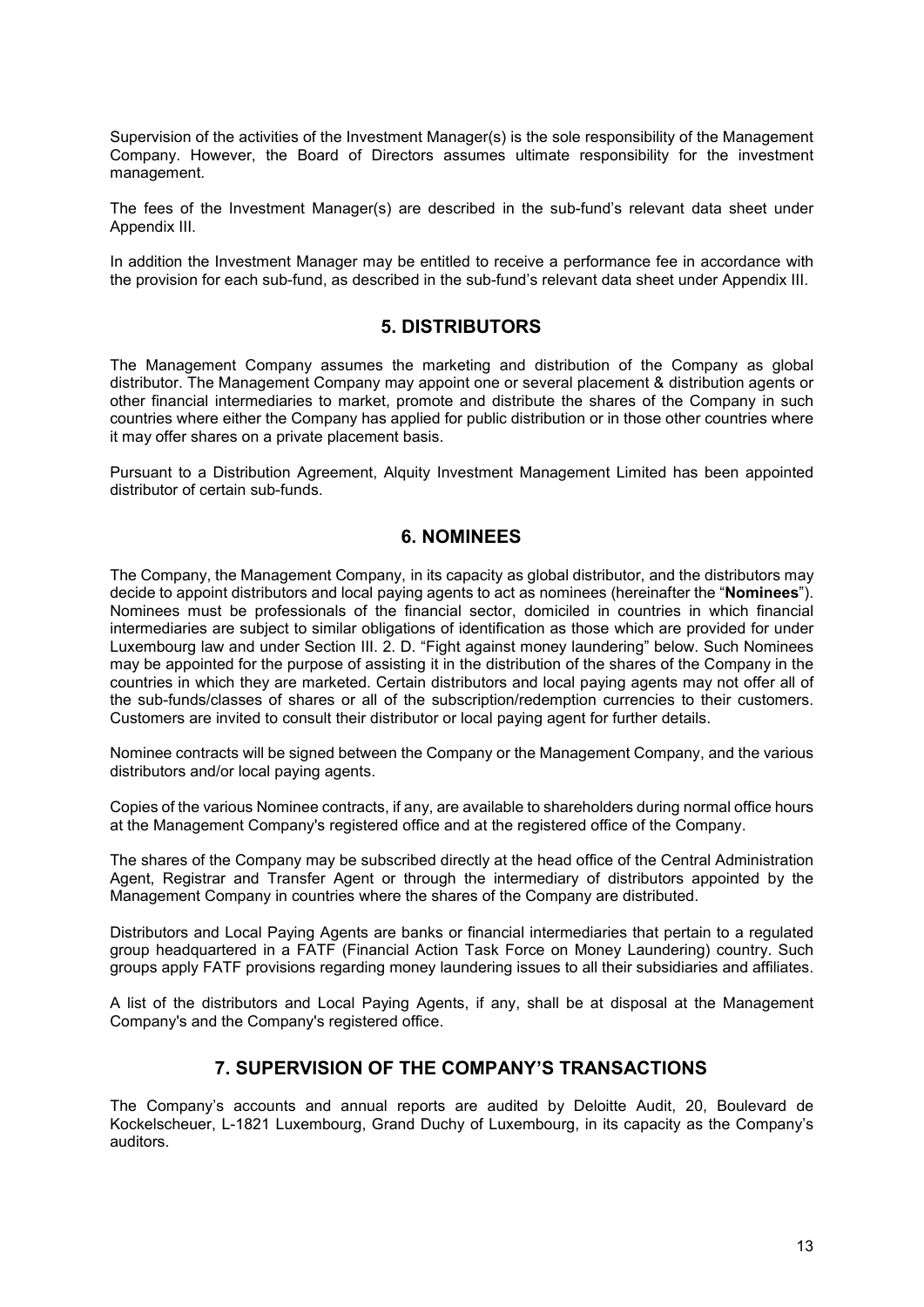Supervision of the activities of the Investment Manager(s) is the sole responsibility of the Management Company. However, the Board of Directors assumes ultimate responsibility for the investment management.

The fees of the Investment Manager(s) are described in the sub-fund's relevant data sheet under Appendix III.

In addition the Investment Manager may be entitled to receive a performance fee in accordance with the provision for each sub-fund, as described in the sub-fund's relevant data sheet under Appendix III.

## 5. DISTRIBUTORS

The Management Company assumes the marketing and distribution of the Company as global distributor. The Management Company may appoint one or several placement & distribution agents or other financial intermediaries to market, promote and distribute the shares of the Company in such countries where either the Company has applied for public distribution or in those other countries where it may offer shares on a private placement basis.

Pursuant to a Distribution Agreement, Alquity Investment Management Limited has been appointed distributor of certain sub-funds.

## 6. NOMINEES

The Company, the Management Company, in its capacity as global distributor, and the distributors may decide to appoint distributors and local paying agents to act as nominees (hereinafter the "**Nominees**"). Nominees must be professionals of the financial sector, domiciled in countries in which financial intermediaries are subject to similar obligations of identification as those which are provided for under Luxembourg law and under Section III. 2. D. "Fight against money laundering" below. Such Nominees may be appointed for the purpose of assisting it in the distribution of the shares of the Company in the countries in which they are marketed. Certain distributors and local paying agents may not offer all of the sub-funds/classes of shares or all of the subscription/redemption currencies to their customers. Customers are invited to consult their distributor or local paying agent for further details.

Nominee contracts will be signed between the Company or the Management Company, and the various distributors and/or local paying agents.

Copies of the various Nominee contracts, if any, are available to shareholders during normal office hours at the Management Company's registered office and at the registered office of the Company.

The shares of the Company may be subscribed directly at the head office of the Central Administration Agent, Registrar and Transfer Agent or through the intermediary of distributors appointed by the Management Company in countries where the shares of the Company are distributed.

Distributors and Local Paying Agents are banks or financial intermediaries that pertain to a regulated group headquartered in a FATF (Financial Action Task Force on Money Laundering) country. Such groups apply FATF provisions regarding money laundering issues to all their subsidiaries and affiliates.

A list of the distributors and Local Paying Agents, if any, shall be at disposal at the Management Company's and the Company's registered office.

## 7. SUPERVISION OF THE COMPANY'S TRANSACTIONS

The Company's accounts and annual reports are audited by Deloitte Audit, 20, Boulevard de Kockelscheuer, L-1821 Luxembourg, Grand Duchy of Luxembourg, in its capacity as the Company's auditors.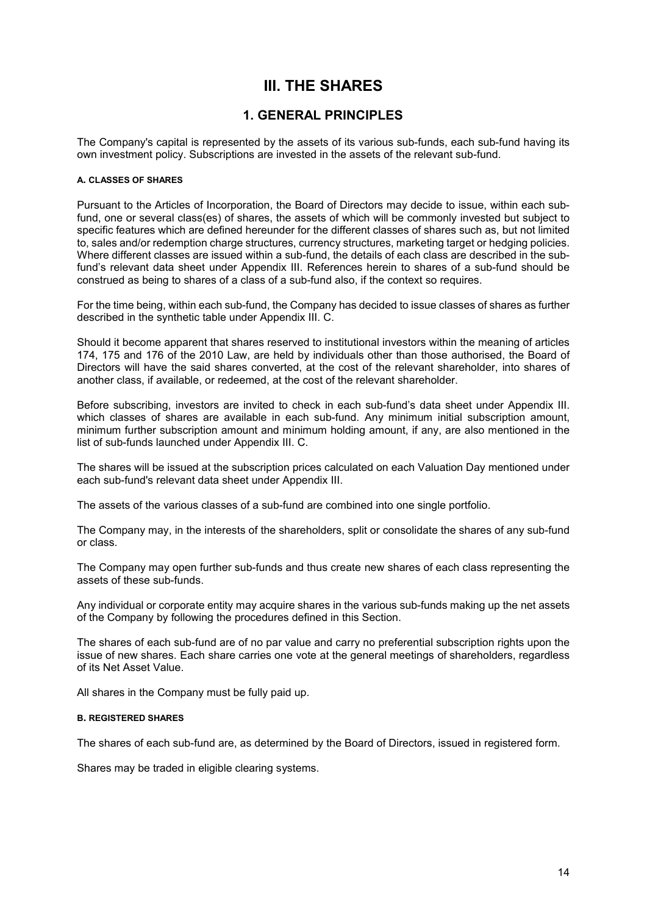# III. THE SHARES

## 1. GENERAL PRINCIPLES

The Company's capital is represented by the assets of its various sub-funds, each sub-fund having its own investment policy. Subscriptions are invested in the assets of the relevant sub-fund.

#### A. CLASSES OF SHARES

Pursuant to the Articles of Incorporation, the Board of Directors may decide to issue, within each sub-fund, one or several class(es) of shares, the assets of which will be commonly invested but subject to specific features which are defined hereunder for the different classes of shares such as, but not limited to, sales and/or redemption charge structures, currency structures, marketing target or hedging policies. Where different classes are issued within a sub-fund, the details of each class are described in the sub-fund's relevant data sheet under Appendix III. References herein to shares of a sub-fund should be construed as being to shares of a class of a sub-fund also, if the context so requires.

For the time being, within each sub-fund, the Company has decided to issue classes of shares as further described in the synthetic table under Appendix III. C.

Should it become apparent that shares reserved to institutional investors within the meaning of articles 174, 175 and 176 of the 2010 Law, are held by individuals other than those authorised, the Board of Directors will have the said shares converted, at the cost of the relevant shareholder, into shares of another class, if available, or redeemed, at the cost of the relevant shareholder.

Before subscribing, investors are invited to check in each sub-fund's data sheet under Appendix III. which classes of shares are available in each sub-fund. Any minimum initial subscription amount, minimum further subscription amount and minimum holding amount, if any, are also mentioned in the list of sub-funds launched under Appendix III. C.

The shares will be issued at the subscription prices calculated on each Valuation Day mentioned under each sub-fund's relevant data sheet under Appendix III.

The assets of the various classes of a sub-fund are combined into one single portfolio.

The Company may, in the interests of the shareholders, split or consolidate the shares of any sub-fund or class.

The Company may open further sub-funds and thus create new shares of each class representing the assets of these sub-funds.

Any individual or corporate entity may acquire shares in the various sub-funds making up the net assets of the Company by following the procedures defined in this Section.

The shares of each sub-fund are of no par value and carry no preferential subscription rights upon the issue of new shares. Each share carries one vote at the general meetings of shareholders, regardless of its Net Asset Value.

All shares in the Company must be fully paid up.

#### B. REGISTERED SHARES

The shares of each sub-fund are, as determined by the Board of Directors, issued in registered form.

Shares may be traded in eligible clearing systems.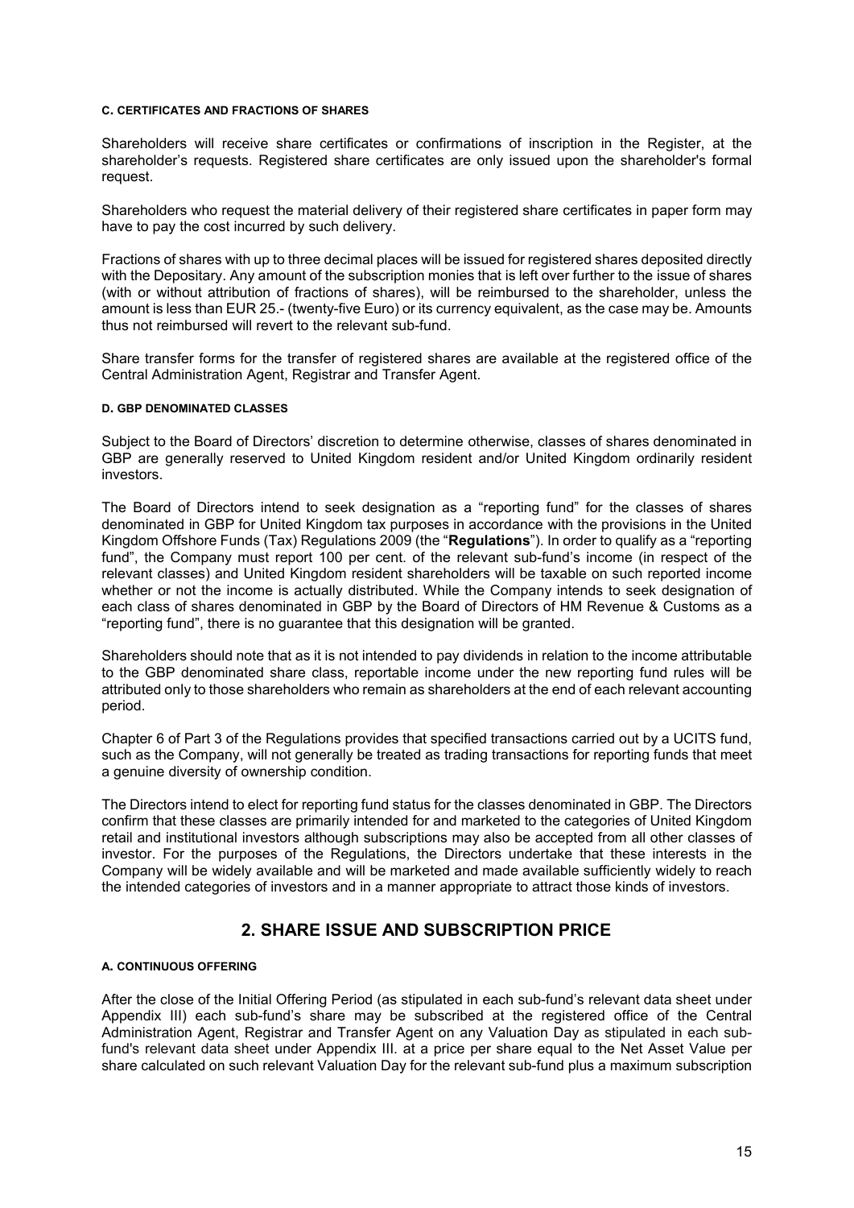#### C. CERTIFICATES AND FRACTIONS OF SHARES

Shareholders will receive share certificates or confirmations of inscription in the Register, at the shareholder's requests. Registered share certificates are only issued upon the shareholder's formal request.

Shareholders who request the material delivery of their registered share certificates in paper form may have to pay the cost incurred by such delivery.

Fractions of shares with up to three decimal places will be issued for registered shares deposited directly with the Depositary. Any amount of the subscription monies that is left over further to the issue of shares (with or without attribution of fractions of shares), will be reimbursed to the shareholder, unless the amount is less than EUR 25.- (twenty-five Euro) or its currency equivalent, as the case may be. Amounts thus not reimbursed will revert to the relevant sub-fund.

Share transfer forms for the transfer of registered shares are available at the registered office of the Central Administration Agent, Registrar and Transfer Agent.

#### D. GBP DENOMINATED CLASSES

Subject to the Board of Directors' discretion to determine otherwise, classes of shares denominated in GBP are generally reserved to United Kingdom resident and/or United Kingdom ordinarily resident investors.

The Board of Directors intend to seek designation as a "reporting fund" for the classes of shares denominated in GBP for United Kingdom tax purposes in accordance with the provisions in the United Kingdom Offshore Funds (Tax) Regulations 2009 (the "**Regulations**"). In order to qualify as a "reporting fund", the Company must report 100 per cent. of the relevant sub-fund's income (in respect of the relevant classes) and United Kingdom resident shareholders will be taxable on such reported income whether or not the income is actually distributed. While the Company intends to seek designation of each class of shares denominated in GBP by the Board of Directors of HM Revenue & Customs as a "reporting fund", there is no guarantee that this designation will be granted.

Shareholders should note that as it is not intended to pay dividends in relation to the income attributable to the GBP denominated share class, reportable income under the new reporting fund rules will be attributed only to those shareholders who remain as shareholders at the end of each relevant accounting period.

Chapter 6 of Part 3 of the Regulations provides that specified transactions carried out by a UCITS fund, such as the Company, will not generally be treated as trading transactions for reporting funds that meet a genuine diversity of ownership condition.

The Directors intend to elect for reporting fund status for the classes denominated in GBP. The Directors confirm that these classes are primarily intended for and marketed to the categories of United Kingdom retail and institutional investors although subscriptions may also be accepted from all other classes of investor. For the purposes of the Regulations, the Directors undertake that these interests in the Company will be widely available and will be marketed and made available sufficiently widely to reach the intended categories of investors and in a manner appropriate to attract those kinds of investors.

## 2. SHARE ISSUE AND SUBSCRIPTION PRICE

#### A. CONTINUOUS OFFERING

After the close of the Initial Offering Period (as stipulated in each sub-fund's relevant data sheet under Appendix III) each sub-fund's share may be subscribed at the registered office of the Central Administration Agent, Registrar and Transfer Agent on any Valuation Day as stipulated in each sub-fund's relevant data sheet under Appendix III. at a price per share equal to the Net Asset Value per share calculated on such relevant Valuation Day for the relevant sub-fund plus a maximum subscription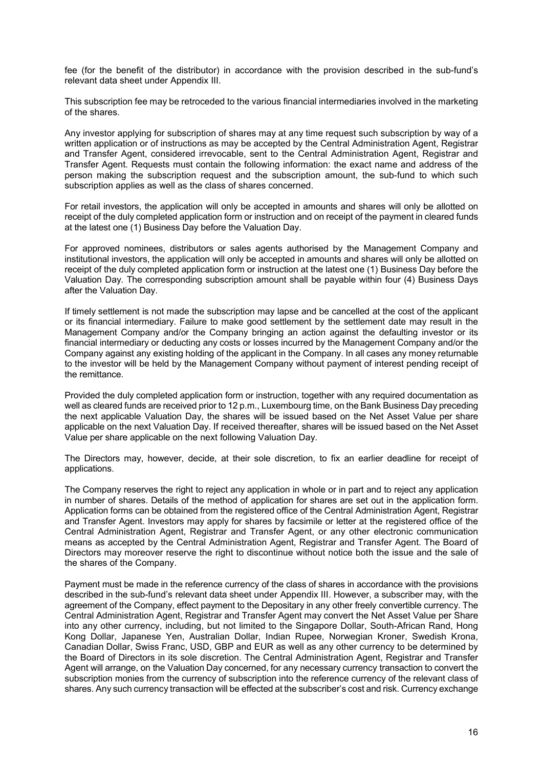fee (for the benefit of the distributor) in accordance with the provision described in the sub-fund's relevant data sheet under Appendix III.

This subscription fee may be retroceded to the various financial intermediaries involved in the marketing of the shares.

Any investor applying for subscription of shares may at any time request such subscription by way of a written application or of instructions as may be accepted by the Central Administration Agent, Registrar and Transfer Agent, considered irrevocable, sent to the Central Administration Agent, Registrar and Transfer Agent. Requests must contain the following information: the exact name and address of the person making the subscription request and the subscription amount, the sub-fund to which such subscription applies as well as the class of shares concerned.

For retail investors, the application will only be accepted in amounts and shares will only be allotted on receipt of the duly completed application form or instruction and on receipt of the payment in cleared funds at the latest one (1) Business Day before the Valuation Day.

For approved nominees, distributors or sales agents authorised by the Management Company and institutional investors, the application will only be accepted in amounts and shares will only be allotted on receipt of the duly completed application form or instruction at the latest one (1) Business Day before the Valuation Day. The corresponding subscription amount shall be payable within four (4) Business Days after the Valuation Day.

If timely settlement is not made the subscription may lapse and be cancelled at the cost of the applicant or its financial intermediary. Failure to make good settlement by the settlement date may result in the Management Company and/or the Company bringing an action against the defaulting investor or its financial intermediary or deducting any costs or losses incurred by the Management Company and/or the Company against any existing holding of the applicant in the Company. In all cases any money returnable to the investor will be held by the Management Company without payment of interest pending receipt of the remittance.

Provided the duly completed application form or instruction, together with any required documentation as well as cleared funds are received prior to 12 p.m., Luxembourg time, on the Bank Business Day preceding the next applicable Valuation Day, the shares will be issued based on the Net Asset Value per share applicable on the next Valuation Day. If received thereafter, shares will be issued based on the Net Asset Value per share applicable on the next following Valuation Day.

The Directors may, however, decide, at their sole discretion, to fix an earlier deadline for receipt of applications.

The Company reserves the right to reject any application in whole or in part and to reject any application in number of shares. Details of the method of application for shares are set out in the application form. Application forms can be obtained from the registered office of the Central Administration Agent, Registrar and Transfer Agent. Investors may apply for shares by facsimile or letter at the registered office of the Central Administration Agent, Registrar and Transfer Agent, or any other electronic communication means as accepted by the Central Administration Agent, Registrar and Transfer Agent. The Board of Directors may moreover reserve the right to discontinue without notice both the issue and the sale of the shares of the Company.

Payment must be made in the reference currency of the class of shares in accordance with the provisions described in the sub-fund's relevant data sheet under Appendix III. However, a subscriber may, with the agreement of the Company, effect payment to the Depositary in any other freely convertible currency. The Central Administration Agent, Registrar and Transfer Agent may convert the Net Asset Value per Share into any other currency, including, but not limited to the Singapore Dollar, South-African Rand, Hong Kong Dollar, Japanese Yen, Australian Dollar, Indian Rupee, Norwegian Kroner, Swedish Krona, Canadian Dollar, Swiss Franc, USD, GBP and EUR as well as any other currency to be determined by the Board of Directors in its sole discretion. The Central Administration Agent, Registrar and Transfer Agent will arrange, on the Valuation Day concerned, for any necessary currency transaction to convert the subscription monies from the currency of subscription into the reference currency of the relevant class of shares. Any such currency transaction will be effected at the subscriber's cost and risk. Currency exchange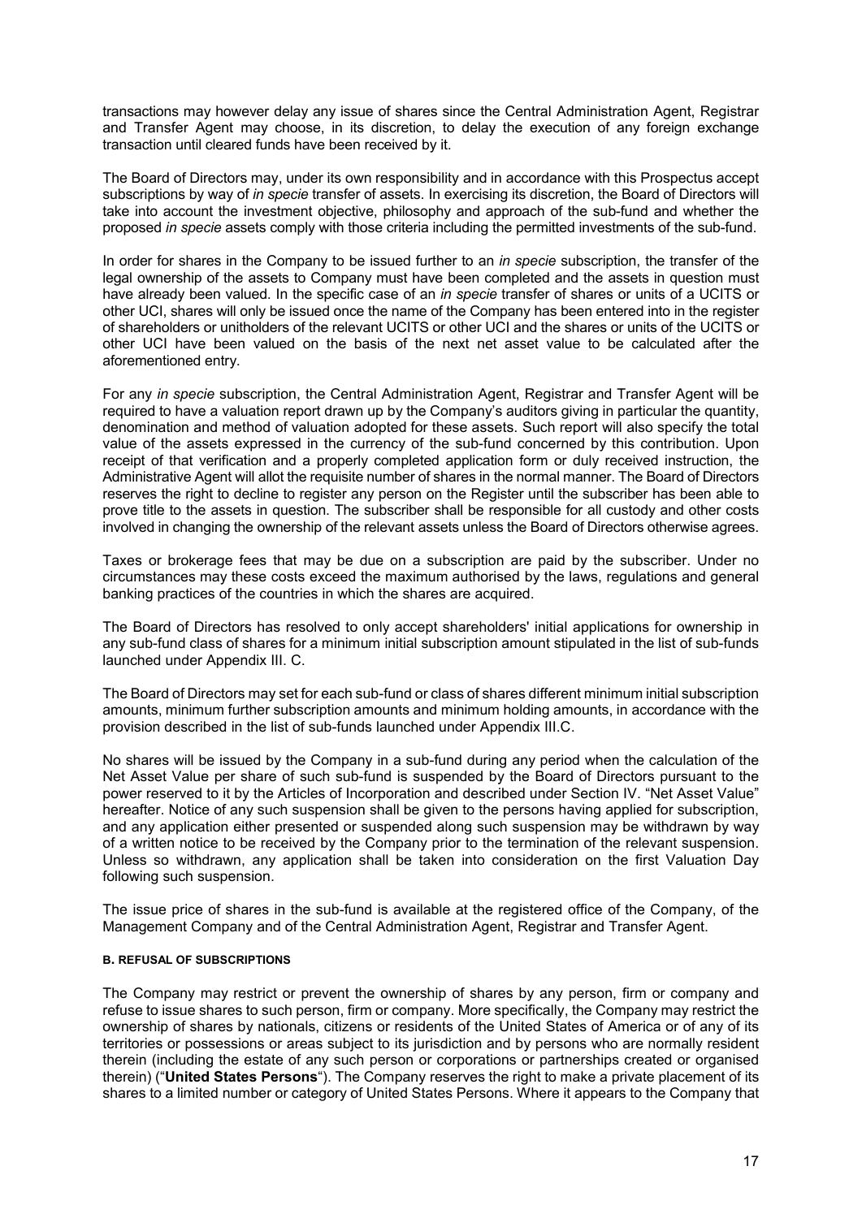transactions may however delay any issue of shares since the Central Administration Agent, Registrar and Transfer Agent may choose, in its discretion, to delay the execution of any foreign exchange transaction until cleared funds have been received by it.

The Board of Directors may, under its own responsibility and in accordance with this Prospectus accept subscriptions by way of *in specie* transfer of assets. In exercising its discretion, the Board of Directors will take into account the investment objective, philosophy and approach of the sub-fund and whether the proposed *in specie* assets comply with those criteria including the permitted investments of the sub-fund.

In order for shares in the Company to be issued further to an *in specie* subscription, the transfer of the legal ownership of the assets to Company must have been completed and the assets in question must have already been valued. In the specific case of an *in specie* transfer of shares or units of a UCITS or other UCI, shares will only be issued once the name of the Company has been entered into in the register of shareholders or unitholders of the relevant UCITS or other UCI and the shares or units of the UCITS or other UCI have been valued on the basis of the next net asset value to be calculated after the aforementioned entry.

For any *in specie* subscription, the Central Administration Agent, Registrar and Transfer Agent will be required to have a valuation report drawn up by the Company's auditors giving in particular the quantity, denomination and method of valuation adopted for these assets. Such report will also specify the total value of the assets expressed in the currency of the sub-fund concerned by this contribution. Upon receipt of that verification and a properly completed application form or duly received instruction, the Administrative Agent will allot the requisite number of shares in the normal manner. The Board of Directors reserves the right to decline to register any person on the Register until the subscriber has been able to prove title to the assets in question. The subscriber shall be responsible for all custody and other costs involved in changing the ownership of the relevant assets unless the Board of Directors otherwise agrees.

Taxes or brokerage fees that may be due on a subscription are paid by the subscriber. Under no circumstances may these costs exceed the maximum authorised by the laws, regulations and general banking practices of the countries in which the shares are acquired.

The Board of Directors has resolved to only accept shareholders' initial applications for ownership in any sub-fund class of shares for a minimum initial subscription amount stipulated in the list of sub-funds launched under Appendix III. C.

The Board of Directors may set for each sub-fund or class of shares different minimum initial subscription amounts, minimum further subscription amounts and minimum holding amounts, in accordance with the provision described in the list of sub-funds launched under Appendix III.C.

No shares will be issued by the Company in a sub-fund during any period when the calculation of the Net Asset Value per share of such sub-fund is suspended by the Board of Directors pursuant to the power reserved to it by the Articles of Incorporation and described under Section IV. "Net Asset Value" hereafter. Notice of any such suspension shall be given to the persons having applied for subscription, and any application either presented or suspended along such suspension may be withdrawn by way of a written notice to be received by the Company prior to the termination of the relevant suspension. Unless so withdrawn, any application shall be taken into consideration on the first Valuation Day following such suspension.

The issue price of shares in the sub-fund is available at the registered office of the Company, of the Management Company and of the Central Administration Agent, Registrar and Transfer Agent.

#### B. REFUSAL OF SUBSCRIPTIONS

The Company may restrict or prevent the ownership of shares by any person, firm or company and refuse to issue shares to such person, firm or company. More specifically, the Company may restrict the ownership of shares by nationals, citizens or residents of the United States of America or of any of its territories or possessions or areas subject to its jurisdiction and by persons who are normally resident therein (including the estate of any such person or corporations or partnerships created or organised therein) ("**United States Persons**"). The Company reserves the right to make a private placement of its shares to a limited number or category of United States Persons. Where it appears to the Company that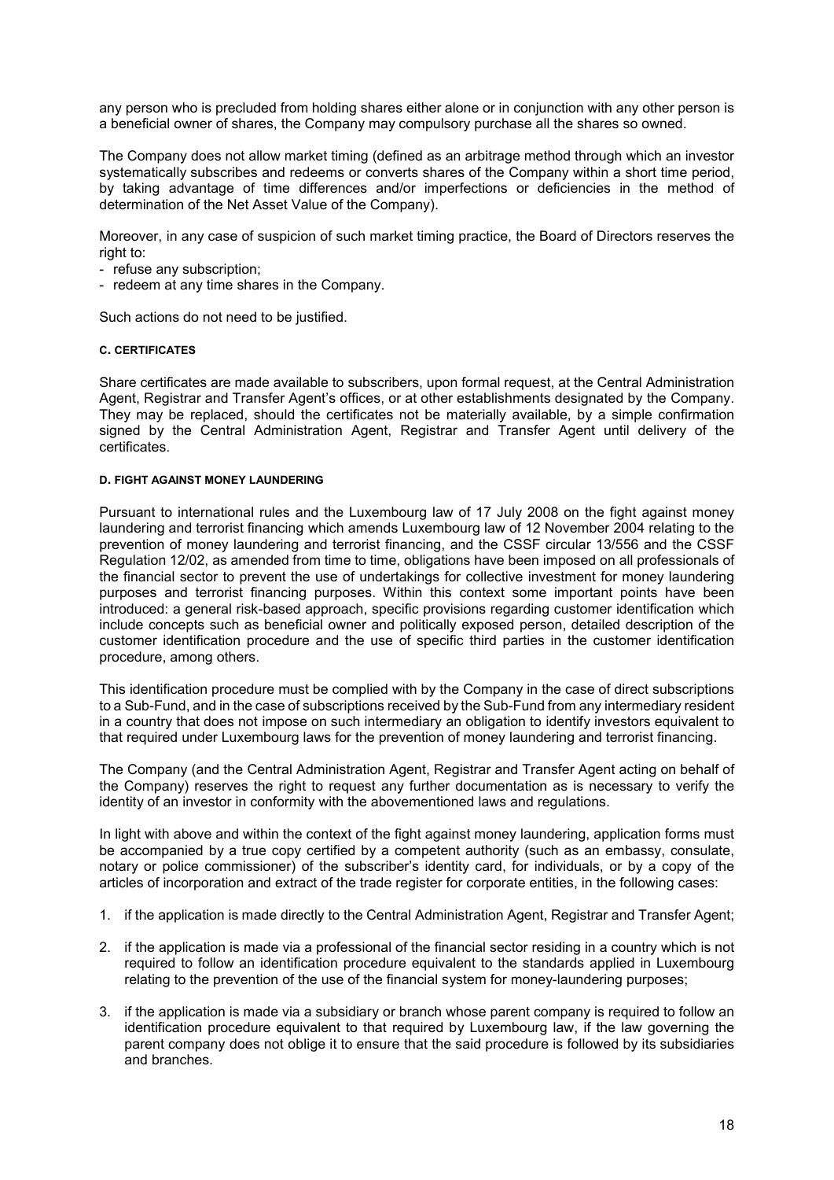any person who is precluded from holding shares either alone or in conjunction with any other person is a beneficial owner of shares, the Company may compulsory purchase all the shares so owned.

The Company does not allow market timing (defined as an arbitrage method through which an investor systematically subscribes and redeems or converts shares of the Company within a short time period, by taking advantage of time differences and/or imperfections or deficiencies in the method of determination of the Net Asset Value of the Company).

Moreover, in any case of suspicion of such market timing practice, the Board of Directors reserves the right to:

- refuse any subscription;
- redeem at any time shares in the Company.

Such actions do not need to be justified.

#### C. CERTIFICATES

Share certificates are made available to subscribers, upon formal request, at the Central Administration Agent, Registrar and Transfer Agent's offices, or at other establishments designated by the Company. They may be replaced, should the certificates not be materially available, by a simple confirmation signed by the Central Administration Agent, Registrar and Transfer Agent until delivery of the certificates.

#### D. FIGHT AGAINST MONEY LAUNDERING

Pursuant to international rules and the Luxembourg law of 17 July 2008 on the fight against money laundering and terrorist financing which amends Luxembourg law of 12 November 2004 relating to the prevention of money laundering and terrorist financing, and the CSSF circular 13/556 and the CSSF Regulation 12/02, as amended from time to time, obligations have been imposed on all professionals of the financial sector to prevent the use of undertakings for collective investment for money laundering purposes and terrorist financing purposes. Within this context some important points have been introduced: a general risk-based approach, specific provisions regarding customer identification which include concepts such as beneficial owner and politically exposed person, detailed description of the customer identification procedure and the use of specific third parties in the customer identification procedure, among others.

This identification procedure must be complied with by the Company in the case of direct subscriptions to a Sub-Fund, and in the case of subscriptions received by the Sub-Fund from any intermediary resident in a country that does not impose on such intermediary an obligation to identify investors equivalent to that required under Luxembourg laws for the prevention of money laundering and terrorist financing.

The Company (and the Central Administration Agent, Registrar and Transfer Agent acting on behalf of the Company) reserves the right to request any further documentation as is necessary to verify the identity of an investor in conformity with the abovementioned laws and regulations.

In light with above and within the context of the fight against money laundering, application forms must be accompanied by a true copy certified by a competent authority (such as an embassy, consulate, notary or police commissioner) of the subscriber's identity card, for individuals, or by a copy of the articles of incorporation and extract of the trade register for corporate entities, in the following cases:

1. if the application is made directly to the Central Administration Agent, Registrar and Transfer Agent;
2. if the application is made via a professional of the financial sector residing in a country which is not required to follow an identification procedure equivalent to the standards applied in Luxembourg relating to the prevention of the use of the financial system for money-laundering purposes;
3. if the application is made via a subsidiary or branch whose parent company is required to follow an identification procedure equivalent to that required by Luxembourg law, if the law governing the parent company does not oblige it to ensure that the said procedure is followed by its subsidiaries and branches.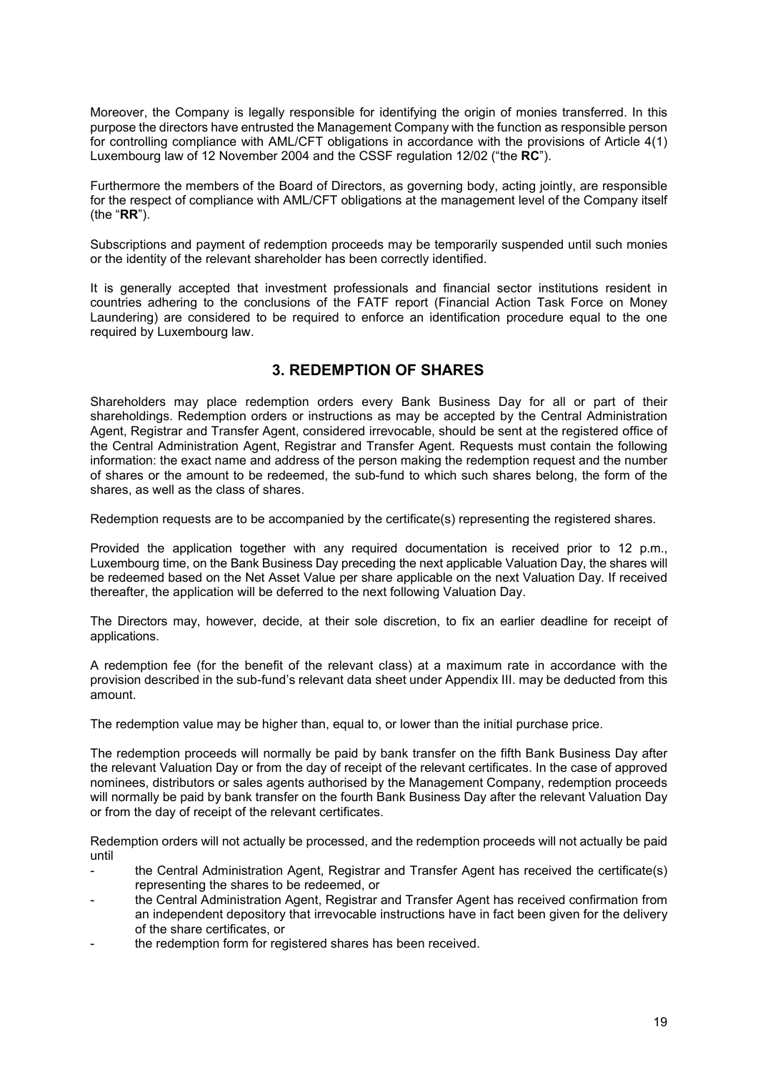Moreover, the Company is legally responsible for identifying the origin of monies transferred. In this purpose the directors have entrusted the Management Company with the function as responsible person for controlling compliance with AML/CFT obligations in accordance with the provisions of Article 4(1) Luxembourg law of 12 November 2004 and the CSSF regulation 12/02 ("the **RC**").

Furthermore the members of the Board of Directors, as governing body, acting jointly, are responsible for the respect of compliance with AML/CFT obligations at the management level of the Company itself (the "**RR**").

Subscriptions and payment of redemption proceeds may be temporarily suspended until such monies or the identity of the relevant shareholder has been correctly identified.

It is generally accepted that investment professionals and financial sector institutions resident in countries adhering to the conclusions of the FATF report (Financial Action Task Force on Money Laundering) are considered to be required to enforce an identification procedure equal to the one required by Luxembourg law.

## 3. REDEMPTION OF SHARES

Shareholders may place redemption orders every Bank Business Day for all or part of their shareholdings. Redemption orders or instructions as may be accepted by the Central Administration Agent, Registrar and Transfer Agent, considered irrevocable, should be sent at the registered office of the Central Administration Agent, Registrar and Transfer Agent. Requests must contain the following information: the exact name and address of the person making the redemption request and the number of shares or the amount to be redeemed, the sub-fund to which such shares belong, the form of the shares, as well as the class of shares.

Redemption requests are to be accompanied by the certificate(s) representing the registered shares.

Provided the application together with any required documentation is received prior to 12 p.m., Luxembourg time, on the Bank Business Day preceding the next applicable Valuation Day, the shares will be redeemed based on the Net Asset Value per share applicable on the next Valuation Day. If received thereafter, the application will be deferred to the next following Valuation Day.

The Directors may, however, decide, at their sole discretion, to fix an earlier deadline for receipt of applications.

A redemption fee (for the benefit of the relevant class) at a maximum rate in accordance with the provision described in the sub-fund's relevant data sheet under Appendix III. may be deducted from this amount.

The redemption value may be higher than, equal to, or lower than the initial purchase price.

The redemption proceeds will normally be paid by bank transfer on the fifth Bank Business Day after the relevant Valuation Day or from the day of receipt of the relevant certificates. In the case of approved nominees, distributors or sales agents authorised by the Management Company, redemption proceeds will normally be paid by bank transfer on the fourth Bank Business Day after the relevant Valuation Day or from the day of receipt of the relevant certificates.

Redemption orders will not actually be processed, and the redemption proceeds will not actually be paid until

- the Central Administration Agent, Registrar and Transfer Agent has received the certificate(s) representing the shares to be redeemed, or
- the Central Administration Agent, Registrar and Transfer Agent has received confirmation from an independent depository that irrevocable instructions have in fact been given for the delivery of the share certificates, or
- the redemption form for registered shares has been received.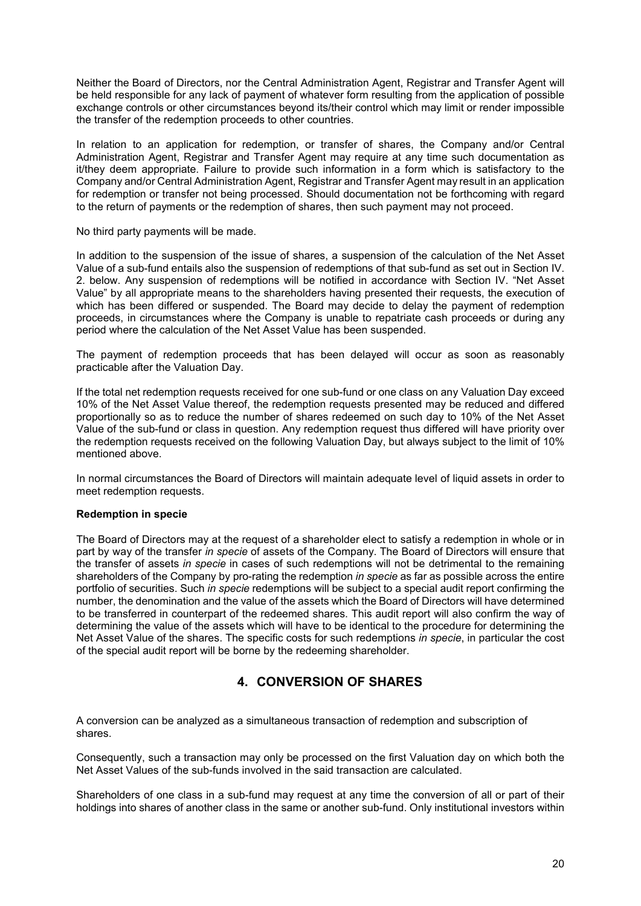Neither the Board of Directors, nor the Central Administration Agent, Registrar and Transfer Agent will be held responsible for any lack of payment of whatever form resulting from the application of possible exchange controls or other circumstances beyond its/their control which may limit or render impossible the transfer of the redemption proceeds to other countries.

In relation to an application for redemption, or transfer of shares, the Company and/or Central Administration Agent, Registrar and Transfer Agent may require at any time such documentation as it/they deem appropriate. Failure to provide such information in a form which is satisfactory to the Company and/or Central Administration Agent, Registrar and Transfer Agent may result in an application for redemption or transfer not being processed. Should documentation not be forthcoming with regard to the return of payments or the redemption of shares, then such payment may not proceed.

No third party payments will be made.

In addition to the suspension of the issue of shares, a suspension of the calculation of the Net Asset Value of a sub-fund entails also the suspension of redemptions of that sub-fund as set out in Section IV. 2. below. Any suspension of redemptions will be notified in accordance with Section IV. "Net Asset Value" by all appropriate means to the shareholders having presented their requests, the execution of which has been differed or suspended. The Board may decide to delay the payment of redemption proceeds, in circumstances where the Company is unable to repatriate cash proceeds or during any period where the calculation of the Net Asset Value has been suspended.

The payment of redemption proceeds that has been delayed will occur as soon as reasonably practicable after the Valuation Day.

If the total net redemption requests received for one sub-fund or one class on any Valuation Day exceed 10% of the Net Asset Value thereof, the redemption requests presented may be reduced and differed proportionally so as to reduce the number of shares redeemed on such day to 10% of the Net Asset Value of the sub-fund or class in question. Any redemption request thus differed will have priority over the redemption requests received on the following Valuation Day, but always subject to the limit of 10% mentioned above.

In normal circumstances the Board of Directors will maintain adequate level of liquid assets in order to meet redemption requests.

**Redemption in specie**

The Board of Directors may at the request of a shareholder elect to satisfy a redemption in whole or in part by way of the transfer *in specie* of assets of the Company. The Board of Directors will ensure that the transfer of assets *in specie* in cases of such redemptions will not be detrimental to the remaining shareholders of the Company by pro-rating the redemption *in specie* as far as possible across the entire portfolio of securities. Such *in specie* redemptions will be subject to a special audit report confirming the number, the denomination and the value of the assets which the Board of Directors will have determined to be transferred in counterpart of the redeemed shares. This audit report will also confirm the way of determining the value of the assets which will have to be identical to the procedure for determining the Net Asset Value of the shares. The specific costs for such redemptions *in specie*, in particular the cost of the special audit report will be borne by the redeeming shareholder.

## 4. CONVERSION OF SHARES

A conversion can be analyzed as a simultaneous transaction of redemption and subscription of shares.

Consequently, such a transaction may only be processed on the first Valuation day on which both the Net Asset Values of the sub-funds involved in the said transaction are calculated.

Shareholders of one class in a sub-fund may request at any time the conversion of all or part of their holdings into shares of another class in the same or another sub-fund. Only institutional investors within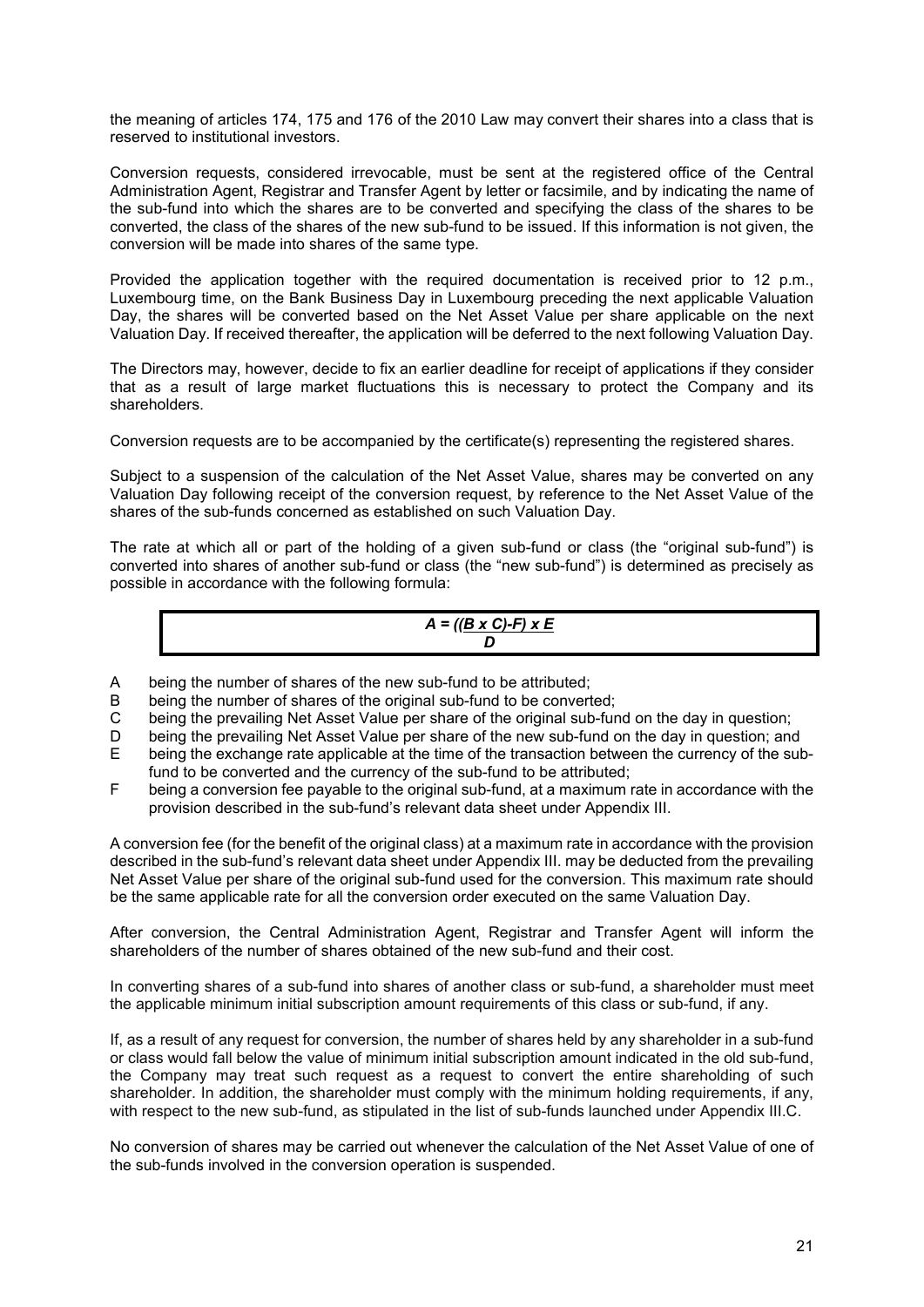the meaning of articles 174, 175 and 176 of the 2010 Law may convert their shares into a class that is reserved to institutional investors.

Conversion requests, considered irrevocable, must be sent at the registered office of the Central Administration Agent, Registrar and Transfer Agent by letter or facsimile, and by indicating the name of the sub-fund into which the shares are to be converted and specifying the class of the shares to be converted, the class of the shares of the new sub-fund to be issued. If this information is not given, the conversion will be made into shares of the same type.

Provided the application together with the required documentation is received prior to 12 p.m., Luxembourg time, on the Bank Business Day in Luxembourg preceding the next applicable Valuation Day, the shares will be converted based on the Net Asset Value per share applicable on the next Valuation Day. If received thereafter, the application will be deferred to the next following Valuation Day.

The Directors may, however, decide to fix an earlier deadline for receipt of applications if they consider that as a result of large market fluctuations this is necessary to protect the Company and its shareholders.

Conversion requests are to be accompanied by the certificate(s) representing the registered shares.

Subject to a suspension of the calculation of the Net Asset Value, shares may be converted on any Valuation Day following receipt of the conversion request, by reference to the Net Asset Value of the shares of the sub-funds concerned as established on such Valuation Day.

The rate at which all or part of the holding of a given sub-fund or class (the "original sub-fund") is converted into shares of another sub-fund or class (the "new sub-fund") is determined as precisely as possible in accordance with the following formula:

$$A = \frac{((B \times C) - F) \times E}{D}$$

- A being the number of shares of the new sub-fund to be attributed;
- B being the number of shares of the original sub-fund to be converted;
- C being the prevailing Net Asset Value per share of the original sub-fund on the day in question;
- D being the prevailing Net Asset Value per share of the new sub-fund on the day in question; and
- E being the exchange rate applicable at the time of the transaction between the currency of the sub-fund to be converted and the currency of the sub-fund to be attributed;
- F being a conversion fee payable to the original sub-fund, at a maximum rate in accordance with the provision described in the sub-fund's relevant data sheet under Appendix III.

A conversion fee (for the benefit of the original class) at a maximum rate in accordance with the provision described in the sub-fund's relevant data sheet under Appendix III. may be deducted from the prevailing Net Asset Value per share of the original sub-fund used for the conversion. This maximum rate should be the same applicable rate for all the conversion order executed on the same Valuation Day.

After conversion, the Central Administration Agent, Registrar and Transfer Agent will inform the shareholders of the number of shares obtained of the new sub-fund and their cost.

In converting shares of a sub-fund into shares of another class or sub-fund, a shareholder must meet the applicable minimum initial subscription amount requirements of this class or sub-fund, if any.

If, as a result of any request for conversion, the number of shares held by any shareholder in a sub-fund or class would fall below the value of minimum initial subscription amount indicated in the old sub-fund, the Company may treat such request as a request to convert the entire shareholding of such shareholder. In addition, the shareholder must comply with the minimum holding requirements, if any, with respect to the new sub-fund, as stipulated in the list of sub-funds launched under Appendix III.C.

No conversion of shares may be carried out whenever the calculation of the Net Asset Value of one of the sub-funds involved in the conversion operation is suspended.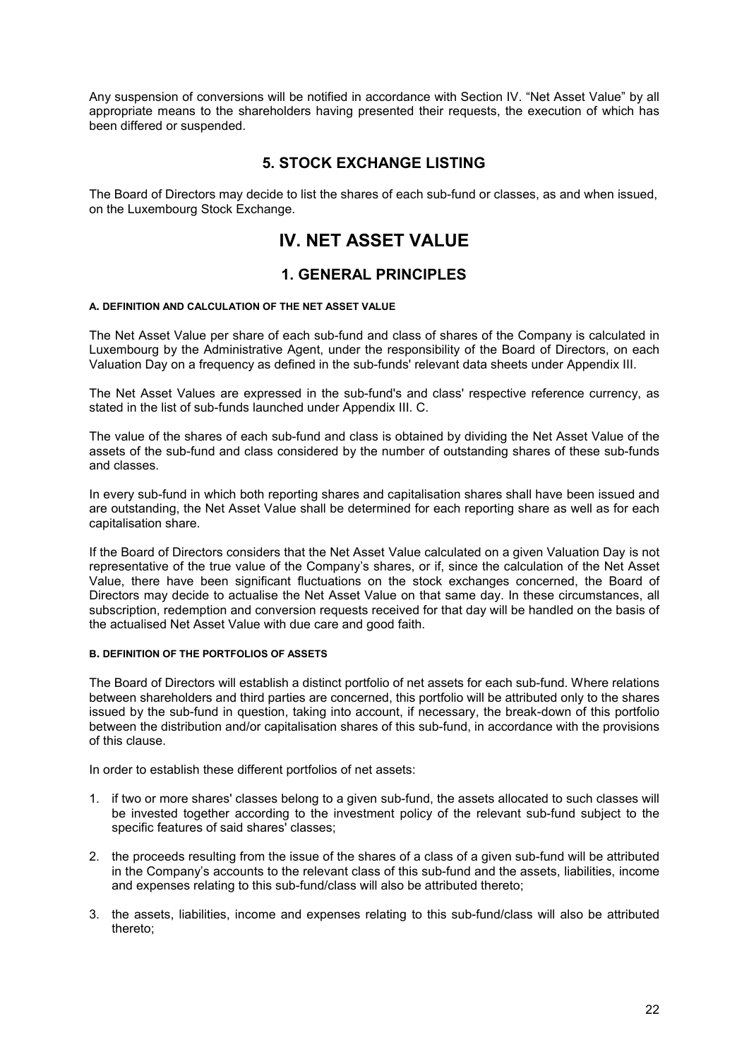Any suspension of conversions will be notified in accordance with Section IV. "Net Asset Value" by all appropriate means to the shareholders having presented their requests, the execution of which has been differed or suspended.

## 5. STOCK EXCHANGE LISTING

The Board of Directors may decide to list the shares of each sub-fund or classes, as and when issued, on the Luxembourg Stock Exchange.

# IV. NET ASSET VALUE

## 1. GENERAL PRINCIPLES

#### A. DEFINITION AND CALCULATION OF THE NET ASSET VALUE

The Net Asset Value per share of each sub-fund and class of shares of the Company is calculated in Luxembourg by the Administrative Agent, under the responsibility of the Board of Directors, on each Valuation Day on a frequency as defined in the sub-funds' relevant data sheets under Appendix III.

The Net Asset Values are expressed in the sub-fund's and class' respective reference currency, as stated in the list of sub-funds launched under Appendix III. C.

The value of the shares of each sub-fund and class is obtained by dividing the Net Asset Value of the assets of the sub-fund and class considered by the number of outstanding shares of these sub-funds and classes.

In every sub-fund in which both reporting shares and capitalisation shares shall have been issued and are outstanding, the Net Asset Value shall be determined for each reporting share as well as for each capitalisation share.

If the Board of Directors considers that the Net Asset Value calculated on a given Valuation Day is not representative of the true value of the Company's shares, or if, since the calculation of the Net Asset Value, there have been significant fluctuations on the stock exchanges concerned, the Board of Directors may decide to actualise the Net Asset Value on that same day. In these circumstances, all subscription, redemption and conversion requests received for that day will be handled on the basis of the actualised Net Asset Value with due care and good faith.

#### B. DEFINITION OF THE PORTFOLIOS OF ASSETS

The Board of Directors will establish a distinct portfolio of net assets for each sub-fund. Where relations between shareholders and third parties are concerned, this portfolio will be attributed only to the shares issued by the sub-fund in question, taking into account, if necessary, the break-down of this portfolio between the distribution and/or capitalisation shares of this sub-fund, in accordance with the provisions of this clause.

In order to establish these different portfolios of net assets:

1. if two or more shares' classes belong to a given sub-fund, the assets allocated to such classes will be invested together according to the investment policy of the relevant sub-fund subject to the specific features of said shares' classes;
2. the proceeds resulting from the issue of the shares of a class of a given sub-fund will be attributed in the Company's accounts to the relevant class of this sub-fund and the assets, liabilities, income and expenses relating to this sub-fund/class will also be attributed thereto;
3. the assets, liabilities, income and expenses relating to this sub-fund/class will also be attributed thereto;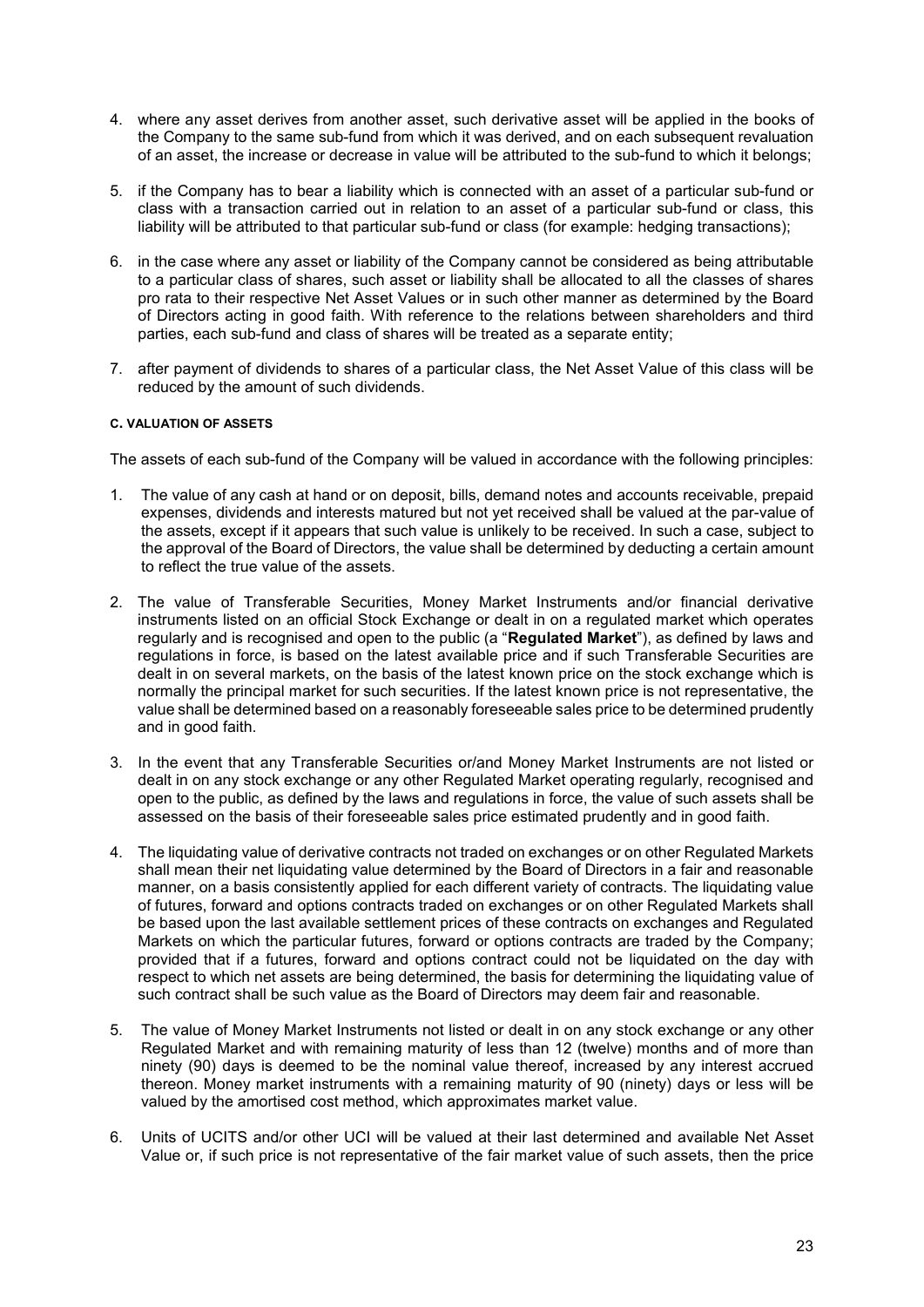4. where any asset derives from another asset, such derivative asset will be applied in the books of the Company to the same sub-fund from which it was derived, and on each subsequent revaluation of an asset, the increase or decrease in value will be attributed to the sub-fund to which it belongs;

5. if the Company has to bear a liability which is connected with an asset of a particular sub-fund or class with a transaction carried out in relation to an asset of a particular sub-fund or class, this liability will be attributed to that particular sub-fund or class (for example: hedging transactions);

6. in the case where any asset or liability of the Company cannot be considered as being attributable to a particular class of shares, such asset or liability shall be allocated to all the classes of shares pro rata to their respective Net Asset Values or in such other manner as determined by the Board of Directors acting in good faith. With reference to the relations between shareholders and third parties, each sub-fund and class of shares will be treated as a separate entity;

7. after payment of dividends to shares of a particular class, the Net Asset Value of this class will be reduced by the amount of such dividends.

#### C. VALUATION OF ASSETS

The assets of each sub-fund of the Company will be valued in accordance with the following principles:

1. The value of any cash at hand or on deposit, bills, demand notes and accounts receivable, prepaid expenses, dividends and interests matured but not yet received shall be valued at the par-value of the assets, except if it appears that such value is unlikely to be received. In such a case, subject to the approval of the Board of Directors, the value shall be determined by deducting a certain amount to reflect the true value of the assets.

2. The value of Transferable Securities, Money Market Instruments and/or financial derivative instruments listed on an official Stock Exchange or dealt in on a regulated market which operates regularly and is recognised and open to the public (a "**Regulated Market**"), as defined by laws and regulations in force, is based on the latest available price and if such Transferable Securities are dealt in on several markets, on the basis of the latest known price on the stock exchange which is normally the principal market for such securities. If the latest known price is not representative, the value shall be determined based on a reasonably foreseeable sales price to be determined prudently and in good faith.

3. In the event that any Transferable Securities or/and Money Market Instruments are not listed or dealt in on any stock exchange or any other Regulated Market operating regularly, recognised and open to the public, as defined by the laws and regulations in force, the value of such assets shall be assessed on the basis of their foreseeable sales price estimated prudently and in good faith.

4. The liquidating value of derivative contracts not traded on exchanges or on other Regulated Markets shall mean their net liquidating value determined by the Board of Directors in a fair and reasonable manner, on a basis consistently applied for each different variety of contracts. The liquidating value of futures, forward and options contracts traded on exchanges or on other Regulated Markets shall be based upon the last available settlement prices of these contracts on exchanges and Regulated Markets on which the particular futures, forward or options contracts are traded by the Company; provided that if a futures, forward and options contract could not be liquidated on the day with respect to which net assets are being determined, the basis for determining the liquidating value of such contract shall be such value as the Board of Directors may deem fair and reasonable.

5. The value of Money Market Instruments not listed or dealt in on any stock exchange or any other Regulated Market and with remaining maturity of less than 12 (twelve) months and of more than ninety (90) days is deemed to be the nominal value thereof, increased by any interest accrued thereon. Money market instruments with a remaining maturity of 90 (ninety) days or less will be valued by the amortised cost method, which approximates market value.

6. Units of UCITS and/or other UCI will be valued at their last determined and available Net Asset Value or, if such price is not representative of the fair market value of such assets, then the price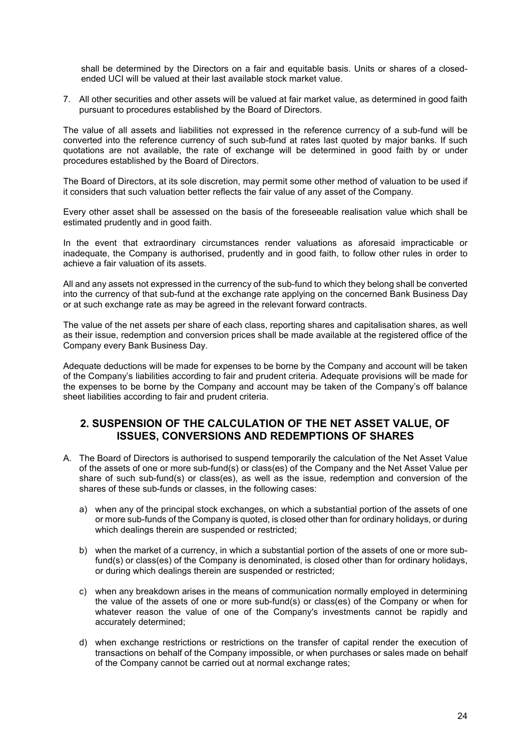shall be determined by the Directors on a fair and equitable basis. Units or shares of a closed-ended UCI will be valued at their last available stock market value.

7. All other securities and other assets will be valued at fair market value, as determined in good faith pursuant to procedures established by the Board of Directors.

The value of all assets and liabilities not expressed in the reference currency of a sub-fund will be converted into the reference currency of such sub-fund at rates last quoted by major banks. If such quotations are not available, the rate of exchange will be determined in good faith by or under procedures established by the Board of Directors.

The Board of Directors, at its sole discretion, may permit some other method of valuation to be used if it considers that such valuation better reflects the fair value of any asset of the Company.

Every other asset shall be assessed on the basis of the foreseeable realisation value which shall be estimated prudently and in good faith.

In the event that extraordinary circumstances render valuations as aforesaid impracticable or inadequate, the Company is authorised, prudently and in good faith, to follow other rules in order to achieve a fair valuation of its assets.

All and any assets not expressed in the currency of the sub-fund to which they belong shall be converted into the currency of that sub-fund at the exchange rate applying on the concerned Bank Business Day or at such exchange rate as may be agreed in the relevant forward contracts.

The value of the net assets per share of each class, reporting shares and capitalisation shares, as well as their issue, redemption and conversion prices shall be made available at the registered office of the Company every Bank Business Day.

Adequate deductions will be made for expenses to be borne by the Company and account will be taken of the Company's liabilities according to fair and prudent criteria. Adequate provisions will be made for the expenses to be borne by the Company and account may be taken of the Company's off balance sheet liabilities according to fair and prudent criteria.

## 2. SUSPENSION OF THE CALCULATION OF THE NET ASSET VALUE, OF ISSUES, CONVERSIONS AND REDEMPTIONS OF SHARES

A. The Board of Directors is authorised to suspend temporarily the calculation of the Net Asset Value of the assets of one or more sub-fund(s) or class(es) of the Company and the Net Asset Value per share of such sub-fund(s) or class(es), as well as the issue, redemption and conversion of the shares of these sub-funds or classes, in the following cases:

   a) when any of the principal stock exchanges, on which a substantial portion of the assets of one or more sub-funds of the Company is quoted, is closed other than for ordinary holidays, or during which dealings therein are suspended or restricted;

   b) when the market of a currency, in which a substantial portion of the assets of one or more sub-fund(s) or class(es) of the Company is denominated, is closed other than for ordinary holidays, or during which dealings therein are suspended or restricted;

   c) when any breakdown arises in the means of communication normally employed in determining the value of the assets of one or more sub-fund(s) or class(es) of the Company or when for whatever reason the value of one of the Company's investments cannot be rapidly and accurately determined;

   d) when exchange restrictions or restrictions on the transfer of capital render the execution of transactions on behalf of the Company impossible, or when purchases or sales made on behalf of the Company cannot be carried out at normal exchange rates;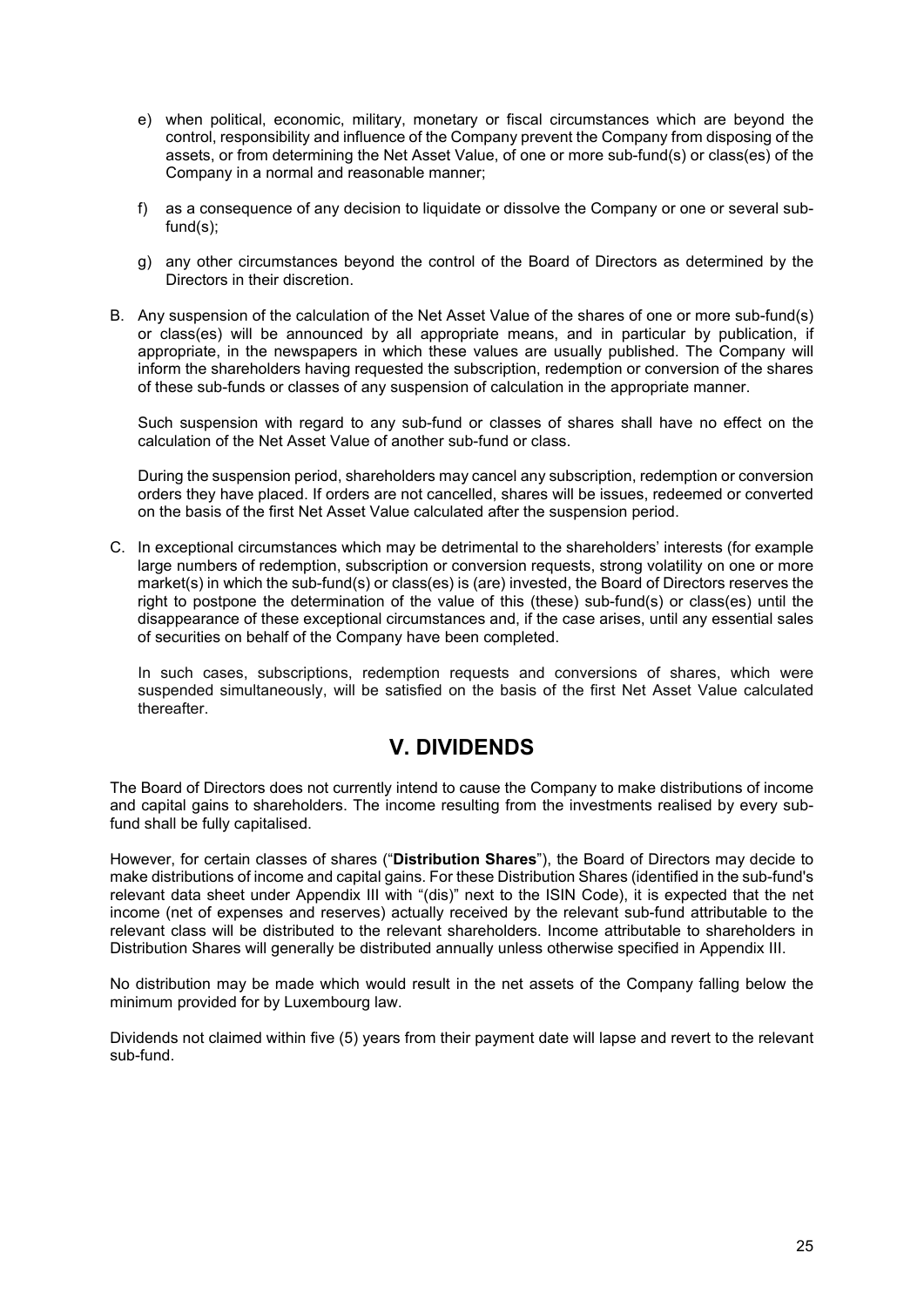e) when political, economic, military, monetary or fiscal circumstances which are beyond the control, responsibility and influence of the Company prevent the Company from disposing of the assets, or from determining the Net Asset Value, of one or more sub-fund(s) or class(es) of the Company in a normal and reasonable manner;

f) as a consequence of any decision to liquidate or dissolve the Company or one or several sub-fund(s);

g) any other circumstances beyond the control of the Board of Directors as determined by the Directors in their discretion.

B. Any suspension of the calculation of the Net Asset Value of the shares of one or more sub-fund(s) or class(es) will be announced by all appropriate means, and in particular by publication, if appropriate, in the newspapers in which these values are usually published. The Company will inform the shareholders having requested the subscription, redemption or conversion of the shares of these sub-funds or classes of any suspension of calculation in the appropriate manner.

Such suspension with regard to any sub-fund or classes of shares shall have no effect on the calculation of the Net Asset Value of another sub-fund or class.

During the suspension period, shareholders may cancel any subscription, redemption or conversion orders they have placed. If orders are not cancelled, shares will be issues, redeemed or converted on the basis of the first Net Asset Value calculated after the suspension period.

C. In exceptional circumstances which may be detrimental to the shareholders' interests (for example large numbers of redemption, subscription or conversion requests, strong volatility on one or more market(s) in which the sub-fund(s) or class(es) is (are) invested, the Board of Directors reserves the right to postpone the determination of the value of this (these) sub-fund(s) or class(es) until the disappearance of these exceptional circumstances and, if the case arises, until any essential sales of securities on behalf of the Company have been completed.

In such cases, subscriptions, redemption requests and conversions of shares, which were suspended simultaneously, will be satisfied on the basis of the first Net Asset Value calculated thereafter.

# V. DIVIDENDS

The Board of Directors does not currently intend to cause the Company to make distributions of income and capital gains to shareholders. The income resulting from the investments realised by every sub-fund shall be fully capitalised.

However, for certain classes of shares ("**Distribution Shares**"), the Board of Directors may decide to make distributions of income and capital gains. For these Distribution Shares (identified in the sub-fund's relevant data sheet under Appendix III with "(dis)" next to the ISIN Code), it is expected that the net income (net of expenses and reserves) actually received by the relevant sub-fund attributable to the relevant class will be distributed to the relevant shareholders. Income attributable to shareholders in Distribution Shares will generally be distributed annually unless otherwise specified in Appendix III.

No distribution may be made which would result in the net assets of the Company falling below the minimum provided for by Luxembourg law.

Dividends not claimed within five (5) years from their payment date will lapse and revert to the relevant sub-fund.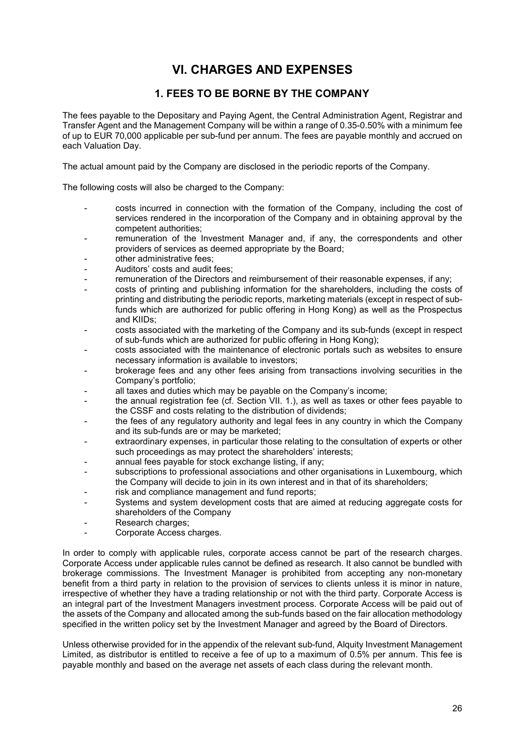# VI. CHARGES AND EXPENSES

## 1. FEES TO BE BORNE BY THE COMPANY

The fees payable to the Depositary and Paying Agent, the Central Administration Agent, Registrar and Transfer Agent and the Management Company will be within a range of 0.35-0.50% with a minimum fee of up to EUR 70,000 applicable per sub-fund per annum. The fees are payable monthly and accrued on each Valuation Day.

The actual amount paid by the Company are disclosed in the periodic reports of the Company.

The following costs will also be charged to the Company:

- costs incurred in connection with the formation of the Company, including the cost of services rendered in the incorporation of the Company and in obtaining approval by the competent authorities;
- remuneration of the Investment Manager and, if any, the correspondents and other providers of services as deemed appropriate by the Board;
- other administrative fees;
- Auditors' costs and audit fees;
- remuneration of the Directors and reimbursement of their reasonable expenses, if any;
- costs of printing and publishing information for the shareholders, including the costs of printing and distributing the periodic reports, marketing materials (except in respect of sub-funds which are authorized for public offering in Hong Kong) as well as the Prospectus and KIIDs;
- costs associated with the marketing of the Company and its sub-funds (except in respect of sub-funds which are authorized for public offering in Hong Kong);
- costs associated with the maintenance of electronic portals such as websites to ensure necessary information is available to investors;
- brokerage fees and any other fees arising from transactions involving securities in the Company's portfolio;
- all taxes and duties which may be payable on the Company's income;
- the annual registration fee (cf. Section VII. 1.), as well as taxes or other fees payable to the CSSF and costs relating to the distribution of dividends;
- the fees of any regulatory authority and legal fees in any country in which the Company and its sub-funds are or may be marketed;
- extraordinary expenses, in particular those relating to the consultation of experts or other such proceedings as may protect the shareholders' interests;
- annual fees payable for stock exchange listing, if any;
- subscriptions to professional associations and other organisations in Luxembourg, which the Company will decide to join in its own interest and in that of its shareholders;
- risk and compliance management and fund reports;
- Systems and system development costs that are aimed at reducing aggregate costs for shareholders of the Company
- Research charges;
- Corporate Access charges.

In order to comply with applicable rules, corporate access cannot be part of the research charges. Corporate Access under applicable rules cannot be defined as research. It also cannot be bundled with brokerage commissions. The Investment Manager is prohibited from accepting any non-monetary benefit from a third party in relation to the provision of services to clients unless it is minor in nature, irrespective of whether they have a trading relationship or not with the third party. Corporate Access is an integral part of the Investment Managers investment process. Corporate Access will be paid out of the assets of the Company and allocated among the sub-funds based on the fair allocation methodology specified in the written policy set by the Investment Manager and agreed by the Board of Directors.

Unless otherwise provided for in the appendix of the relevant sub-fund, Alquity Investment Management Limited, as distributor is entitled to receive a fee of up to a maximum of 0.5% per annum. This fee is payable monthly and based on the average net assets of each class during the relevant month.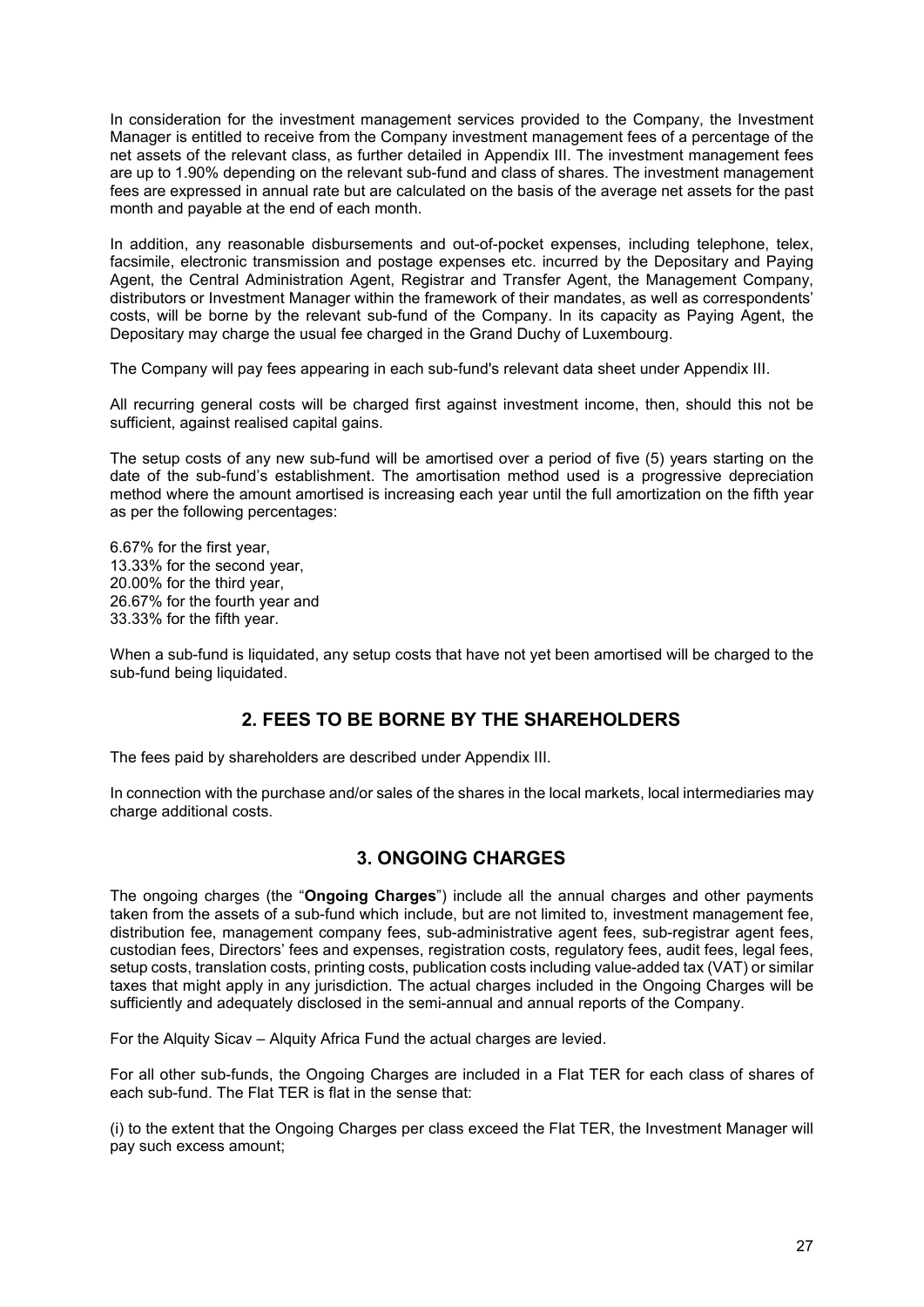In consideration for the investment management services provided to the Company, the Investment Manager is entitled to receive from the Company investment management fees of a percentage of the net assets of the relevant class, as further detailed in Appendix III. The investment management fees are up to 1.90% depending on the relevant sub-fund and class of shares. The investment management fees are expressed in annual rate but are calculated on the basis of the average net assets for the past month and payable at the end of each month.

In addition, any reasonable disbursements and out-of-pocket expenses, including telephone, telex, facsimile, electronic transmission and postage expenses etc. incurred by the Depositary and Paying Agent, the Central Administration Agent, Registrar and Transfer Agent, the Management Company, distributors or Investment Manager within the framework of their mandates, as well as correspondents' costs, will be borne by the relevant sub-fund of the Company. In its capacity as Paying Agent, the Depositary may charge the usual fee charged in the Grand Duchy of Luxembourg.

The Company will pay fees appearing in each sub-fund's relevant data sheet under Appendix III.

All recurring general costs will be charged first against investment income, then, should this not be sufficient, against realised capital gains.

The setup costs of any new sub-fund will be amortised over a period of five (5) years starting on the date of the sub-fund's establishment. The amortisation method used is a progressive depreciation method where the amount amortised is increasing each year until the full amortization on the fifth year as per the following percentages:

6.67% for the first year,
13.33% for the second year,
20.00% for the third year,
26.67% for the fourth year and
33.33% for the fifth year.

When a sub-fund is liquidated, any setup costs that have not yet been amortised will be charged to the sub-fund being liquidated.

## 2. FEES TO BE BORNE BY THE SHAREHOLDERS

The fees paid by shareholders are described under Appendix III.

In connection with the purchase and/or sales of the shares in the local markets, local intermediaries may charge additional costs.

## 3. ONGOING CHARGES

The ongoing charges (the "**Ongoing Charges**") include all the annual charges and other payments taken from the assets of a sub-fund which include, but are not limited to, investment management fee, distribution fee, management company fees, sub-administrative agent fees, sub-registrar agent fees, custodian fees, Directors' fees and expenses, registration costs, regulatory fees, audit fees, legal fees, setup costs, translation costs, printing costs, publication costs including value-added tax (VAT) or similar taxes that might apply in any jurisdiction. The actual charges included in the Ongoing Charges will be sufficiently and adequately disclosed in the semi-annual and annual reports of the Company.

For the Alquity Sicav – Alquity Africa Fund the actual charges are levied.

For all other sub-funds, the Ongoing Charges are included in a Flat TER for each class of shares of each sub-fund. The Flat TER is flat in the sense that:

(i) to the extent that the Ongoing Charges per class exceed the Flat TER, the Investment Manager will pay such excess amount;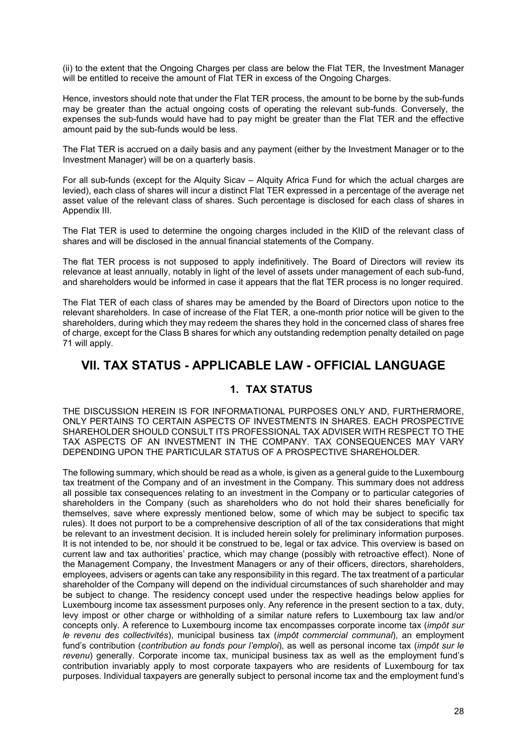(ii) to the extent that the Ongoing Charges per class are below the Flat TER, the Investment Manager will be entitled to receive the amount of Flat TER in excess of the Ongoing Charges.

Hence, investors should note that under the Flat TER process, the amount to be borne by the sub-funds may be greater than the actual ongoing costs of operating the relevant sub-funds. Conversely, the expenses the sub-funds would have had to pay might be greater than the Flat TER and the effective amount paid by the sub-funds would be less.

The Flat TER is accrued on a daily basis and any payment (either by the Investment Manager or to the Investment Manager) will be on a quarterly basis.

For all sub-funds (except for the Alquity Sicav – Alquity Africa Fund for which the actual charges are levied), each class of shares will incur a distinct Flat TER expressed in a percentage of the average net asset value of the relevant class of shares. Such percentage is disclosed for each class of shares in Appendix III.

The Flat TER is used to determine the ongoing charges included in the KIID of the relevant class of shares and will be disclosed in the annual financial statements of the Company.

The flat TER process is not supposed to apply indefinitively. The Board of Directors will review its relevance at least annually, notably in light of the level of assets under management of each sub-fund, and shareholders would be informed in case it appears that the flat TER process is no longer required.

The Flat TER of each class of shares may be amended by the Board of Directors upon notice to the relevant shareholders. In case of increase of the Flat TER, a one-month prior notice will be given to the shareholders, during which they may redeem the shares they hold in the concerned class of shares free of charge, except for the Class B shares for which any outstanding redemption penalty detailed on page 71 will apply.

# VII. TAX STATUS - APPLICABLE LAW - OFFICIAL LANGUAGE

## 1. TAX STATUS

THE DISCUSSION HEREIN IS FOR INFORMATIONAL PURPOSES ONLY AND, FURTHERMORE, ONLY PERTAINS TO CERTAIN ASPECTS OF INVESTMENTS IN SHARES. EACH PROSPECTIVE SHAREHOLDER SHOULD CONSULT ITS PROFESSIONAL TAX ADVISER WITH RESPECT TO THE TAX ASPECTS OF AN INVESTMENT IN THE COMPANY. TAX CONSEQUENCES MAY VARY DEPENDING UPON THE PARTICULAR STATUS OF A PROSPECTIVE SHAREHOLDER.

The following summary, which should be read as a whole, is given as a general guide to the Luxembourg tax treatment of the Company and of an investment in the Company. This summary does not address all possible tax consequences relating to an investment in the Company or to particular categories of shareholders in the Company (such as shareholders who do not hold their shares beneficially for themselves, save where expressly mentioned below, some of which may be subject to specific tax rules). It does not purport to be a comprehensive description of all of the tax considerations that might be relevant to an investment decision. It is included herein solely for preliminary information purposes. It is not intended to be, nor should it be construed to be, legal or tax advice. This overview is based on current law and tax authorities' practice, which may change (possibly with retroactive effect). None of the Management Company, the Investment Managers or any of their officers, directors, shareholders, employees, advisers or agents can take any responsibility in this regard. The tax treatment of a particular shareholder of the Company will depend on the individual circumstances of such shareholder and may be subject to change. The residency concept used under the respective headings below applies for Luxembourg income tax assessment purposes only. Any reference in the present section to a tax, duty, levy impost or other charge or withholding of a similar nature refers to Luxembourg tax law and/or concepts only. A reference to Luxembourg income tax encompasses corporate income tax (*impôt sur le revenu des collectivités*), municipal business tax (*impôt commercial communal*), an employment fund's contribution (*contribution au fonds pour l'emploi*), as well as personal income tax (*impôt sur le revenu*) generally. Corporate income tax, municipal business tax as well as the employment fund's contribution invariably apply to most corporate taxpayers who are residents of Luxembourg for tax purposes. Individual taxpayers are generally subject to personal income tax and the employment fund's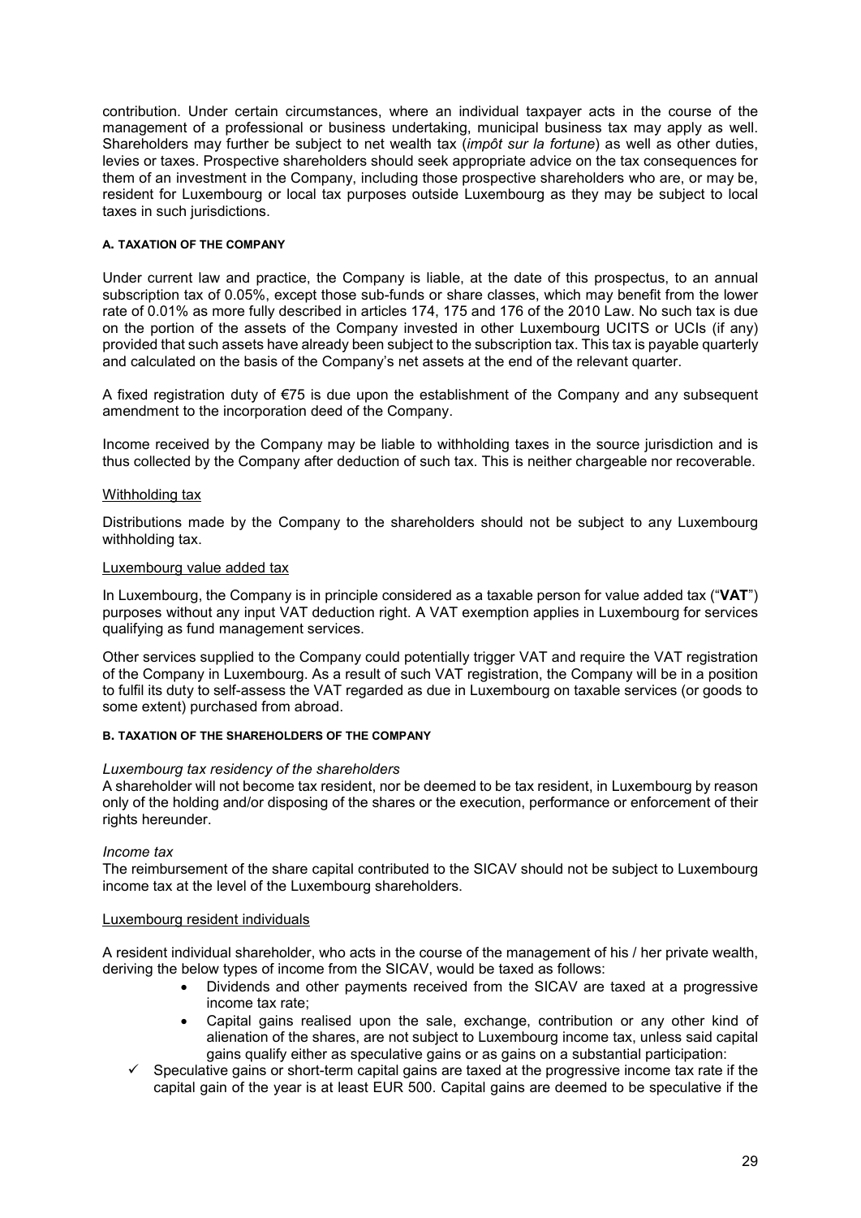contribution. Under certain circumstances, where an individual taxpayer acts in the course of the management of a professional or business undertaking, municipal business tax may apply as well. Shareholders may further be subject to net wealth tax (*impôt sur la fortune*) as well as other duties, levies or taxes. Prospective shareholders should seek appropriate advice on the tax consequences for them of an investment in the Company, including those prospective shareholders who are, or may be, resident for Luxembourg or local tax purposes outside Luxembourg as they may be subject to local taxes in such jurisdictions.

#### A. TAXATION OF THE COMPANY

Under current law and practice, the Company is liable, at the date of this prospectus, to an annual subscription tax of 0.05%, except those sub-funds or share classes, which may benefit from the lower rate of 0.01% as more fully described in articles 174, 175 and 176 of the 2010 Law. No such tax is due on the portion of the assets of the Company invested in other Luxembourg UCITS or UCIs (if any) provided that such assets have already been subject to the subscription tax. This tax is payable quarterly and calculated on the basis of the Company's net assets at the end of the relevant quarter.

A fixed registration duty of €75 is due upon the establishment of the Company and any subsequent amendment to the incorporation deed of the Company.

Income received by the Company may be liable to withholding taxes in the source jurisdiction and is thus collected by the Company after deduction of such tax. This is neither chargeable nor recoverable.

Withholding tax

Distributions made by the Company to the shareholders should not be subject to any Luxembourg withholding tax.

Luxembourg value added tax

In Luxembourg, the Company is in principle considered as a taxable person for value added tax ("**VAT**") purposes without any input VAT deduction right. A VAT exemption applies in Luxembourg for services qualifying as fund management services.

Other services supplied to the Company could potentially trigger VAT and require the VAT registration of the Company in Luxembourg. As a result of such VAT registration, the Company will be in a position to fulfil its duty to self-assess the VAT regarded as due in Luxembourg on taxable services (or goods to some extent) purchased from abroad.

#### B. TAXATION OF THE SHAREHOLDERS OF THE COMPANY

*Luxembourg tax residency of the shareholders*
A shareholder will not become tax resident, nor be deemed to be tax resident, in Luxembourg by reason only of the holding and/or disposing of the shares or the execution, performance or enforcement of their rights hereunder.

*Income tax*
The reimbursement of the share capital contributed to the SICAV should not be subject to Luxembourg income tax at the level of the Luxembourg shareholders.

Luxembourg resident individuals

A resident individual shareholder, who acts in the course of the management of his / her private wealth, deriving the below types of income from the SICAV, would be taxed as follows:

- Dividends and other payments received from the SICAV are taxed at a progressive income tax rate;
- Capital gains realised upon the sale, exchange, contribution or any other kind of alienation of the shares, are not subject to Luxembourg income tax, unless said capital gains qualify either as speculative gains or as gains on a substantial participation:

✓ Speculative gains or short-term capital gains are taxed at the progressive income tax rate if the capital gain of the year is at least EUR 500. Capital gains are deemed to be speculative if the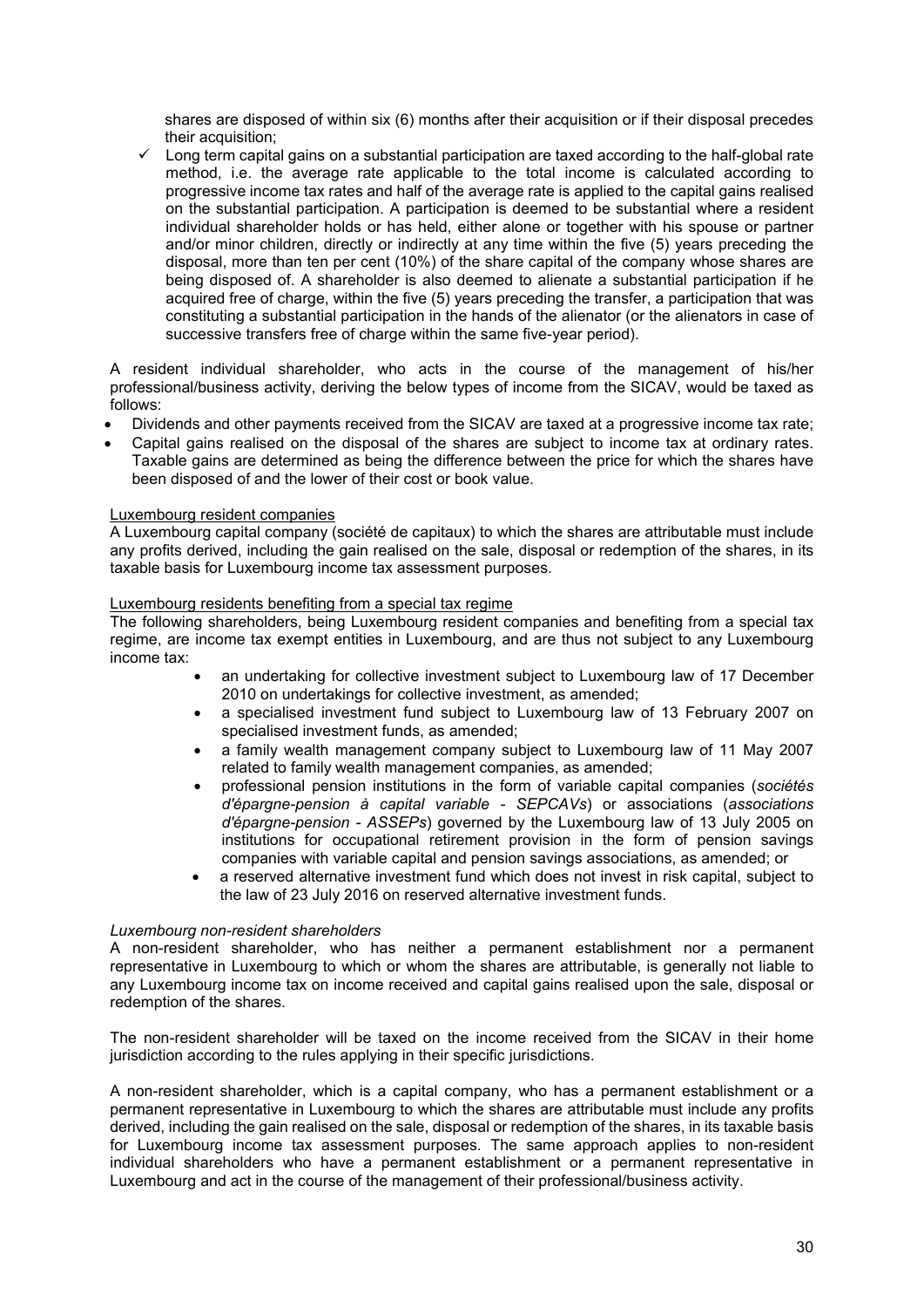shares are disposed of within six (6) months after their acquisition or if their disposal precedes their acquisition;

- ✓ Long term capital gains on a substantial participation are taxed according to the half-global rate method, i.e. the average rate applicable to the total income is calculated according to progressive income tax rates and half of the average rate is applied to the capital gains realised on the substantial participation. A participation is deemed to be substantial where a resident individual shareholder holds or has held, either alone or together with his spouse or partner and/or minor children, directly or indirectly at any time within the five (5) years preceding the disposal, more than ten per cent (10%) of the share capital of the company whose shares are being disposed of. A shareholder is also deemed to alienate a substantial participation if he acquired free of charge, within the five (5) years preceding the transfer, a participation that was constituting a substantial participation in the hands of the alienator (or the alienators in case of successive transfers free of charge within the same five-year period).

A resident individual shareholder, who acts in the course of the management of his/her professional/business activity, deriving the below types of income from the SICAV, would be taxed as follows:

- Dividends and other payments received from the SICAV are taxed at a progressive income tax rate;
- Capital gains realised on the disposal of the shares are subject to income tax at ordinary rates. Taxable gains are determined as being the difference between the price for which the shares have been disposed of and the lower of their cost or book value.

Luxembourg resident companies

A Luxembourg capital company (société de capitaux) to which the shares are attributable must include any profits derived, including the gain realised on the sale, disposal or redemption of the shares, in its taxable basis for Luxembourg income tax assessment purposes.

Luxembourg residents benefiting from a special tax regime

The following shareholders, being Luxembourg resident companies and benefiting from a special tax regime, are income tax exempt entities in Luxembourg, and are thus not subject to any Luxembourg income tax:

- an undertaking for collective investment subject to Luxembourg law of 17 December 2010 on undertakings for collective investment, as amended;
- a specialised investment fund subject to Luxembourg law of 13 February 2007 on specialised investment funds, as amended;
- a family wealth management company subject to Luxembourg law of 11 May 2007 related to family wealth management companies, as amended;
- professional pension institutions in the form of variable capital companies (*sociétés d'épargne-pension à capital variable - SEPCAVs*) or associations (*associations d'épargne-pension - ASSEPs*) governed by the Luxembourg law of 13 July 2005 on institutions for occupational retirement provision in the form of pension savings companies with variable capital and pension savings associations, as amended; or
- a reserved alternative investment fund which does not invest in risk capital, subject to the law of 23 July 2016 on reserved alternative investment funds.

*Luxembourg non-resident shareholders*

A non-resident shareholder, who has neither a permanent establishment nor a permanent representative in Luxembourg to which or whom the shares are attributable, is generally not liable to any Luxembourg income tax on income received and capital gains realised upon the sale, disposal or redemption of the shares.

The non-resident shareholder will be taxed on the income received from the SICAV in their home jurisdiction according to the rules applying in their specific jurisdictions.

A non-resident shareholder, which is a capital company, who has a permanent establishment or a permanent representative in Luxembourg to which the shares are attributable must include any profits derived, including the gain realised on the sale, disposal or redemption of the shares, in its taxable basis for Luxembourg income tax assessment purposes. The same approach applies to non-resident individual shareholders who have a permanent establishment or a permanent representative in Luxembourg and act in the course of the management of their professional/business activity.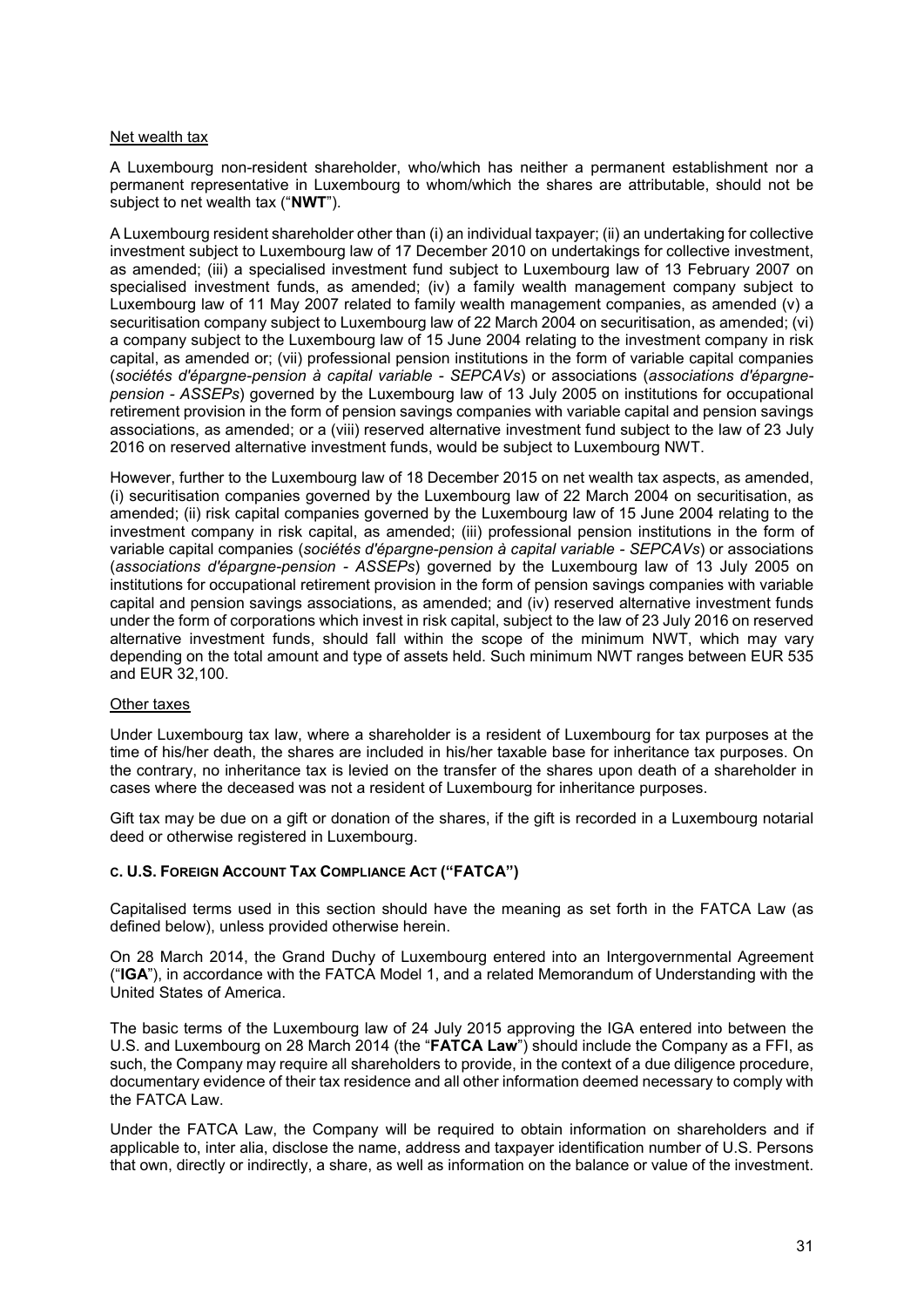Net wealth tax

A Luxembourg non-resident shareholder, who/which has neither a permanent establishment nor a permanent representative in Luxembourg to whom/which the shares are attributable, should not be subject to net wealth tax ("**NWT**").

A Luxembourg resident shareholder other than (i) an individual taxpayer; (ii) an undertaking for collective investment subject to Luxembourg law of 17 December 2010 on undertakings for collective investment, as amended; (iii) a specialised investment fund subject to Luxembourg law of 13 February 2007 on specialised investment funds, as amended; (iv) a family wealth management company subject to Luxembourg law of 11 May 2007 related to family wealth management companies, as amended (v) a securitisation company subject to Luxembourg law of 22 March 2004 on securitisation, as amended; (vi) a company subject to the Luxembourg law of 15 June 2004 relating to the investment company in risk capital, as amended or; (vii) professional pension institutions in the form of variable capital companies (*sociétés d'épargne-pension à capital variable - SEPCAVs*) or associations (*associations d'épargne-pension - ASSEPs*) governed by the Luxembourg law of 13 July 2005 on institutions for occupational retirement provision in the form of pension savings companies with variable capital and pension savings associations, as amended; or a (viii) reserved alternative investment fund subject to the law of 23 July 2016 on reserved alternative investment funds, would be subject to Luxembourg NWT.

However, further to the Luxembourg law of 18 December 2015 on net wealth tax aspects, as amended, (i) securitisation companies governed by the Luxembourg law of 22 March 2004 on securitisation, as amended; (ii) risk capital companies governed by the Luxembourg law of 15 June 2004 relating to the investment company in risk capital, as amended; (iii) professional pension institutions in the form of variable capital companies (*sociétés d'épargne-pension à capital variable - SEPCAVs*) or associations (*associations d'épargne-pension - ASSEPs*) governed by the Luxembourg law of 13 July 2005 on institutions for occupational retirement provision in the form of pension savings companies with variable capital and pension savings associations, as amended; and (iv) reserved alternative investment funds under the form of corporations which invest in risk capital, subject to the law of 23 July 2016 on reserved alternative investment funds, should fall within the scope of the minimum NWT, which may vary depending on the total amount and type of assets held. Such minimum NWT ranges between EUR 535 and EUR 32,100.

Other taxes

Under Luxembourg tax law, where a shareholder is a resident of Luxembourg for tax purposes at the time of his/her death, the shares are included in his/her taxable base for inheritance tax purposes. On the contrary, no inheritance tax is levied on the transfer of the shares upon death of a shareholder in cases where the deceased was not a resident of Luxembourg for inheritance purposes.

Gift tax may be due on a gift or donation of the shares, if the gift is recorded in a Luxembourg notarial deed or otherwise registered in Luxembourg.

### C. U.S. Foreign Account Tax Compliance Act ("FATCA")

Capitalised terms used in this section should have the meaning as set forth in the FATCA Law (as defined below), unless provided otherwise herein.

On 28 March 2014, the Grand Duchy of Luxembourg entered into an Intergovernmental Agreement ("**IGA**"), in accordance with the FATCA Model 1, and a related Memorandum of Understanding with the United States of America.

The basic terms of the Luxembourg law of 24 July 2015 approving the IGA entered into between the U.S. and Luxembourg on 28 March 2014 (the "**FATCA Law**") should include the Company as a FFI, as such, the Company may require all shareholders to provide, in the context of a due diligence procedure, documentary evidence of their tax residence and all other information deemed necessary to comply with the FATCA Law.

Under the FATCA Law, the Company will be required to obtain information on shareholders and if applicable to, inter alia, disclose the name, address and taxpayer identification number of U.S. Persons that own, directly or indirectly, a share, as well as information on the balance or value of the investment.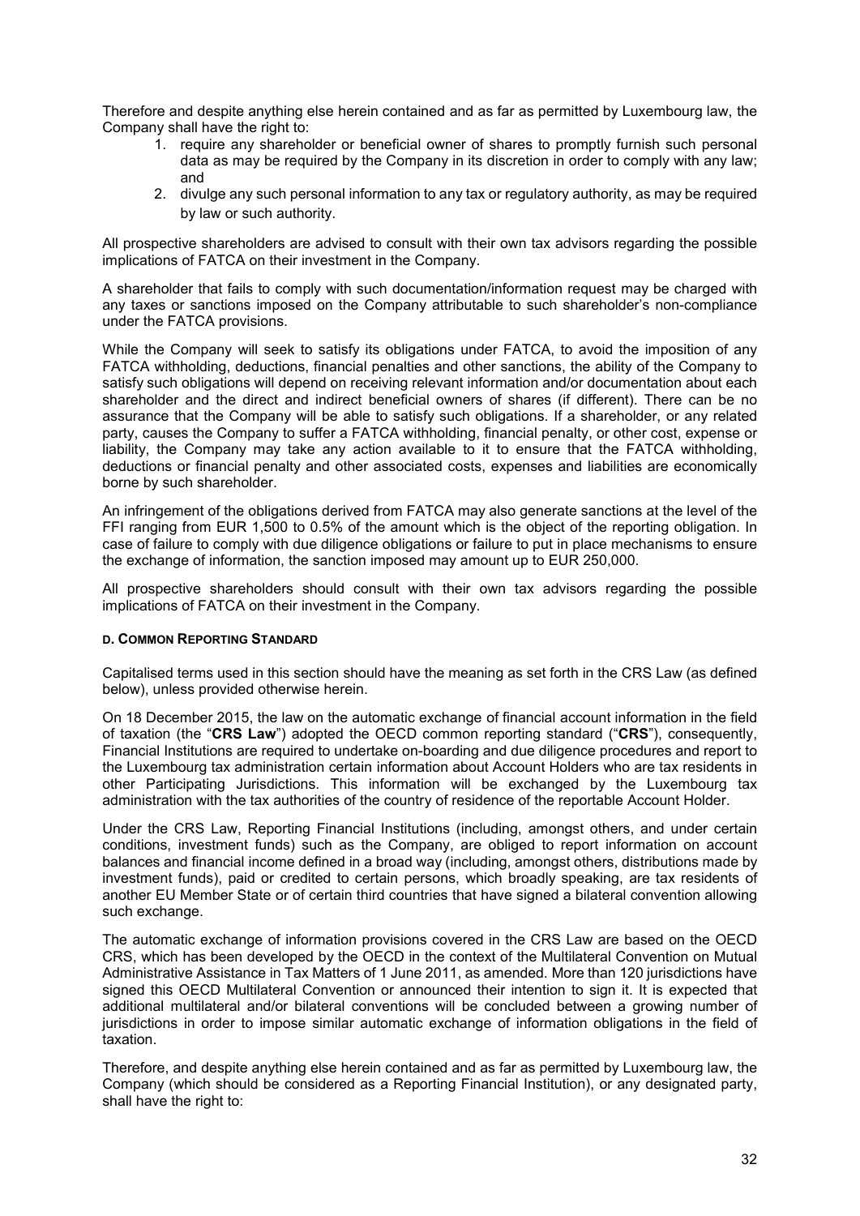Therefore and despite anything else herein contained and as far as permitted by Luxembourg law, the Company shall have the right to:

1. require any shareholder or beneficial owner of shares to promptly furnish such personal data as may be required by the Company in its discretion in order to comply with any law; and
2. divulge any such personal information to any tax or regulatory authority, as may be required by law or such authority.

All prospective shareholders are advised to consult with their own tax advisors regarding the possible implications of FATCA on their investment in the Company.

A shareholder that fails to comply with such documentation/information request may be charged with any taxes or sanctions imposed on the Company attributable to such shareholder's non-compliance under the FATCA provisions.

While the Company will seek to satisfy its obligations under FATCA, to avoid the imposition of any FATCA withholding, deductions, financial penalties and other sanctions, the ability of the Company to satisfy such obligations will depend on receiving relevant information and/or documentation about each shareholder and the direct and indirect beneficial owners of shares (if different). There can be no assurance that the Company will be able to satisfy such obligations. If a shareholder, or any related party, causes the Company to suffer a FATCA withholding, financial penalty, or other cost, expense or liability, the Company may take any action available to it to ensure that the FATCA withholding, deductions or financial penalty and other associated costs, expenses and liabilities are economically borne by such shareholder.

An infringement of the obligations derived from FATCA may also generate sanctions at the level of the FFI ranging from EUR 1,500 to 0.5% of the amount which is the object of the reporting obligation. In case of failure to comply with due diligence obligations or failure to put in place mechanisms to ensure the exchange of information, the sanction imposed may amount up to EUR 250,000.

All prospective shareholders should consult with their own tax advisors regarding the possible implications of FATCA on their investment in the Company.

#### D. COMMON REPORTING STANDARD

Capitalised terms used in this section should have the meaning as set forth in the CRS Law (as defined below), unless provided otherwise herein.

On 18 December 2015, the law on the automatic exchange of financial account information in the field of taxation (the "**CRS Law**") adopted the OECD common reporting standard ("**CRS**"), consequently, Financial Institutions are required to undertake on-boarding and due diligence procedures and report to the Luxembourg tax administration certain information about Account Holders who are tax residents in other Participating Jurisdictions. This information will be exchanged by the Luxembourg tax administration with the tax authorities of the country of residence of the reportable Account Holder.

Under the CRS Law, Reporting Financial Institutions (including, amongst others, and under certain conditions, investment funds) such as the Company, are obliged to report information on account balances and financial income defined in a broad way (including, amongst others, distributions made by investment funds), paid or credited to certain persons, which broadly speaking, are tax residents of another EU Member State or of certain third countries that have signed a bilateral convention allowing such exchange.

The automatic exchange of information provisions covered in the CRS Law are based on the OECD CRS, which has been developed by the OECD in the context of the Multilateral Convention on Mutual Administrative Assistance in Tax Matters of 1 June 2011, as amended. More than 120 jurisdictions have signed this OECD Multilateral Convention or announced their intention to sign it. It is expected that additional multilateral and/or bilateral conventions will be concluded between a growing number of jurisdictions in order to impose similar automatic exchange of information obligations in the field of taxation.

Therefore, and despite anything else herein contained and as far as permitted by Luxembourg law, the Company (which should be considered as a Reporting Financial Institution), or any designated party, shall have the right to: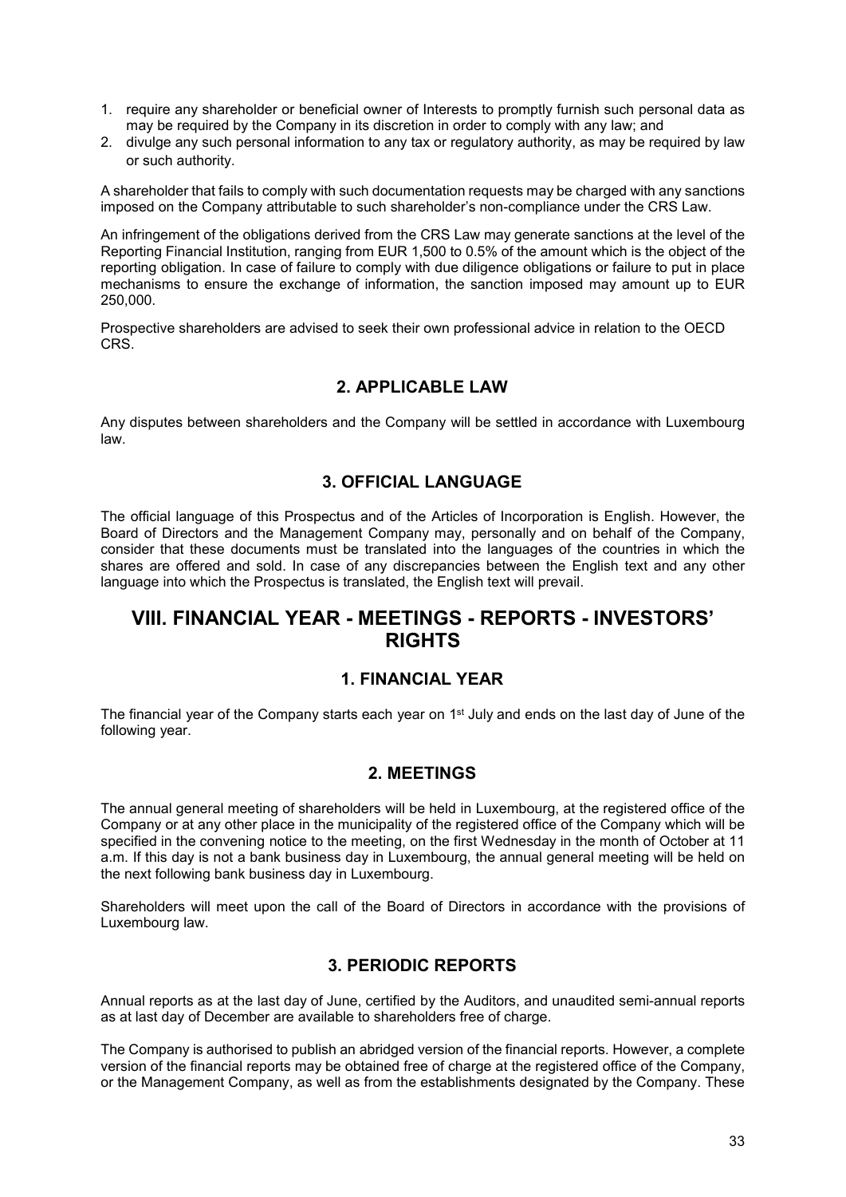1. require any shareholder or beneficial owner of Interests to promptly furnish such personal data as may be required by the Company in its discretion in order to comply with any law; and
2. divulge any such personal information to any tax or regulatory authority, as may be required by law or such authority.

A shareholder that fails to comply with such documentation requests may be charged with any sanctions imposed on the Company attributable to such shareholder's non-compliance under the CRS Law.

An infringement of the obligations derived from the CRS Law may generate sanctions at the level of the Reporting Financial Institution, ranging from EUR 1,500 to 0.5% of the amount which is the object of the reporting obligation. In case of failure to comply with due diligence obligations or failure to put in place mechanisms to ensure the exchange of information, the sanction imposed may amount up to EUR 250,000.

Prospective shareholders are advised to seek their own professional advice in relation to the OECD CRS.

### 2. APPLICABLE LAW

Any disputes between shareholders and the Company will be settled in accordance with Luxembourg law.

### 3. OFFICIAL LANGUAGE

The official language of this Prospectus and of the Articles of Incorporation is English. However, the Board of Directors and the Management Company may, personally and on behalf of the Company, consider that these documents must be translated into the languages of the countries in which the shares are offered and sold. In case of any discrepancies between the English text and any other language into which the Prospectus is translated, the English text will prevail.

## VIII. FINANCIAL YEAR - MEETINGS - REPORTS - INVESTORS' RIGHTS

### 1. FINANCIAL YEAR

The financial year of the Company starts each year on 1st July and ends on the last day of June of the following year.

### 2. MEETINGS

The annual general meeting of shareholders will be held in Luxembourg, at the registered office of the Company or at any other place in the municipality of the registered office of the Company which will be specified in the convening notice to the meeting, on the first Wednesday in the month of October at 11 a.m. If this day is not a bank business day in Luxembourg, the annual general meeting will be held on the next following bank business day in Luxembourg.

Shareholders will meet upon the call of the Board of Directors in accordance with the provisions of Luxembourg law.

### 3. PERIODIC REPORTS

Annual reports as at the last day of June, certified by the Auditors, and unaudited semi-annual reports as at last day of December are available to shareholders free of charge.

The Company is authorised to publish an abridged version of the financial reports. However, a complete version of the financial reports may be obtained free of charge at the registered office of the Company, or the Management Company, as well as from the establishments designated by the Company. These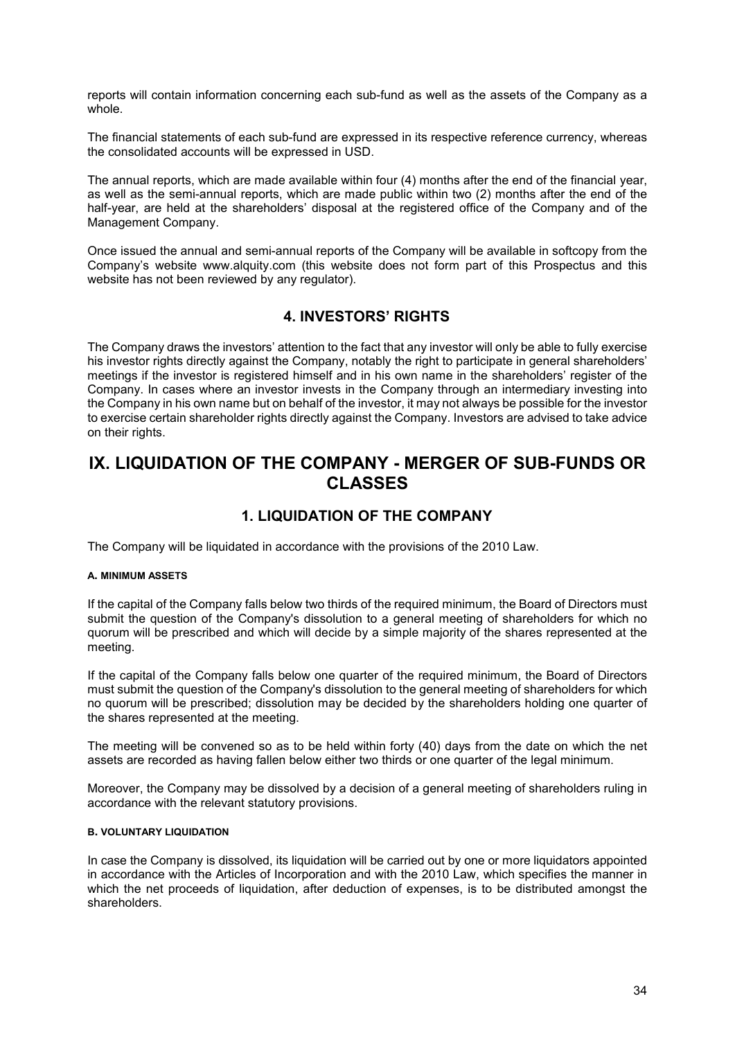reports will contain information concerning each sub-fund as well as the assets of the Company as a whole.

The financial statements of each sub-fund are expressed in its respective reference currency, whereas the consolidated accounts will be expressed in USD.

The annual reports, which are made available within four (4) months after the end of the financial year, as well as the semi-annual reports, which are made public within two (2) months after the end of the half-year, are held at the shareholders' disposal at the registered office of the Company and of the Management Company.

Once issued the annual and semi-annual reports of the Company will be available in softcopy from the Company's website www.alquity.com (this website does not form part of this Prospectus and this website has not been reviewed by any regulator).

## 4. INVESTORS' RIGHTS

The Company draws the investors' attention to the fact that any investor will only be able to fully exercise his investor rights directly against the Company, notably the right to participate in general shareholders' meetings if the investor is registered himself and in his own name in the shareholders' register of the Company. In cases where an investor invests in the Company through an intermediary investing into the Company in his own name but on behalf of the investor, it may not always be possible for the investor to exercise certain shareholder rights directly against the Company. Investors are advised to take advice on their rights.

# IX. LIQUIDATION OF THE COMPANY - MERGER OF SUB-FUNDS OR CLASSES

## 1. LIQUIDATION OF THE COMPANY

The Company will be liquidated in accordance with the provisions of the 2010 Law.

#### A. MINIMUM ASSETS

If the capital of the Company falls below two thirds of the required minimum, the Board of Directors must submit the question of the Company's dissolution to a general meeting of shareholders for which no quorum will be prescribed and which will decide by a simple majority of the shares represented at the meeting.

If the capital of the Company falls below one quarter of the required minimum, the Board of Directors must submit the question of the Company's dissolution to the general meeting of shareholders for which no quorum will be prescribed; dissolution may be decided by the shareholders holding one quarter of the shares represented at the meeting.

The meeting will be convened so as to be held within forty (40) days from the date on which the net assets are recorded as having fallen below either two thirds or one quarter of the legal minimum.

Moreover, the Company may be dissolved by a decision of a general meeting of shareholders ruling in accordance with the relevant statutory provisions.

#### B. VOLUNTARY LIQUIDATION

In case the Company is dissolved, its liquidation will be carried out by one or more liquidators appointed in accordance with the Articles of Incorporation and with the 2010 Law, which specifies the manner in which the net proceeds of liquidation, after deduction of expenses, is to be distributed amongst the shareholders.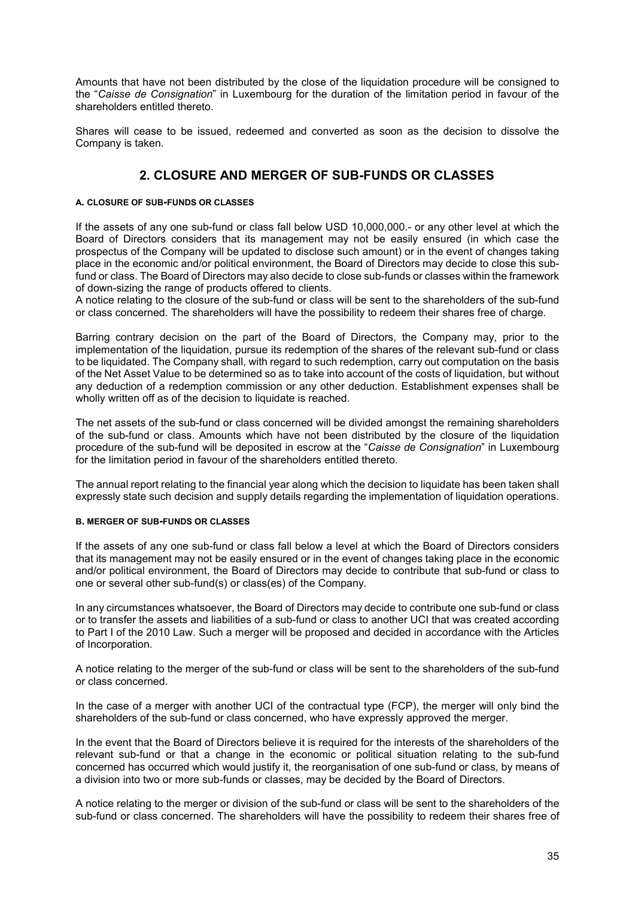Amounts that have not been distributed by the close of the liquidation procedure will be consigned to the "*Caisse de Consignation*" in Luxembourg for the duration of the limitation period in favour of the shareholders entitled thereto.

Shares will cease to be issued, redeemed and converted as soon as the decision to dissolve the Company is taken.

## 2. CLOSURE AND MERGER OF SUB-FUNDS OR CLASSES

#### A. CLOSURE OF SUB-FUNDS OR CLASSES

If the assets of any one sub-fund or class fall below USD 10,000,000.- or any other level at which the Board of Directors considers that its management may not be easily ensured (in which case the prospectus of the Company will be updated to disclose such amount) or in the event of changes taking place in the economic and/or political environment, the Board of Directors may decide to close this sub-fund or class. The Board of Directors may also decide to close sub-funds or classes within the framework of down-sizing the range of products offered to clients.
A notice relating to the closure of the sub-fund or class will be sent to the shareholders of the sub-fund or class concerned. The shareholders will have the possibility to redeem their shares free of charge.

Barring contrary decision on the part of the Board of Directors, the Company may, prior to the implementation of the liquidation, pursue its redemption of the shares of the relevant sub-fund or class to be liquidated. The Company shall, with regard to such redemption, carry out computation on the basis of the Net Asset Value to be determined so as to take into account of the costs of liquidation, but without any deduction of a redemption commission or any other deduction. Establishment expenses shall be wholly written off as of the decision to liquidate is reached.

The net assets of the sub-fund or class concerned will be divided amongst the remaining shareholders of the sub-fund or class. Amounts which have not been distributed by the closure of the liquidation procedure of the sub-fund will be deposited in escrow at the "*Caisse de Consignation*" in Luxembourg for the limitation period in favour of the shareholders entitled thereto.

The annual report relating to the financial year along which the decision to liquidate has been taken shall expressly state such decision and supply details regarding the implementation of liquidation operations.

#### B. MERGER OF SUB-FUNDS OR CLASSES

If the assets of any one sub-fund or class fall below a level at which the Board of Directors considers that its management may not be easily ensured or in the event of changes taking place in the economic and/or political environment, the Board of Directors may decide to contribute that sub-fund or class to one or several other sub-fund(s) or class(es) of the Company.

In any circumstances whatsoever, the Board of Directors may decide to contribute one sub-fund or class or to transfer the assets and liabilities of a sub-fund or class to another UCI that was created according to Part I of the 2010 Law. Such a merger will be proposed and decided in accordance with the Articles of Incorporation.

A notice relating to the merger of the sub-fund or class will be sent to the shareholders of the sub-fund or class concerned.

In the case of a merger with another UCI of the contractual type (FCP), the merger will only bind the shareholders of the sub-fund or class concerned, who have expressly approved the merger.

In the event that the Board of Directors believe it is required for the interests of the shareholders of the relevant sub-fund or that a change in the economic or political situation relating to the sub-fund concerned has occurred which would justify it, the reorganisation of one sub-fund or class, by means of a division into two or more sub-funds or classes, may be decided by the Board of Directors.

A notice relating to the merger or division of the sub-fund or class will be sent to the shareholders of the sub-fund or class concerned. The shareholders will have the possibility to redeem their shares free of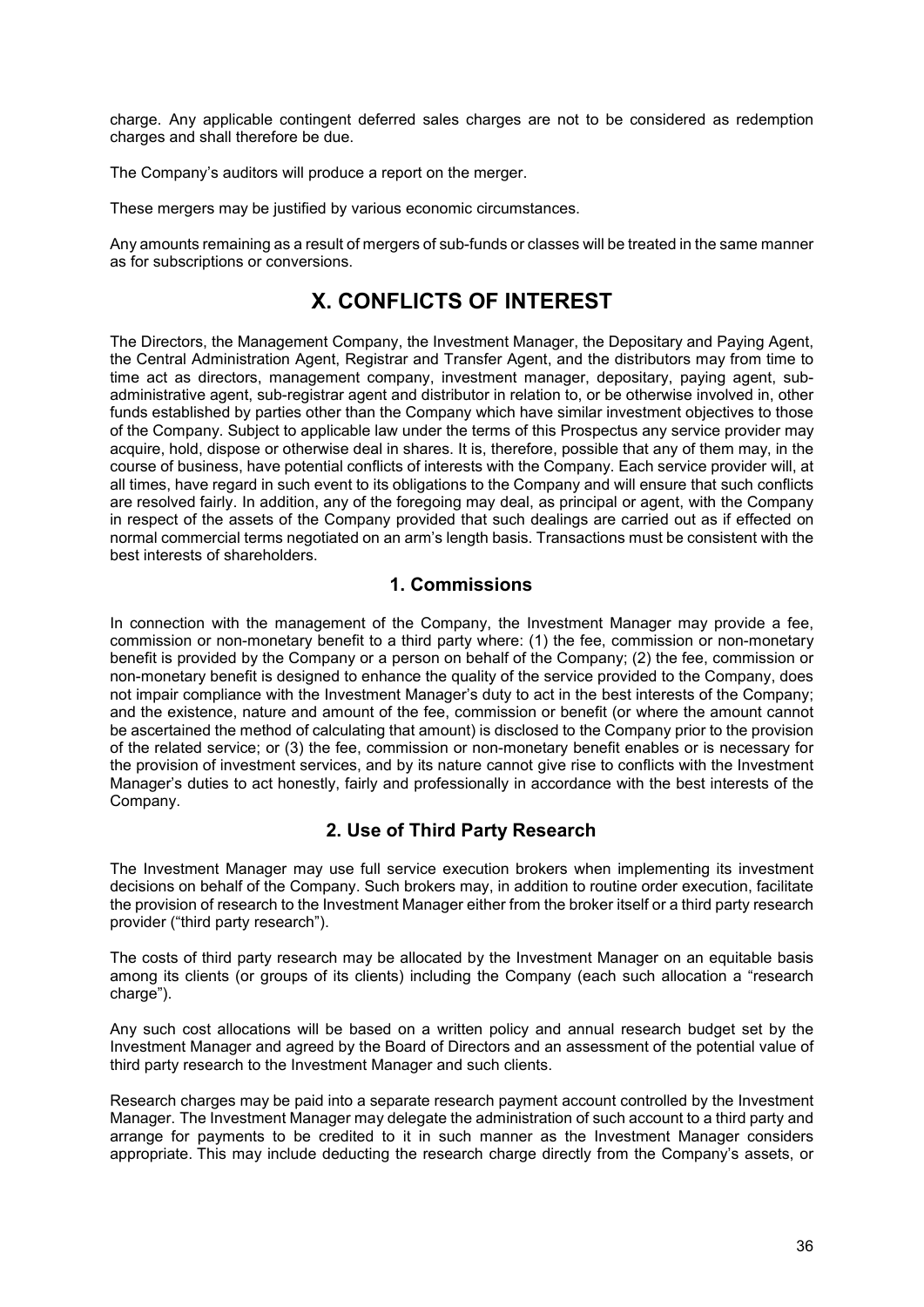charge. Any applicable contingent deferred sales charges are not to be considered as redemption charges and shall therefore be due.

The Company's auditors will produce a report on the merger.

These mergers may be justified by various economic circumstances.

Any amounts remaining as a result of mergers of sub-funds or classes will be treated in the same manner as for subscriptions or conversions.

# X. CONFLICTS OF INTEREST

The Directors, the Management Company, the Investment Manager, the Depositary and Paying Agent, the Central Administration Agent, Registrar and Transfer Agent, and the distributors may from time to time act as directors, management company, investment manager, depositary, paying agent, sub-administrative agent, sub-registrar agent and distributor in relation to, or be otherwise involved in, other funds established by parties other than the Company which have similar investment objectives to those of the Company. Subject to applicable law under the terms of this Prospectus any service provider may acquire, hold, dispose or otherwise deal in shares. It is, therefore, possible that any of them may, in the course of business, have potential conflicts of interests with the Company. Each service provider will, at all times, have regard in such event to its obligations to the Company and will ensure that such conflicts are resolved fairly. In addition, any of the foregoing may deal, as principal or agent, with the Company in respect of the assets of the Company provided that such dealings are carried out as if effected on normal commercial terms negotiated on an arm's length basis. Transactions must be consistent with the best interests of shareholders.

## 1. Commissions

In connection with the management of the Company, the Investment Manager may provide a fee, commission or non-monetary benefit to a third party where: (1) the fee, commission or non-monetary benefit is provided by the Company or a person on behalf of the Company; (2) the fee, commission or non-monetary benefit is designed to enhance the quality of the service provided to the Company, does not impair compliance with the Investment Manager's duty to act in the best interests of the Company; and the existence, nature and amount of the fee, commission or benefit (or where the amount cannot be ascertained the method of calculating that amount) is disclosed to the Company prior to the provision of the related service; or (3) the fee, commission or non-monetary benefit enables or is necessary for the provision of investment services, and by its nature cannot give rise to conflicts with the Investment Manager's duties to act honestly, fairly and professionally in accordance with the best interests of the Company.

## 2. Use of Third Party Research

The Investment Manager may use full service execution brokers when implementing its investment decisions on behalf of the Company. Such brokers may, in addition to routine order execution, facilitate the provision of research to the Investment Manager either from the broker itself or a third party research provider ("third party research").

The costs of third party research may be allocated by the Investment Manager on an equitable basis among its clients (or groups of its clients) including the Company (each such allocation a "research charge").

Any such cost allocations will be based on a written policy and annual research budget set by the Investment Manager and agreed by the Board of Directors and an assessment of the potential value of third party research to the Investment Manager and such clients.

Research charges may be paid into a separate research payment account controlled by the Investment Manager. The Investment Manager may delegate the administration of such account to a third party and arrange for payments to be credited to it in such manner as the Investment Manager considers appropriate. This may include deducting the research charge directly from the Company's assets, or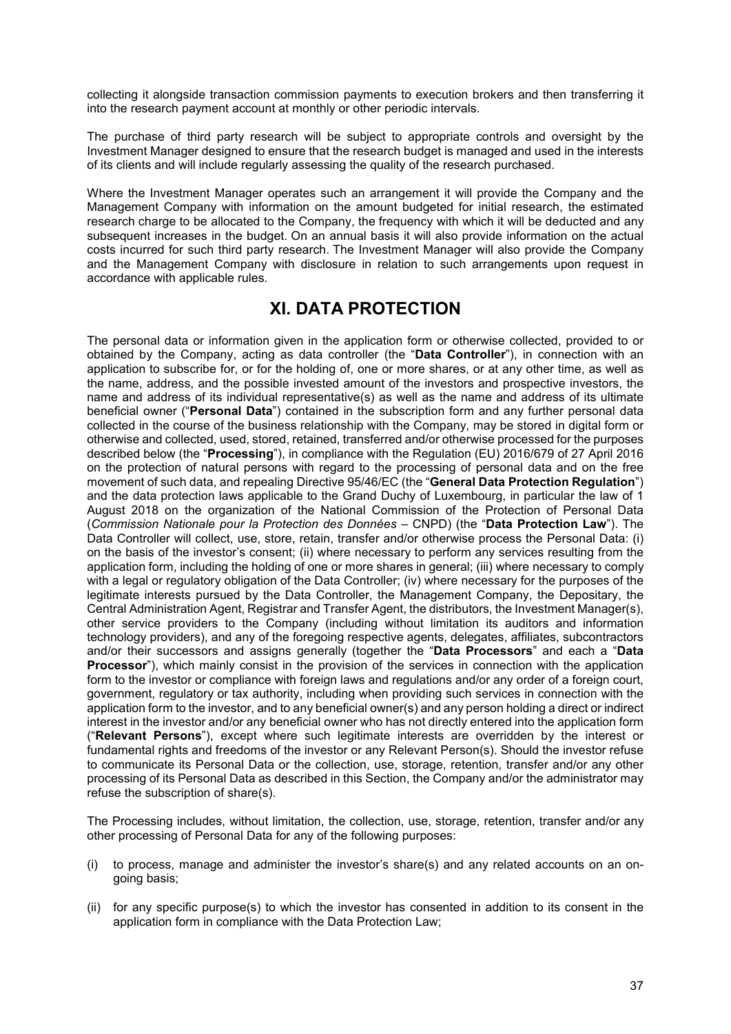collecting it alongside transaction commission payments to execution brokers and then transferring it into the research payment account at monthly or other periodic intervals.

The purchase of third party research will be subject to appropriate controls and oversight by the Investment Manager designed to ensure that the research budget is managed and used in the interests of its clients and will include regularly assessing the quality of the research purchased.

Where the Investment Manager operates such an arrangement it will provide the Company and the Management Company with information on the amount budgeted for initial research, the estimated research charge to be allocated to the Company, the frequency with which it will be deducted and any subsequent increases in the budget. On an annual basis it will also provide information on the actual costs incurred for such third party research. The Investment Manager will also provide the Company and the Management Company with disclosure in relation to such arrangements upon request in accordance with applicable rules.

# XI. DATA PROTECTION

The personal data or information given in the application form or otherwise collected, provided to or obtained by the Company, acting as data controller (the "**Data Controller**"), in connection with an application to subscribe for, or for the holding of, one or more shares, or at any other time, as well as the name, address, and the possible invested amount of the investors and prospective investors, the name and address of its individual representative(s) as well as the name and address of its ultimate beneficial owner ("**Personal Data**") contained in the subscription form and any further personal data collected in the course of the business relationship with the Company, may be stored in digital form or otherwise and collected, used, stored, retained, transferred and/or otherwise processed for the purposes described below (the "**Processing**"), in compliance with the Regulation (EU) 2016/679 of 27 April 2016 on the protection of natural persons with regard to the processing of personal data and on the free movement of such data, and repealing Directive 95/46/EC (the "**General Data Protection Regulation**") and the data protection laws applicable to the Grand Duchy of Luxembourg, in particular the law of 1 August 2018 on the organization of the National Commission of the Protection of Personal Data (*Commission Nationale pour la Protection des Données* – CNPD) (the "**Data Protection Law**"). The Data Controller will collect, use, store, retain, transfer and/or otherwise process the Personal Data: (i) on the basis of the investor's consent; (ii) where necessary to perform any services resulting from the application form, including the holding of one or more shares in general; (iii) where necessary to comply with a legal or regulatory obligation of the Data Controller; (iv) where necessary for the purposes of the legitimate interests pursued by the Data Controller, the Management Company, the Depositary, the Central Administration Agent, Registrar and Transfer Agent, the distributors, the Investment Manager(s), other service providers to the Company (including without limitation its auditors and information technology providers), and any of the foregoing respective agents, delegates, affiliates, subcontractors and/or their successors and assigns generally (together the "**Data Processors**" and each a "**Data Processor**"), which mainly consist in the provision of the services in connection with the application form to the investor or compliance with foreign laws and regulations and/or any order of a foreign court, government, regulatory or tax authority, including when providing such services in connection with the application form to the investor, and to any beneficial owner(s) and any person holding a direct or indirect interest in the investor and/or any beneficial owner who has not directly entered into the application form ("**Relevant Persons**"), except where such legitimate interests are overridden by the interest or fundamental rights and freedoms of the investor or any Relevant Person(s). Should the investor refuse to communicate its Personal Data or the collection, use, storage, retention, transfer and/or any other processing of its Personal Data as described in this Section, the Company and/or the administrator may refuse the subscription of share(s).

The Processing includes, without limitation, the collection, use, storage, retention, transfer and/or any other processing of Personal Data for any of the following purposes:

(i) to process, manage and administer the investor's share(s) and any related accounts on an on-going basis;

(ii) for any specific purpose(s) to which the investor has consented in addition to its consent in the application form in compliance with the Data Protection Law;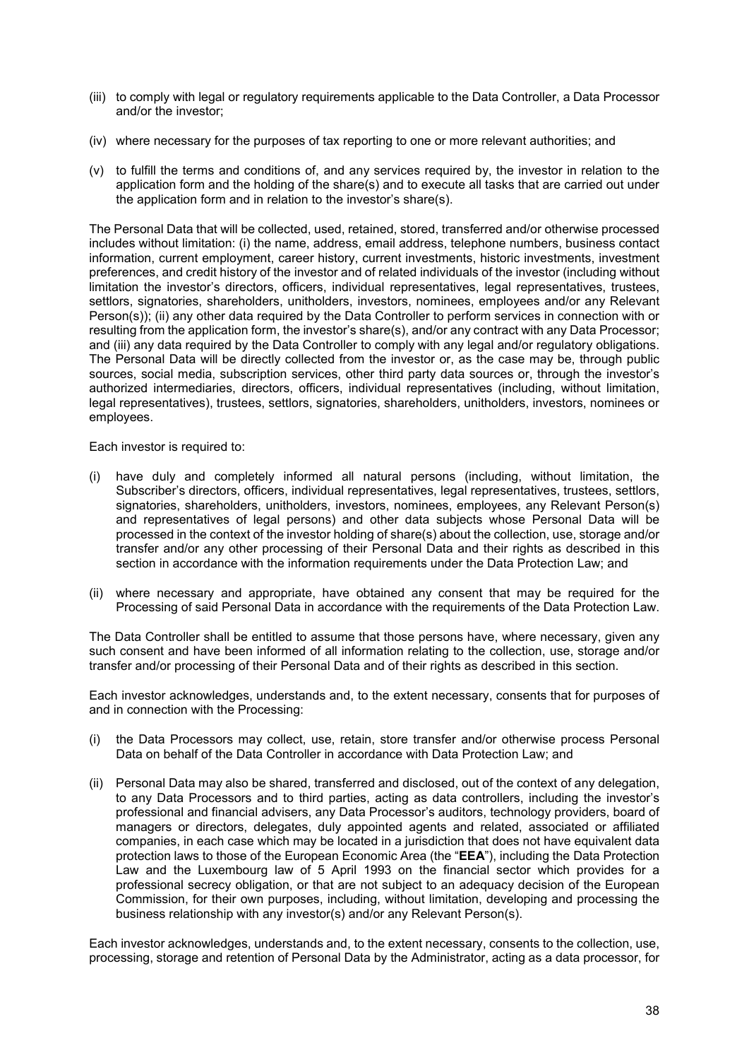(iii) to comply with legal or regulatory requirements applicable to the Data Controller, a Data Processor and/or the investor;

(iv) where necessary for the purposes of tax reporting to one or more relevant authorities; and

(v) to fulfill the terms and conditions of, and any services required by, the investor in relation to the application form and the holding of the share(s) and to execute all tasks that are carried out under the application form and in relation to the investor's share(s).

The Personal Data that will be collected, used, retained, stored, transferred and/or otherwise processed includes without limitation: (i) the name, address, email address, telephone numbers, business contact information, current employment, career history, current investments, historic investments, investment preferences, and credit history of the investor and of related individuals of the investor (including without limitation the investor's directors, officers, individual representatives, legal representatives, trustees, settlors, signatories, shareholders, unitholders, investors, nominees, employees and/or any Relevant Person(s)); (ii) any other data required by the Data Controller to perform services in connection with or resulting from the application form, the investor's share(s), and/or any contract with any Data Processor; and (iii) any data required by the Data Controller to comply with any legal and/or regulatory obligations. The Personal Data will be directly collected from the investor or, as the case may be, through public sources, social media, subscription services, other third party data sources or, through the investor's authorized intermediaries, directors, officers, individual representatives (including, without limitation, legal representatives), trustees, settlors, signatories, shareholders, unitholders, investors, nominees or employees.

Each investor is required to:

(i) have duly and completely informed all natural persons (including, without limitation, the Subscriber's directors, officers, individual representatives, legal representatives, trustees, settlors, signatories, shareholders, unitholders, investors, nominees, employees, any Relevant Person(s) and representatives of legal persons) and other data subjects whose Personal Data will be processed in the context of the investor holding of share(s) about the collection, use, storage and/or transfer and/or any other processing of their Personal Data and their rights as described in this section in accordance with the information requirements under the Data Protection Law; and

(ii) where necessary and appropriate, have obtained any consent that may be required for the Processing of said Personal Data in accordance with the requirements of the Data Protection Law.

The Data Controller shall be entitled to assume that those persons have, where necessary, given any such consent and have been informed of all information relating to the collection, use, storage and/or transfer and/or processing of their Personal Data and of their rights as described in this section.

Each investor acknowledges, understands and, to the extent necessary, consents that for purposes of and in connection with the Processing:

(i) the Data Processors may collect, use, retain, store transfer and/or otherwise process Personal Data on behalf of the Data Controller in accordance with Data Protection Law; and

(ii) Personal Data may also be shared, transferred and disclosed, out of the context of any delegation, to any Data Processors and to third parties, acting as data controllers, including the investor's professional and financial advisers, any Data Processor's auditors, technology providers, board of managers or directors, delegates, duly appointed agents and related, associated or affiliated companies, in each case which may be located in a jurisdiction that does not have equivalent data protection laws to those of the European Economic Area (the "**EEA**"), including the Data Protection Law and the Luxembourg law of 5 April 1993 on the financial sector which provides for a professional secrecy obligation, or that are not subject to an adequacy decision of the European Commission, for their own purposes, including, without limitation, developing and processing the business relationship with any investor(s) and/or any Relevant Person(s).

Each investor acknowledges, understands and, to the extent necessary, consents to the collection, use, processing, storage and retention of Personal Data by the Administrator, acting as a data processor, for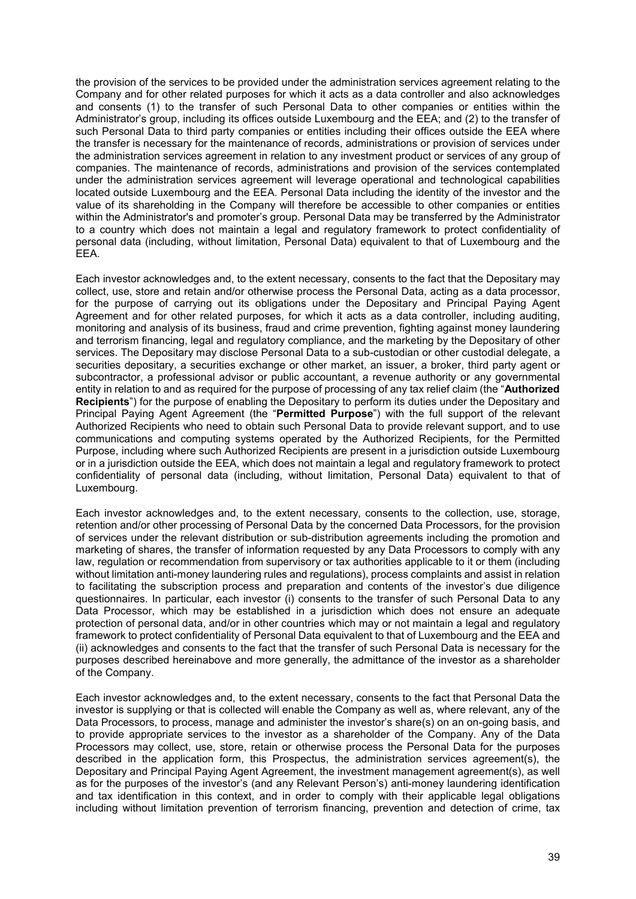the provision of the services to be provided under the administration services agreement relating to the Company and for other related purposes for which it acts as a data controller and also acknowledges and consents (1) to the transfer of such Personal Data to other companies or entities within the Administrator's group, including its offices outside Luxembourg and the EEA; and (2) to the transfer of such Personal Data to third party companies or entities including their offices outside the EEA where the transfer is necessary for the maintenance of records, administrations or provision of services under the administration services agreement in relation to any investment product or services of any group of companies. The maintenance of records, administrations and provision of the services contemplated under the administration services agreement will leverage operational and technological capabilities located outside Luxembourg and the EEA. Personal Data including the identity of the investor and the value of its shareholding in the Company will therefore be accessible to other companies or entities within the Administrator's and promoter's group. Personal Data may be transferred by the Administrator to a country which does not maintain a legal and regulatory framework to protect confidentiality of personal data (including, without limitation, Personal Data) equivalent to that of Luxembourg and the EEA.

Each investor acknowledges and, to the extent necessary, consents to the fact that the Depositary may collect, use, store and retain and/or otherwise process the Personal Data, acting as a data processor, for the purpose of carrying out its obligations under the Depositary and Principal Paying Agent Agreement and for other related purposes, for which it acts as a data controller, including auditing, monitoring and analysis of its business, fraud and crime prevention, fighting against money laundering and terrorism financing, legal and regulatory compliance, and the marketing by the Depositary of other services. The Depositary may disclose Personal Data to a sub-custodian or other custodial delegate, a securities depositary, a securities exchange or other market, an issuer, a broker, third party agent or subcontractor, a professional advisor or public accountant, a revenue authority or any governmental entity in relation to and as required for the purpose of processing of any tax relief claim (the "**Authorized Recipients**") for the purpose of enabling the Depositary to perform its duties under the Depositary and Principal Paying Agent Agreement (the "**Permitted Purpose**") with the full support of the relevant Authorized Recipients who need to obtain such Personal Data to provide relevant support, and to use communications and computing systems operated by the Authorized Recipients, for the Permitted Purpose, including where such Authorized Recipients are present in a jurisdiction outside Luxembourg or in a jurisdiction outside the EEA, which does not maintain a legal and regulatory framework to protect confidentiality of personal data (including, without limitation, Personal Data) equivalent to that of Luxembourg.

Each investor acknowledges and, to the extent necessary, consents to the collection, use, storage, retention and/or other processing of Personal Data by the concerned Data Processors, for the provision of services under the relevant distribution or sub-distribution agreements including the promotion and marketing of shares, the transfer of information requested by any Data Processors to comply with any law, regulation or recommendation from supervisory or tax authorities applicable to it or them (including without limitation anti-money laundering rules and regulations), process complaints and assist in relation to facilitating the subscription process and preparation and contents of the investor's due diligence questionnaires. In particular, each investor (i) consents to the transfer of such Personal Data to any Data Processor, which may be established in a jurisdiction which does not ensure an adequate protection of personal data, and/or in other countries which may or not maintain a legal and regulatory framework to protect confidentiality of Personal Data equivalent to that of Luxembourg and the EEA and (ii) acknowledges and consents to the fact that the transfer of such Personal Data is necessary for the purposes described hereinabove and more generally, the admittance of the investor as a shareholder of the Company.

Each investor acknowledges and, to the extent necessary, consents to the fact that Personal Data the investor is supplying or that is collected will enable the Company as well as, where relevant, any of the Data Processors, to process, manage and administer the investor's share(s) on an on-going basis, and to provide appropriate services to the investor as a shareholder of the Company. Any of the Data Processors may collect, use, store, retain or otherwise process the Personal Data for the purposes described in the application form, this Prospectus, the administration services agreement(s), the Depositary and Principal Paying Agent Agreement, the investment management agreement(s), as well as for the purposes of the investor's (and any Relevant Person's) anti-money laundering identification and tax identification in this context, and in order to comply with their applicable legal obligations including without limitation prevention of terrorism financing, prevention and detection of crime, tax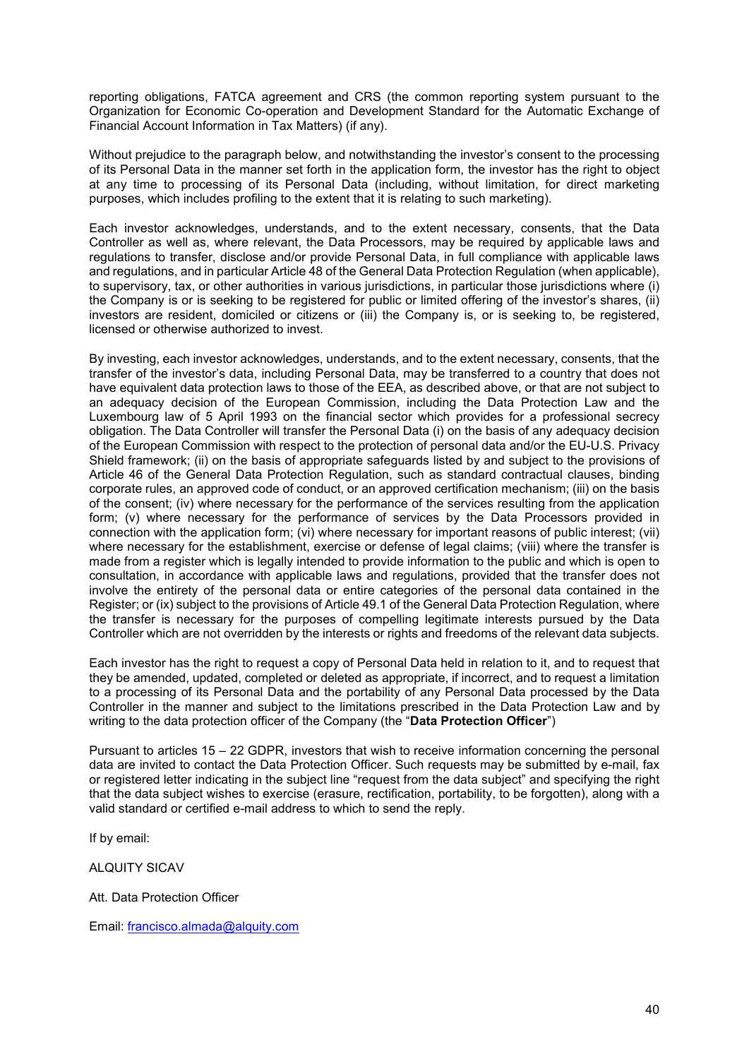reporting obligations, FATCA agreement and CRS (the common reporting system pursuant to the Organization for Economic Co-operation and Development Standard for the Automatic Exchange of Financial Account Information in Tax Matters) (if any).

Without prejudice to the paragraph below, and notwithstanding the investor's consent to the processing of its Personal Data in the manner set forth in the application form, the investor has the right to object at any time to processing of its Personal Data (including, without limitation, for direct marketing purposes, which includes profiling to the extent that it is relating to such marketing).

Each investor acknowledges, understands, and to the extent necessary, consents, that the Data Controller as well as, where relevant, the Data Processors, may be required by applicable laws and regulations to transfer, disclose and/or provide Personal Data, in full compliance with applicable laws and regulations, and in particular Article 48 of the General Data Protection Regulation (when applicable), to supervisory, tax, or other authorities in various jurisdictions, in particular those jurisdictions where (i) the Company is or is seeking to be registered for public or limited offering of the investor's shares, (ii) investors are resident, domiciled or citizens or (iii) the Company is, or is seeking to, be registered, licensed or otherwise authorized to invest.

By investing, each investor acknowledges, understands, and to the extent necessary, consents, that the transfer of the investor's data, including Personal Data, may be transferred to a country that does not have equivalent data protection laws to those of the EEA, as described above, or that are not subject to an adequacy decision of the European Commission, including the Data Protection Law and the Luxembourg law of 5 April 1993 on the financial sector which provides for a professional secrecy obligation. The Data Controller will transfer the Personal Data (i) on the basis of any adequacy decision of the European Commission with respect to the protection of personal data and/or the EU-U.S. Privacy Shield framework; (ii) on the basis of appropriate safeguards listed by and subject to the provisions of Article 46 of the General Data Protection Regulation, such as standard contractual clauses, binding corporate rules, an approved code of conduct, or an approved certification mechanism; (iii) on the basis of the consent; (iv) where necessary for the performance of the services resulting from the application form; (v) where necessary for the performance of services by the Data Processors provided in connection with the application form; (vi) where necessary for important reasons of public interest; (vii) where necessary for the establishment, exercise or defense of legal claims; (viii) where the transfer is made from a register which is legally intended to provide information to the public and which is open to consultation, in accordance with applicable laws and regulations, provided that the transfer does not involve the entirety of the personal data or entire categories of the personal data contained in the Register; or (ix) subject to the provisions of Article 49.1 of the General Data Protection Regulation, where the transfer is necessary for the purposes of compelling legitimate interests pursued by the Data Controller which are not overridden by the interests or rights and freedoms of the relevant data subjects.

Each investor has the right to request a copy of Personal Data held in relation to it, and to request that they be amended, updated, completed or deleted as appropriate, if incorrect, and to request a limitation to a processing of its Personal Data and the portability of any Personal Data processed by the Data Controller in the manner and subject to the limitations prescribed in the Data Protection Law and by writing to the data protection officer of the Company (the "**Data Protection Officer**")

Pursuant to articles 15 – 22 GDPR, investors that wish to receive information concerning the personal data are invited to contact the Data Protection Officer. Such requests may be submitted by e-mail, fax or registered letter indicating in the subject line "request from the data subject" and specifying the right that the data subject wishes to exercise (erasure, rectification, portability, to be forgotten), along with a valid standard or certified e-mail address to which to send the reply.

If by email:

ALQUITY SICAV

Att. Data Protection Officer

Email: francisco.almada@alquity.com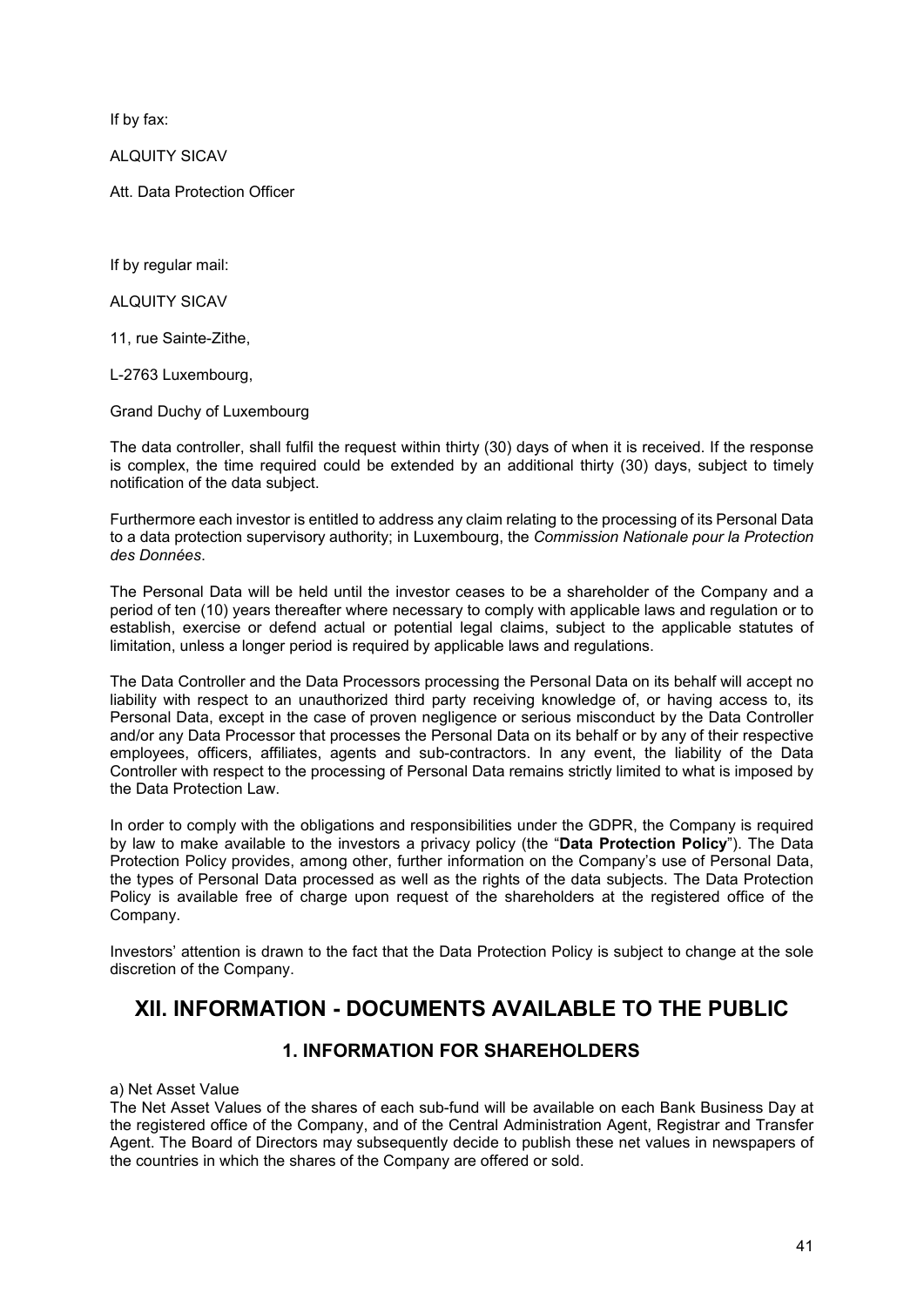If by fax:

ALQUITY SICAV

Att. Data Protection Officer

If by regular mail:

ALQUITY SICAV

11, rue Sainte-Zithe,

L-2763 Luxembourg,

Grand Duchy of Luxembourg

The data controller, shall fulfil the request within thirty (30) days of when it is received. If the response is complex, the time required could be extended by an additional thirty (30) days, subject to timely notification of the data subject.

Furthermore each investor is entitled to address any claim relating to the processing of its Personal Data to a data protection supervisory authority; in Luxembourg, the *Commission Nationale pour la Protection des Données*.

The Personal Data will be held until the investor ceases to be a shareholder of the Company and a period of ten (10) years thereafter where necessary to comply with applicable laws and regulation or to establish, exercise or defend actual or potential legal claims, subject to the applicable statutes of limitation, unless a longer period is required by applicable laws and regulations.

The Data Controller and the Data Processors processing the Personal Data on its behalf will accept no liability with respect to an unauthorized third party receiving knowledge of, or having access to, its Personal Data, except in the case of proven negligence or serious misconduct by the Data Controller and/or any Data Processor that processes the Personal Data on its behalf or by any of their respective employees, officers, affiliates, agents and sub-contractors. In any event, the liability of the Data Controller with respect to the processing of Personal Data remains strictly limited to what is imposed by the Data Protection Law.

In order to comply with the obligations and responsibilities under the GDPR, the Company is required by law to make available to the investors a privacy policy (the "**Data Protection Policy**"). The Data Protection Policy provides, among other, further information on the Company's use of Personal Data, the types of Personal Data processed as well as the rights of the data subjects. The Data Protection Policy is available free of charge upon request of the shareholders at the registered office of the Company.

Investors' attention is drawn to the fact that the Data Protection Policy is subject to change at the sole discretion of the Company.

# XII. INFORMATION - DOCUMENTS AVAILABLE TO THE PUBLIC

## 1. INFORMATION FOR SHAREHOLDERS

a) Net Asset Value

The Net Asset Values of the shares of each sub-fund will be available on each Bank Business Day at the registered office of the Company, and of the Central Administration Agent, Registrar and Transfer Agent. The Board of Directors may subsequently decide to publish these net values in newspapers of the countries in which the shares of the Company are offered or sold.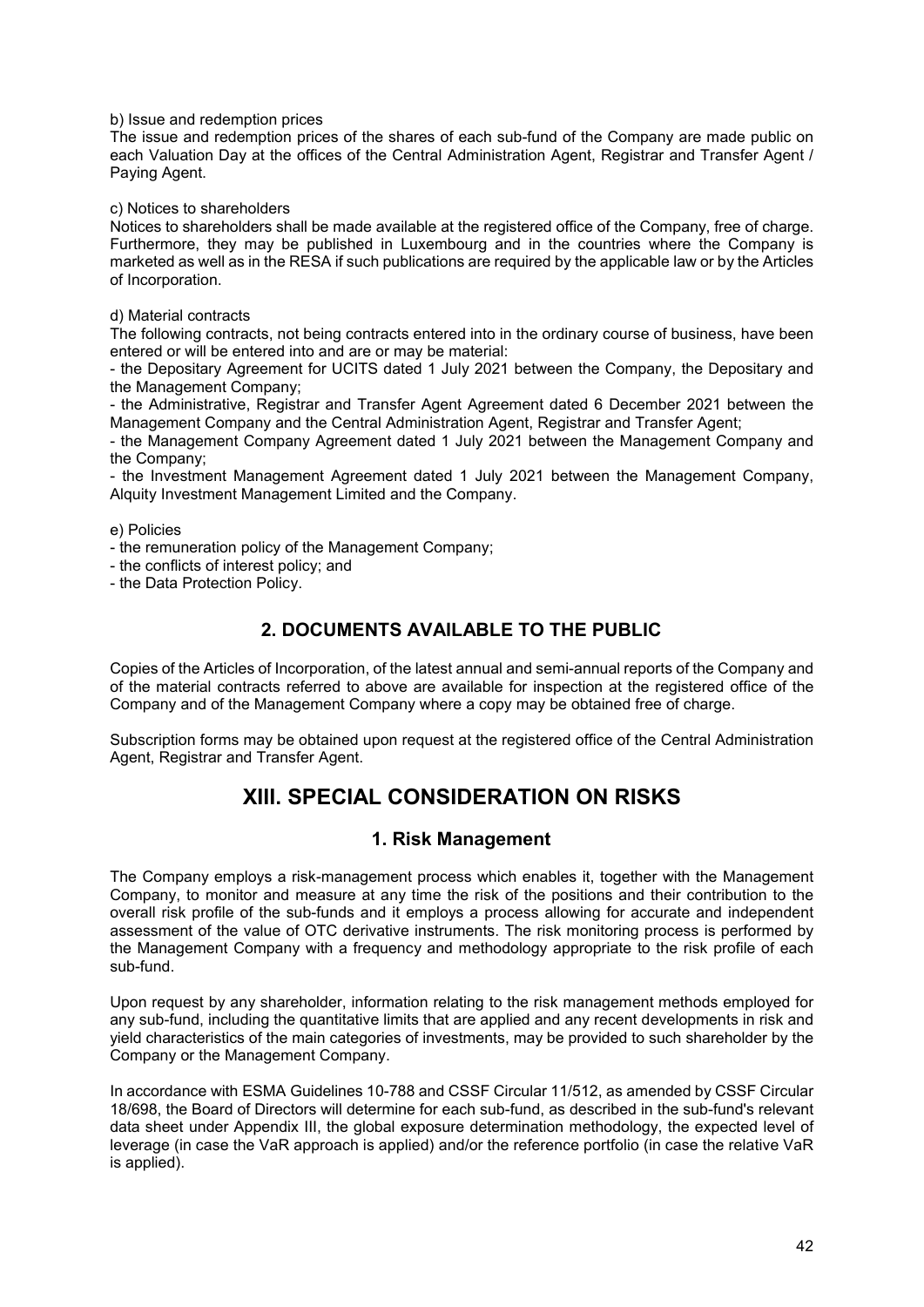b) Issue and redemption prices

The issue and redemption prices of the shares of each sub-fund of the Company are made public on each Valuation Day at the offices of the Central Administration Agent, Registrar and Transfer Agent / Paying Agent.

c) Notices to shareholders

Notices to shareholders shall be made available at the registered office of the Company, free of charge. Furthermore, they may be published in Luxembourg and in the countries where the Company is marketed as well as in the RESA if such publications are required by the applicable law or by the Articles of Incorporation.

d) Material contracts

The following contracts, not being contracts entered into in the ordinary course of business, have been entered or will be entered into and are or may be material:

- the Depositary Agreement for UCITS dated 1 July 2021 between the Company, the Depositary and the Management Company;
- the Administrative, Registrar and Transfer Agent Agreement dated 6 December 2021 between the Management Company and the Central Administration Agent, Registrar and Transfer Agent;
- the Management Company Agreement dated 1 July 2021 between the Management Company and the Company;
- the Investment Management Agreement dated 1 July 2021 between the Management Company, Alquity Investment Management Limited and the Company.

e) Policies

- the remuneration policy of the Management Company;
- the conflicts of interest policy; and
- the Data Protection Policy.

## 2. DOCUMENTS AVAILABLE TO THE PUBLIC

Copies of the Articles of Incorporation, of the latest annual and semi-annual reports of the Company and of the material contracts referred to above are available for inspection at the registered office of the Company and of the Management Company where a copy may be obtained free of charge.

Subscription forms may be obtained upon request at the registered office of the Central Administration Agent, Registrar and Transfer Agent.

# XIII. SPECIAL CONSIDERATION ON RISKS

## 1. Risk Management

The Company employs a risk-management process which enables it, together with the Management Company, to monitor and measure at any time the risk of the positions and their contribution to the overall risk profile of the sub-funds and it employs a process allowing for accurate and independent assessment of the value of OTC derivative instruments. The risk monitoring process is performed by the Management Company with a frequency and methodology appropriate to the risk profile of each sub-fund.

Upon request by any shareholder, information relating to the risk management methods employed for any sub-fund, including the quantitative limits that are applied and any recent developments in risk and yield characteristics of the main categories of investments, may be provided to such shareholder by the Company or the Management Company.

In accordance with ESMA Guidelines 10-788 and CSSF Circular 11/512, as amended by CSSF Circular 18/698, the Board of Directors will determine for each sub-fund, as described in the sub-fund's relevant data sheet under Appendix III, the global exposure determination methodology, the expected level of leverage (in case the VaR approach is applied) and/or the reference portfolio (in case the relative VaR is applied).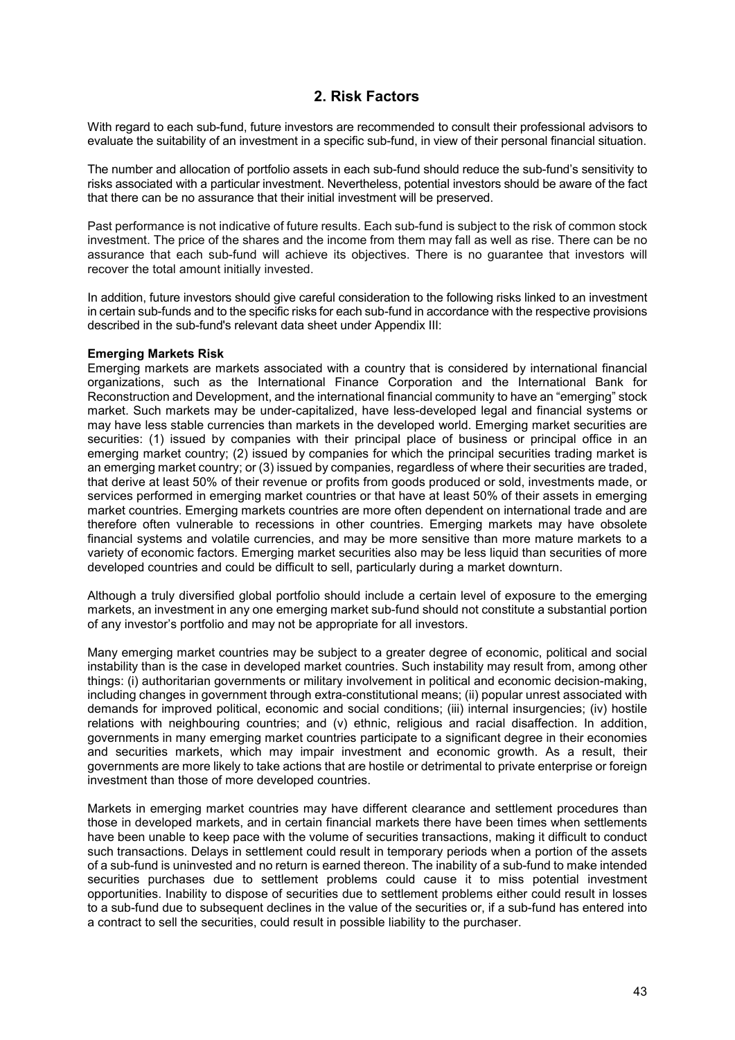## 2. Risk Factors

With regard to each sub-fund, future investors are recommended to consult their professional advisors to evaluate the suitability of an investment in a specific sub-fund, in view of their personal financial situation.

The number and allocation of portfolio assets in each sub-fund should reduce the sub-fund's sensitivity to risks associated with a particular investment. Nevertheless, potential investors should be aware of the fact that there can be no assurance that their initial investment will be preserved.

Past performance is not indicative of future results. Each sub-fund is subject to the risk of common stock investment. The price of the shares and the income from them may fall as well as rise. There can be no assurance that each sub-fund will achieve its objectives. There is no guarantee that investors will recover the total amount initially invested.

In addition, future investors should give careful consideration to the following risks linked to an investment in certain sub-funds and to the specific risks for each sub-fund in accordance with the respective provisions described in the sub-fund's relevant data sheet under Appendix III:

**Emerging Markets Risk**

Emerging markets are markets associated with a country that is considered by international financial organizations, such as the International Finance Corporation and the International Bank for Reconstruction and Development, and the international financial community to have an "emerging" stock market. Such markets may be under-capitalized, have less-developed legal and financial systems or may have less stable currencies than markets in the developed world. Emerging market securities are securities: (1) issued by companies with their principal place of business or principal office in an emerging market country; (2) issued by companies for which the principal securities trading market is an emerging market country; or (3) issued by companies, regardless of where their securities are traded, that derive at least 50% of their revenue or profits from goods produced or sold, investments made, or services performed in emerging market countries or that have at least 50% of their assets in emerging market countries. Emerging markets countries are more often dependent on international trade and are therefore often vulnerable to recessions in other countries. Emerging markets may have obsolete financial systems and volatile currencies, and may be more sensitive than more mature markets to a variety of economic factors. Emerging market securities also may be less liquid than securities of more developed countries and could be difficult to sell, particularly during a market downturn.

Although a truly diversified global portfolio should include a certain level of exposure to the emerging markets, an investment in any one emerging market sub-fund should not constitute a substantial portion of any investor's portfolio and may not be appropriate for all investors.

Many emerging market countries may be subject to a greater degree of economic, political and social instability than is the case in developed market countries. Such instability may result from, among other things: (i) authoritarian governments or military involvement in political and economic decision-making, including changes in government through extra-constitutional means; (ii) popular unrest associated with demands for improved political, economic and social conditions; (iii) internal insurgencies; (iv) hostile relations with neighbouring countries; and (v) ethnic, religious and racial disaffection. In addition, governments in many emerging market countries participate to a significant degree in their economies and securities markets, which may impair investment and economic growth. As a result, their governments are more likely to take actions that are hostile or detrimental to private enterprise or foreign investment than those of more developed countries.

Markets in emerging market countries may have different clearance and settlement procedures than those in developed markets, and in certain financial markets there have been times when settlements have been unable to keep pace with the volume of securities transactions, making it difficult to conduct such transactions. Delays in settlement could result in temporary periods when a portion of the assets of a sub-fund is uninvested and no return is earned thereon. The inability of a sub-fund to make intended securities purchases due to settlement problems could cause it to miss potential investment opportunities. Inability to dispose of securities due to settlement problems either could result in losses to a sub-fund due to subsequent declines in the value of the securities or, if a sub-fund has entered into a contract to sell the securities, could result in possible liability to the purchaser.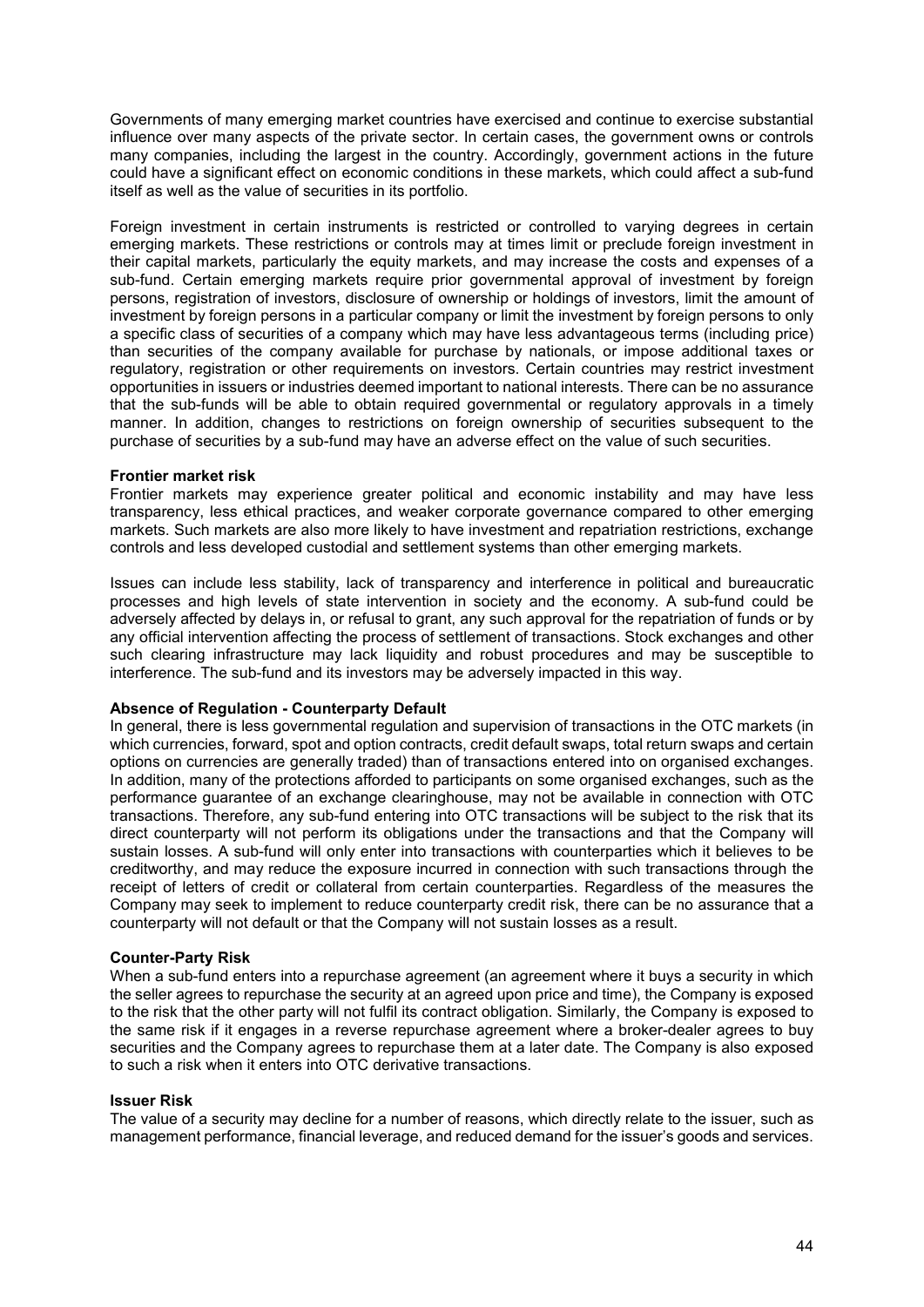Governments of many emerging market countries have exercised and continue to exercise substantial influence over many aspects of the private sector. In certain cases, the government owns or controls many companies, including the largest in the country. Accordingly, government actions in the future could have a significant effect on economic conditions in these markets, which could affect a sub-fund itself as well as the value of securities in its portfolio.

Foreign investment in certain instruments is restricted or controlled to varying degrees in certain emerging markets. These restrictions or controls may at times limit or preclude foreign investment in their capital markets, particularly the equity markets, and may increase the costs and expenses of a sub-fund. Certain emerging markets require prior governmental approval of investment by foreign persons, registration of investors, disclosure of ownership or holdings of investors, limit the amount of investment by foreign persons in a particular company or limit the investment by foreign persons to only a specific class of securities of a company which may have less advantageous terms (including price) than securities of the company available for purchase by nationals, or impose additional taxes or regulatory, registration or other requirements on investors. Certain countries may restrict investment opportunities in issuers or industries deemed important to national interests. There can be no assurance that the sub-funds will be able to obtain required governmental or regulatory approvals in a timely manner. In addition, changes to restrictions on foreign ownership of securities subsequent to the purchase of securities by a sub-fund may have an adverse effect on the value of such securities.

**Frontier market risk**

Frontier markets may experience greater political and economic instability and may have less transparency, less ethical practices, and weaker corporate governance compared to other emerging markets. Such markets are also more likely to have investment and repatriation restrictions, exchange controls and less developed custodial and settlement systems than other emerging markets.

Issues can include less stability, lack of transparency and interference in political and bureaucratic processes and high levels of state intervention in society and the economy. A sub-fund could be adversely affected by delays in, or refusal to grant, any such approval for the repatriation of funds or by any official intervention affecting the process of settlement of transactions. Stock exchanges and other such clearing infrastructure may lack liquidity and robust procedures and may be susceptible to interference. The sub-fund and its investors may be adversely impacted in this way.

**Absence of Regulation - Counterparty Default**

In general, there is less governmental regulation and supervision of transactions in the OTC markets (in which currencies, forward, spot and option contracts, credit default swaps, total return swaps and certain options on currencies are generally traded) than of transactions entered into on organised exchanges. In addition, many of the protections afforded to participants on some organised exchanges, such as the performance guarantee of an exchange clearinghouse, may not be available in connection with OTC transactions. Therefore, any sub-fund entering into OTC transactions will be subject to the risk that its direct counterparty will not perform its obligations under the transactions and that the Company will sustain losses. A sub-fund will only enter into transactions with counterparties which it believes to be creditworthy, and may reduce the exposure incurred in connection with such transactions through the receipt of letters of credit or collateral from certain counterparties. Regardless of the measures the Company may seek to implement to reduce counterparty credit risk, there can be no assurance that a counterparty will not default or that the Company will not sustain losses as a result.

**Counter-Party Risk**

When a sub-fund enters into a repurchase agreement (an agreement where it buys a security in which the seller agrees to repurchase the security at an agreed upon price and time), the Company is exposed to the risk that the other party will not fulfil its contract obligation. Similarly, the Company is exposed to the same risk if it engages in a reverse repurchase agreement where a broker-dealer agrees to buy securities and the Company agrees to repurchase them at a later date. The Company is also exposed to such a risk when it enters into OTC derivative transactions.

**Issuer Risk**

The value of a security may decline for a number of reasons, which directly relate to the issuer, such as management performance, financial leverage, and reduced demand for the issuer's goods and services.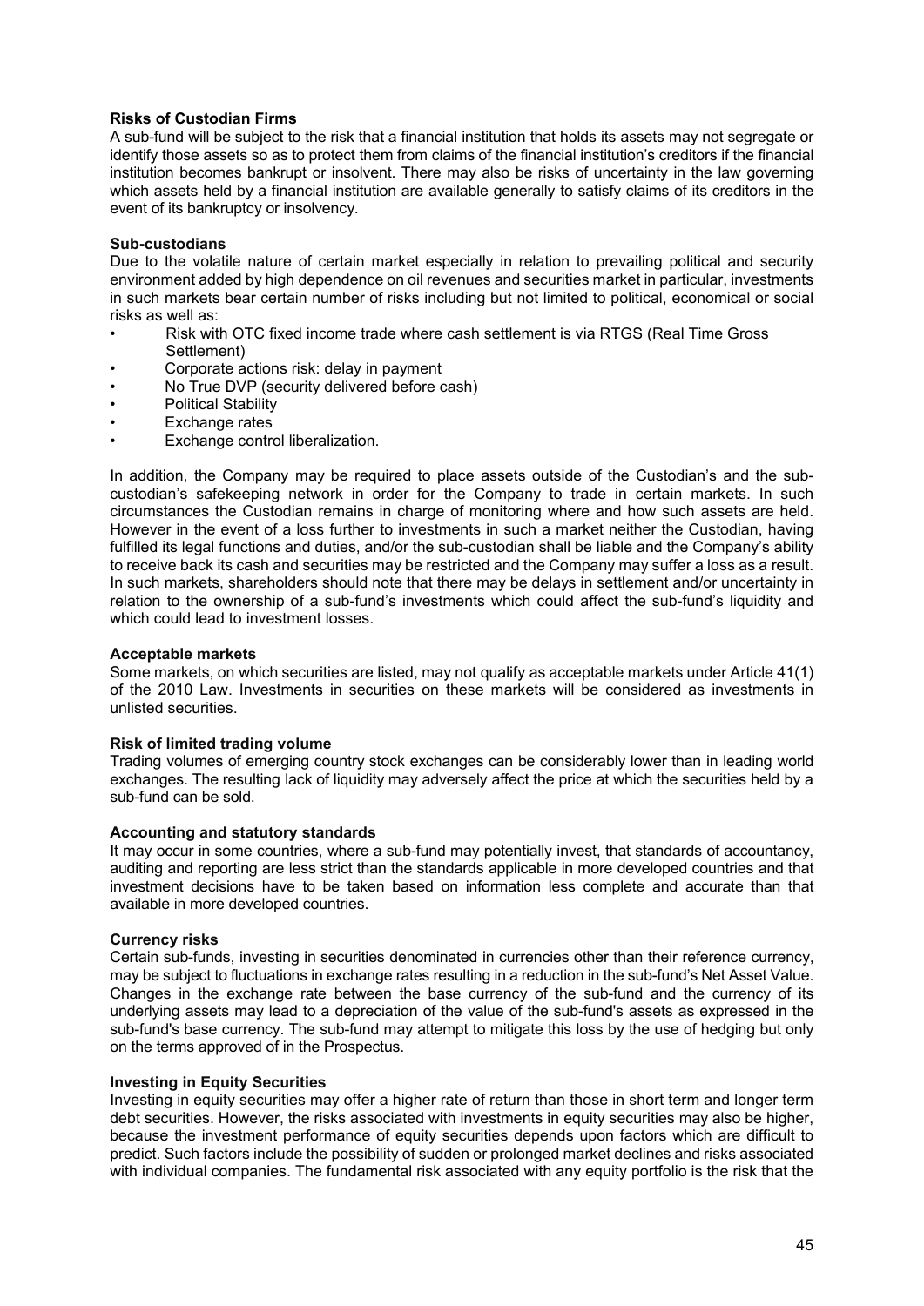**Risks of Custodian Firms**

A sub-fund will be subject to the risk that a financial institution that holds its assets may not segregate or identify those assets so as to protect them from claims of the financial institution's creditors if the financial institution becomes bankrupt or insolvent. There may also be risks of uncertainty in the law governing which assets held by a financial institution are available generally to satisfy claims of its creditors in the event of its bankruptcy or insolvency.

**Sub-custodians**

Due to the volatile nature of certain market especially in relation to prevailing political and security environment added by high dependence on oil revenues and securities market in particular, investments in such markets bear certain number of risks including but not limited to political, economical or social risks as well as:

- Risk with OTC fixed income trade where cash settlement is via RTGS (Real Time Gross Settlement)
- Corporate actions risk: delay in payment
- No True DVP (security delivered before cash)
- Political Stability
- Exchange rates
- Exchange control liberalization.

In addition, the Company may be required to place assets outside of the Custodian's and the sub-custodian's safekeeping network in order for the Company to trade in certain markets. In such circumstances the Custodian remains in charge of monitoring where and how such assets are held. However in the event of a loss further to investments in such a market neither the Custodian, having fulfilled its legal functions and duties, and/or the sub-custodian shall be liable and the Company's ability to receive back its cash and securities may be restricted and the Company may suffer a loss as a result. In such markets, shareholders should note that there may be delays in settlement and/or uncertainty in relation to the ownership of a sub-fund's investments which could affect the sub-fund's liquidity and which could lead to investment losses.

**Acceptable markets**

Some markets, on which securities are listed, may not qualify as acceptable markets under Article 41(1) of the 2010 Law. Investments in securities on these markets will be considered as investments in unlisted securities.

**Risk of limited trading volume**

Trading volumes of emerging country stock exchanges can be considerably lower than in leading world exchanges. The resulting lack of liquidity may adversely affect the price at which the securities held by a sub-fund can be sold.

**Accounting and statutory standards**

It may occur in some countries, where a sub-fund may potentially invest, that standards of accountancy, auditing and reporting are less strict than the standards applicable in more developed countries and that investment decisions have to be taken based on information less complete and accurate than that available in more developed countries.

**Currency risks**

Certain sub-funds, investing in securities denominated in currencies other than their reference currency, may be subject to fluctuations in exchange rates resulting in a reduction in the sub-fund's Net Asset Value. Changes in the exchange rate between the base currency of the sub-fund and the currency of its underlying assets may lead to a depreciation of the value of the sub-fund's assets as expressed in the sub-fund's base currency. The sub-fund may attempt to mitigate this loss by the use of hedging but only on the terms approved of in the Prospectus.

**Investing in Equity Securities**

Investing in equity securities may offer a higher rate of return than those in short term and longer term debt securities. However, the risks associated with investments in equity securities may also be higher, because the investment performance of equity securities depends upon factors which are difficult to predict. Such factors include the possibility of sudden or prolonged market declines and risks associated with individual companies. The fundamental risk associated with any equity portfolio is the risk that the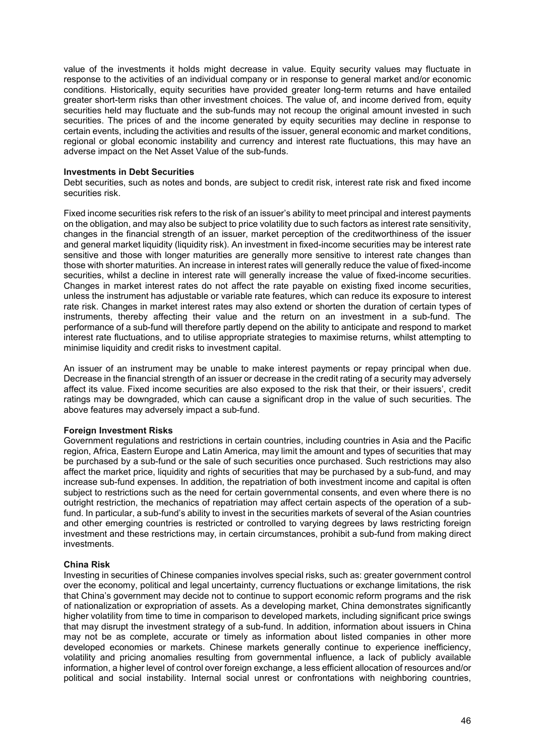value of the investments it holds might decrease in value. Equity security values may fluctuate in response to the activities of an individual company or in response to general market and/or economic conditions. Historically, equity securities have provided greater long-term returns and have entailed greater short-term risks than other investment choices. The value of, and income derived from, equity securities held may fluctuate and the sub-funds may not recoup the original amount invested in such securities. The prices of and the income generated by equity securities may decline in response to certain events, including the activities and results of the issuer, general economic and market conditions, regional or global economic instability and currency and interest rate fluctuations, this may have an adverse impact on the Net Asset Value of the sub-funds.

**Investments in Debt Securities**

Debt securities, such as notes and bonds, are subject to credit risk, interest rate risk and fixed income securities risk.

Fixed income securities risk refers to the risk of an issuer's ability to meet principal and interest payments on the obligation, and may also be subject to price volatility due to such factors as interest rate sensitivity, changes in the financial strength of an issuer, market perception of the creditworthiness of the issuer and general market liquidity (liquidity risk). An investment in fixed-income securities may be interest rate sensitive and those with longer maturities are generally more sensitive to interest rate changes than those with shorter maturities. An increase in interest rates will generally reduce the value of fixed-income securities, whilst a decline in interest rate will generally increase the value of fixed-income securities. Changes in market interest rates do not affect the rate payable on existing fixed income securities, unless the instrument has adjustable or variable rate features, which can reduce its exposure to interest rate risk. Changes in market interest rates may also extend or shorten the duration of certain types of instruments, thereby affecting their value and the return on an investment in a sub-fund. The performance of a sub-fund will therefore partly depend on the ability to anticipate and respond to market interest rate fluctuations, and to utilise appropriate strategies to maximise returns, whilst attempting to minimise liquidity and credit risks to investment capital.

An issuer of an instrument may be unable to make interest payments or repay principal when due. Decrease in the financial strength of an issuer or decrease in the credit rating of a security may adversely affect its value. Fixed income securities are also exposed to the risk that their, or their issuers', credit ratings may be downgraded, which can cause a significant drop in the value of such securities. The above features may adversely impact a sub-fund.

**Foreign Investment Risks**

Government regulations and restrictions in certain countries, including countries in Asia and the Pacific region, Africa, Eastern Europe and Latin America, may limit the amount and types of securities that may be purchased by a sub-fund or the sale of such securities once purchased. Such restrictions may also affect the market price, liquidity and rights of securities that may be purchased by a sub-fund, and may increase sub-fund expenses. In addition, the repatriation of both investment income and capital is often subject to restrictions such as the need for certain governmental consents, and even where there is no outright restriction, the mechanics of repatriation may affect certain aspects of the operation of a sub-fund. In particular, a sub-fund's ability to invest in the securities markets of several of the Asian countries and other emerging countries is restricted or controlled to varying degrees by laws restricting foreign investment and these restrictions may, in certain circumstances, prohibit a sub-fund from making direct investments.

**China Risk**

Investing in securities of Chinese companies involves special risks, such as: greater government control over the economy, political and legal uncertainty, currency fluctuations or exchange limitations, the risk that China's government may decide not to continue to support economic reform programs and the risk of nationalization or expropriation of assets. As a developing market, China demonstrates significantly higher volatility from time to time in comparison to developed markets, including significant price swings that may disrupt the investment strategy of a sub-fund. In addition, information about issuers in China may not be as complete, accurate or timely as information about listed companies in other more developed economies or markets. Chinese markets generally continue to experience inefficiency, volatility and pricing anomalies resulting from governmental influence, a lack of publicly available information, a higher level of control over foreign exchange, a less efficient allocation of resources and/or political and social instability. Internal social unrest or confrontations with neighboring countries,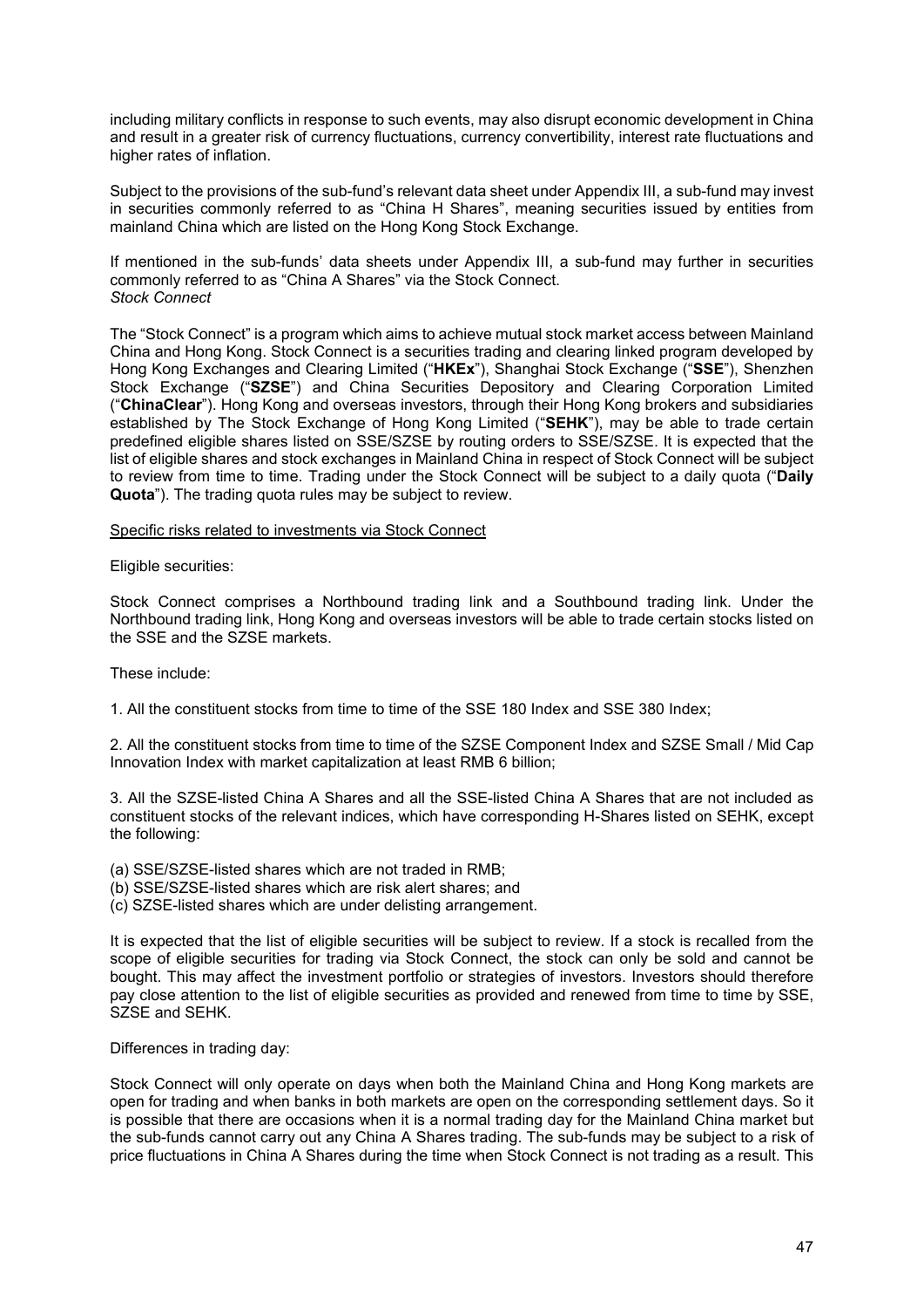including military conflicts in response to such events, may also disrupt economic development in China and result in a greater risk of currency fluctuations, currency convertibility, interest rate fluctuations and higher rates of inflation.

Subject to the provisions of the sub-fund's relevant data sheet under Appendix III, a sub-fund may invest in securities commonly referred to as "China H Shares", meaning securities issued by entities from mainland China which are listed on the Hong Kong Stock Exchange.

If mentioned in the sub-funds' data sheets under Appendix III, a sub-fund may further in securities commonly referred to as "China A Shares" via the Stock Connect.
*Stock Connect*

The "Stock Connect" is a program which aims to achieve mutual stock market access between Mainland China and Hong Kong. Stock Connect is a securities trading and clearing linked program developed by Hong Kong Exchanges and Clearing Limited ("**HKEx**"), Shanghai Stock Exchange ("**SSE**"), Shenzhen Stock Exchange ("**SZSE**") and China Securities Depository and Clearing Corporation Limited ("**ChinaClear**"). Hong Kong and overseas investors, through their Hong Kong brokers and subsidiaries established by The Stock Exchange of Hong Kong Limited ("**SEHK**"), may be able to trade certain predefined eligible shares listed on SSE/SZSE by routing orders to SSE/SZSE. It is expected that the list of eligible shares and stock exchanges in Mainland China in respect of Stock Connect will be subject to review from time to time. Trading under the Stock Connect will be subject to a daily quota ("**Daily Quota**"). The trading quota rules may be subject to review.

<u>Specific risks related to investments via Stock Connect</u>

Eligible securities:

Stock Connect comprises a Northbound trading link and a Southbound trading link. Under the Northbound trading link, Hong Kong and overseas investors will be able to trade certain stocks listed on the SSE and the SZSE markets.

These include:

1. All the constituent stocks from time to time of the SSE 180 Index and SSE 380 Index;

2. All the constituent stocks from time to time of the SZSE Component Index and SZSE Small / Mid Cap Innovation Index with market capitalization at least RMB 6 billion;

3. All the SZSE-listed China A Shares and all the SSE-listed China A Shares that are not included as constituent stocks of the relevant indices, which have corresponding H-Shares listed on SEHK, except the following:

(a) SSE/SZSE-listed shares which are not traded in RMB;
(b) SSE/SZSE-listed shares which are risk alert shares; and
(c) SZSE-listed shares which are under delisting arrangement.

It is expected that the list of eligible securities will be subject to review. If a stock is recalled from the scope of eligible securities for trading via Stock Connect, the stock can only be sold and cannot be bought. This may affect the investment portfolio or strategies of investors. Investors should therefore pay close attention to the list of eligible securities as provided and renewed from time to time by SSE, SZSE and SEHK.

Differences in trading day:

Stock Connect will only operate on days when both the Mainland China and Hong Kong markets are open for trading and when banks in both markets are open on the corresponding settlement days. So it is possible that there are occasions when it is a normal trading day for the Mainland China market but the sub-funds cannot carry out any China A Shares trading. The sub-funds may be subject to a risk of price fluctuations in China A Shares during the time when Stock Connect is not trading as a result. This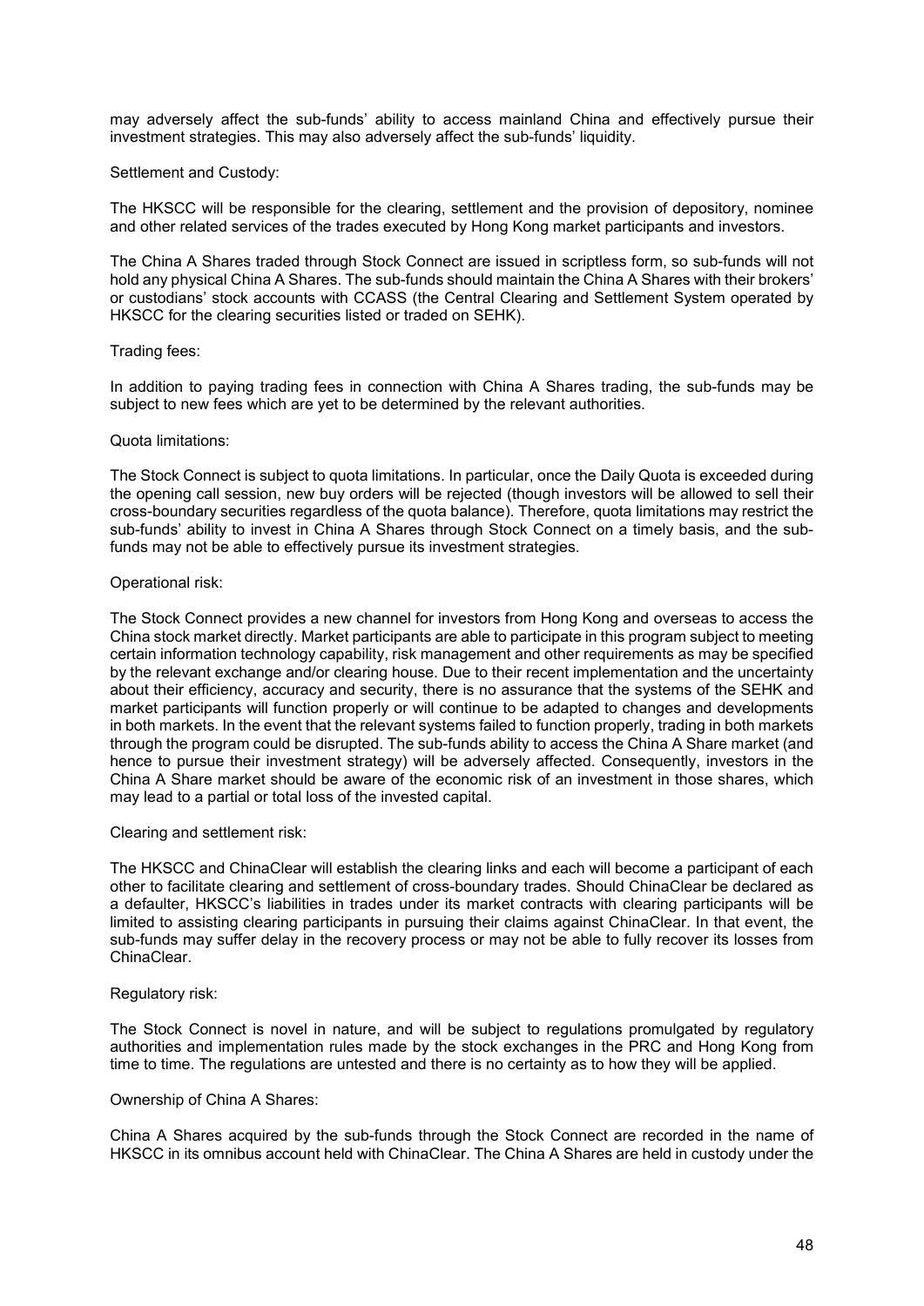may adversely affect the sub-funds' ability to access mainland China and effectively pursue their investment strategies. This may also adversely affect the sub-funds' liquidity.

Settlement and Custody:

The HKSCC will be responsible for the clearing, settlement and the provision of depository, nominee and other related services of the trades executed by Hong Kong market participants and investors.

The China A Shares traded through Stock Connect are issued in scriptless form, so sub-funds will not hold any physical China A Shares. The sub-funds should maintain the China A Shares with their brokers' or custodians' stock accounts with CCASS (the Central Clearing and Settlement System operated by HKSCC for the clearing securities listed or traded on SEHK).

Trading fees:

In addition to paying trading fees in connection with China A Shares trading, the sub-funds may be subject to new fees which are yet to be determined by the relevant authorities.

Quota limitations:

The Stock Connect is subject to quota limitations. In particular, once the Daily Quota is exceeded during the opening call session, new buy orders will be rejected (though investors will be allowed to sell their cross-boundary securities regardless of the quota balance). Therefore, quota limitations may restrict the sub-funds' ability to invest in China A Shares through Stock Connect on a timely basis, and the sub-funds may not be able to effectively pursue its investment strategies.

Operational risk:

The Stock Connect provides a new channel for investors from Hong Kong and overseas to access the China stock market directly. Market participants are able to participate in this program subject to meeting certain information technology capability, risk management and other requirements as may be specified by the relevant exchange and/or clearing house. Due to their recent implementation and the uncertainty about their efficiency, accuracy and security, there is no assurance that the systems of the SEHK and market participants will function properly or will continue to be adapted to changes and developments in both markets. In the event that the relevant systems failed to function properly, trading in both markets through the program could be disrupted. The sub-funds ability to access the China A Share market (and hence to pursue their investment strategy) will be adversely affected. Consequently, investors in the China A Share market should be aware of the economic risk of an investment in those shares, which may lead to a partial or total loss of the invested capital.

Clearing and settlement risk:

The HKSCC and ChinaClear will establish the clearing links and each will become a participant of each other to facilitate clearing and settlement of cross-boundary trades. Should ChinaClear be declared as a defaulter, HKSCC's liabilities in trades under its market contracts with clearing participants will be limited to assisting clearing participants in pursuing their claims against ChinaClear. In that event, the sub-funds may suffer delay in the recovery process or may not be able to fully recover its losses from ChinaClear.

Regulatory risk:

The Stock Connect is novel in nature, and will be subject to regulations promulgated by regulatory authorities and implementation rules made by the stock exchanges in the PRC and Hong Kong from time to time. The regulations are untested and there is no certainty as to how they will be applied.

Ownership of China A Shares:

China A Shares acquired by the sub-funds through the Stock Connect are recorded in the name of HKSCC in its omnibus account held with ChinaClear. The China A Shares are held in custody under the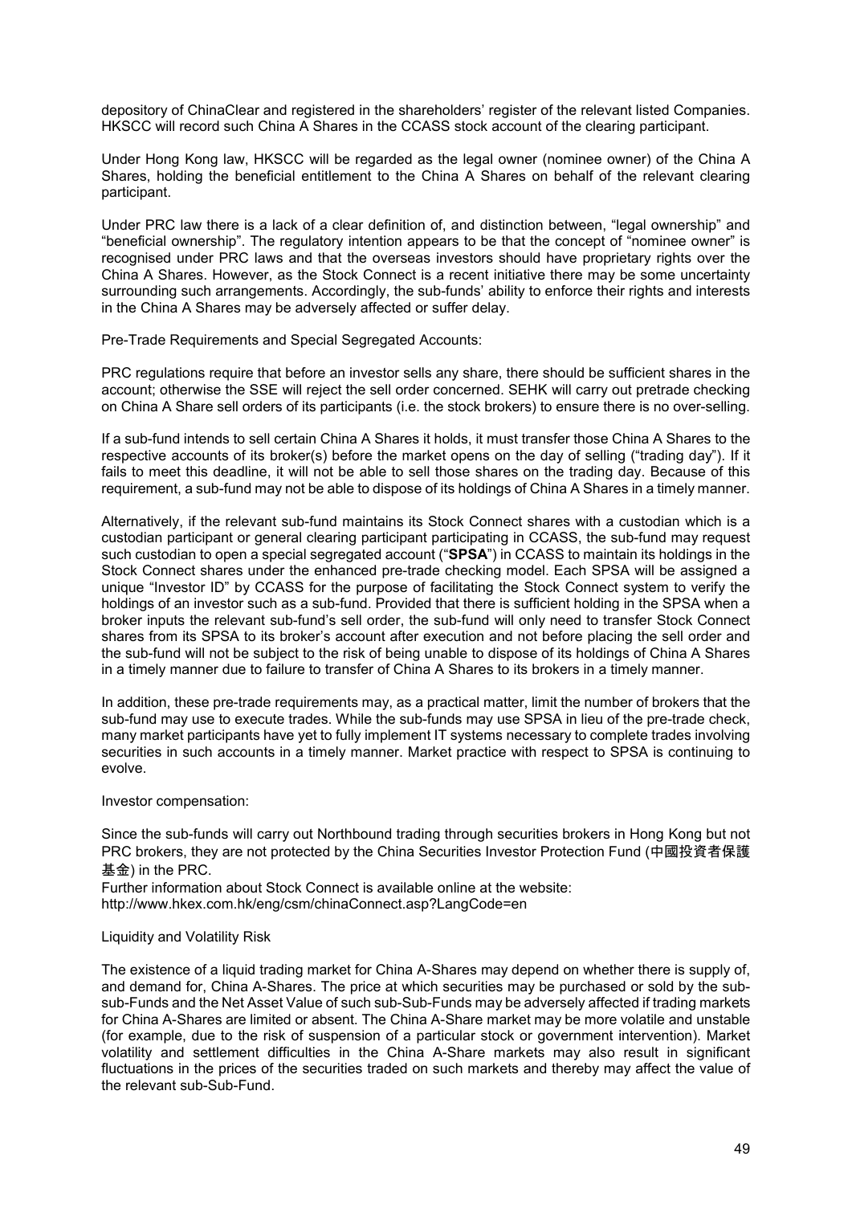depository of ChinaClear and registered in the shareholders' register of the relevant listed Companies. HKSCC will record such China A Shares in the CCASS stock account of the clearing participant.

Under Hong Kong law, HKSCC will be regarded as the legal owner (nominee owner) of the China A Shares, holding the beneficial entitlement to the China A Shares on behalf of the relevant clearing participant.

Under PRC law there is a lack of a clear definition of, and distinction between, "legal ownership" and "beneficial ownership". The regulatory intention appears to be that the concept of "nominee owner" is recognised under PRC laws and that the overseas investors should have proprietary rights over the China A Shares. However, as the Stock Connect is a recent initiative there may be some uncertainty surrounding such arrangements. Accordingly, the sub-funds' ability to enforce their rights and interests in the China A Shares may be adversely affected or suffer delay.

Pre-Trade Requirements and Special Segregated Accounts:

PRC regulations require that before an investor sells any share, there should be sufficient shares in the account; otherwise the SSE will reject the sell order concerned. SEHK will carry out pretrade checking on China A Share sell orders of its participants (i.e. the stock brokers) to ensure there is no over-selling.

If a sub-fund intends to sell certain China A Shares it holds, it must transfer those China A Shares to the respective accounts of its broker(s) before the market opens on the day of selling ("trading day"). If it fails to meet this deadline, it will not be able to sell those shares on the trading day. Because of this requirement, a sub-fund may not be able to dispose of its holdings of China A Shares in a timely manner.

Alternatively, if the relevant sub-fund maintains its Stock Connect shares with a custodian which is a custodian participant or general clearing participant participating in CCASS, the sub-fund may request such custodian to open a special segregated account ("**SPSA**") in CCASS to maintain its holdings in the Stock Connect shares under the enhanced pre-trade checking model. Each SPSA will be assigned a unique "Investor ID" by CCASS for the purpose of facilitating the Stock Connect system to verify the holdings of an investor such as a sub-fund. Provided that there is sufficient holding in the SPSA when a broker inputs the relevant sub-fund's sell order, the sub-fund will only need to transfer Stock Connect shares from its SPSA to its broker's account after execution and not before placing the sell order and the sub-fund will not be subject to the risk of being unable to dispose of its holdings of China A Shares in a timely manner due to failure to transfer of China A Shares to its brokers in a timely manner.

In addition, these pre-trade requirements may, as a practical matter, limit the number of brokers that the sub-fund may use to execute trades. While the sub-funds may use SPSA in lieu of the pre-trade check, many market participants have yet to fully implement IT systems necessary to complete trades involving securities in such accounts in a timely manner. Market practice with respect to SPSA is continuing to evolve.

Investor compensation:

Since the sub-funds will carry out Northbound trading through securities brokers in Hong Kong but not PRC brokers, they are not protected by the China Securities Investor Protection Fund (中國投資者保護基金) in the PRC.

Further information about Stock Connect is available online at the website: http://www.hkex.com.hk/eng/csm/chinaConnect.asp?LangCode=en

Liquidity and Volatility Risk

The existence of a liquid trading market for China A-Shares may depend on whether there is supply of, and demand for, China A-Shares. The price at which securities may be purchased or sold by the sub-sub-Funds and the Net Asset Value of such sub-Sub-Funds may be adversely affected if trading markets for China A-Shares are limited or absent. The China A-Share market may be more volatile and unstable (for example, due to the risk of suspension of a particular stock or government intervention). Market volatility and settlement difficulties in the China A-Share markets may also result in significant fluctuations in the prices of the securities traded on such markets and thereby may affect the value of the relevant sub-Sub-Fund.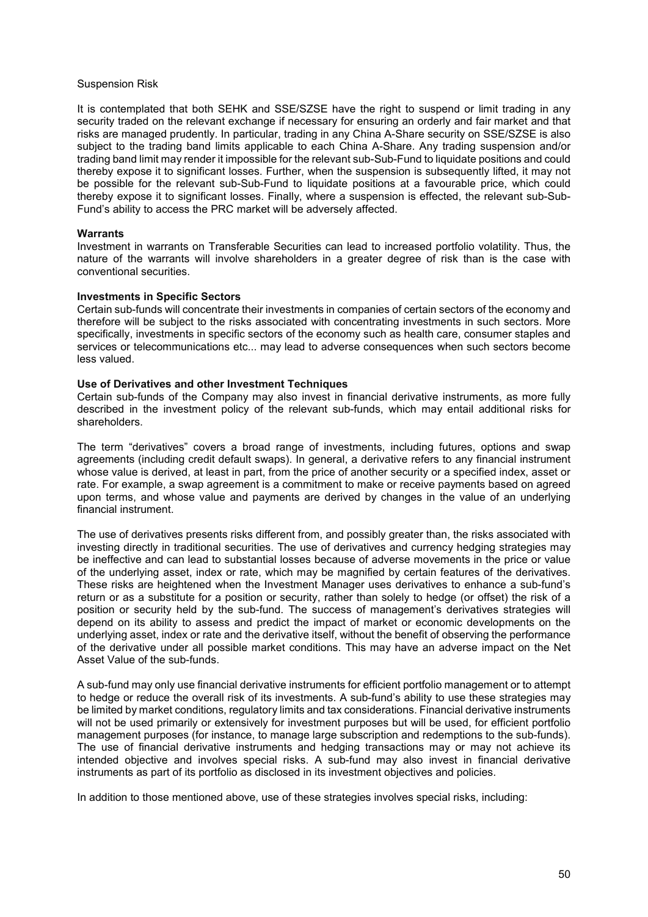Suspension Risk

It is contemplated that both SEHK and SSE/SZSE have the right to suspend or limit trading in any security traded on the relevant exchange if necessary for ensuring an orderly and fair market and that risks are managed prudently. In particular, trading in any China A-Share security on SSE/SZSE is also subject to the trading band limits applicable to each China A-Share. Any trading suspension and/or trading band limit may render it impossible for the relevant sub-Sub-Fund to liquidate positions and could thereby expose it to significant losses. Further, when the suspension is subsequently lifted, it may not be possible for the relevant sub-Sub-Fund to liquidate positions at a favourable price, which could thereby expose it to significant losses. Finally, where a suspension is effected, the relevant sub-Sub-Fund's ability to access the PRC market will be adversely affected.

**Warrants**

Investment in warrants on Transferable Securities can lead to increased portfolio volatility. Thus, the nature of the warrants will involve shareholders in a greater degree of risk than is the case with conventional securities.

**Investments in Specific Sectors**

Certain sub-funds will concentrate their investments in companies of certain sectors of the economy and therefore will be subject to the risks associated with concentrating investments in such sectors. More specifically, investments in specific sectors of the economy such as health care, consumer staples and services or telecommunications etc... may lead to adverse consequences when such sectors become less valued.

**Use of Derivatives and other Investment Techniques**

Certain sub-funds of the Company may also invest in financial derivative instruments, as more fully described in the investment policy of the relevant sub-funds, which may entail additional risks for shareholders.

The term "derivatives" covers a broad range of investments, including futures, options and swap agreements (including credit default swaps). In general, a derivative refers to any financial instrument whose value is derived, at least in part, from the price of another security or a specified index, asset or rate. For example, a swap agreement is a commitment to make or receive payments based on agreed upon terms, and whose value and payments are derived by changes in the value of an underlying financial instrument.

The use of derivatives presents risks different from, and possibly greater than, the risks associated with investing directly in traditional securities. The use of derivatives and currency hedging strategies may be ineffective and can lead to substantial losses because of adverse movements in the price or value of the underlying asset, index or rate, which may be magnified by certain features of the derivatives. These risks are heightened when the Investment Manager uses derivatives to enhance a sub-fund's return or as a substitute for a position or security, rather than solely to hedge (or offset) the risk of a position or security held by the sub-fund. The success of management's derivatives strategies will depend on its ability to assess and predict the impact of market or economic developments on the underlying asset, index or rate and the derivative itself, without the benefit of observing the performance of the derivative under all possible market conditions. This may have an adverse impact on the Net Asset Value of the sub-funds.

A sub-fund may only use financial derivative instruments for efficient portfolio management or to attempt to hedge or reduce the overall risk of its investments. A sub-fund's ability to use these strategies may be limited by market conditions, regulatory limits and tax considerations. Financial derivative instruments will not be used primarily or extensively for investment purposes but will be used, for efficient portfolio management purposes (for instance, to manage large subscription and redemptions to the sub-funds). The use of financial derivative instruments and hedging transactions may or may not achieve its intended objective and involves special risks. A sub-fund may also invest in financial derivative instruments as part of its portfolio as disclosed in its investment objectives and policies.

In addition to those mentioned above, use of these strategies involves special risks, including: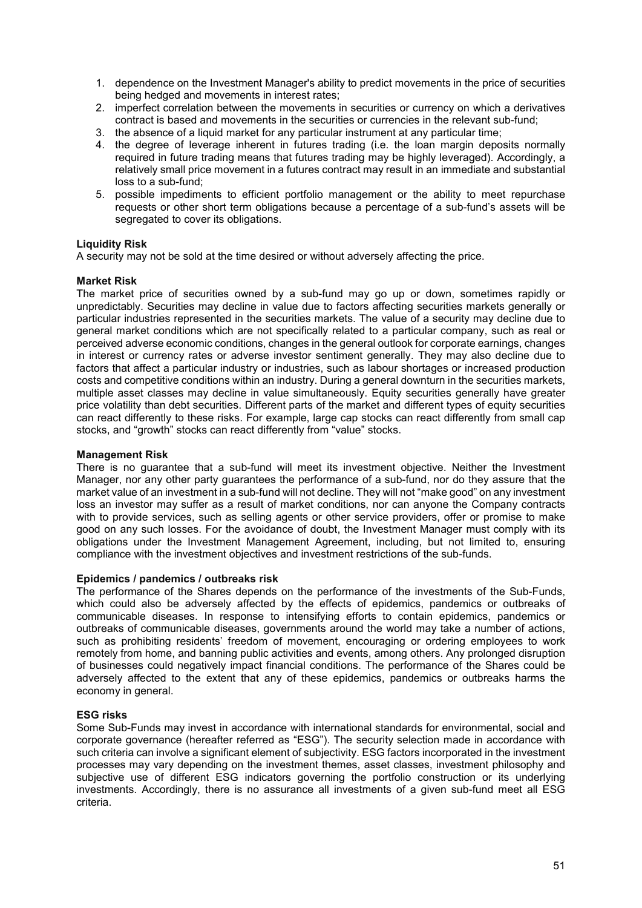1. dependence on the Investment Manager's ability to predict movements in the price of securities being hedged and movements in interest rates;
2. imperfect correlation between the movements in securities or currency on which a derivatives contract is based and movements in the securities or currencies in the relevant sub-fund;
3. the absence of a liquid market for any particular instrument at any particular time;
4. the degree of leverage inherent in futures trading (i.e. the loan margin deposits normally required in future trading means that futures trading may be highly leveraged). Accordingly, a relatively small price movement in a futures contract may result in an immediate and substantial loss to a sub-fund;
5. possible impediments to efficient portfolio management or the ability to meet repurchase requests or other short term obligations because a percentage of a sub-fund's assets will be segregated to cover its obligations.

**Liquidity Risk**

A security may not be sold at the time desired or without adversely affecting the price.

**Market Risk**

The market price of securities owned by a sub-fund may go up or down, sometimes rapidly or unpredictably. Securities may decline in value due to factors affecting securities markets generally or particular industries represented in the securities markets. The value of a security may decline due to general market conditions which are not specifically related to a particular company, such as real or perceived adverse economic conditions, changes in the general outlook for corporate earnings, changes in interest or currency rates or adverse investor sentiment generally. They may also decline due to factors that affect a particular industry or industries, such as labour shortages or increased production costs and competitive conditions within an industry. During a general downturn in the securities markets, multiple asset classes may decline in value simultaneously. Equity securities generally have greater price volatility than debt securities. Different parts of the market and different types of equity securities can react differently to these risks. For example, large cap stocks can react differently from small cap stocks, and "growth" stocks can react differently from "value" stocks.

**Management Risk**

There is no guarantee that a sub-fund will meet its investment objective. Neither the Investment Manager, nor any other party guarantees the performance of a sub-fund, nor do they assure that the market value of an investment in a sub-fund will not decline. They will not "make good" on any investment loss an investor may suffer as a result of market conditions, nor can anyone the Company contracts with to provide services, such as selling agents or other service providers, offer or promise to make good on any such losses. For the avoidance of doubt, the Investment Manager must comply with its obligations under the Investment Management Agreement, including, but not limited to, ensuring compliance with the investment objectives and investment restrictions of the sub-funds.

**Epidemics / pandemics / outbreaks risk**

The performance of the Shares depends on the performance of the investments of the Sub-Funds, which could also be adversely affected by the effects of epidemics, pandemics or outbreaks of communicable diseases. In response to intensifying efforts to contain epidemics, pandemics or outbreaks of communicable diseases, governments around the world may take a number of actions, such as prohibiting residents' freedom of movement, encouraging or ordering employees to work remotely from home, and banning public activities and events, among others. Any prolonged disruption of businesses could negatively impact financial conditions. The performance of the Shares could be adversely affected to the extent that any of these epidemics, pandemics or outbreaks harms the economy in general.

**ESG risks**

Some Sub-Funds may invest in accordance with international standards for environmental, social and corporate governance (hereafter referred as "ESG"). The security selection made in accordance with such criteria can involve a significant element of subjectivity. ESG factors incorporated in the investment processes may vary depending on the investment themes, asset classes, investment philosophy and subjective use of different ESG indicators governing the portfolio construction or its underlying investments. Accordingly, there is no assurance all investments of a given sub-fund meet all ESG criteria.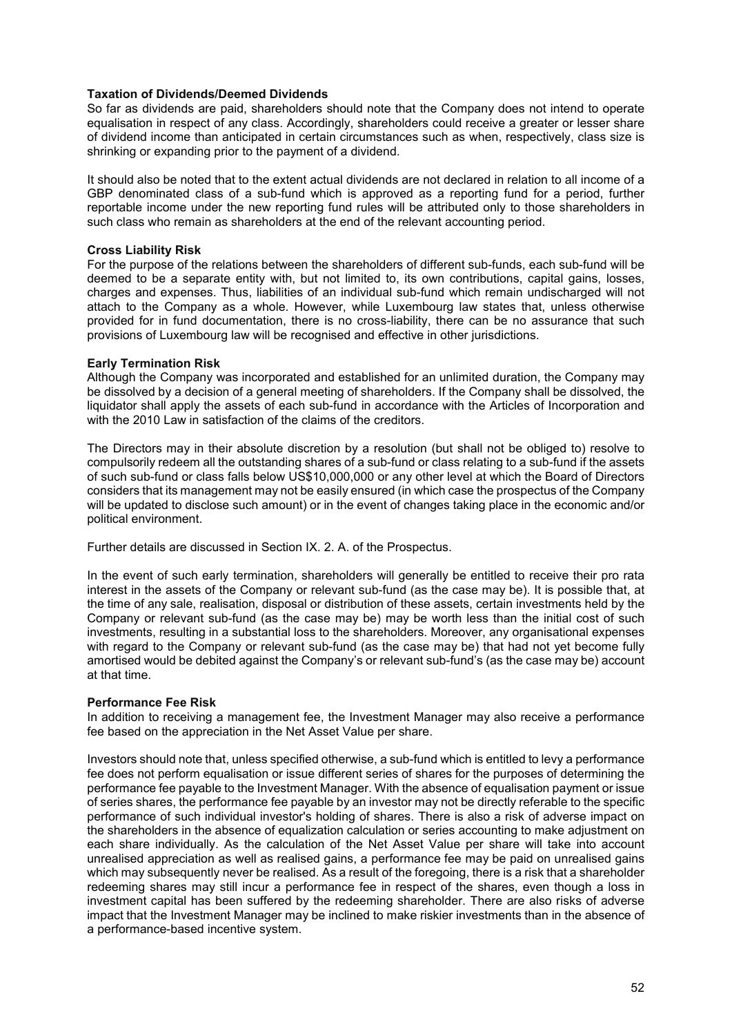**Taxation of Dividends/Deemed Dividends**

So far as dividends are paid, shareholders should note that the Company does not intend to operate equalisation in respect of any class. Accordingly, shareholders could receive a greater or lesser share of dividend income than anticipated in certain circumstances such as when, respectively, class size is shrinking or expanding prior to the payment of a dividend.

It should also be noted that to the extent actual dividends are not declared in relation to all income of a GBP denominated class of a sub-fund which is approved as a reporting fund for a period, further reportable income under the new reporting fund rules will be attributed only to those shareholders in such class who remain as shareholders at the end of the relevant accounting period.

**Cross Liability Risk**

For the purpose of the relations between the shareholders of different sub-funds, each sub-fund will be deemed to be a separate entity with, but not limited to, its own contributions, capital gains, losses, charges and expenses. Thus, liabilities of an individual sub-fund which remain undischarged will not attach to the Company as a whole. However, while Luxembourg law states that, unless otherwise provided for in fund documentation, there is no cross-liability, there can be no assurance that such provisions of Luxembourg law will be recognised and effective in other jurisdictions.

**Early Termination Risk**

Although the Company was incorporated and established for an unlimited duration, the Company may be dissolved by a decision of a general meeting of shareholders. If the Company shall be dissolved, the liquidator shall apply the assets of each sub-fund in accordance with the Articles of Incorporation and with the 2010 Law in satisfaction of the claims of the creditors.

The Directors may in their absolute discretion by a resolution (but shall not be obliged to) resolve to compulsorily redeem all the outstanding shares of a sub-fund or class relating to a sub-fund if the assets of such sub-fund or class falls below US$10,000,000 or any other level at which the Board of Directors considers that its management may not be easily ensured (in which case the prospectus of the Company will be updated to disclose such amount) or in the event of changes taking place in the economic and/or political environment.

Further details are discussed in Section IX. 2. A. of the Prospectus.

In the event of such early termination, shareholders will generally be entitled to receive their pro rata interest in the assets of the Company or relevant sub-fund (as the case may be). It is possible that, at the time of any sale, realisation, disposal or distribution of these assets, certain investments held by the Company or relevant sub-fund (as the case may be) may be worth less than the initial cost of such investments, resulting in a substantial loss to the shareholders. Moreover, any organisational expenses with regard to the Company or relevant sub-fund (as the case may be) that had not yet become fully amortised would be debited against the Company's or relevant sub-fund's (as the case may be) account at that time.

**Performance Fee Risk**

In addition to receiving a management fee, the Investment Manager may also receive a performance fee based on the appreciation in the Net Asset Value per share.

Investors should note that, unless specified otherwise, a sub-fund which is entitled to levy a performance fee does not perform equalisation or issue different series of shares for the purposes of determining the performance fee payable to the Investment Manager. With the absence of equalisation payment or issue of series shares, the performance fee payable by an investor may not be directly referable to the specific performance of such individual investor's holding of shares. There is also a risk of adverse impact on the shareholders in the absence of equalization calculation or series accounting to make adjustment on each share individually. As the calculation of the Net Asset Value per share will take into account unrealised appreciation as well as realised gains, a performance fee may be paid on unrealised gains which may subsequently never be realised. As a result of the foregoing, there is a risk that a shareholder redeeming shares may still incur a performance fee in respect of the shares, even though a loss in investment capital has been suffered by the redeeming shareholder. There are also risks of adverse impact that the Investment Manager may be inclined to make riskier investments than in the absence of a performance-based incentive system.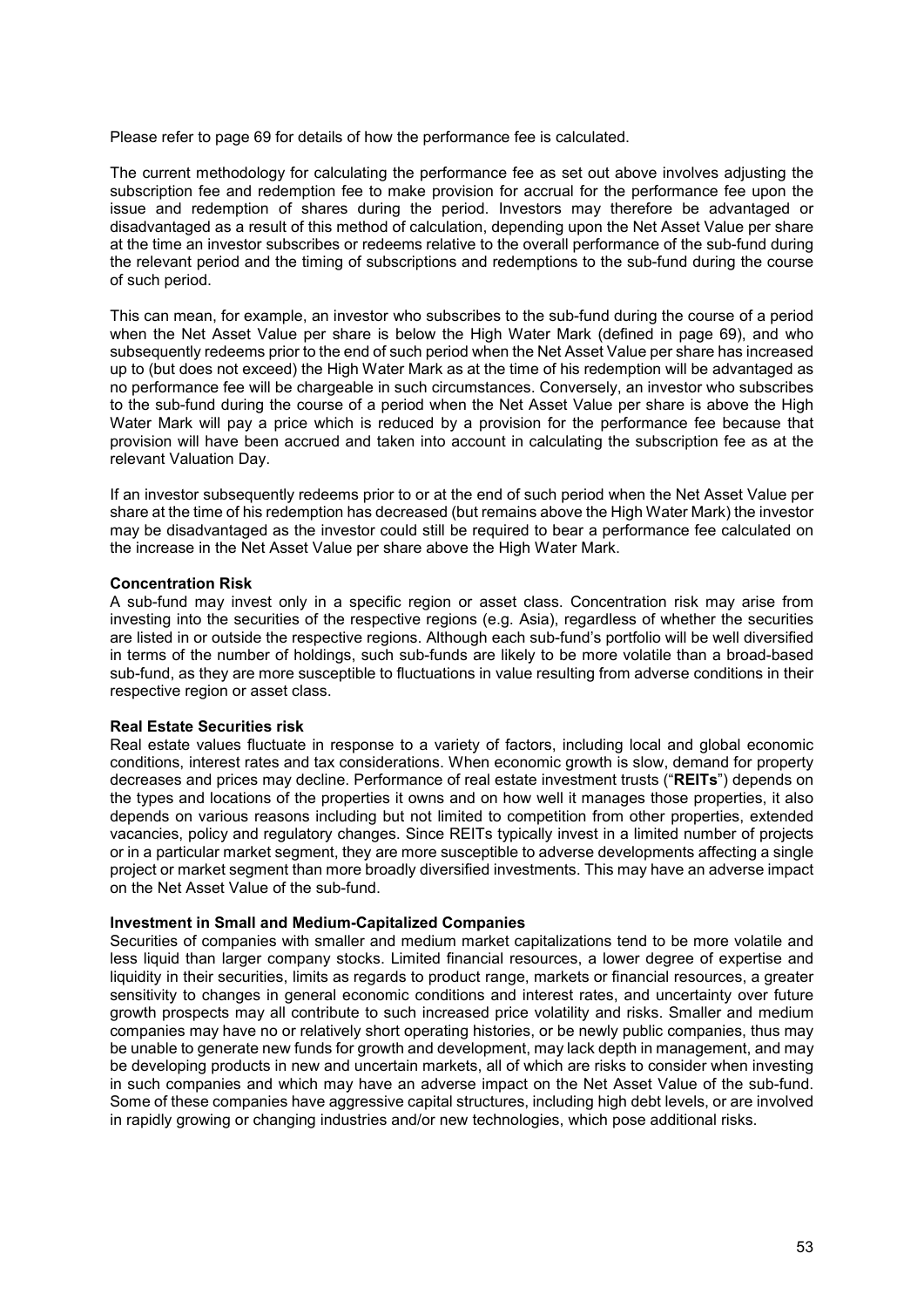Please refer to page 69 for details of how the performance fee is calculated.

The current methodology for calculating the performance fee as set out above involves adjusting the subscription fee and redemption fee to make provision for accrual for the performance fee upon the issue and redemption of shares during the period. Investors may therefore be advantaged or disadvantaged as a result of this method of calculation, depending upon the Net Asset Value per share at the time an investor subscribes or redeems relative to the overall performance of the sub-fund during the relevant period and the timing of subscriptions and redemptions to the sub-fund during the course of such period.

This can mean, for example, an investor who subscribes to the sub-fund during the course of a period when the Net Asset Value per share is below the High Water Mark (defined in page 69), and who subsequently redeems prior to the end of such period when the Net Asset Value per share has increased up to (but does not exceed) the High Water Mark as at the time of his redemption will be advantaged as no performance fee will be chargeable in such circumstances. Conversely, an investor who subscribes to the sub-fund during the course of a period when the Net Asset Value per share is above the High Water Mark will pay a price which is reduced by a provision for the performance fee because that provision will have been accrued and taken into account in calculating the subscription fee as at the relevant Valuation Day.

If an investor subsequently redeems prior to or at the end of such period when the Net Asset Value per share at the time of his redemption has decreased (but remains above the High Water Mark) the investor may be disadvantaged as the investor could still be required to bear a performance fee calculated on the increase in the Net Asset Value per share above the High Water Mark.

**Concentration Risk**

A sub-fund may invest only in a specific region or asset class. Concentration risk may arise from investing into the securities of the respective regions (e.g. Asia), regardless of whether the securities are listed in or outside the respective regions. Although each sub-fund's portfolio will be well diversified in terms of the number of holdings, such sub-funds are likely to be more volatile than a broad-based sub-fund, as they are more susceptible to fluctuations in value resulting from adverse conditions in their respective region or asset class.

**Real Estate Securities risk**

Real estate values fluctuate in response to a variety of factors, including local and global economic conditions, interest rates and tax considerations. When economic growth is slow, demand for property decreases and prices may decline. Performance of real estate investment trusts ("**REITs**") depends on the types and locations of the properties it owns and on how well it manages those properties, it also depends on various reasons including but not limited to competition from other properties, extended vacancies, policy and regulatory changes. Since REITs typically invest in a limited number of projects or in a particular market segment, they are more susceptible to adverse developments affecting a single project or market segment than more broadly diversified investments. This may have an adverse impact on the Net Asset Value of the sub-fund.

**Investment in Small and Medium-Capitalized Companies**

Securities of companies with smaller and medium market capitalizations tend to be more volatile and less liquid than larger company stocks. Limited financial resources, a lower degree of expertise and liquidity in their securities, limits as regards to product range, markets or financial resources, a greater sensitivity to changes in general economic conditions and interest rates, and uncertainty over future growth prospects may all contribute to such increased price volatility and risks. Smaller and medium companies may have no or relatively short operating histories, or be newly public companies, thus may be unable to generate new funds for growth and development, may lack depth in management, and may be developing products in new and uncertain markets, all of which are risks to consider when investing in such companies and which may have an adverse impact on the Net Asset Value of the sub-fund. Some of these companies have aggressive capital structures, including high debt levels, or are involved in rapidly growing or changing industries and/or new technologies, which pose additional risks.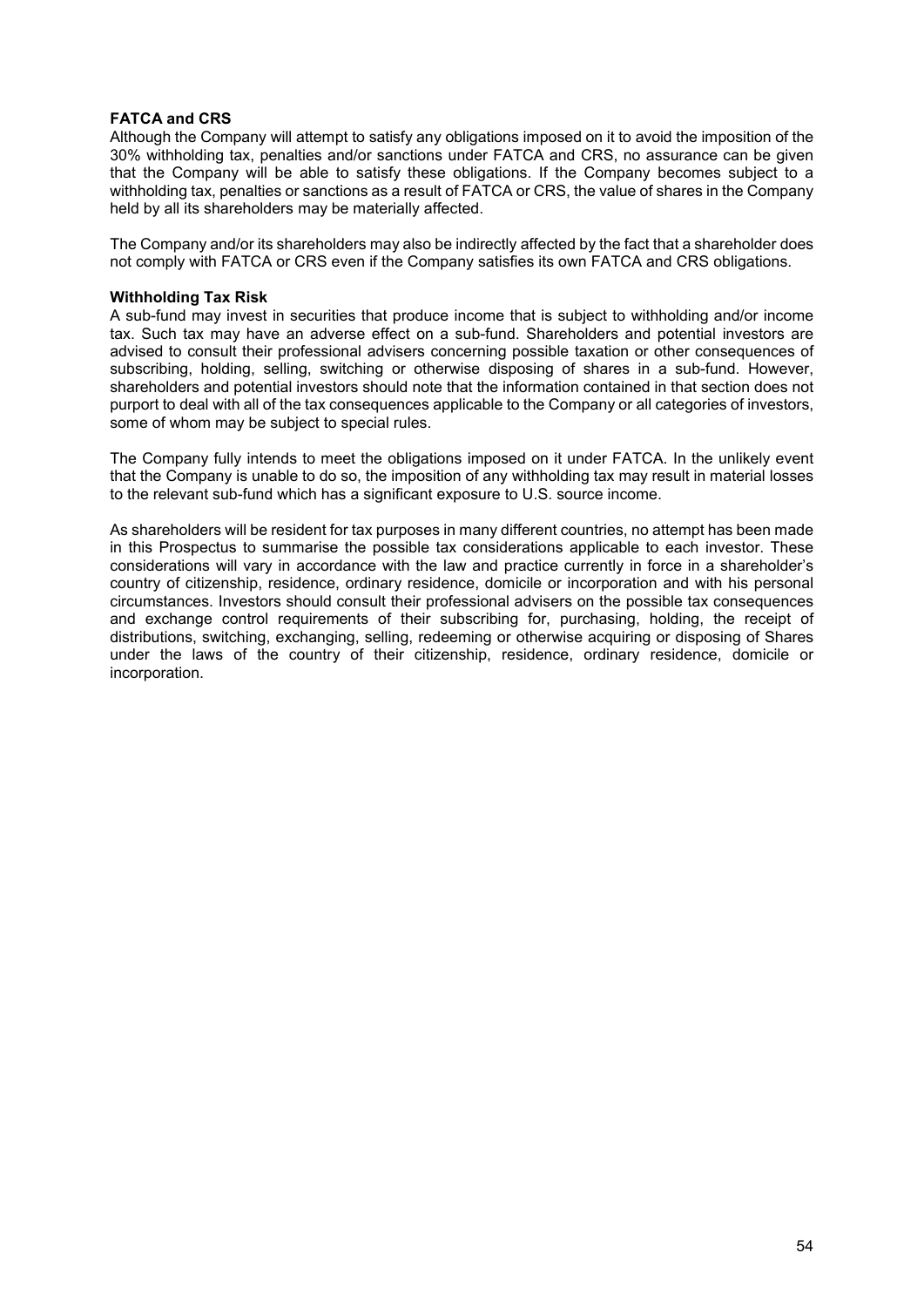**FATCA and CRS**

Although the Company will attempt to satisfy any obligations imposed on it to avoid the imposition of the 30% withholding tax, penalties and/or sanctions under FATCA and CRS, no assurance can be given that the Company will be able to satisfy these obligations. If the Company becomes subject to a withholding tax, penalties or sanctions as a result of FATCA or CRS, the value of shares in the Company held by all its shareholders may be materially affected.

The Company and/or its shareholders may also be indirectly affected by the fact that a shareholder does not comply with FATCA or CRS even if the Company satisfies its own FATCA and CRS obligations.

**Withholding Tax Risk**

A sub-fund may invest in securities that produce income that is subject to withholding and/or income tax. Such tax may have an adverse effect on a sub-fund. Shareholders and potential investors are advised to consult their professional advisers concerning possible taxation or other consequences of subscribing, holding, selling, switching or otherwise disposing of shares in a sub-fund. However, shareholders and potential investors should note that the information contained in that section does not purport to deal with all of the tax consequences applicable to the Company or all categories of investors, some of whom may be subject to special rules.

The Company fully intends to meet the obligations imposed on it under FATCA. In the unlikely event that the Company is unable to do so, the imposition of any withholding tax may result in material losses to the relevant sub-fund which has a significant exposure to U.S. source income.

As shareholders will be resident for tax purposes in many different countries, no attempt has been made in this Prospectus to summarise the possible tax considerations applicable to each investor. These considerations will vary in accordance with the law and practice currently in force in a shareholder's country of citizenship, residence, ordinary residence, domicile or incorporation and with his personal circumstances. Investors should consult their professional advisers on the possible tax consequences and exchange control requirements of their subscribing for, purchasing, holding, the receipt of distributions, switching, exchanging, selling, redeeming or otherwise acquiring or disposing of Shares under the laws of the country of their citizenship, residence, ordinary residence, domicile or incorporation.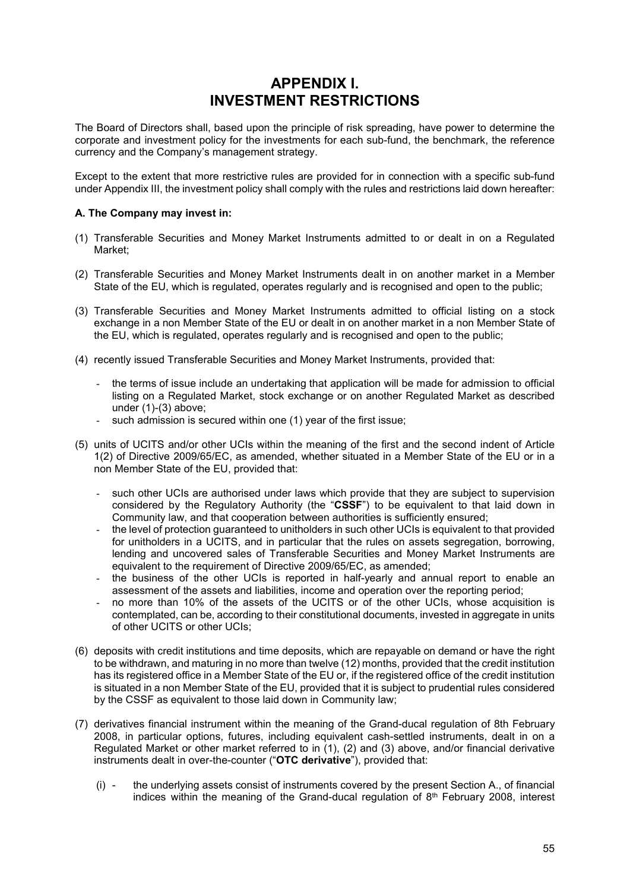# APPENDIX I.
# INVESTMENT RESTRICTIONS

The Board of Directors shall, based upon the principle of risk spreading, have power to determine the corporate and investment policy for the investments for each sub-fund, the benchmark, the reference currency and the Company's management strategy.

Except to the extent that more restrictive rules are provided for in connection with a specific sub-fund under Appendix III, the investment policy shall comply with the rules and restrictions laid down hereafter:

**A. The Company may invest in:**

(1) Transferable Securities and Money Market Instruments admitted to or dealt in on a Regulated Market;

(2) Transferable Securities and Money Market Instruments dealt in on another market in a Member State of the EU, which is regulated, operates regularly and is recognised and open to the public;

(3) Transferable Securities and Money Market Instruments admitted to official listing on a stock exchange in a non Member State of the EU or dealt in on another market in a non Member State of the EU, which is regulated, operates regularly and is recognised and open to the public;

(4) recently issued Transferable Securities and Money Market Instruments, provided that:

- the terms of issue include an undertaking that application will be made for admission to official listing on a Regulated Market, stock exchange or on another Regulated Market as described under (1)-(3) above;
- such admission is secured within one (1) year of the first issue;

(5) units of UCITS and/or other UCIs within the meaning of the first and the second indent of Article 1(2) of Directive 2009/65/EC, as amended, whether situated in a Member State of the EU or in a non Member State of the EU, provided that:

- such other UCIs are authorised under laws which provide that they are subject to supervision considered by the Regulatory Authority (the "**CSSF**") to be equivalent to that laid down in Community law, and that cooperation between authorities is sufficiently ensured;
- the level of protection guaranteed to unitholders in such other UCIs is equivalent to that provided for unitholders in a UCITS, and in particular that the rules on assets segregation, borrowing, lending and uncovered sales of Transferable Securities and Money Market Instruments are equivalent to the requirement of Directive 2009/65/EC, as amended;
- the business of the other UCIs is reported in half-yearly and annual report to enable an assessment of the assets and liabilities, income and operation over the reporting period;
- no more than 10% of the assets of the UCITS or of the other UCIs, whose acquisition is contemplated, can be, according to their constitutional documents, invested in aggregate in units of other UCITS or other UCIs;

(6) deposits with credit institutions and time deposits, which are repayable on demand or have the right to be withdrawn, and maturing in no more than twelve (12) months, provided that the credit institution has its registered office in a Member State of the EU or, if the registered office of the credit institution is situated in a non Member State of the EU, provided that it is subject to prudential rules considered by the CSSF as equivalent to those laid down in Community law;

(7) derivatives financial instrument within the meaning of the Grand-ducal regulation of 8th February 2008, in particular options, futures, including equivalent cash-settled instruments, dealt in on a Regulated Market or other market referred to in (1), (2) and (3) above, and/or financial derivative instruments dealt in over-the-counter ("**OTC derivative**"), provided that:

(i) - the underlying assets consist of instruments covered by the present Section A., of financial indices within the meaning of the Grand-ducal regulation of 8th February 2008, interest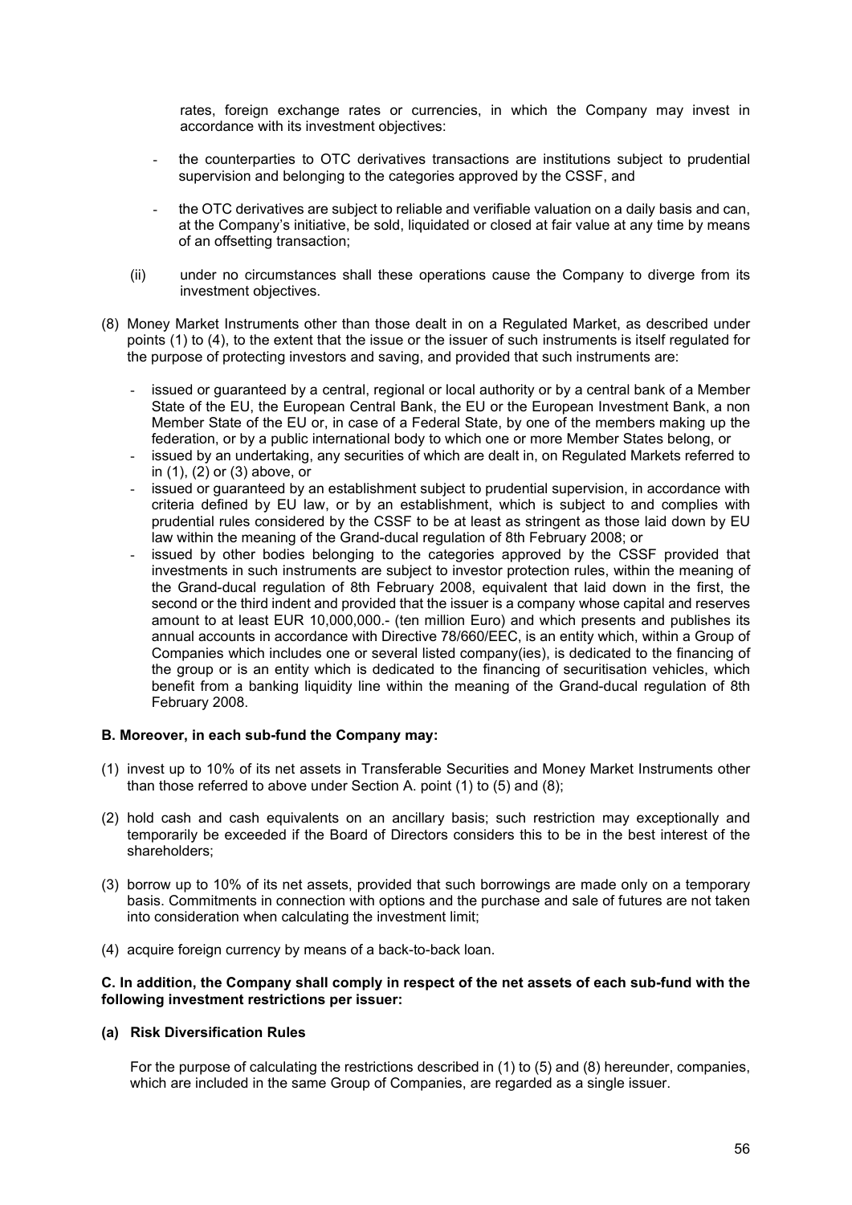rates, foreign exchange rates or currencies, in which the Company may invest in accordance with its investment objectives:

- the counterparties to OTC derivatives transactions are institutions subject to prudential supervision and belonging to the categories approved by the CSSF, and
- the OTC derivatives are subject to reliable and verifiable valuation on a daily basis and can, at the Company's initiative, be sold, liquidated or closed at fair value at any time by means of an offsetting transaction;

(ii) under no circumstances shall these operations cause the Company to diverge from its investment objectives.

(8) Money Market Instruments other than those dealt in on a Regulated Market, as described under points (1) to (4), to the extent that the issue or the issuer of such instruments is itself regulated for the purpose of protecting investors and saving, and provided that such instruments are:

- issued or guaranteed by a central, regional or local authority or by a central bank of a Member State of the EU, the European Central Bank, the EU or the European Investment Bank, a non Member State of the EU or, in case of a Federal State, by one of the members making up the federation, or by a public international body to which one or more Member States belong, or
- issued by an undertaking, any securities of which are dealt in, on Regulated Markets referred to in (1), (2) or (3) above, or
- issued or guaranteed by an establishment subject to prudential supervision, in accordance with criteria defined by EU law, or by an establishment, which is subject to and complies with prudential rules considered by the CSSF to be at least as stringent as those laid down by EU law within the meaning of the Grand-ducal regulation of 8th February 2008; or
- issued by other bodies belonging to the categories approved by the CSSF provided that investments in such instruments are subject to investor protection rules, within the meaning of the Grand-ducal regulation of 8th February 2008, equivalent that laid down in the first, the second or the third indent and provided that the issuer is a company whose capital and reserves amount to at least EUR 10,000,000.- (ten million Euro) and which presents and publishes its annual accounts in accordance with Directive 78/660/EEC, is an entity which, within a Group of Companies which includes one or several listed company(ies), is dedicated to the financing of the group or is an entity which is dedicated to the financing of securitisation vehicles, which benefit from a banking liquidity line within the meaning of the Grand-ducal regulation of 8th February 2008.

**B. Moreover, in each sub-fund the Company may:**

(1) invest up to 10% of its net assets in Transferable Securities and Money Market Instruments other than those referred to above under Section A. point (1) to (5) and (8);

(2) hold cash and cash equivalents on an ancillary basis; such restriction may exceptionally and temporarily be exceeded if the Board of Directors considers this to be in the best interest of the shareholders;

(3) borrow up to 10% of its net assets, provided that such borrowings are made only on a temporary basis. Commitments in connection with options and the purchase and sale of futures are not taken into consideration when calculating the investment limit;

(4) acquire foreign currency by means of a back-to-back loan.

**C. In addition, the Company shall comply in respect of the net assets of each sub-fund with the following investment restrictions per issuer:**

**(a) Risk Diversification Rules**

For the purpose of calculating the restrictions described in (1) to (5) and (8) hereunder, companies, which are included in the same Group of Companies, are regarded as a single issuer.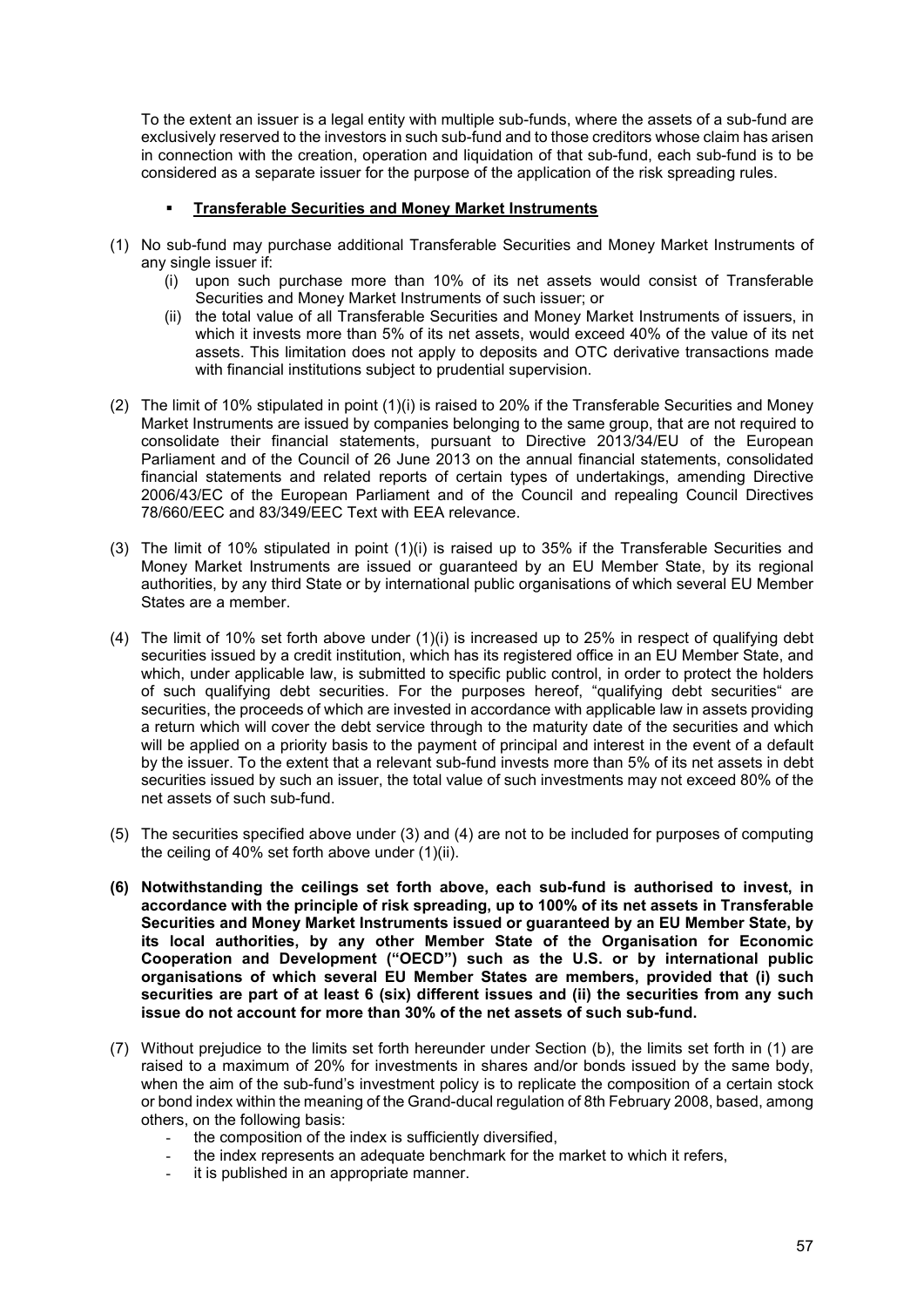To the extent an issuer is a legal entity with multiple sub-funds, where the assets of a sub-fund are exclusively reserved to the investors in such sub-fund and to those creditors whose claim has arisen in connection with the creation, operation and liquidation of that sub-fund, each sub-fund is to be considered as a separate issuer for the purpose of the application of the risk spreading rules.

- **Transferable Securities and Money Market Instruments**

(1) No sub-fund may purchase additional Transferable Securities and Money Market Instruments of any single issuer if:

  (i) upon such purchase more than 10% of its net assets would consist of Transferable Securities and Money Market Instruments of such issuer; or

  (ii) the total value of all Transferable Securities and Money Market Instruments of issuers, in which it invests more than 5% of its net assets, would exceed 40% of the value of its net assets. This limitation does not apply to deposits and OTC derivative transactions made with financial institutions subject to prudential supervision.

(2) The limit of 10% stipulated in point (1)(i) is raised to 20% if the Transferable Securities and Money Market Instruments are issued by companies belonging to the same group, that are not required to consolidate their financial statements, pursuant to Directive 2013/34/EU of the European Parliament and of the Council of 26 June 2013 on the annual financial statements, consolidated financial statements and related reports of certain types of undertakings, amending Directive 2006/43/EC of the European Parliament and of the Council and repealing Council Directives 78/660/EEC and 83/349/EEC Text with EEA relevance.

(3) The limit of 10% stipulated in point (1)(i) is raised up to 35% if the Transferable Securities and Money Market Instruments are issued or guaranteed by an EU Member State, by its regional authorities, by any third State or by international public organisations of which several EU Member States are a member.

(4) The limit of 10% set forth above under (1)(i) is increased up to 25% in respect of qualifying debt securities issued by a credit institution, which has its registered office in an EU Member State, and which, under applicable law, is submitted to specific public control, in order to protect the holders of such qualifying debt securities. For the purposes hereof, "qualifying debt securities" are securities, the proceeds of which are invested in accordance with applicable law in assets providing a return which will cover the debt service through to the maturity date of the securities and which will be applied on a priority basis to the payment of principal and interest in the event of a default by the issuer. To the extent that a relevant sub-fund invests more than 5% of its net assets in debt securities issued by such an issuer, the total value of such investments may not exceed 80% of the net assets of such sub-fund.

(5) The securities specified above under (3) and (4) are not to be included for purposes of computing the ceiling of 40% set forth above under (1)(ii).

**(6) Notwithstanding the ceilings set forth above, each sub-fund is authorised to invest, in accordance with the principle of risk spreading, up to 100% of its net assets in Transferable Securities and Money Market Instruments issued or guaranteed by an EU Member State, by its local authorities, by any other Member State of the Organisation for Economic Cooperation and Development ("OECD") such as the U.S. or by international public organisations of which several EU Member States are members, provided that (i) such securities are part of at least 6 (six) different issues and (ii) the securities from any such issue do not account for more than 30% of the net assets of such sub-fund.**

(7) Without prejudice to the limits set forth hereunder under Section (b), the limits set forth in (1) are raised to a maximum of 20% for investments in shares and/or bonds issued by the same body, when the aim of the sub-fund's investment policy is to replicate the composition of a certain stock or bond index within the meaning of the Grand-ducal regulation of 8th February 2008, based, among others, on the following basis:

  - the composition of the index is sufficiently diversified,
  - the index represents an adequate benchmark for the market to which it refers,
  - it is published in an appropriate manner.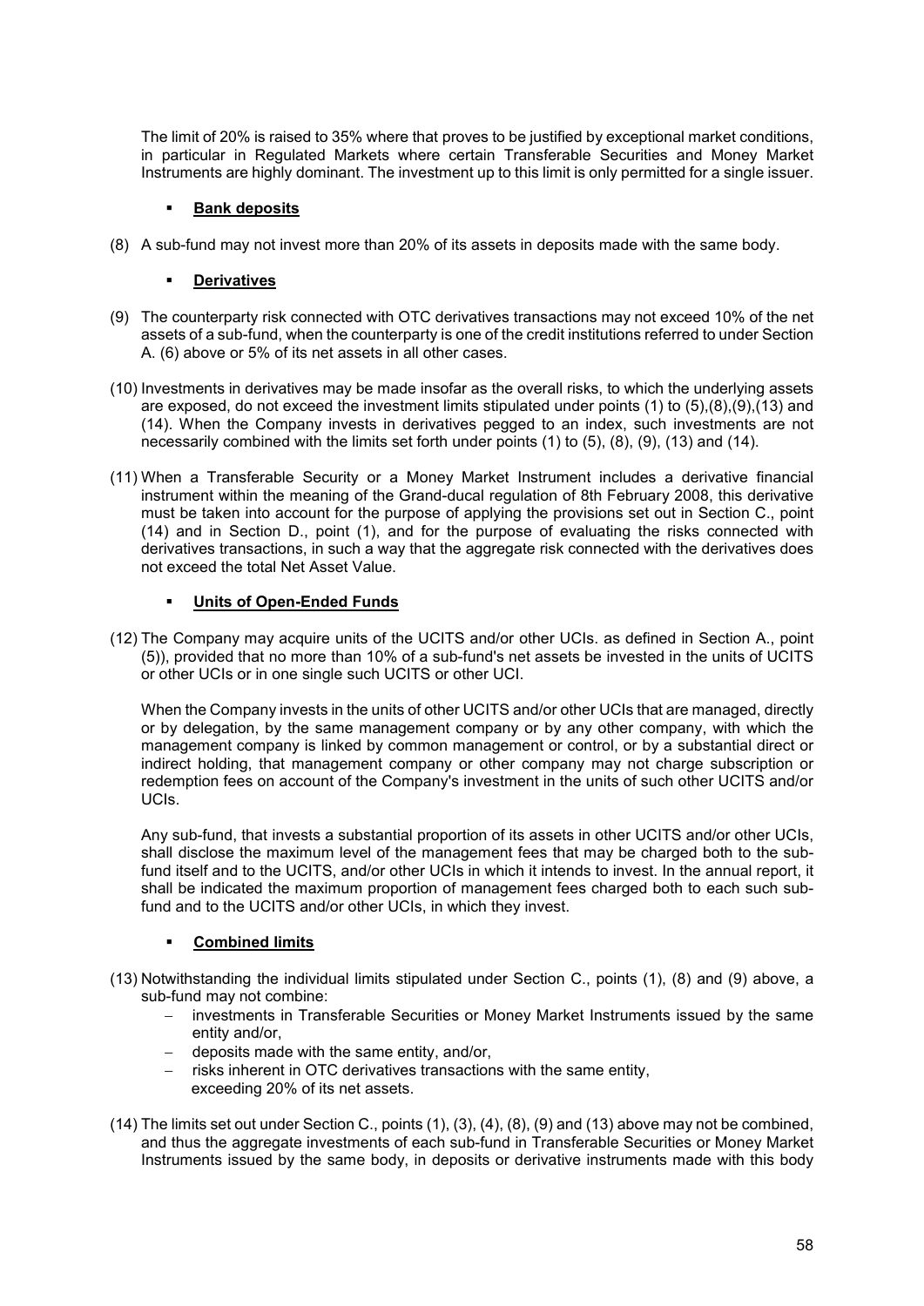The limit of 20% is raised to 35% where that proves to be justified by exceptional market conditions, in particular in Regulated Markets where certain Transferable Securities and Money Market Instruments are highly dominant. The investment up to this limit is only permitted for a single issuer.

- **Bank deposits**

(8) A sub-fund may not invest more than 20% of its assets in deposits made with the same body.

- **Derivatives**

(9) The counterparty risk connected with OTC derivatives transactions may not exceed 10% of the net assets of a sub-fund, when the counterparty is one of the credit institutions referred to under Section A. (6) above or 5% of its net assets in all other cases.

(10) Investments in derivatives may be made insofar as the overall risks, to which the underlying assets are exposed, do not exceed the investment limits stipulated under points (1) to (5),(8),(9),(13) and (14). When the Company invests in derivatives pegged to an index, such investments are not necessarily combined with the limits set forth under points (1) to (5), (8), (9), (13) and (14).

(11) When a Transferable Security or a Money Market Instrument includes a derivative financial instrument within the meaning of the Grand-ducal regulation of 8th February 2008, this derivative must be taken into account for the purpose of applying the provisions set out in Section C., point (14) and in Section D., point (1), and for the purpose of evaluating the risks connected with derivatives transactions, in such a way that the aggregate risk connected with the derivatives does not exceed the total Net Asset Value.

- **Units of Open-Ended Funds**

(12) The Company may acquire units of the UCITS and/or other UCIs. as defined in Section A., point (5)), provided that no more than 10% of a sub-fund's net assets be invested in the units of UCITS or other UCIs or in one single such UCITS or other UCI.

When the Company invests in the units of other UCITS and/or other UCIs that are managed, directly or by delegation, by the same management company or by any other company, with which the management company is linked by common management or control, or by a substantial direct or indirect holding, that management company or other company may not charge subscription or redemption fees on account of the Company's investment in the units of such other UCITS and/or UCIs.

Any sub-fund, that invests a substantial proportion of its assets in other UCITS and/or other UCIs, shall disclose the maximum level of the management fees that may be charged both to the sub-fund itself and to the UCITS, and/or other UCIs in which it intends to invest. In the annual report, it shall be indicated the maximum proportion of management fees charged both to each such sub-fund and to the UCITS and/or other UCIs, in which they invest.

- **Combined limits**

(13) Notwithstanding the individual limits stipulated under Section C., points (1), (8) and (9) above, a sub-fund may not combine:
   - investments in Transferable Securities or Money Market Instruments issued by the same entity and/or,
   - deposits made with the same entity, and/or,
   - risks inherent in OTC derivatives transactions with the same entity,
   
   exceeding 20% of its net assets.

(14) The limits set out under Section C., points (1), (3), (4), (8), (9) and (13) above may not be combined, and thus the aggregate investments of each sub-fund in Transferable Securities or Money Market Instruments issued by the same body, in deposits or derivative instruments made with this body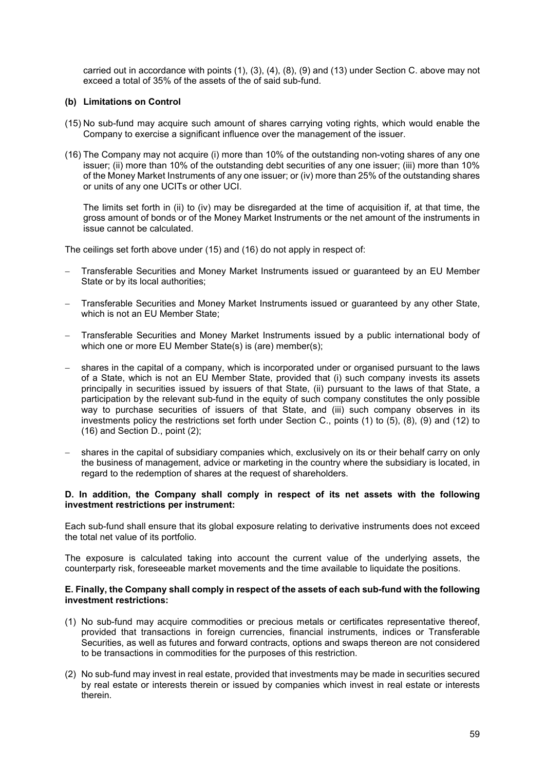carried out in accordance with points (1), (3), (4), (8), (9) and (13) under Section C. above may not exceed a total of 35% of the assets of the of said sub-fund.

**(b) Limitations on Control**

(15) No sub-fund may acquire such amount of shares carrying voting rights, which would enable the Company to exercise a significant influence over the management of the issuer.

(16) The Company may not acquire (i) more than 10% of the outstanding non-voting shares of any one issuer; (ii) more than 10% of the outstanding debt securities of any one issuer; (iii) more than 10% of the Money Market Instruments of any one issuer; or (iv) more than 25% of the outstanding shares or units of any one UCITs or other UCI.

The limits set forth in (ii) to (iv) may be disregarded at the time of acquisition if, at that time, the gross amount of bonds or of the Money Market Instruments or the net amount of the instruments in issue cannot be calculated.

The ceilings set forth above under (15) and (16) do not apply in respect of:

- Transferable Securities and Money Market Instruments issued or guaranteed by an EU Member State or by its local authorities;
- Transferable Securities and Money Market Instruments issued or guaranteed by any other State, which is not an EU Member State;
- Transferable Securities and Money Market Instruments issued by a public international body of which one or more EU Member State(s) is (are) member(s);
- shares in the capital of a company, which is incorporated under or organised pursuant to the laws of a State, which is not an EU Member State, provided that (i) such company invests its assets principally in securities issued by issuers of that State, (ii) pursuant to the laws of that State, a participation by the relevant sub-fund in the equity of such company constitutes the only possible way to purchase securities of issuers of that State, and (iii) such company observes in its investments policy the restrictions set forth under Section C., points (1) to (5), (8), (9) and (12) to (16) and Section D., point (2);
- shares in the capital of subsidiary companies which, exclusively on its or their behalf carry on only the business of management, advice or marketing in the country where the subsidiary is located, in regard to the redemption of shares at the request of shareholders.

**D. In addition, the Company shall comply in respect of its net assets with the following investment restrictions per instrument:**

Each sub-fund shall ensure that its global exposure relating to derivative instruments does not exceed the total net value of its portfolio.

The exposure is calculated taking into account the current value of the underlying assets, the counterparty risk, foreseeable market movements and the time available to liquidate the positions.

**E. Finally, the Company shall comply in respect of the assets of each sub-fund with the following investment restrictions:**

(1) No sub-fund may acquire commodities or precious metals or certificates representative thereof, provided that transactions in foreign currencies, financial instruments, indices or Transferable Securities, as well as futures and forward contracts, options and swaps thereon are not considered to be transactions in commodities for the purposes of this restriction.

(2) No sub-fund may invest in real estate, provided that investments may be made in securities secured by real estate or interests therein or issued by companies which invest in real estate or interests therein.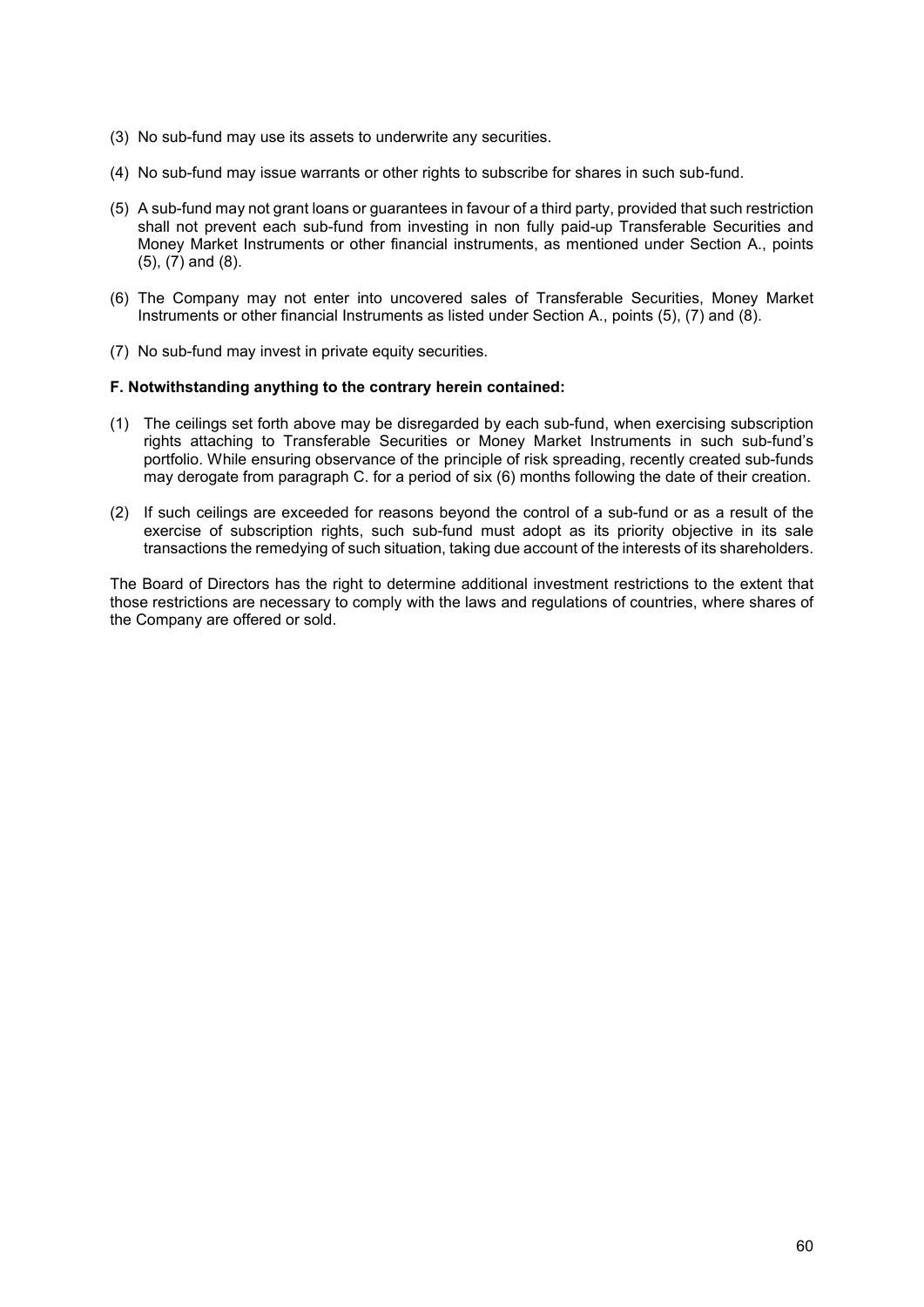(3) No sub-fund may use its assets to underwrite any securities.

(4) No sub-fund may issue warrants or other rights to subscribe for shares in such sub-fund.

(5) A sub-fund may not grant loans or guarantees in favour of a third party, provided that such restriction shall not prevent each sub-fund from investing in non fully paid-up Transferable Securities and Money Market Instruments or other financial instruments, as mentioned under Section A., points (5), (7) and (8).

(6) The Company may not enter into uncovered sales of Transferable Securities, Money Market Instruments or other financial Instruments as listed under Section A., points (5), (7) and (8).

(7) No sub-fund may invest in private equity securities.

**F. Notwithstanding anything to the contrary herein contained:**

(1) The ceilings set forth above may be disregarded by each sub-fund, when exercising subscription rights attaching to Transferable Securities or Money Market Instruments in such sub-fund's portfolio. While ensuring observance of the principle of risk spreading, recently created sub-funds may derogate from paragraph C. for a period of six (6) months following the date of their creation.

(2) If such ceilings are exceeded for reasons beyond the control of a sub-fund or as a result of the exercise of subscription rights, such sub-fund must adopt as its priority objective in its sale transactions the remedying of such situation, taking due account of the interests of its shareholders.

The Board of Directors has the right to determine additional investment restrictions to the extent that those restrictions are necessary to comply with the laws and regulations of countries, where shares of the Company are offered or sold.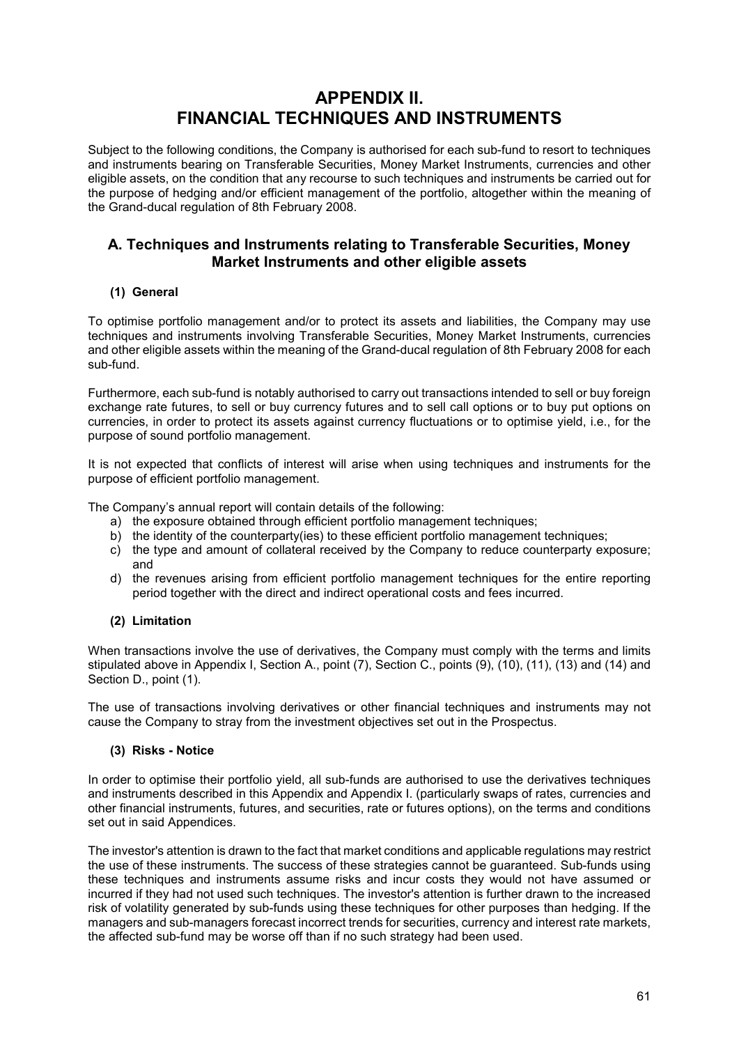# APPENDIX II. FINANCIAL TECHNIQUES AND INSTRUMENTS

Subject to the following conditions, the Company is authorised for each sub-fund to resort to techniques and instruments bearing on Transferable Securities, Money Market Instruments, currencies and other eligible assets, on the condition that any recourse to such techniques and instruments be carried out for the purpose of hedging and/or efficient management of the portfolio, altogether within the meaning of the Grand-ducal regulation of 8th February 2008.

## A. Techniques and Instruments relating to Transferable Securities, Money Market Instruments and other eligible assets

### (1) General

To optimise portfolio management and/or to protect its assets and liabilities, the Company may use techniques and instruments involving Transferable Securities, Money Market Instruments, currencies and other eligible assets within the meaning of the Grand-ducal regulation of 8th February 2008 for each sub-fund.

Furthermore, each sub-fund is notably authorised to carry out transactions intended to sell or buy foreign exchange rate futures, to sell or buy currency futures and to sell call options or to buy put options on currencies, in order to protect its assets against currency fluctuations or to optimise yield, i.e., for the purpose of sound portfolio management.

It is not expected that conflicts of interest will arise when using techniques and instruments for the purpose of efficient portfolio management.

The Company's annual report will contain details of the following:

a) the exposure obtained through efficient portfolio management techniques;
b) the identity of the counterparty(ies) to these efficient portfolio management techniques;
c) the type and amount of collateral received by the Company to reduce counterparty exposure; and
d) the revenues arising from efficient portfolio management techniques for the entire reporting period together with the direct and indirect operational costs and fees incurred.

### (2) Limitation

When transactions involve the use of derivatives, the Company must comply with the terms and limits stipulated above in Appendix I, Section A., point (7), Section C., points (9), (10), (11), (13) and (14) and Section D., point (1).

The use of transactions involving derivatives or other financial techniques and instruments may not cause the Company to stray from the investment objectives set out in the Prospectus.

### (3) Risks - Notice

In order to optimise their portfolio yield, all sub-funds are authorised to use the derivatives techniques and instruments described in this Appendix and Appendix I. (particularly swaps of rates, currencies and other financial instruments, futures, and securities, rate or futures options), on the terms and conditions set out in said Appendices.

The investor's attention is drawn to the fact that market conditions and applicable regulations may restrict the use of these instruments. The success of these strategies cannot be guaranteed. Sub-funds using these techniques and instruments assume risks and incur costs they would not have assumed or incurred if they had not used such techniques. The investor's attention is further drawn to the increased risk of volatility generated by sub-funds using these techniques for other purposes than hedging. If the managers and sub-managers forecast incorrect trends for securities, currency and interest rate markets, the affected sub-fund may be worse off than if no such strategy had been used.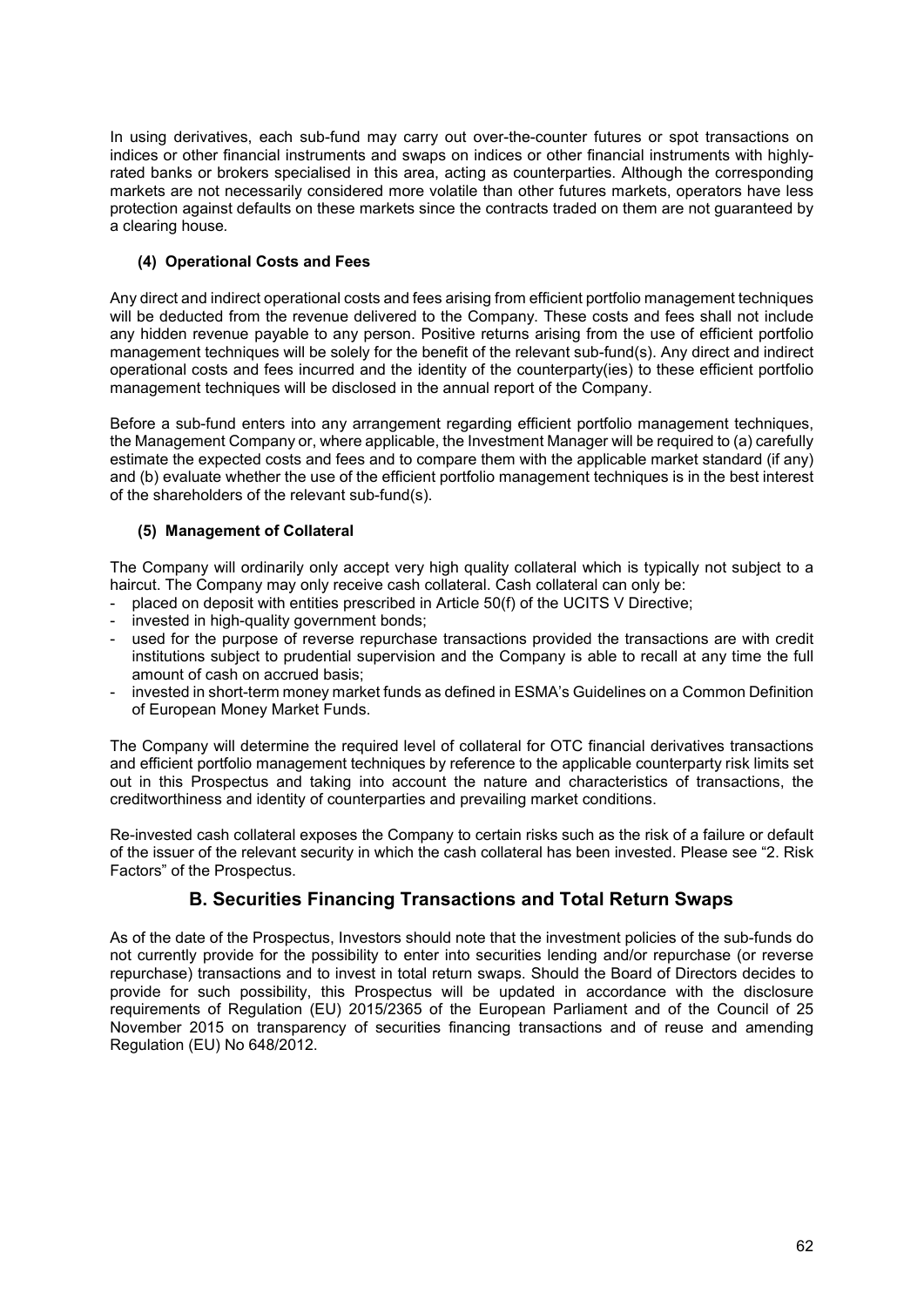In using derivatives, each sub-fund may carry out over-the-counter futures or spot transactions on indices or other financial instruments and swaps on indices or other financial instruments with highly-rated banks or brokers specialised in this area, acting as counterparties. Although the corresponding markets are not necessarily considered more volatile than other futures markets, operators have less protection against defaults on these markets since the contracts traded on them are not guaranteed by a clearing house.

#### (4) Operational Costs and Fees

Any direct and indirect operational costs and fees arising from efficient portfolio management techniques will be deducted from the revenue delivered to the Company. These costs and fees shall not include any hidden revenue payable to any person. Positive returns arising from the use of efficient portfolio management techniques will be solely for the benefit of the relevant sub-fund(s). Any direct and indirect operational costs and fees incurred and the identity of the counterparty(ies) to these efficient portfolio management techniques will be disclosed in the annual report of the Company.

Before a sub-fund enters into any arrangement regarding efficient portfolio management techniques, the Management Company or, where applicable, the Investment Manager will be required to (a) carefully estimate the expected costs and fees and to compare them with the applicable market standard (if any) and (b) evaluate whether the use of the efficient portfolio management techniques is in the best interest of the shareholders of the relevant sub-fund(s).

#### (5) Management of Collateral

The Company will ordinarily only accept very high quality collateral which is typically not subject to a haircut. The Company may only receive cash collateral. Cash collateral can only be:

- placed on deposit with entities prescribed in Article 50(f) of the UCITS V Directive;
- invested in high-quality government bonds;
- used for the purpose of reverse repurchase transactions provided the transactions are with credit institutions subject to prudential supervision and the Company is able to recall at any time the full amount of cash on accrued basis;
- invested in short-term money market funds as defined in ESMA's Guidelines on a Common Definition of European Money Market Funds.

The Company will determine the required level of collateral for OTC financial derivatives transactions and efficient portfolio management techniques by reference to the applicable counterparty risk limits set out in this Prospectus and taking into account the nature and characteristics of transactions, the creditworthiness and identity of counterparties and prevailing market conditions.

Re-invested cash collateral exposes the Company to certain risks such as the risk of a failure or default of the issuer of the relevant security in which the cash collateral has been invested. Please see "2. Risk Factors" of the Prospectus.

## B. Securities Financing Transactions and Total Return Swaps

As of the date of the Prospectus, Investors should note that the investment policies of the sub-funds do not currently provide for the possibility to enter into securities lending and/or repurchase (or reverse repurchase) transactions and to invest in total return swaps. Should the Board of Directors decides to provide for such possibility, this Prospectus will be updated in accordance with the disclosure requirements of Regulation (EU) 2015/2365 of the European Parliament and of the Council of 25 November 2015 on transparency of securities financing transactions and of reuse and amending Regulation (EU) No 648/2012.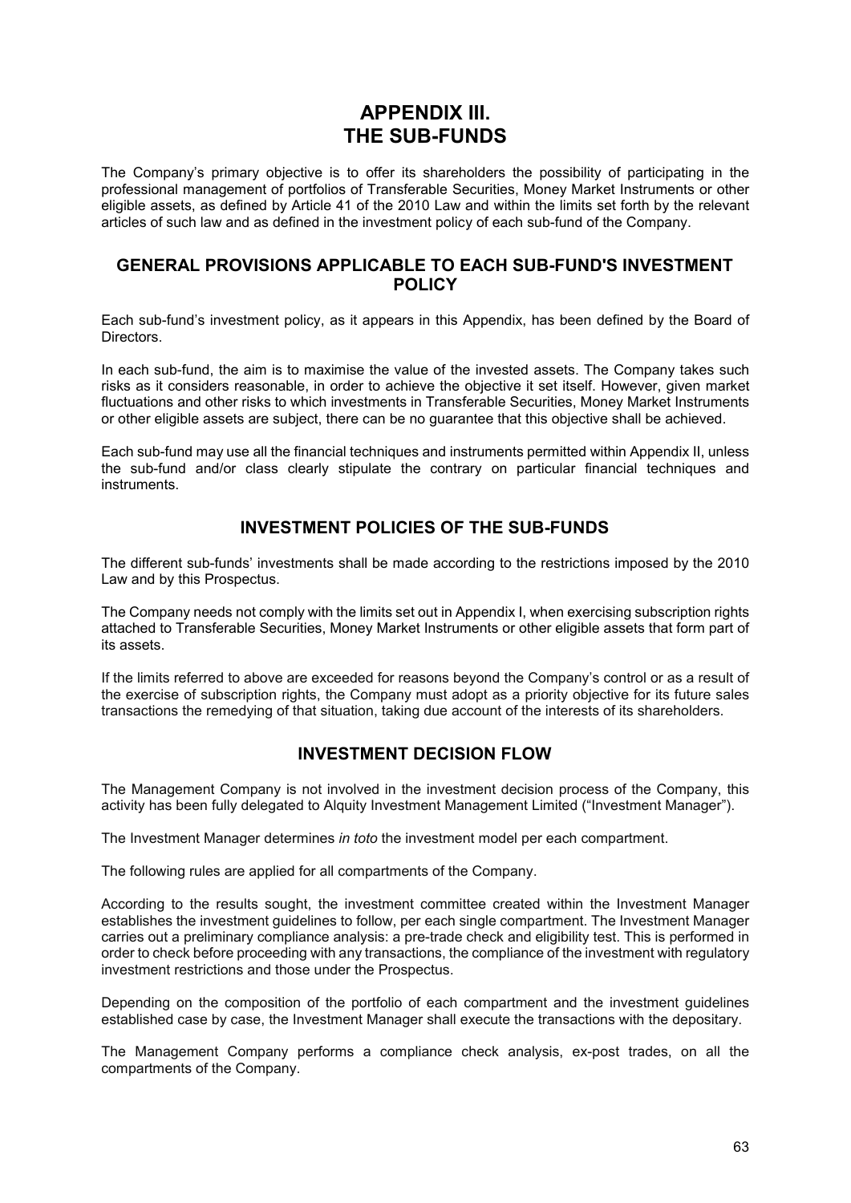# APPENDIX III. THE SUB-FUNDS

The Company's primary objective is to offer its shareholders the possibility of participating in the professional management of portfolios of Transferable Securities, Money Market Instruments or other eligible assets, as defined by Article 41 of the 2010 Law and within the limits set forth by the relevant articles of such law and as defined in the investment policy of each sub-fund of the Company.

## GENERAL PROVISIONS APPLICABLE TO EACH SUB-FUND'S INVESTMENT POLICY

Each sub-fund's investment policy, as it appears in this Appendix, has been defined by the Board of Directors.

In each sub-fund, the aim is to maximise the value of the invested assets. The Company takes such risks as it considers reasonable, in order to achieve the objective it set itself. However, given market fluctuations and other risks to which investments in Transferable Securities, Money Market Instruments or other eligible assets are subject, there can be no guarantee that this objective shall be achieved.

Each sub-fund may use all the financial techniques and instruments permitted within Appendix II, unless the sub-fund and/or class clearly stipulate the contrary on particular financial techniques and instruments.

## INVESTMENT POLICIES OF THE SUB-FUNDS

The different sub-funds' investments shall be made according to the restrictions imposed by the 2010 Law and by this Prospectus.

The Company needs not comply with the limits set out in Appendix I, when exercising subscription rights attached to Transferable Securities, Money Market Instruments or other eligible assets that form part of its assets.

If the limits referred to above are exceeded for reasons beyond the Company's control or as a result of the exercise of subscription rights, the Company must adopt as a priority objective for its future sales transactions the remedying of that situation, taking due account of the interests of its shareholders.

## INVESTMENT DECISION FLOW

The Management Company is not involved in the investment decision process of the Company, this activity has been fully delegated to Alquity Investment Management Limited ("Investment Manager").

The Investment Manager determines *in toto* the investment model per each compartment.

The following rules are applied for all compartments of the Company.

According to the results sought, the investment committee created within the Investment Manager establishes the investment guidelines to follow, per each single compartment. The Investment Manager carries out a preliminary compliance analysis: a pre-trade check and eligibility test. This is performed in order to check before proceeding with any transactions, the compliance of the investment with regulatory investment restrictions and those under the Prospectus.

Depending on the composition of the portfolio of each compartment and the investment guidelines established case by case, the Investment Manager shall execute the transactions with the depositary.

The Management Company performs a compliance check analysis, ex-post trades, on all the compartments of the Company.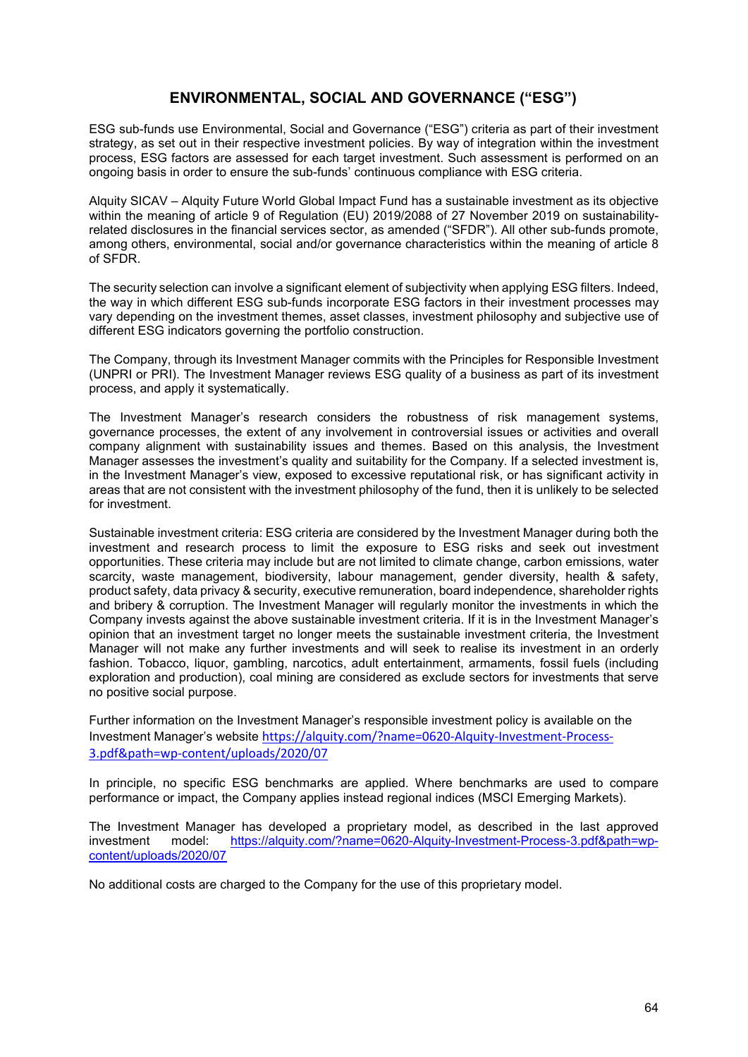## ENVIRONMENTAL, SOCIAL AND GOVERNANCE ("ESG")

ESG sub-funds use Environmental, Social and Governance ("ESG") criteria as part of their investment strategy, as set out in their respective investment policies. By way of integration within the investment process, ESG factors are assessed for each target investment. Such assessment is performed on an ongoing basis in order to ensure the sub-funds' continuous compliance with ESG criteria.

Alquity SICAV – Alquity Future World Global Impact Fund has a sustainable investment as its objective within the meaning of article 9 of Regulation (EU) 2019/2088 of 27 November 2019 on sustainability-related disclosures in the financial services sector, as amended ("SFDR"). All other sub-funds promote, among others, environmental, social and/or governance characteristics within the meaning of article 8 of SFDR.

The security selection can involve a significant element of subjectivity when applying ESG filters. Indeed, the way in which different ESG sub-funds incorporate ESG factors in their investment processes may vary depending on the investment themes, asset classes, investment philosophy and subjective use of different ESG indicators governing the portfolio construction.

The Company, through its Investment Manager commits with the Principles for Responsible Investment (UNPRI or PRI). The Investment Manager reviews ESG quality of a business as part of its investment process, and apply it systematically.

The Investment Manager's research considers the robustness of risk management systems, governance processes, the extent of any involvement in controversial issues or activities and overall company alignment with sustainability issues and themes. Based on this analysis, the Investment Manager assesses the investment's quality and suitability for the Company. If a selected investment is, in the Investment Manager's view, exposed to excessive reputational risk, or has significant activity in areas that are not consistent with the investment philosophy of the fund, then it is unlikely to be selected for investment.

Sustainable investment criteria: ESG criteria are considered by the Investment Manager during both the investment and research process to limit the exposure to ESG risks and seek out investment opportunities. These criteria may include but are not limited to climate change, carbon emissions, water scarcity, waste management, biodiversity, labour management, gender diversity, health & safety, product safety, data privacy & security, executive remuneration, board independence, shareholder rights and bribery & corruption. The Investment Manager will regularly monitor the investments in which the Company invests against the above sustainable investment criteria. If it is in the Investment Manager's opinion that an investment target no longer meets the sustainable investment criteria, the Investment Manager will not make any further investments and will seek to realise its investment in an orderly fashion. Tobacco, liquor, gambling, narcotics, adult entertainment, armaments, fossil fuels (including exploration and production), coal mining are considered as exclude sectors for investments that serve no positive social purpose.

Further information on the Investment Manager's responsible investment policy is available on the Investment Manager's website https://alquity.com/?name=0620-Alquity-Investment-Process-3.pdf&path=wp-content/uploads/2020/07

In principle, no specific ESG benchmarks are applied. Where benchmarks are used to compare performance or impact, the Company applies instead regional indices (MSCI Emerging Markets).

The Investment Manager has developed a proprietary model, as described in the last approved investment model: https://alquity.com/?name=0620-Alquity-Investment-Process-3.pdf&path=wp-content/uploads/2020/07

No additional costs are charged to the Company for the use of this proprietary model.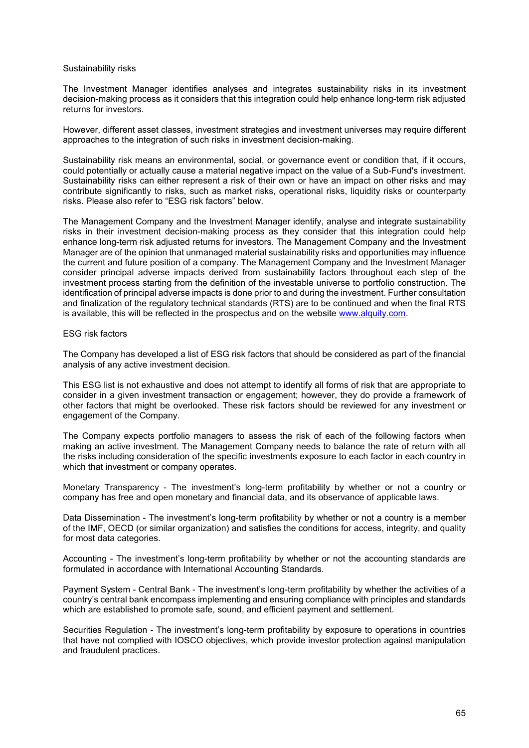## Sustainability risks

The Investment Manager identifies analyses and integrates sustainability risks in its investment decision-making process as it considers that this integration could help enhance long-term risk adjusted returns for investors.

However, different asset classes, investment strategies and investment universes may require different approaches to the integration of such risks in investment decision-making.

Sustainability risk means an environmental, social, or governance event or condition that, if it occurs, could potentially or actually cause a material negative impact on the value of a Sub-Fund's investment. Sustainability risks can either represent a risk of their own or have an impact on other risks and may contribute significantly to risks, such as market risks, operational risks, liquidity risks or counterparty risks. Please also refer to "ESG risk factors" below.

The Management Company and the Investment Manager identify, analyse and integrate sustainability risks in their investment decision-making process as they consider that this integration could help enhance long-term risk adjusted returns for investors. The Management Company and the Investment Manager are of the opinion that unmanaged material sustainability risks and opportunities may influence the current and future position of a company. The Management Company and the Investment Manager consider principal adverse impacts derived from sustainability factors throughout each step of the investment process starting from the definition of the investable universe to portfolio construction. The identification of principal adverse impacts is done prior to and during the investment. Further consultation and finalization of the regulatory technical standards (RTS) are to be continued and when the final RTS is available, this will be reflected in the prospectus and on the website [www.alquity.com](http://www.alquity.com).

## ESG risk factors

The Company has developed a list of ESG risk factors that should be considered as part of the financial analysis of any active investment decision.

This ESG list is not exhaustive and does not attempt to identify all forms of risk that are appropriate to consider in a given investment transaction or engagement; however, they do provide a framework of other factors that might be overlooked. These risk factors should be reviewed for any investment or engagement of the Company.

The Company expects portfolio managers to assess the risk of each of the following factors when making an active investment. The Management Company needs to balance the rate of return with all the risks including consideration of the specific investments exposure to each factor in each country in which that investment or company operates.

Monetary Transparency - The investment's long-term profitability by whether or not a country or company has free and open monetary and financial data, and its observance of applicable laws.

Data Dissemination - The investment's long-term profitability by whether or not a country is a member of the IMF, OECD (or similar organization) and satisfies the conditions for access, integrity, and quality for most data categories.

Accounting - The investment's long-term profitability by whether or not the accounting standards are formulated in accordance with International Accounting Standards.

Payment System - Central Bank - The investment's long-term profitability by whether the activities of a country's central bank encompass implementing and ensuring compliance with principles and standards which are established to promote safe, sound, and efficient payment and settlement.

Securities Regulation - The investment's long-term profitability by exposure to operations in countries that have not complied with IOSCO objectives, which provide investor protection against manipulation and fraudulent practices.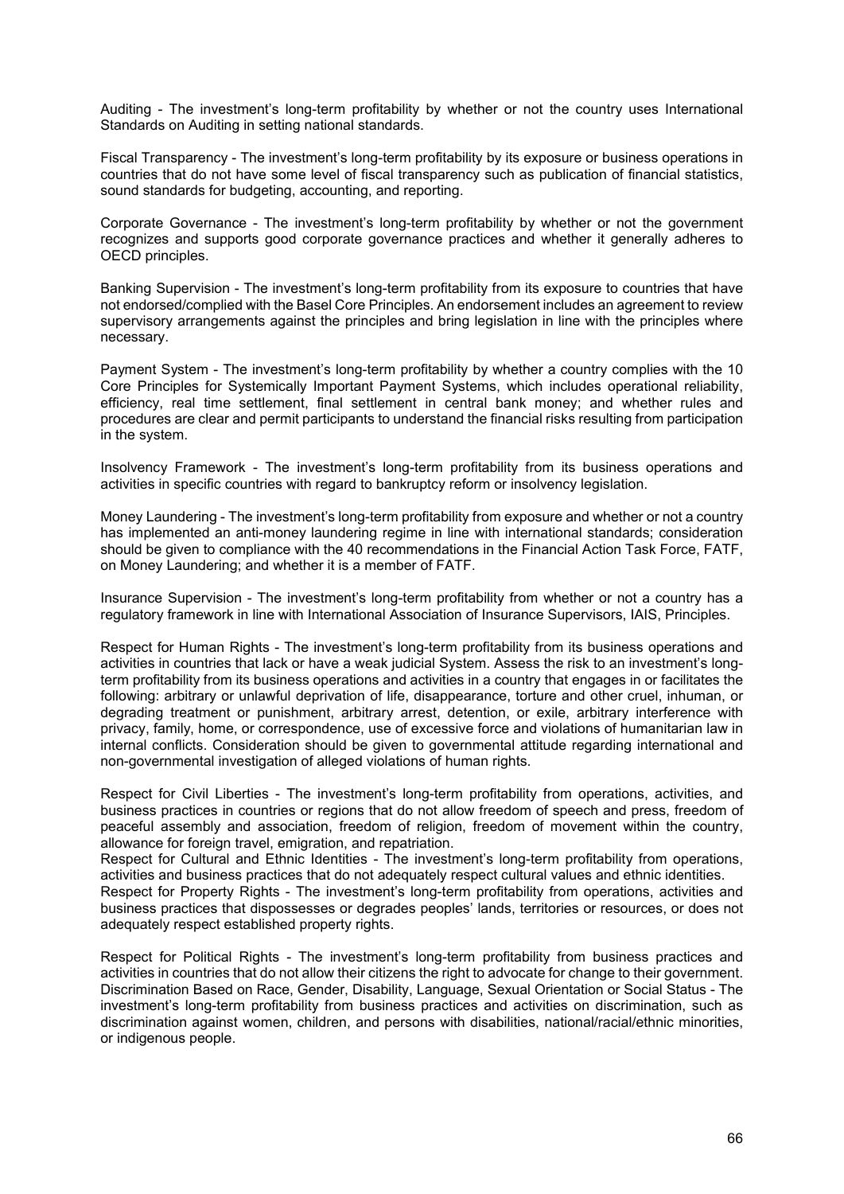Auditing - The investment's long-term profitability by whether or not the country uses International Standards on Auditing in setting national standards.

Fiscal Transparency - The investment's long-term profitability by its exposure or business operations in countries that do not have some level of fiscal transparency such as publication of financial statistics, sound standards for budgeting, accounting, and reporting.

Corporate Governance - The investment's long-term profitability by whether or not the government recognizes and supports good corporate governance practices and whether it generally adheres to OECD principles.

Banking Supervision - The investment's long-term profitability from its exposure to countries that have not endorsed/complied with the Basel Core Principles. An endorsement includes an agreement to review supervisory arrangements against the principles and bring legislation in line with the principles where necessary.

Payment System - The investment's long-term profitability by whether a country complies with the 10 Core Principles for Systemically Important Payment Systems, which includes operational reliability, efficiency, real time settlement, final settlement in central bank money; and whether rules and procedures are clear and permit participants to understand the financial risks resulting from participation in the system.

Insolvency Framework - The investment's long-term profitability from its business operations and activities in specific countries with regard to bankruptcy reform or insolvency legislation.

Money Laundering - The investment's long-term profitability from exposure and whether or not a country has implemented an anti-money laundering regime in line with international standards; consideration should be given to compliance with the 40 recommendations in the Financial Action Task Force, FATF, on Money Laundering; and whether it is a member of FATF.

Insurance Supervision - The investment's long-term profitability from whether or not a country has a regulatory framework in line with International Association of Insurance Supervisors, IAIS, Principles.

Respect for Human Rights - The investment's long-term profitability from its business operations and activities in countries that lack or have a weak judicial System. Assess the risk to an investment's long-term profitability from its business operations and activities in a country that engages in or facilitates the following: arbitrary or unlawful deprivation of life, disappearance, torture and other cruel, inhuman, or degrading treatment or punishment, arbitrary arrest, detention, or exile, arbitrary interference with privacy, family, home, or correspondence, use of excessive force and violations of humanitarian law in internal conflicts. Consideration should be given to governmental attitude regarding international and non-governmental investigation of alleged violations of human rights.

Respect for Civil Liberties - The investment's long-term profitability from operations, activities, and business practices in countries or regions that do not allow freedom of speech and press, freedom of peaceful assembly and association, freedom of religion, freedom of movement within the country, allowance for foreign travel, emigration, and repatriation.

Respect for Cultural and Ethnic Identities - The investment's long-term profitability from operations, activities and business practices that do not adequately respect cultural values and ethnic identities.

Respect for Property Rights - The investment's long-term profitability from operations, activities and business practices that dispossesses or degrades peoples' lands, territories or resources, or does not adequately respect established property rights.

Respect for Political Rights - The investment's long-term profitability from business practices and activities in countries that do not allow their citizens the right to advocate for change to their government.

Discrimination Based on Race, Gender, Disability, Language, Sexual Orientation or Social Status - The investment's long-term profitability from business practices and activities on discrimination, such as discrimination against women, children, and persons with disabilities, national/racial/ethnic minorities, or indigenous people.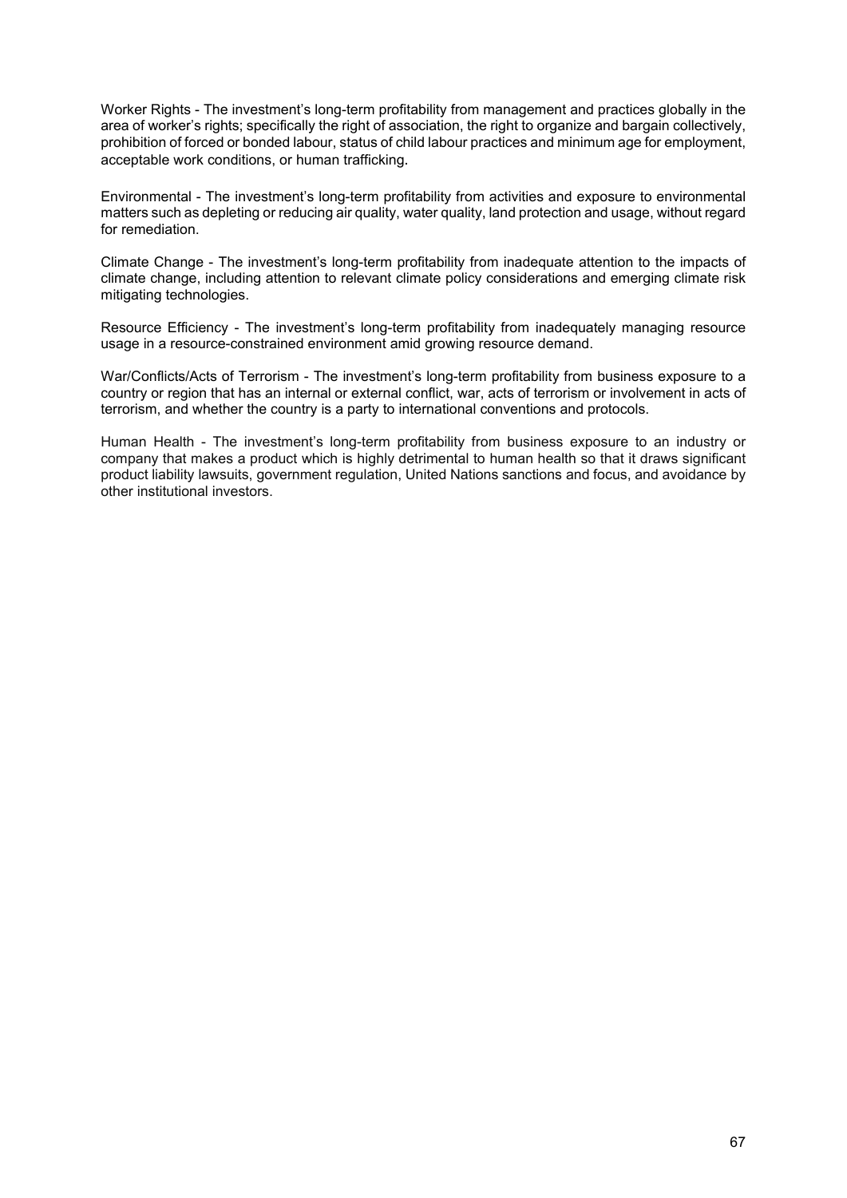Worker Rights - The investment's long-term profitability from management and practices globally in the area of worker's rights; specifically the right of association, the right to organize and bargain collectively, prohibition of forced or bonded labour, status of child labour practices and minimum age for employment, acceptable work conditions, or human trafficking.

Environmental - The investment's long-term profitability from activities and exposure to environmental matters such as depleting or reducing air quality, water quality, land protection and usage, without regard for remediation.

Climate Change - The investment's long-term profitability from inadequate attention to the impacts of climate change, including attention to relevant climate policy considerations and emerging climate risk mitigating technologies.

Resource Efficiency - The investment's long-term profitability from inadequately managing resource usage in a resource-constrained environment amid growing resource demand.

War/Conflicts/Acts of Terrorism - The investment's long-term profitability from business exposure to a country or region that has an internal or external conflict, war, acts of terrorism or involvement in acts of terrorism, and whether the country is a party to international conventions and protocols.

Human Health - The investment's long-term profitability from business exposure to an industry or company that makes a product which is highly detrimental to human health so that it draws significant product liability lawsuits, government regulation, United Nations sanctions and focus, and avoidance by other institutional investors.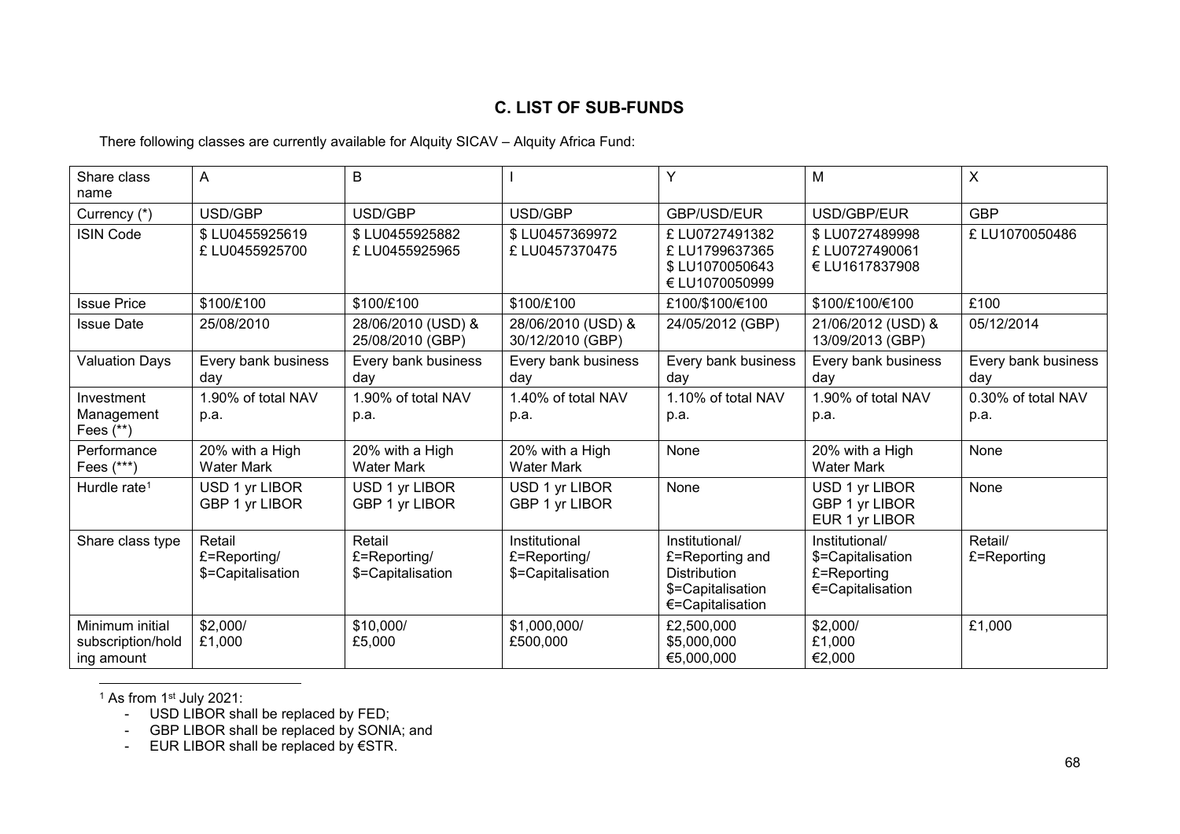## C. LIST OF SUB-FUNDS

There following classes are currently available for Alquity SICAV – Alquity Africa Fund:

| Share class name | A | B | I | Y | M | X |
|---|---|---|---|---|---|---|
| Currency (*) | USD/GBP | USD/GBP | USD/GBP | GBP/USD/EUR | USD/GBP/EUR | GBP |
| ISIN Code | $ LU0455925619<br>£ LU0455925700 | $ LU0455925882<br>£ LU0455925965 | $ LU0457369972<br>£ LU0457370475 | £ LU0727491382<br>£ LU1799637365<br>$ LU1070050643<br>€ LU1070050999 | $ LU0727489998<br>£ LU0727490061<br>€ LU1617837908 | £ LU1070050486 |
| Issue Price | $100/£100 | $100/£100 | $100/£100 | £100/$100/€100 | $100/£100/€100 | £100 |
| Issue Date | 25/08/2010 | 28/06/2010 (USD) & 25/08/2010 (GBP) | 28/06/2010 (USD) & 30/12/2010 (GBP) | 24/05/2012 (GBP) | 21/06/2012 (USD) & 13/09/2013 (GBP) | 05/12/2014 |
| Valuation Days | Every bank business day | Every bank business day | Every bank business day | Every bank business day | Every bank business day | Every bank business day |
| Investment Management Fees (**) | 1.90% of total NAV p.a. | 1.90% of total NAV p.a. | 1.40% of total NAV p.a. | 1.10% of total NAV p.a. | 1.90% of total NAV p.a. | 0.30% of total NAV p.a. |
| Performance Fees (***) | 20% with a High Water Mark | 20% with a High Water Mark | 20% with a High Water Mark | None | 20% with a High Water Mark | None |
| Hurdle rate[1] | USD 1 yr LIBOR<br>GBP 1 yr LIBOR | USD 1 yr LIBOR<br>GBP 1 yr LIBOR | USD 1 yr LIBOR<br>GBP 1 yr LIBOR | None | USD 1 yr LIBOR<br>GBP 1 yr LIBOR<br>EUR 1 yr LIBOR | None |
| Share class type | Retail<br>£=Reporting/<br>$=Capitalisation | Retail<br>£=Reporting/<br>$=Capitalisation | Institutional<br>£=Reporting/<br>$=Capitalisation | Institutional/<br>£=Reporting and Distribution<br>$=Capitalisation<br>€=Capitalisation | Institutional/<br>$=Capitalisation<br>£=Reporting<br>€=Capitalisation | Retail/<br>£=Reporting |
| Minimum initial subscription/holding amount | $2,000/<br>£1,000 | $10,000/<br>£5,000 | $1,000,000/<br>£500,000 | £2,500,000<br>$5,000,000<br>€5,000,000 | $2,000/<br>£1,000<br>€2,000 | £1,000 |

[1] As from 1st July 2021:

- USD LIBOR shall be replaced by FED;
- GBP LIBOR shall be replaced by SONIA; and
- EUR LIBOR shall be replaced by €STR.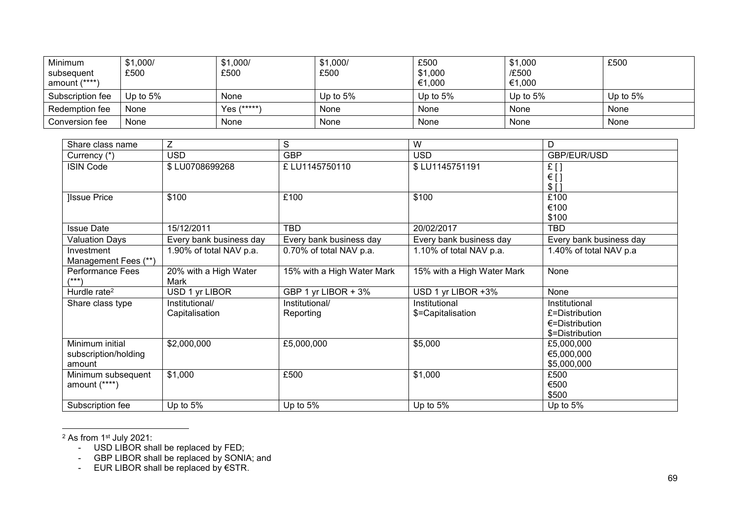| Minimum subsequent amount (****) | $1,000/ £500 | $1,000/ £500 | $1,000/ £500 | £500 $1,000 €1,000 | $1,000 /£500 €1,000 | £500 |
|---|---|---|---|---|---|---|
| Subscription fee | Up to 5% | None | Up to 5% | Up to 5% | Up to 5% | Up to 5% |
| Redemption fee | None | Yes (*****) | None | None | None | None |
| Conversion fee | None | None | None | None | None | None |

| Share class name | Z | S | W | D |
|---|---|---|---|---|
| Currency (*) | USD | GBP | USD | GBP/EUR/USD |
| ISIN Code | $ LU0708699268 | £ LU1145750110 | $ LU1145751191 | £ [ ] € [ ] $ [ ] |
| ]Issue Price | $100 | £100 | $100 | £100 €100 $100 |
| Issue Date | 15/12/2011 | TBD | 20/02/2017 | TBD |
| Valuation Days | Every bank business day | Every bank business day | Every bank business day | Every bank business day |
| Investment Management Fees (**) | 1.90% of total NAV p.a. | 0.70% of total NAV p.a. | 1.10% of total NAV p.a. | 1.40% of total NAV p.a |
| Performance Fees (***) | 20% with a High Water Mark | 15% with a High Water Mark | 15% with a High Water Mark | None |
| Hurdle rate[2] | USD 1 yr LIBOR | GBP 1 yr LIBOR + 3% | USD 1 yr LIBOR +3% | None |
| Share class type | Institutional/ Capitalisation | Institutional/ Reporting | Institutional $=Capitalisation | Institutional £=Distribution €=Distribution $=Distribution |
| Minimum initial subscription/holding amount | $2,000,000 | £5,000,000 | $5,000 | £5,000,000 €5,000,000 $5,000,000 |
| Minimum subsequent amount (****) | $1,000 | £500 | $1,000 | £500 €500 $500 |
| Subscription fee | Up to 5% | Up to 5% | Up to 5% | Up to 5% |

[2] As from 1st July 2021:
- USD LIBOR shall be replaced by FED;
- GBP LIBOR shall be replaced by SONIA; and
- EUR LIBOR shall be replaced by €STR.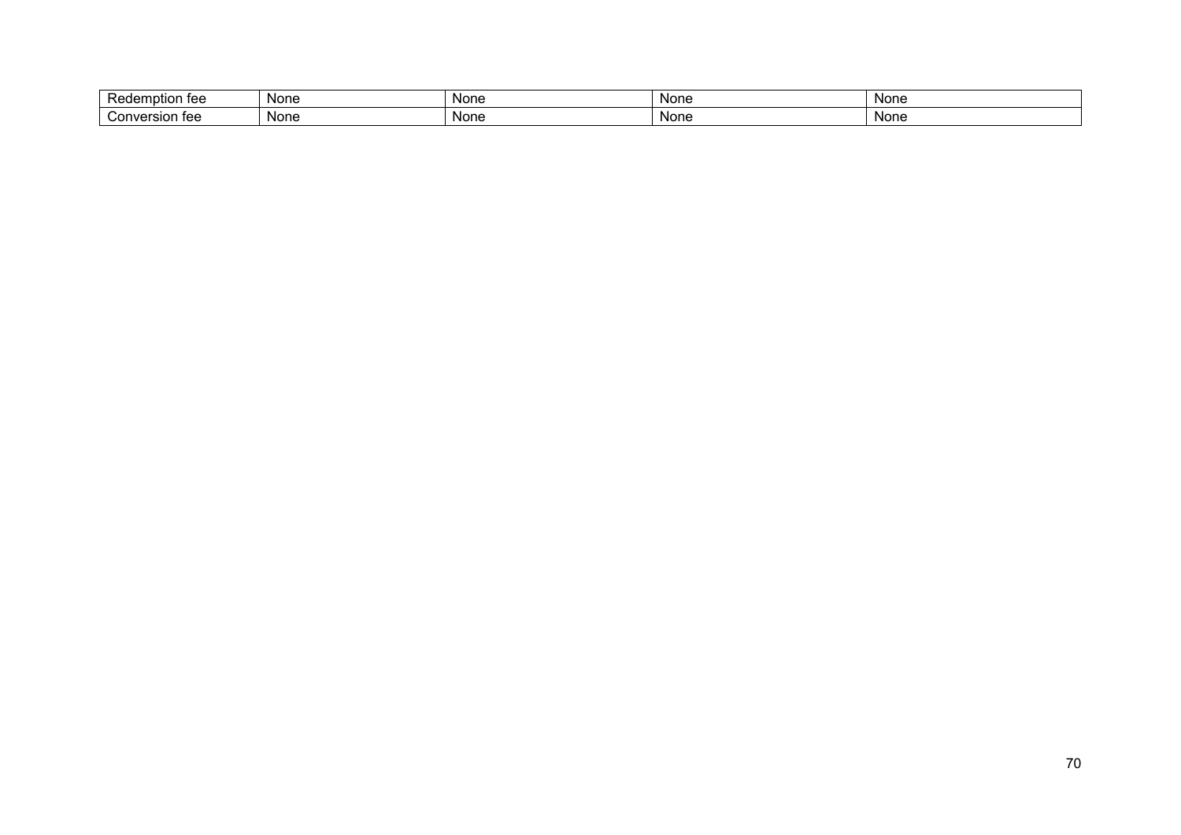| | | | | |
|---|---|---|---|---|
| Redemption fee | None | None | None | None |
| Conversion fee | None | None | None | None |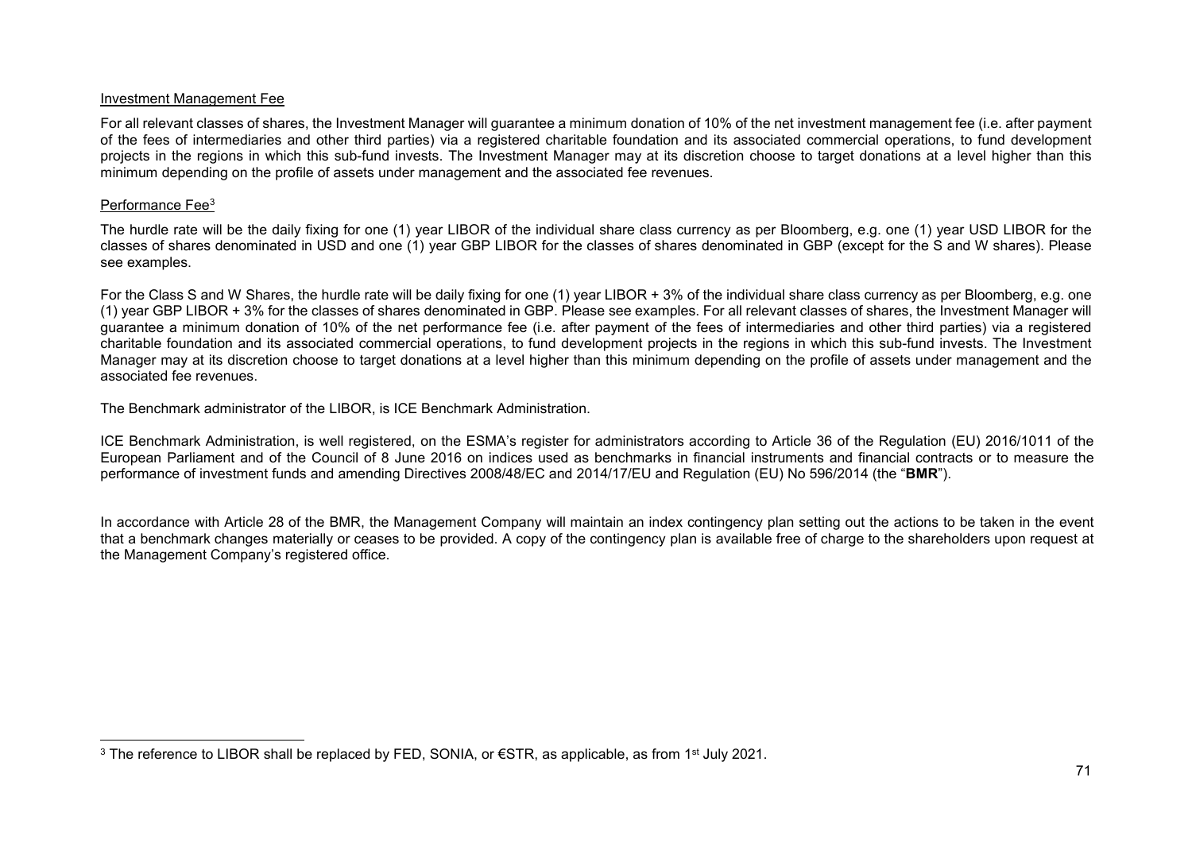Investment Management Fee

For all relevant classes of shares, the Investment Manager will guarantee a minimum donation of 10% of the net investment management fee (i.e. after payment of the fees of intermediaries and other third parties) via a registered charitable foundation and its associated commercial operations, to fund development projects in the regions in which this sub-fund invests. The Investment Manager may at its discretion choose to target donations at a level higher than this minimum depending on the profile of assets under management and the associated fee revenues.

Performance Fee[3]

The hurdle rate will be the daily fixing for one (1) year LIBOR of the individual share class currency as per Bloomberg, e.g. one (1) year USD LIBOR for the classes of shares denominated in USD and one (1) year GBP LIBOR for the classes of shares denominated in GBP (except for the S and W shares). Please see examples.

For the Class S and W Shares, the hurdle rate will be daily fixing for one (1) year LIBOR + 3% of the individual share class currency as per Bloomberg, e.g. one (1) year GBP LIBOR + 3% for the classes of shares denominated in GBP. Please see examples. For all relevant classes of shares, the Investment Manager will guarantee a minimum donation of 10% of the net performance fee (i.e. after payment of the fees of intermediaries and other third parties) via a registered charitable foundation and its associated commercial operations, to fund development projects in the regions in which this sub-fund invests. The Investment Manager may at its discretion choose to target donations at a level higher than this minimum depending on the profile of assets under management and the associated fee revenues.

The Benchmark administrator of the LIBOR, is ICE Benchmark Administration.

ICE Benchmark Administration, is well registered, on the ESMA's register for administrators according to Article 36 of the Regulation (EU) 2016/1011 of the European Parliament and of the Council of 8 June 2016 on indices used as benchmarks in financial instruments and financial contracts or to measure the performance of investment funds and amending Directives 2008/48/EC and 2014/17/EU and Regulation (EU) No 596/2014 (the "**BMR**").

In accordance with Article 28 of the BMR, the Management Company will maintain an index contingency plan setting out the actions to be taken in the event that a benchmark changes materially or ceases to be provided. A copy of the contingency plan is available free of charge to the shareholders upon request at the Management Company's registered office.

[3] The reference to LIBOR shall be replaced by FED, SONIA, or €STR, as applicable, as from 1st July 2021.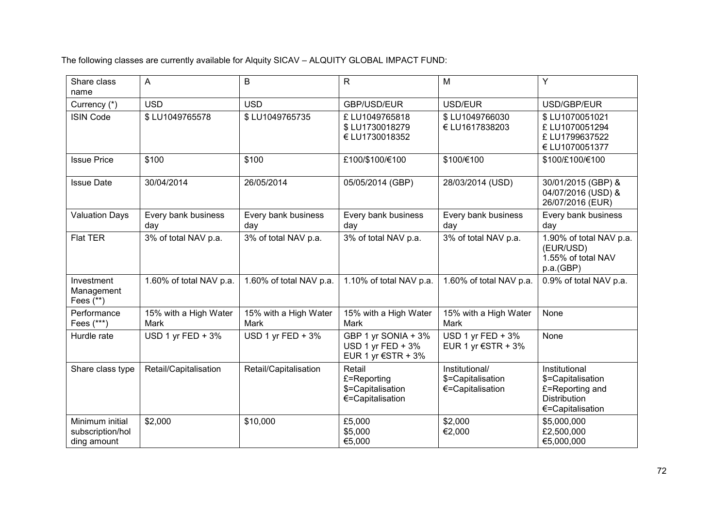The following classes are currently available for Alquity SICAV – ALQUITY GLOBAL IMPACT FUND:

| Share class name | A | B | R | M | Y |
|---|---|---|---|---|---|
| Currency (*) | USD | USD | GBP/USD/EUR | USD/EUR | USD/GBP/EUR |
| ISIN Code | $ LU1049765578 | $ LU1049765735 | £ LU1049765818<br>$ LU1730018279<br>€ LU1730018352 | $ LU1049766030<br>€ LU1617838203 | $ LU1070051021<br>£ LU1070051294<br>£ LU1799637522<br>€ LU1070051377 |
| Issue Price | $100 | $100 | £100/$100/€100 | $100/€100 | $100/£100/€100 |
| Issue Date | 30/04/2014 | 26/05/2014 | 05/05/2014 (GBP) | 28/03/2014 (USD) | 30/01/2015 (GBP) & 04/07/2016 (USD) & 26/07/2016 (EUR) |
| Valuation Days | Every bank business day | Every bank business day | Every bank business day | Every bank business day | Every bank business day |
| Flat TER | 3% of total NAV p.a. | 3% of total NAV p.a. | 3% of total NAV p.a. | 3% of total NAV p.a. | 1.90% of total NAV p.a. (EUR/USD)<br>1.55% of total NAV p.a.(GBP) |
| Investment Management Fees (**) | 1.60% of total NAV p.a. | 1.60% of total NAV p.a. | 1.10% of total NAV p.a. | 1.60% of total NAV p.a. | 0.9% of total NAV p.a. |
| Performance Fees (***) | 15% with a High Water Mark | 15% with a High Water Mark | 15% with a High Water Mark | 15% with a High Water Mark | None |
| Hurdle rate | USD 1 yr FED + 3% | USD 1 yr FED + 3% | GBP 1 yr SONIA + 3%<br>USD 1 yr FED + 3%<br>EUR 1 yr €STR + 3% | USD 1 yr FED + 3%<br>EUR 1 yr €STR + 3% | None |
| Share class type | Retail/Capitalisation | Retail/Capitalisation | Retail<br>£=Reporting<br>$=Capitalisation<br>€=Capitalisation | Institutional/<br>$=Capitalisation<br>€=Capitalisation | Institutional<br>$=Capitalisation<br>£=Reporting and Distribution<br>€=Capitalisation |
| Minimum initial subscription/holding amount | $2,000 | $10,000 | £5,000<br>$5,000<br>€5,000 | $2,000<br>€2,000 | $5,000,000<br>£2,500,000<br>€5,000,000 |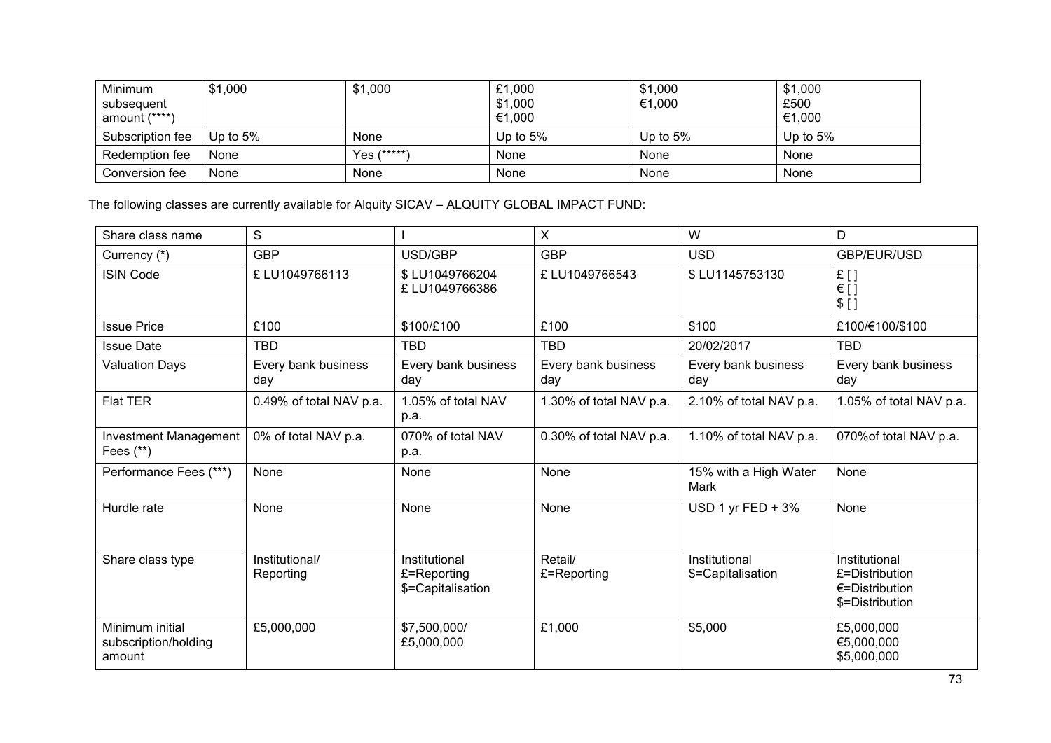| Minimum subsequent amount (****) | $1,000 | $1,000 | £1,000<br>$1,000<br>€1,000 | $1,000<br>€1,000 | $1,000<br>£500<br>€1,000 |
|---|---|---|---|---|---|
| Subscription fee | Up to 5% | None | Up to 5% | Up to 5% | Up to 5% |
| Redemption fee | None | Yes (*****) | None | None | None |
| Conversion fee | None | None | None | None | None |

The following classes are currently available for Alquity SICAV – ALQUITY GLOBAL IMPACT FUND:

| Share class name | S | I | X | W | D |
|---|---|---|---|---|---|
| Currency (*) | GBP | USD/GBP | GBP | USD | GBP/EUR/USD |
| ISIN Code | £ LU1049766113 | $ LU1049766204<br>£ LU1049766386 | £ LU1049766543 | $ LU1145753130 | £ [ ]<br>€ [ ]<br>$ [ ] |
| Issue Price | £100 | $100/£100 | £100 | $100 | £100/€100/$100 |
| Issue Date | TBD | TBD | TBD | 20/02/2017 | TBD |
| Valuation Days | Every bank business day | Every bank business day | Every bank business day | Every bank business day | Every bank business day |
| Flat TER | 0.49% of total NAV p.a. | 1.05% of total NAV p.a. | 1.30% of total NAV p.a. | 2.10% of total NAV p.a. | 1.05% of total NAV p.a. |
| Investment Management Fees (**) | 0% of total NAV p.a. | 070% of total NAV p.a. | 0.30% of total NAV p.a. | 1.10% of total NAV p.a. | 070%of total NAV p.a. |
| Performance Fees (***) | None | None | None | 15% with a High Water Mark | None |
| Hurdle rate | None | None | None | USD 1 yr FED + 3% | None |
| Share class type | Institutional/ Reporting | Institutional<br>£=Reporting<br>$=Capitalisation | Retail/<br>£=Reporting | Institutional<br>$=Capitalisation | Institutional<br>£=Distribution<br>€=Distribution<br>$=Distribution |
| Minimum initial subscription/holding amount | £5,000,000 | $7,500,000/<br>£5,000,000 | £1,000 | $5,000 | £5,000,000<br>€5,000,000<br>$5,000,000 |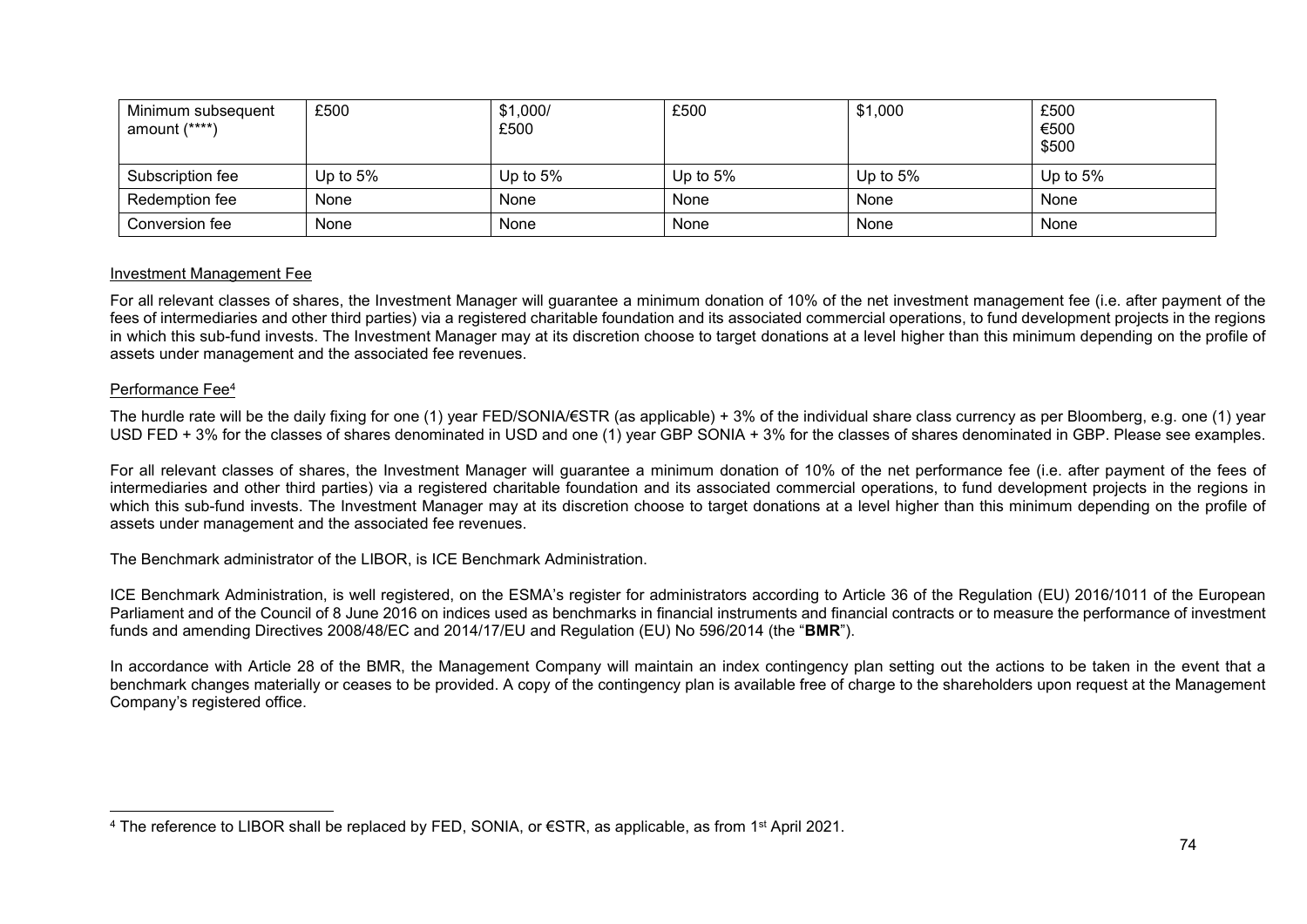| Minimum subsequent amount (****) | £500 | $1,000/<br>£500 | £500 | $1,000 | £500<br>€500<br>$500 |
|---|---|---|---|---|---|
| Subscription fee | Up to 5% | Up to 5% | Up to 5% | Up to 5% | Up to 5% |
| Redemption fee | None | None | None | None | None |
| Conversion fee | None | None | None | None | None |

Investment Management Fee

For all relevant classes of shares, the Investment Manager will guarantee a minimum donation of 10% of the net investment management fee (i.e. after payment of the fees of intermediaries and other third parties) via a registered charitable foundation and its associated commercial operations, to fund development projects in the regions in which this sub-fund invests. The Investment Manager may at its discretion choose to target donations at a level higher than this minimum depending on the profile of assets under management and the associated fee revenues.

Performance Fee[4]

The hurdle rate will be the daily fixing for one (1) year FED/SONIA/€STR (as applicable) + 3% of the individual share class currency as per Bloomberg, e.g. one (1) year USD FED + 3% for the classes of shares denominated in USD and one (1) year GBP SONIA + 3% for the classes of shares denominated in GBP. Please see examples.

For all relevant classes of shares, the Investment Manager will guarantee a minimum donation of 10% of the net performance fee (i.e. after payment of the fees of intermediaries and other third parties) via a registered charitable foundation and its associated commercial operations, to fund development projects in the regions in which this sub-fund invests. The Investment Manager may at its discretion choose to target donations at a level higher than this minimum depending on the profile of assets under management and the associated fee revenues.

The Benchmark administrator of the LIBOR, is ICE Benchmark Administration.

ICE Benchmark Administration, is well registered, on the ESMA's register for administrators according to Article 36 of the Regulation (EU) 2016/1011 of the European Parliament and of the Council of 8 June 2016 on indices used as benchmarks in financial instruments and financial contracts or to measure the performance of investment funds and amending Directives 2008/48/EC and 2014/17/EU and Regulation (EU) No 596/2014 (the "**BMR**").

In accordance with Article 28 of the BMR, the Management Company will maintain an index contingency plan setting out the actions to be taken in the event that a benchmark changes materially or ceases to be provided. A copy of the contingency plan is available free of charge to the shareholders upon request at the Management Company's registered office.

[4] The reference to LIBOR shall be replaced by FED, SONIA, or €STR, as applicable, as from 1st April 2021.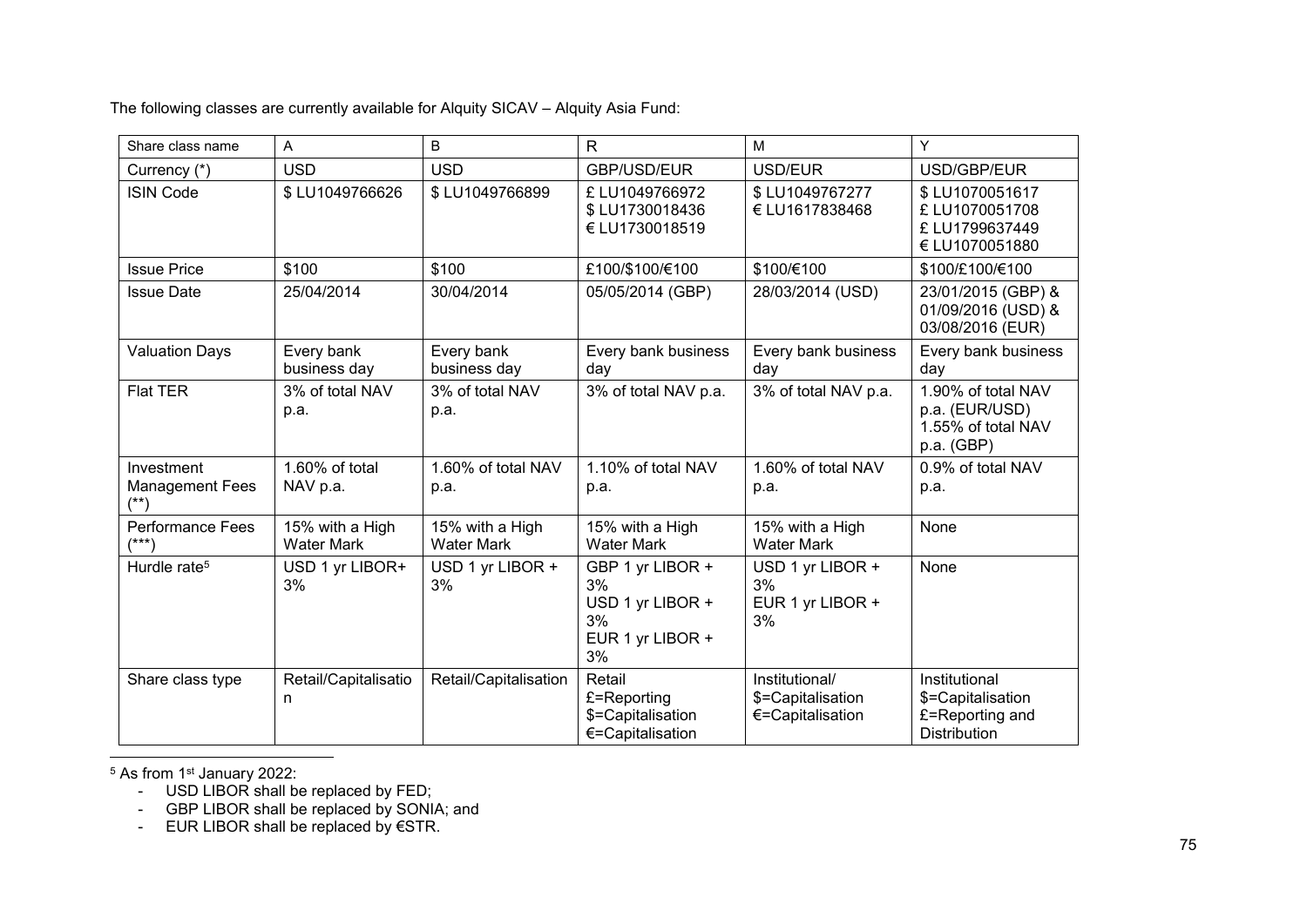The following classes are currently available for Alquity SICAV – Alquity Asia Fund:

| Share class name | A | B | R | M | Y |
|---|---|---|---|---|---|
| Currency (*) | USD | USD | GBP/USD/EUR | USD/EUR | USD/GBP/EUR |
| ISIN Code | $ LU1049766626 | $ LU1049766899 | £ LU1049766972<br>$ LU1730018436<br>€ LU1730018519 | $ LU1049767277<br>€ LU1617838468 | $ LU1070051617<br>£ LU1070051708<br>£ LU1799637449<br>€ LU1070051880 |
| Issue Price | $100 | $100 | £100/$100/€100 | $100/€100 | $100/£100/€100 |
| Issue Date | 25/04/2014 | 30/04/2014 | 05/05/2014 (GBP) | 28/03/2014 (USD) | 23/01/2015 (GBP) & 01/09/2016 (USD) & 03/08/2016 (EUR) |
| Valuation Days | Every bank business day | Every bank business day | Every bank business day | Every bank business day | Every bank business day |
| Flat TER | 3% of total NAV p.a. | 3% of total NAV p.a. | 3% of total NAV p.a. | 3% of total NAV p.a. | 1.90% of total NAV p.a. (EUR/USD)<br>1.55% of total NAV p.a. (GBP) |
| Investment Management Fees (**) | 1.60% of total NAV p.a. | 1.60% of total NAV p.a. | 1.10% of total NAV p.a. | 1.60% of total NAV p.a. | 0.9% of total NAV p.a. |
| Performance Fees (***) | 15% with a High Water Mark | 15% with a High Water Mark | 15% with a High Water Mark | 15% with a High Water Mark | None |
| Hurdle rate[5] | USD 1 yr LIBOR+ 3% | USD 1 yr LIBOR + 3% | GBP 1 yr LIBOR + 3%<br>USD 1 yr LIBOR + 3%<br>EUR 1 yr LIBOR + 3% | USD 1 yr LIBOR + 3%<br>EUR 1 yr LIBOR + 3% | None |
| Share class type | Retail/Capitalisation | Retail/Capitalisation | Retail<br>£=Reporting<br>$=Capitalisation<br>€=Capitalisation | Institutional/<br>$=Capitalisation<br>€=Capitalisation | Institutional<br>$=Capitalisation<br>£=Reporting and Distribution |

[5] As from 1st January 2022:

- USD LIBOR shall be replaced by FED;
- GBP LIBOR shall be replaced by SONIA; and
- EUR LIBOR shall be replaced by €STR.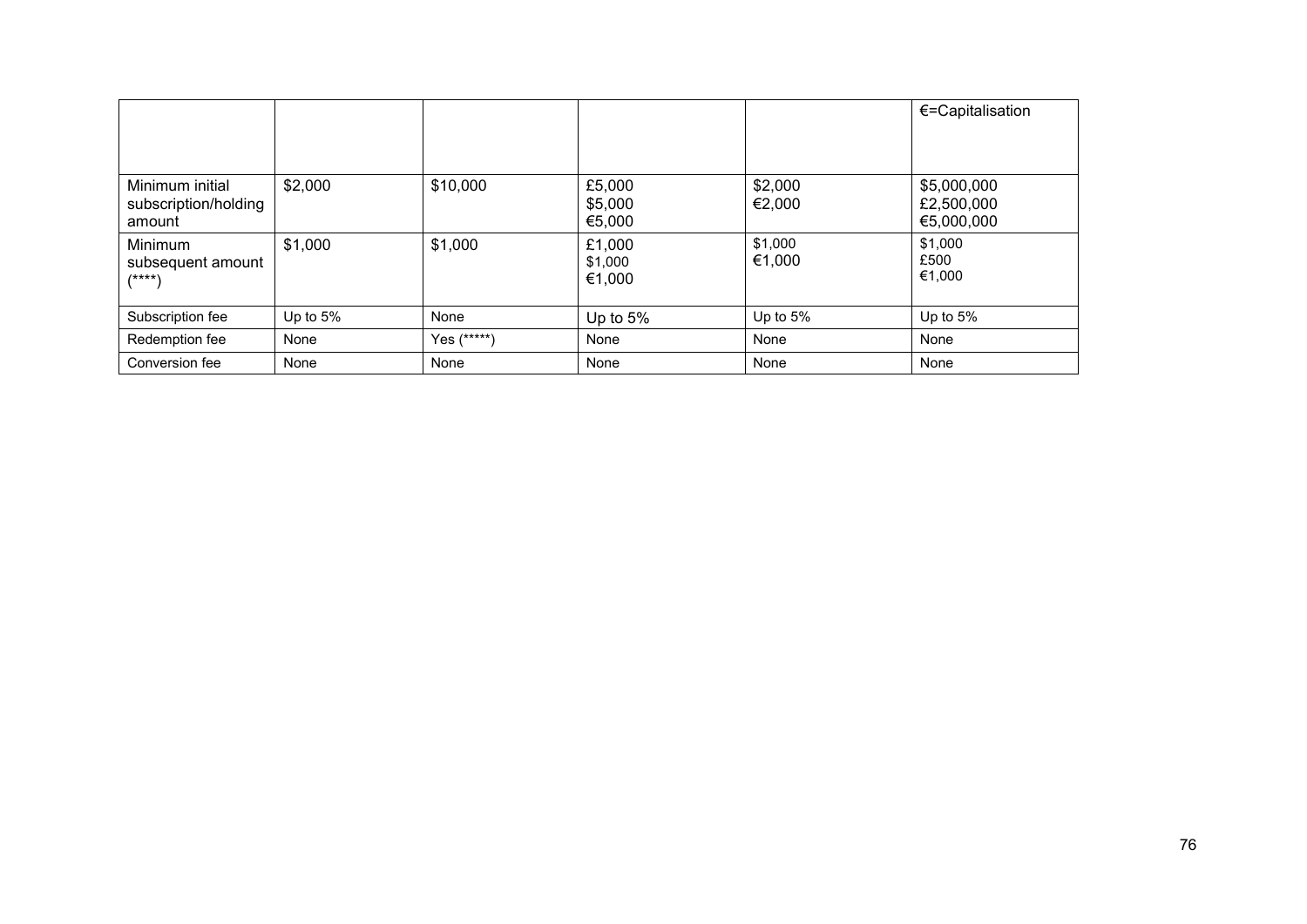| | | | | | €=Capitalisation |
|---|---|---|---|---|---|
| Minimum initial subscription/holding amount | $2,000 | $10,000 | £5,000<br>$5,000<br>€5,000 | $2,000<br>€2,000 | $5,000,000<br>£2,500,000<br>€5,000,000 |
| Minimum subsequent amount (****) | $1,000 | $1,000 | £1,000<br>$1,000<br>€1,000 | $1,000<br>€1,000 | $1,000<br>£500<br>€1,000 |
| Subscription fee | Up to 5% | None | Up to 5% | Up to 5% | Up to 5% |
| Redemption fee | None | Yes (*****) | None | None | None |
| Conversion fee | None | None | None | None | None |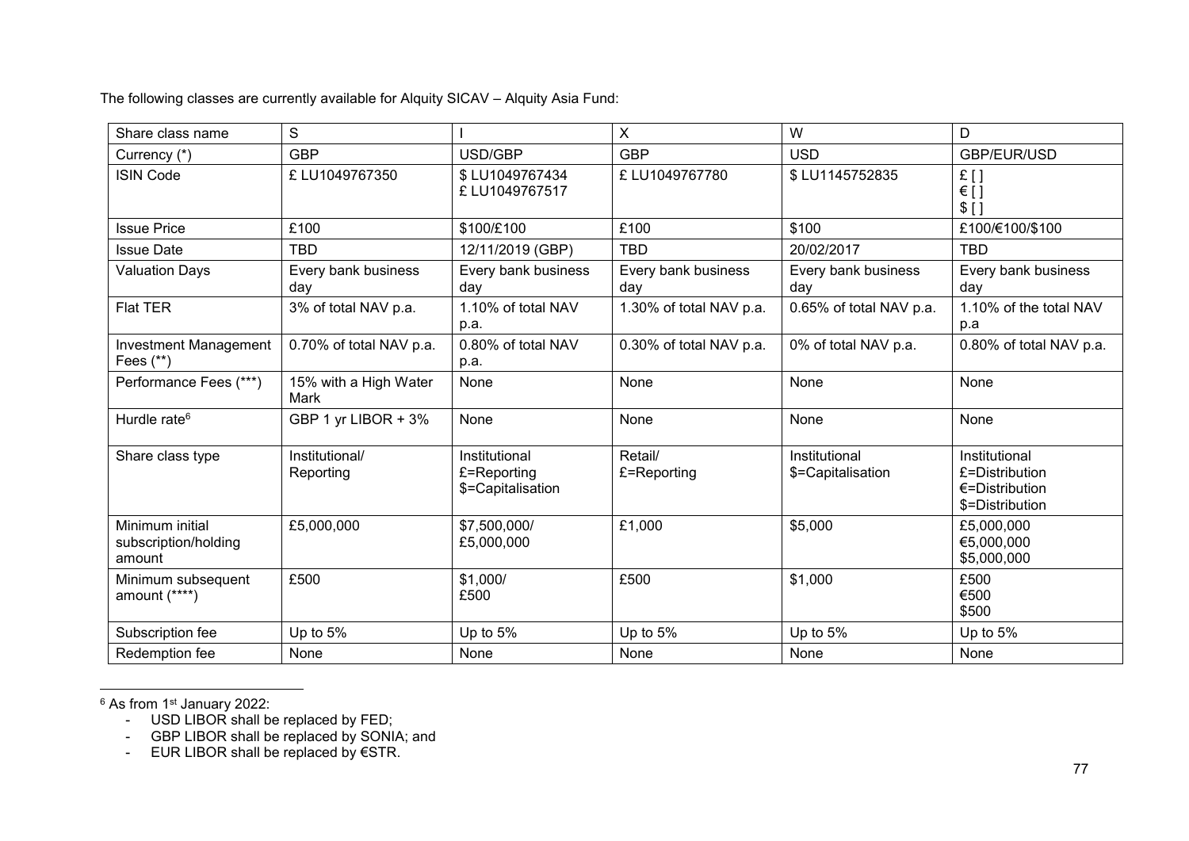The following classes are currently available for Alquity SICAV – Alquity Asia Fund:

| Share class name | S | I | X | W | D |
|---|---|---|---|---|---|
| Currency (*) | GBP | USD/GBP | GBP | USD | GBP/EUR/USD |
| ISIN Code | £ LU1049767350 | $ LU1049767434<br>£ LU1049767517 | £ LU1049767780 | $ LU1145752835 | £ [ ]<br>€ [ ]<br>$ [ ] |
| Issue Price | £100 | $100/£100 | £100 | $100 | £100/€100/$100 |
| Issue Date | TBD | 12/11/2019 (GBP) | TBD | 20/02/2017 | TBD |
| Valuation Days | Every bank business day | Every bank business day | Every bank business day | Every bank business day | Every bank business day |
| Flat TER | 3% of total NAV p.a. | 1.10% of total NAV p.a. | 1.30% of total NAV p.a. | 0.65% of total NAV p.a. | 1.10% of the total NAV p.a |
| Investment Management Fees (**) | 0.70% of total NAV p.a. | 0.80% of total NAV p.a. | 0.30% of total NAV p.a. | 0% of total NAV p.a. | 0.80% of total NAV p.a. |
| Performance Fees (***) | 15% with a High Water Mark | None | None | None | None |
| Hurdle rate[6] | GBP 1 yr LIBOR + 3% | None | None | None | None |
| Share class type | Institutional/<br>Reporting | Institutional<br>£=Reporting<br>$=Capitalisation | Retail/<br>£=Reporting | Institutional<br>$=Capitalisation | Institutional<br>£=Distribution<br>€=Distribution<br>$=Distribution |
| Minimum initial subscription/holding amount | £5,000,000 | $7,500,000/<br>£5,000,000 | £1,000 | $5,000 | £5,000,000<br>€5,000,000<br>$5,000,000 |
| Minimum subsequent amount (****) | £500 | $1,000/<br>£500 | £500 | $1,000 | £500<br>€500<br>$500 |
| Subscription fee | Up to 5% | Up to 5% | Up to 5% | Up to 5% | Up to 5% |
| Redemption fee | None | None | None | None | None |

[6] As from 1st January 2022:

- USD LIBOR shall be replaced by FED;
- GBP LIBOR shall be replaced by SONIA; and
- EUR LIBOR shall be replaced by €STR.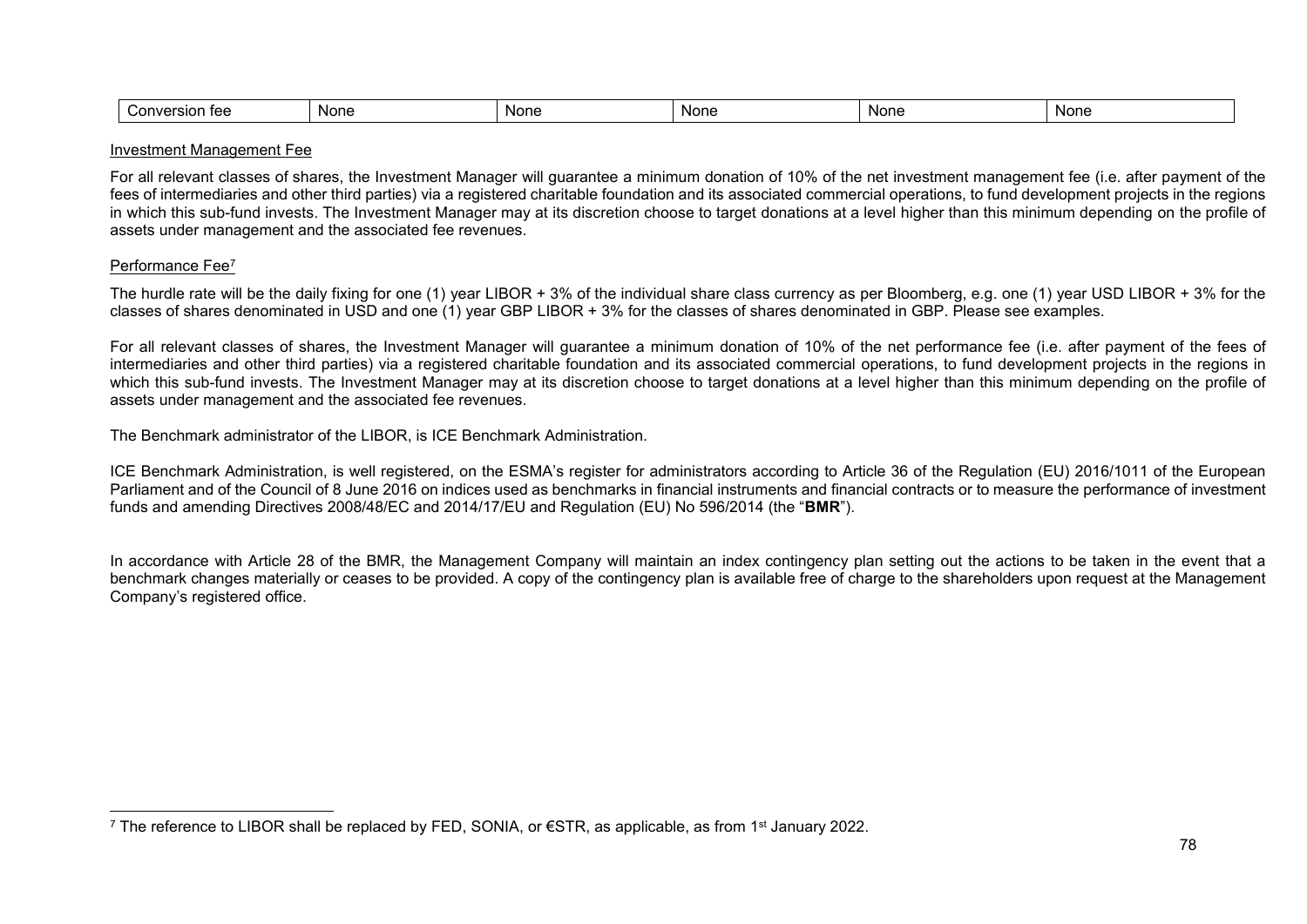| Conversion fee | None | None | None | None | None |
|---|---|---|---|---|---|

Investment Management Fee

For all relevant classes of shares, the Investment Manager will guarantee a minimum donation of 10% of the net investment management fee (i.e. after payment of the fees of intermediaries and other third parties) via a registered charitable foundation and its associated commercial operations, to fund development projects in the regions in which this sub-fund invests. The Investment Manager may at its discretion choose to target donations at a level higher than this minimum depending on the profile of assets under management and the associated fee revenues.

Performance Fee[7]

The hurdle rate will be the daily fixing for one (1) year LIBOR + 3% of the individual share class currency as per Bloomberg, e.g. one (1) year USD LIBOR + 3% for the classes of shares denominated in USD and one (1) year GBP LIBOR + 3% for the classes of shares denominated in GBP. Please see examples.

For all relevant classes of shares, the Investment Manager will guarantee a minimum donation of 10% of the net performance fee (i.e. after payment of the fees of intermediaries and other third parties) via a registered charitable foundation and its associated commercial operations, to fund development projects in the regions in which this sub-fund invests. The Investment Manager may at its discretion choose to target donations at a level higher than this minimum depending on the profile of assets under management and the associated fee revenues.

The Benchmark administrator of the LIBOR, is ICE Benchmark Administration.

ICE Benchmark Administration, is well registered, on the ESMA's register for administrators according to Article 36 of the Regulation (EU) 2016/1011 of the European Parliament and of the Council of 8 June 2016 on indices used as benchmarks in financial instruments and financial contracts or to measure the performance of investment funds and amending Directives 2008/48/EC and 2014/17/EU and Regulation (EU) No 596/2014 (the "**BMR**").

In accordance with Article 28 of the BMR, the Management Company will maintain an index contingency plan setting out the actions to be taken in the event that a benchmark changes materially or ceases to be provided. A copy of the contingency plan is available free of charge to the shareholders upon request at the Management Company's registered office.

[7] The reference to LIBOR shall be replaced by FED, SONIA, or €STR, as applicable, as from 1st January 2022.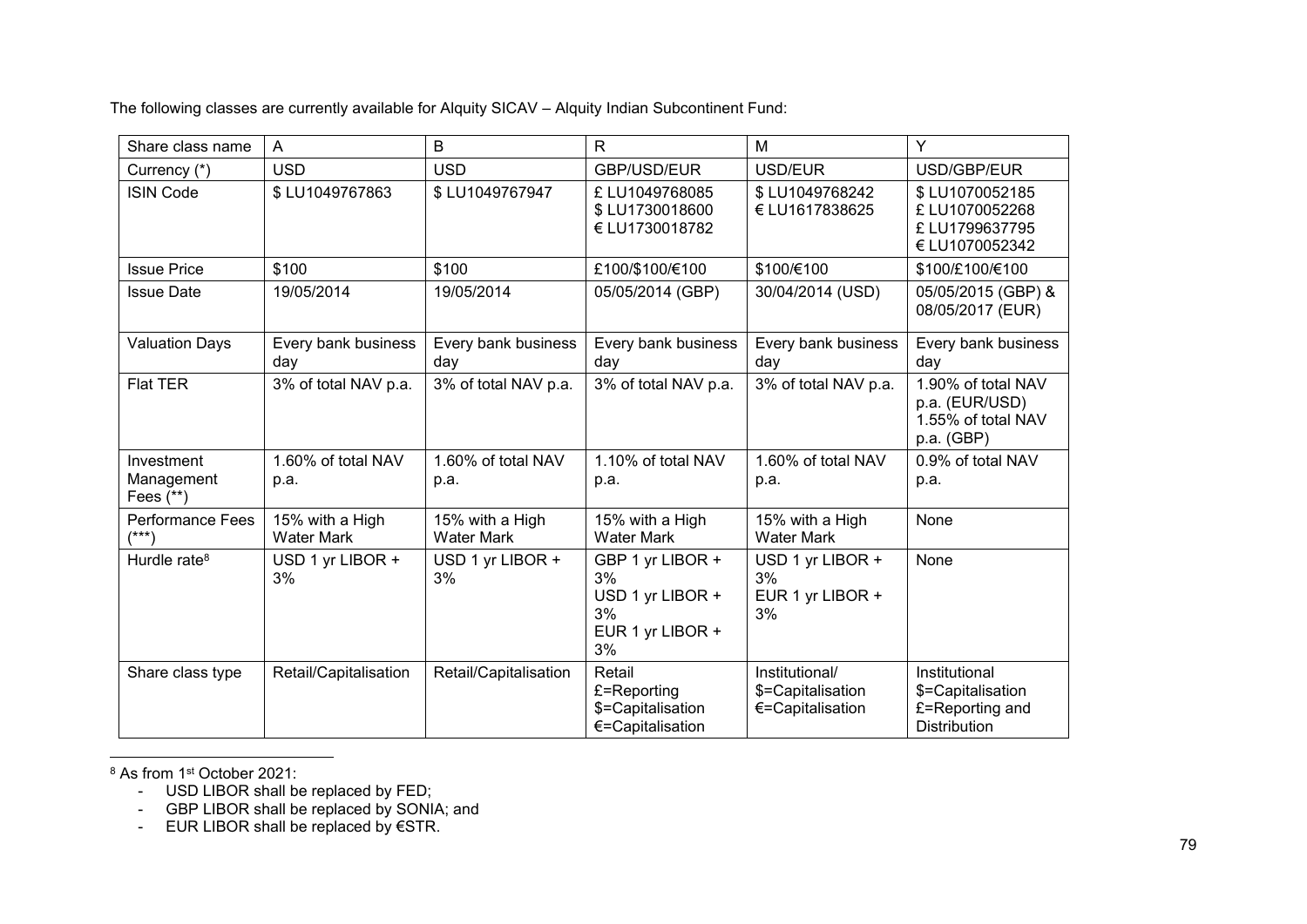The following classes are currently available for Alquity SICAV – Alquity Indian Subcontinent Fund:

| Share class name | A | B | R | M | Y |
|---|---|---|---|---|---|
| Currency (*) | USD | USD | GBP/USD/EUR | USD/EUR | USD/GBP/EUR |
| ISIN Code | $ LU1049767863 | $ LU1049767947 | £ LU1049768085<br>$ LU1730018600<br>€ LU1730018782 | $ LU1049768242<br>€ LU1617838625 | $ LU1070052185<br>£ LU1070052268<br>£ LU1799637795<br>€ LU1070052342 |
| Issue Price | $100 | $100 | £100/$100/€100 | $100/€100 | $100/£100/€100 |
| Issue Date | 19/05/2014 | 19/05/2014 | 05/05/2014 (GBP) | 30/04/2014 (USD) | 05/05/2015 (GBP) & 08/05/2017 (EUR) |
| Valuation Days | Every bank business day | Every bank business day | Every bank business day | Every bank business day | Every bank business day |
| Flat TER | 3% of total NAV p.a. | 3% of total NAV p.a. | 3% of total NAV p.a. | 3% of total NAV p.a. | 1.90% of total NAV p.a. (EUR/USD)<br>1.55% of total NAV p.a. (GBP) |
| Investment Management Fees (**) | 1.60% of total NAV p.a. | 1.60% of total NAV p.a. | 1.10% of total NAV p.a. | 1.60% of total NAV p.a. | 0.9% of total NAV p.a. |
| Performance Fees (***) | 15% with a High Water Mark | 15% with a High Water Mark | 15% with a High Water Mark | 15% with a High Water Mark | None |
| Hurdle rate[8] | USD 1 yr LIBOR + 3% | USD 1 yr LIBOR + 3% | GBP 1 yr LIBOR + 3%<br>USD 1 yr LIBOR + 3%<br>EUR 1 yr LIBOR + 3% | USD 1 yr LIBOR + 3%<br>EUR 1 yr LIBOR + 3% | None |
| Share class type | Retail/Capitalisation | Retail/Capitalisation | Retail<br>£=Reporting<br>$=Capitalisation<br>€=Capitalisation | Institutional/<br>$=Capitalisation<br>€=Capitalisation | Institutional<br>$=Capitalisation<br>£=Reporting and Distribution |

[8] As from 1st October 2021:

- USD LIBOR shall be replaced by FED;
- GBP LIBOR shall be replaced by SONIA; and
- EUR LIBOR shall be replaced by €STR.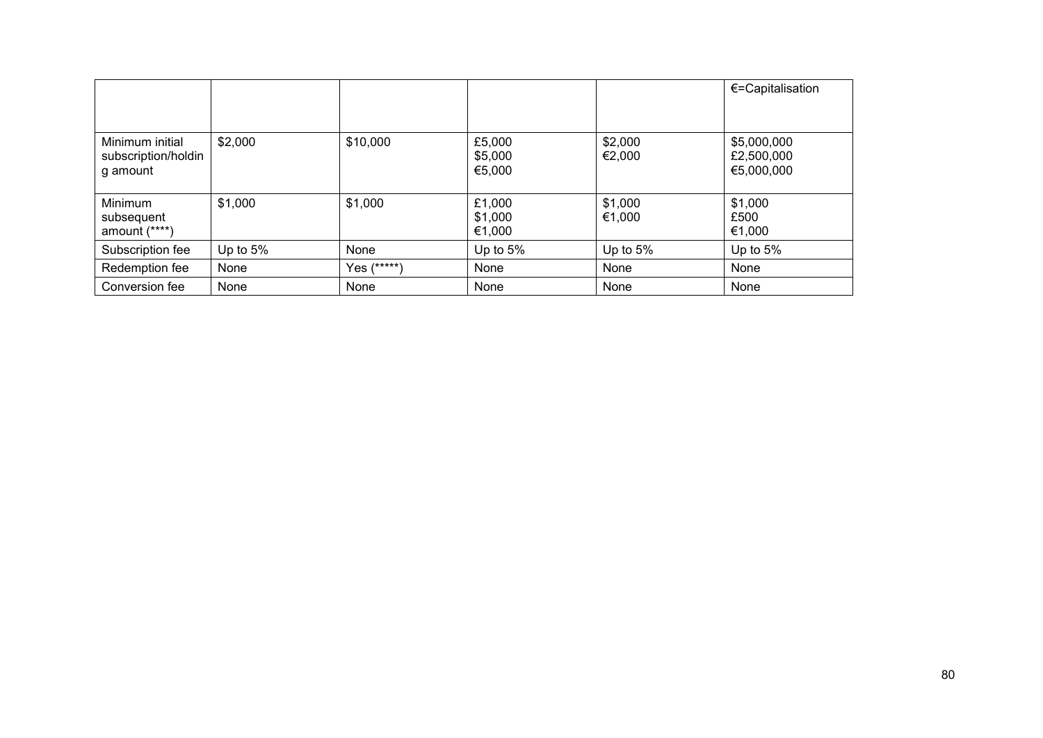| | | | | | |
|---|---|---|---|---|---|
| | | | | | €=Capitalisation |
| Minimum initial subscription/holding amount | $2,000 | $10,000 | £5,000<br>$5,000<br>€5,000 | $2,000<br>€2,000 | $5,000,000<br>£2,500,000<br>€5,000,000 |
| Minimum subsequent amount (****) | $1,000 | $1,000 | £1,000<br>$1,000<br>€1,000 | $1,000<br>€1,000 | $1,000<br>£500<br>€1,000 |
| Subscription fee | Up to 5% | None | Up to 5% | Up to 5% | Up to 5% |
| Redemption fee | None | Yes (*****) | None | None | None |
| Conversion fee | None | None | None | None | None |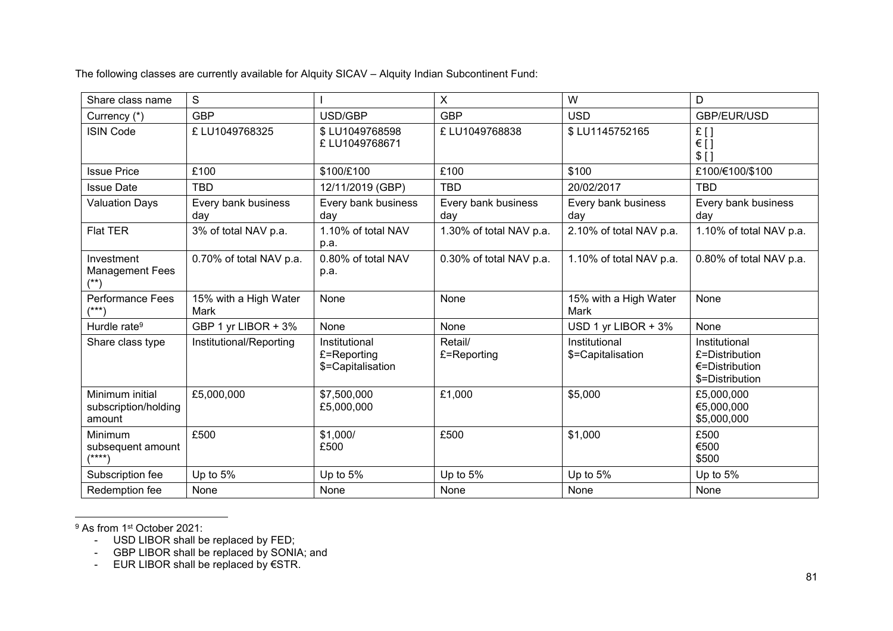The following classes are currently available for Alquity SICAV – Alquity Indian Subcontinent Fund:

| Share class name | S | I | X | W | D |
|---|---|---|---|---|---|
| Currency (*) | GBP | USD/GBP | GBP | USD | GBP/EUR/USD |
| ISIN Code | £ LU1049768325 | $ LU1049768598<br>£ LU1049768671 | £ LU1049768838 | $ LU1145752165 | £ [ ]<br>€ [ ]<br>$ [ ] |
| Issue Price | £100 | $100/£100 | £100 | $100 | £100/€100/$100 |
| Issue Date | TBD | 12/11/2019 (GBP) | TBD | 20/02/2017 | TBD |
| Valuation Days | Every bank business day | Every bank business day | Every bank business day | Every bank business day | Every bank business day |
| Flat TER | 3% of total NAV p.a. | 1.10% of total NAV p.a. | 1.30% of total NAV p.a. | 2.10% of total NAV p.a. | 1.10% of total NAV p.a. |
| Investment Management Fees (**) | 0.70% of total NAV p.a. | 0.80% of total NAV p.a. | 0.30% of total NAV p.a. | 1.10% of total NAV p.a. | 0.80% of total NAV p.a. |
| Performance Fees (***) | 15% with a High Water Mark | None | None | 15% with a High Water Mark | None |
| Hurdle rate[9] | GBP 1 yr LIBOR + 3% | None | None | USD 1 yr LIBOR + 3% | None |
| Share class type | Institutional/Reporting | Institutional<br>£=Reporting<br>$=Capitalisation | Retail/<br>£=Reporting | Institutional<br>$=Capitalisation | Institutional<br>£=Distribution<br>€=Distribution<br>$=Distribution |
| Minimum initial subscription/holding amount | £5,000,000 | $7,500,000<br>£5,000,000 | £1,000 | $5,000 | £5,000,000<br>€5,000,000<br>$5,000,000 |
| Minimum subsequent amount (****) | £500 | $1,000/<br>£500 | £500 | $1,000 | £500<br>€500<br>$500 |
| Subscription fee | Up to 5% | Up to 5% | Up to 5% | Up to 5% | Up to 5% |
| Redemption fee | None | None | None | None | None |

[9] As from 1st October 2021:

- USD LIBOR shall be replaced by FED;
- GBP LIBOR shall be replaced by SONIA; and
- EUR LIBOR shall be replaced by €STR.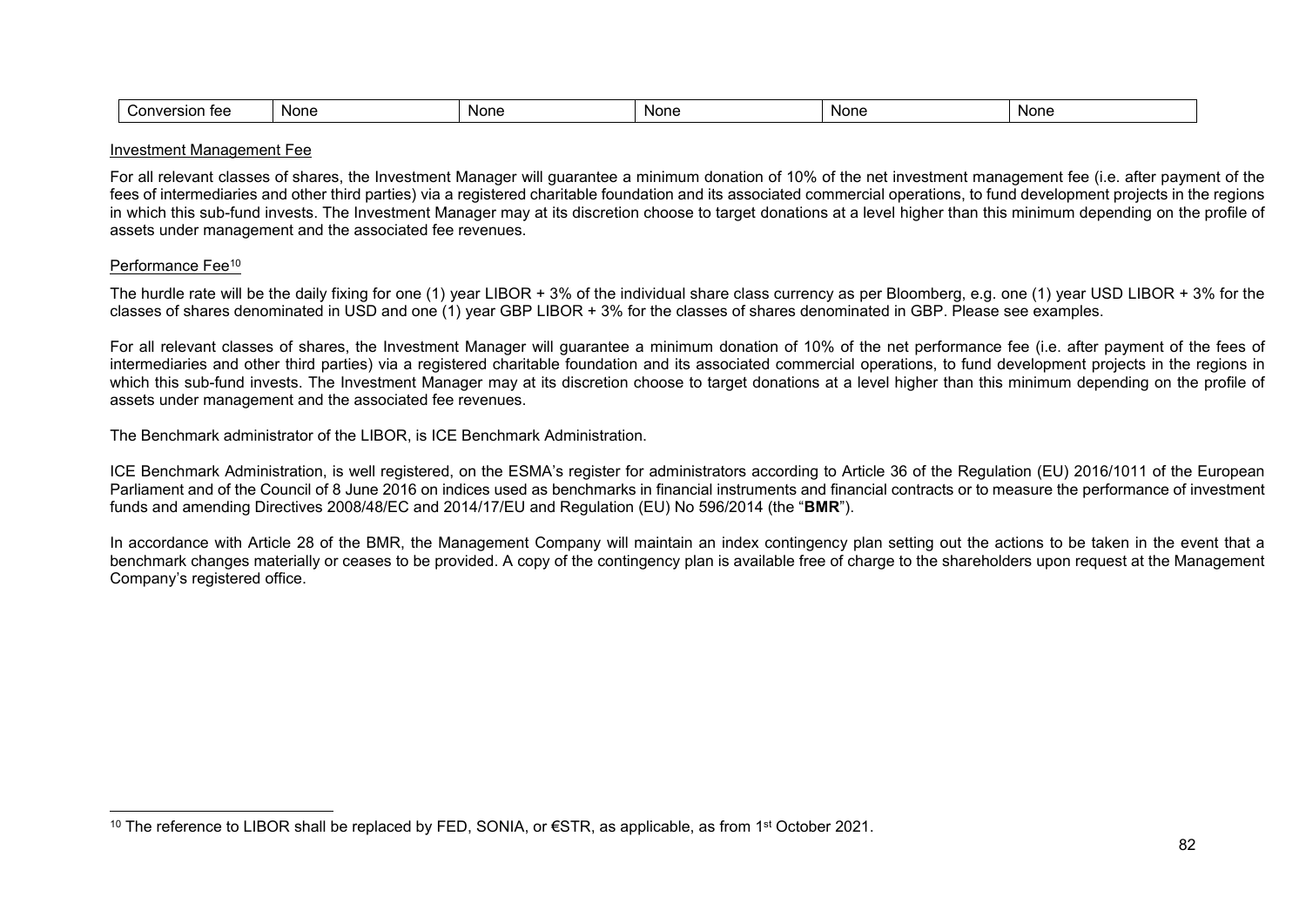| Conversion fee | None | None | None | None | None |
|---|---|---|---|---|---|

Investment Management Fee

For all relevant classes of shares, the Investment Manager will guarantee a minimum donation of 10% of the net investment management fee (i.e. after payment of the fees of intermediaries and other third parties) via a registered charitable foundation and its associated commercial operations, to fund development projects in the regions in which this sub-fund invests. The Investment Manager may at its discretion choose to target donations at a level higher than this minimum depending on the profile of assets under management and the associated fee revenues.

Performance Fee[10]

The hurdle rate will be the daily fixing for one (1) year LIBOR + 3% of the individual share class currency as per Bloomberg, e.g. one (1) year USD LIBOR + 3% for the classes of shares denominated in USD and one (1) year GBP LIBOR + 3% for the classes of shares denominated in GBP. Please see examples.

For all relevant classes of shares, the Investment Manager will guarantee a minimum donation of 10% of the net performance fee (i.e. after payment of the fees of intermediaries and other third parties) via a registered charitable foundation and its associated commercial operations, to fund development projects in the regions in which this sub-fund invests. The Investment Manager may at its discretion choose to target donations at a level higher than this minimum depending on the profile of assets under management and the associated fee revenues.

The Benchmark administrator of the LIBOR, is ICE Benchmark Administration.

ICE Benchmark Administration, is well registered, on the ESMA's register for administrators according to Article 36 of the Regulation (EU) 2016/1011 of the European Parliament and of the Council of 8 June 2016 on indices used as benchmarks in financial instruments and financial contracts or to measure the performance of investment funds and amending Directives 2008/48/EC and 2014/17/EU and Regulation (EU) No 596/2014 (the "**BMR**").

In accordance with Article 28 of the BMR, the Management Company will maintain an index contingency plan setting out the actions to be taken in the event that a benchmark changes materially or ceases to be provided. A copy of the contingency plan is available free of charge to the shareholders upon request at the Management Company's registered office.

[10] The reference to LIBOR shall be replaced by FED, SONIA, or €STR, as applicable, as from 1st October 2021.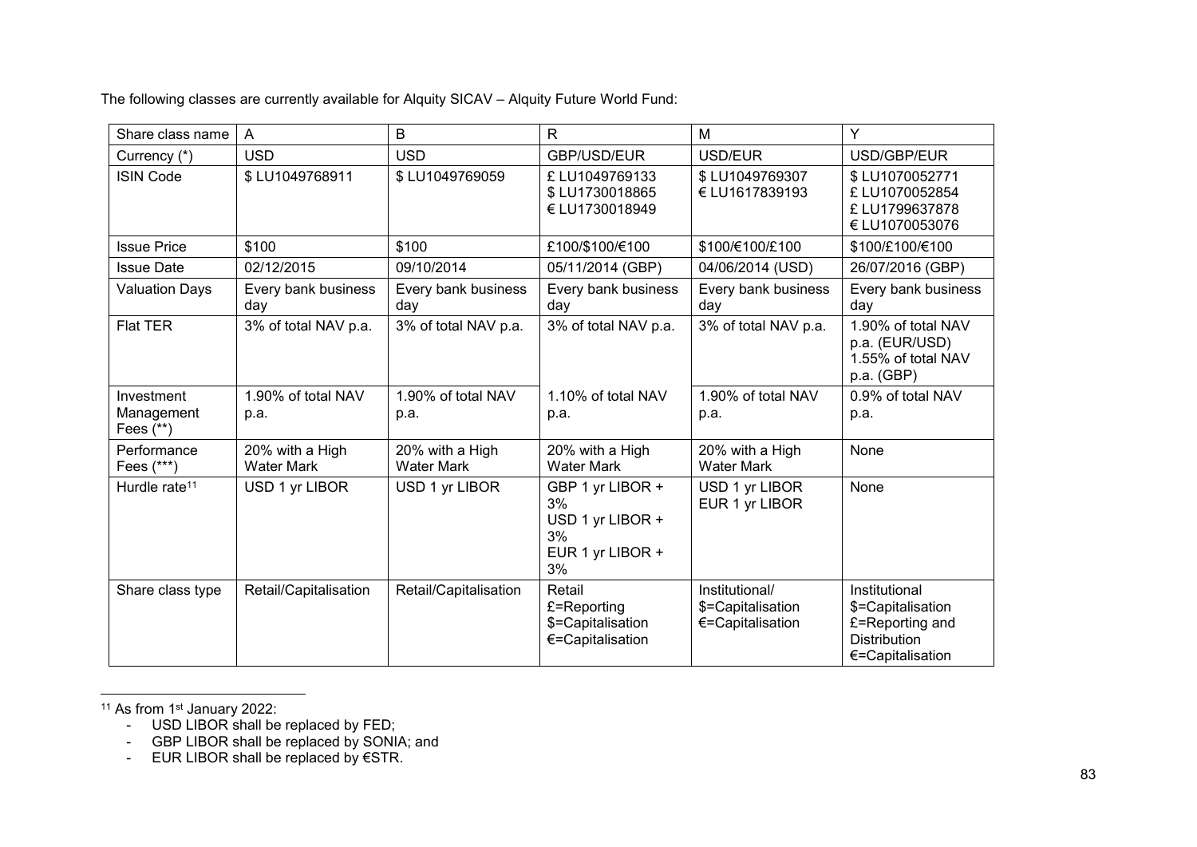The following classes are currently available for Alquity SICAV – Alquity Future World Fund:

| Share class name | A | B | R | M | Y |
|---|---|---|---|---|---|
| Currency (*) | USD | USD | GBP/USD/EUR | USD/EUR | USD/GBP/EUR |
| ISIN Code | $ LU1049768911 | $ LU1049769059 | £ LU1049769133<br>$ LU1730018865<br>€ LU1730018949 | $ LU1049769307<br>€ LU1617839193 | $ LU1070052771<br>£ LU1070052854<br>£ LU1799637878<br>€ LU1070053076 |
| Issue Price | $100 | $100 | £100/$100/€100 | $100/€100/£100 | $100/£100/€100 |
| Issue Date | 02/12/2015 | 09/10/2014 | 05/11/2014 (GBP) | 04/06/2014 (USD) | 26/07/2016 (GBP) |
| Valuation Days | Every bank business day | Every bank business day | Every bank business day | Every bank business day | Every bank business day |
| Flat TER | 3% of total NAV p.a. | 3% of total NAV p.a. | 3% of total NAV p.a. | 3% of total NAV p.a. | 1.90% of total NAV p.a. (EUR/USD)<br>1.55% of total NAV p.a. (GBP) |
| Investment Management Fees (**) | 1.90% of total NAV p.a. | 1.90% of total NAV p.a. | 1.10% of total NAV p.a. | 1.90% of total NAV p.a. | 0.9% of total NAV p.a. |
| Performance Fees (***) | 20% with a High Water Mark | 20% with a High Water Mark | 20% with a High Water Mark | 20% with a High Water Mark | None |
| Hurdle rate[11] | USD 1 yr LIBOR | USD 1 yr LIBOR | GBP 1 yr LIBOR + 3%<br>USD 1 yr LIBOR + 3%<br>EUR 1 yr LIBOR + 3% | USD 1 yr LIBOR<br>EUR 1 yr LIBOR | None |
| Share class type | Retail/Capitalisation | Retail/Capitalisation | Retail<br>£=Reporting<br>$=Capitalisation<br>€=Capitalisation | Institutional/<br>$=Capitalisation<br>€=Capitalisation | Institutional<br>$=Capitalisation<br>£=Reporting and Distribution<br>€=Capitalisation |

[11] As from 1st January 2022:

- USD LIBOR shall be replaced by FED;
- GBP LIBOR shall be replaced by SONIA; and
- EUR LIBOR shall be replaced by €STR.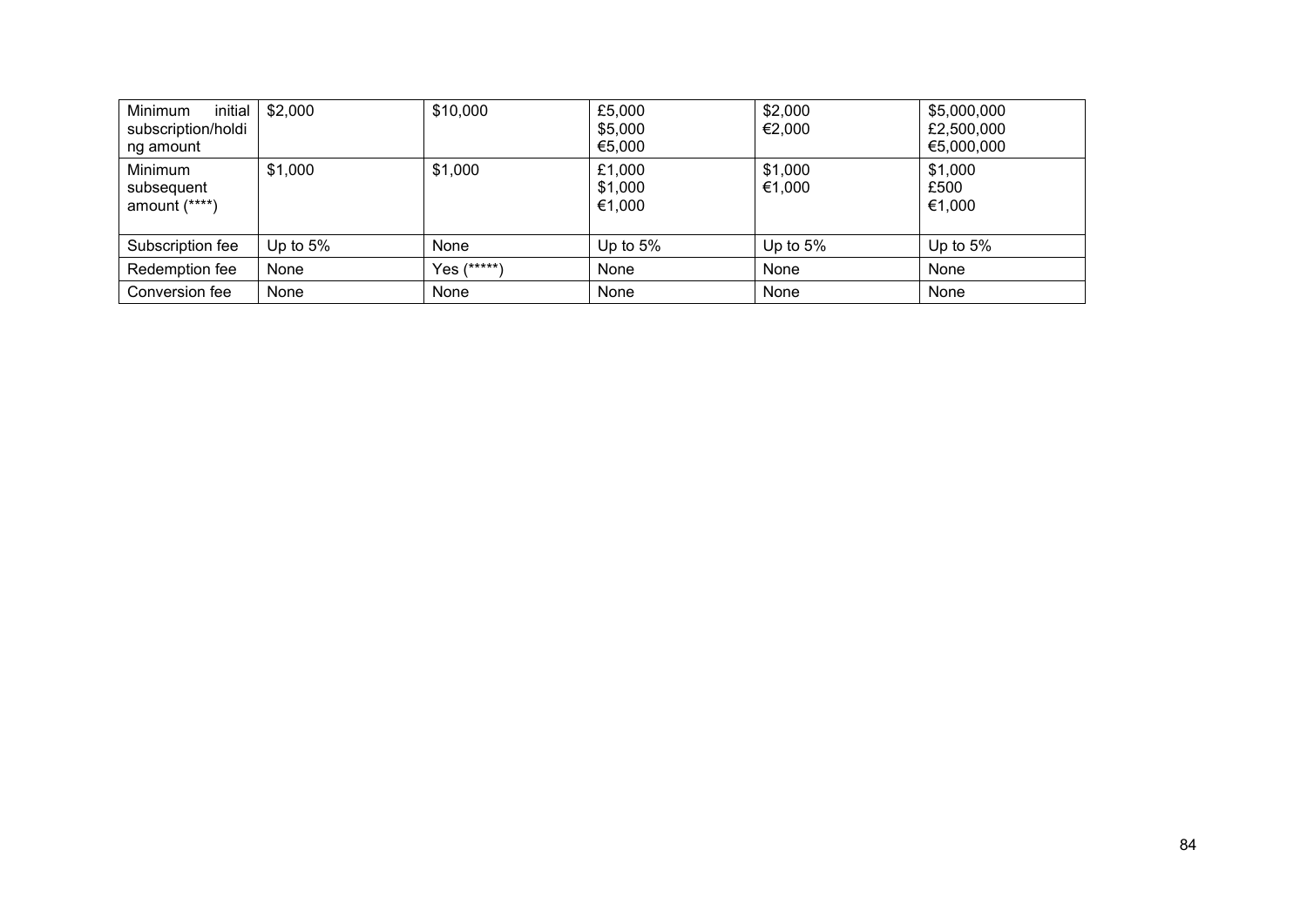| Minimum initial subscription/holding amount | $2,000 | $10,000 | £5,000<br>$5,000<br>€5,000 | $2,000<br>€2,000 | $5,000,000<br>£2,500,000<br>€5,000,000 |
|---|---|---|---|---|---|
| Minimum subsequent amount (****) | $1,000 | $1,000 | £1,000<br>$1,000<br>€1,000 | $1,000<br>€1,000 | $1,000<br>£500<br>€1,000 |
| Subscription fee | Up to 5% | None | Up to 5% | Up to 5% | Up to 5% |
| Redemption fee | None | Yes (*****) | None | None | None |
| Conversion fee | None | None | None | None | None |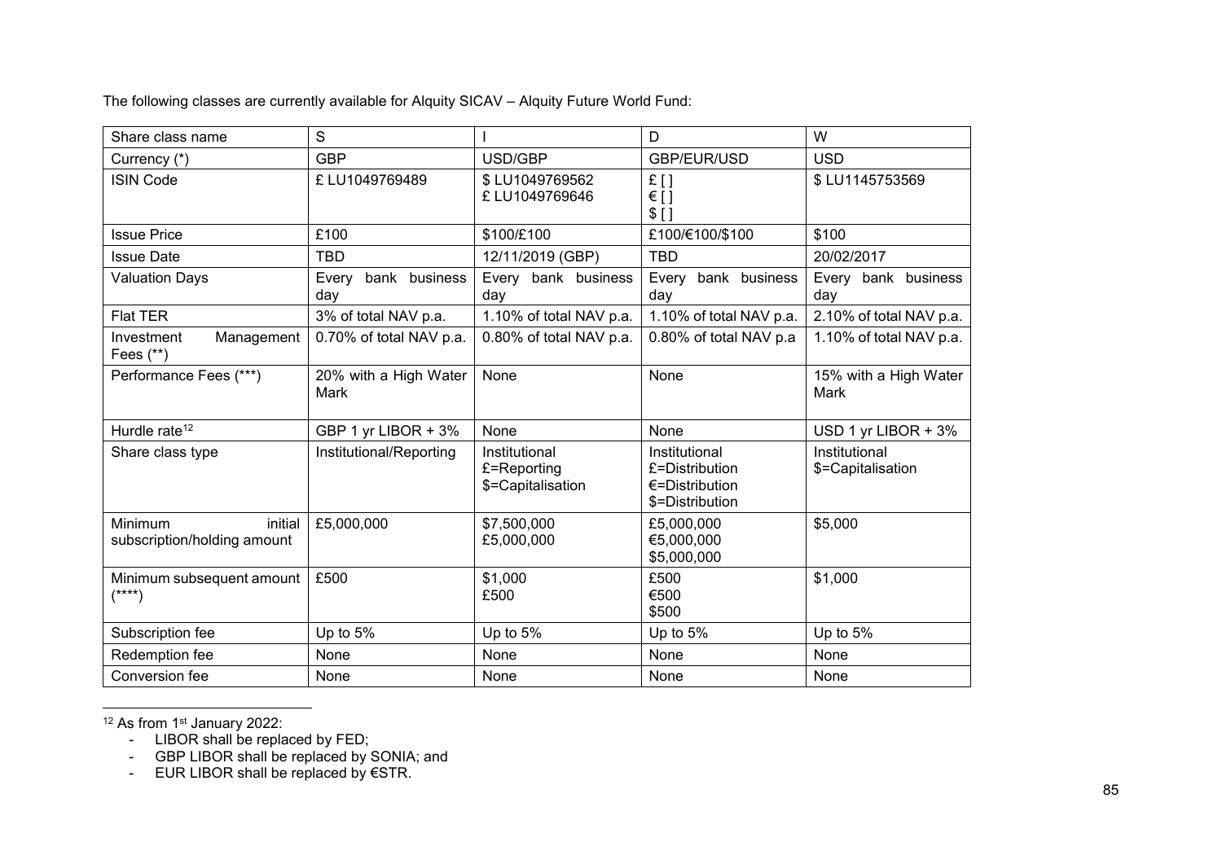The following classes are currently available for Alquity SICAV – Alquity Future World Fund:

| Share class name | S | I | D | W |
|---|---|---|---|---|
| Currency (*) | GBP | USD/GBP | GBP/EUR/USD | USD |
| ISIN Code | £ LU1049769489 | $ LU1049769562<br>£ LU1049769646 | £ [ ]<br>€ [ ]<br>$ [ ] | $ LU1145753569 |
| Issue Price | £100 | $100/£100 | £100/€100/$100 | $100 |
| Issue Date | TBD | 12/11/2019 (GBP) | TBD | 20/02/2017 |
| Valuation Days | Every bank business day | Every bank business day | Every bank business day | Every bank business day |
| Flat TER | 3% of total NAV p.a. | 1.10% of total NAV p.a. | 1.10% of total NAV p.a. | 2.10% of total NAV p.a. |
| Investment Management Fees (**) | 0.70% of total NAV p.a. | 0.80% of total NAV p.a. | 0.80% of total NAV p.a | 1.10% of total NAV p.a. |
| Performance Fees (***) | 20% with a High Water Mark | None | None | 15% with a High Water Mark |
| Hurdle rate[12] | GBP 1 yr LIBOR + 3% | None | None | USD 1 yr LIBOR + 3% |
| Share class type | Institutional/Reporting | Institutional<br>£=Reporting<br>$=Capitalisation | Institutional<br>£=Distribution<br>€=Distribution<br>$=Distribution | Institutional<br>$=Capitalisation |
| Minimum initial subscription/holding amount | £5,000,000 | $7,500,000<br>£5,000,000 | £5,000,000<br>€5,000,000<br>$5,000,000 | $5,000 |
| Minimum subsequent amount (****) | £500 | $1,000<br>£500 | £500<br>€500<br>$500 | $1,000 |
| Subscription fee | Up to 5% | Up to 5% | Up to 5% | Up to 5% |
| Redemption fee | None | None | None | None |
| Conversion fee | None | None | None | None |

[12] As from 1st January 2022:

- LIBOR shall be replaced by FED;
- GBP LIBOR shall be replaced by SONIA; and
- EUR LIBOR shall be replaced by €STR.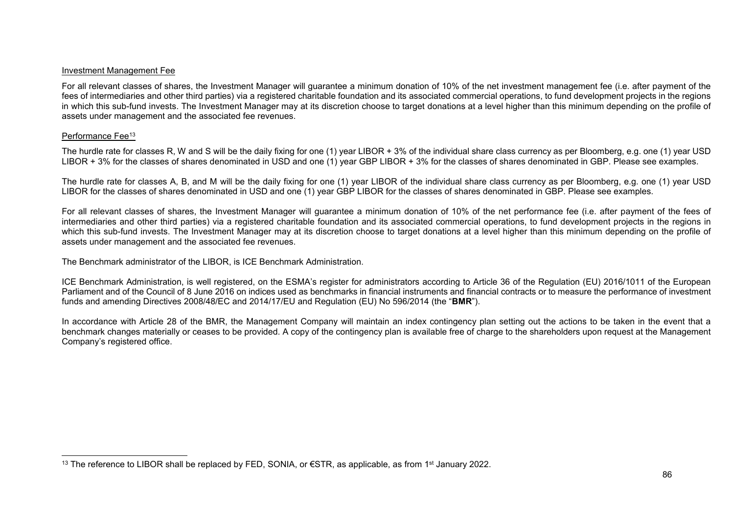Investment Management Fee

For all relevant classes of shares, the Investment Manager will guarantee a minimum donation of 10% of the net investment management fee (i.e. after payment of the fees of intermediaries and other third parties) via a registered charitable foundation and its associated commercial operations, to fund development projects in the regions in which this sub-fund invests. The Investment Manager may at its discretion choose to target donations at a level higher than this minimum depending on the profile of assets under management and the associated fee revenues.

Performance Fee[13]

The hurdle rate for classes R, W and S will be the daily fixing for one (1) year LIBOR + 3% of the individual share class currency as per Bloomberg, e.g. one (1) year USD LIBOR + 3% for the classes of shares denominated in USD and one (1) year GBP LIBOR + 3% for the classes of shares denominated in GBP. Please see examples.

The hurdle rate for classes A, B, and M will be the daily fixing for one (1) year LIBOR of the individual share class currency as per Bloomberg, e.g. one (1) year USD LIBOR for the classes of shares denominated in USD and one (1) year GBP LIBOR for the classes of shares denominated in GBP. Please see examples.

For all relevant classes of shares, the Investment Manager will guarantee a minimum donation of 10% of the net performance fee (i.e. after payment of the fees of intermediaries and other third parties) via a registered charitable foundation and its associated commercial operations, to fund development projects in the regions in which this sub-fund invests. The Investment Manager may at its discretion choose to target donations at a level higher than this minimum depending on the profile of assets under management and the associated fee revenues.

The Benchmark administrator of the LIBOR, is ICE Benchmark Administration.

ICE Benchmark Administration, is well registered, on the ESMA's register for administrators according to Article 36 of the Regulation (EU) 2016/1011 of the European Parliament and of the Council of 8 June 2016 on indices used as benchmarks in financial instruments and financial contracts or to measure the performance of investment funds and amending Directives 2008/48/EC and 2014/17/EU and Regulation (EU) No 596/2014 (the "**BMR**").

In accordance with Article 28 of the BMR, the Management Company will maintain an index contingency plan setting out the actions to be taken in the event that a benchmark changes materially or ceases to be provided. A copy of the contingency plan is available free of charge to the shareholders upon request at the Management Company's registered office.

---

[13] The reference to LIBOR shall be replaced by FED, SONIA, or €STR, as applicable, as from 1st January 2022.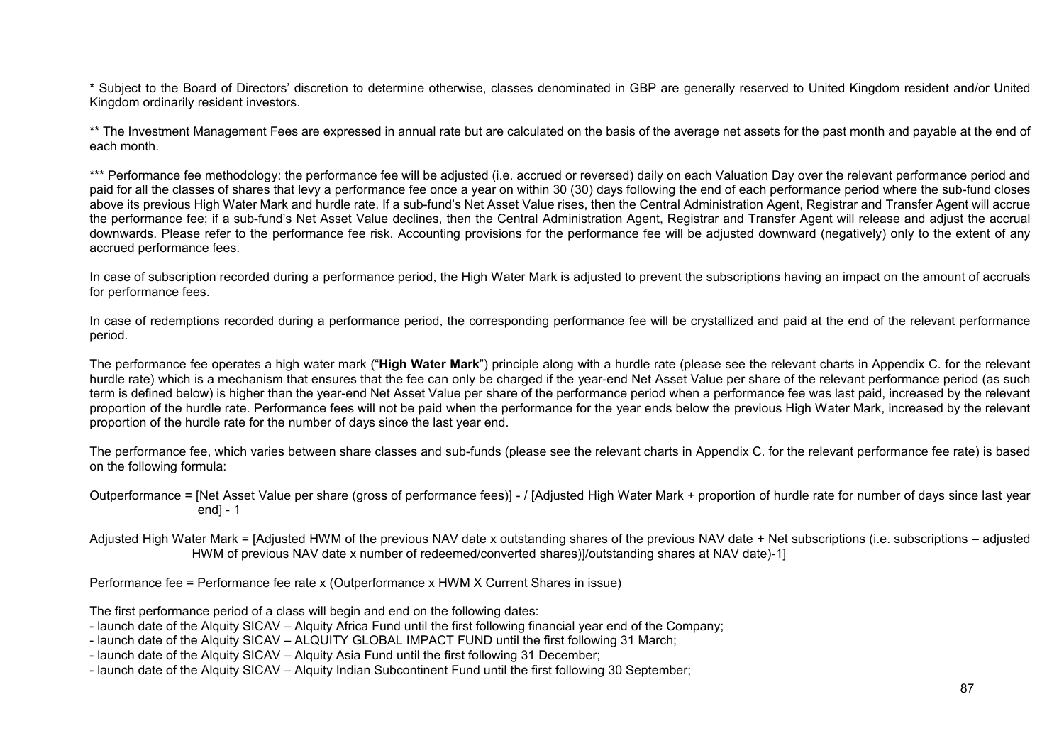* Subject to the Board of Directors' discretion to determine otherwise, classes denominated in GBP are generally reserved to United Kingdom resident and/or United Kingdom ordinarily resident investors.

** The Investment Management Fees are expressed in annual rate but are calculated on the basis of the average net assets for the past month and payable at the end of each month.

*** Performance fee methodology: the performance fee will be adjusted (i.e. accrued or reversed) daily on each Valuation Day over the relevant performance period and paid for all the classes of shares that levy a performance fee once a year on within 30 (30) days following the end of each performance period where the sub-fund closes above its previous High Water Mark and hurdle rate. If a sub-fund's Net Asset Value rises, then the Central Administration Agent, Registrar and Transfer Agent will accrue the performance fee; if a sub-fund's Net Asset Value declines, then the Central Administration Agent, Registrar and Transfer Agent will release and adjust the accrual downwards. Please refer to the performance fee risk. Accounting provisions for the performance fee will be adjusted downward (negatively) only to the extent of any accrued performance fees.

In case of subscription recorded during a performance period, the High Water Mark is adjusted to prevent the subscriptions having an impact on the amount of accruals for performance fees.

In case of redemptions recorded during a performance period, the corresponding performance fee will be crystallized and paid at the end of the relevant performance period.

The performance fee operates a high water mark ("**High Water Mark**") principle along with a hurdle rate (please see the relevant charts in Appendix C. for the relevant hurdle rate) which is a mechanism that ensures that the fee can only be charged if the year-end Net Asset Value per share of the relevant performance period (as such term is defined below) is higher than the year-end Net Asset Value per share of the performance period when a performance fee was last paid, increased by the relevant proportion of the hurdle rate. Performance fees will not be paid when the performance for the year ends below the previous High Water Mark, increased by the relevant proportion of the hurdle rate for the number of days since the last year end.

The performance fee, which varies between share classes and sub-funds (please see the relevant charts in Appendix C. for the relevant performance fee rate) is based on the following formula:

Outperformance = [Net Asset Value per share (gross of performance fees)] - / [Adjusted High Water Mark + proportion of hurdle rate for number of days since last year end] - 1

Adjusted High Water Mark = [Adjusted HWM of the previous NAV date x outstanding shares of the previous NAV date + Net subscriptions (i.e. subscriptions – adjusted HWM of previous NAV date x number of redeemed/converted shares)]/outstanding shares at NAV date)-1]

Performance fee = Performance fee rate x (Outperformance x HWM X Current Shares in issue)

The first performance period of a class will begin and end on the following dates:
- launch date of the Alquity SICAV – Alquity Africa Fund until the first following financial year end of the Company;
- launch date of the Alquity SICAV – ALQUITY GLOBAL IMPACT FUND until the first following 31 March;
- launch date of the Alquity SICAV – Alquity Asia Fund until the first following 31 December;
- launch date of the Alquity SICAV – Alquity Indian Subcontinent Fund until the first following 30 September;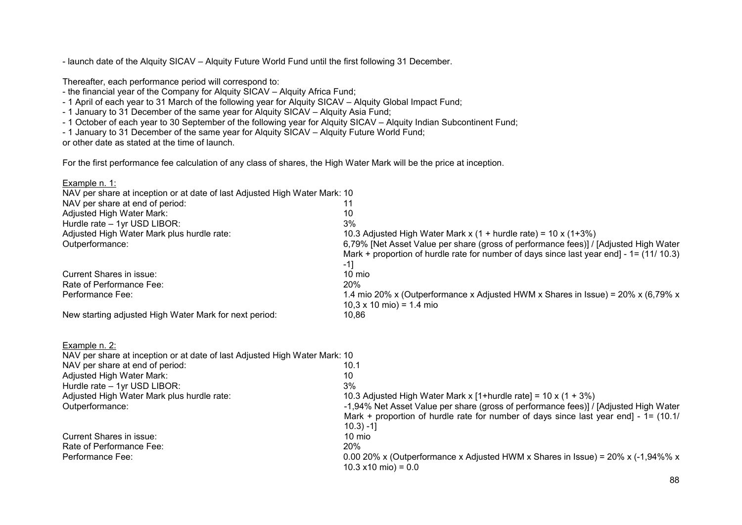- launch date of the Alquity SICAV – Alquity Future World Fund until the first following 31 December.

Thereafter, each performance period will correspond to:
- the financial year of the Company for Alquity SICAV – Alquity Africa Fund;
- 1 April of each year to 31 March of the following year for Alquity SICAV – Alquity Global Impact Fund;
- 1 January to 31 December of the same year for Alquity SICAV – Alquity Asia Fund;
- 1 October of each year to 30 September of the following year for Alquity SICAV – Alquity Indian Subcontinent Fund;
- 1 January to 31 December of the same year for Alquity SICAV – Alquity Future World Fund;
or other date as stated at the time of launch.

For the first performance fee calculation of any class of shares, the High Water Mark will be the price at inception.

Example n. 1:

| | |
|---|---|
| NAV per share at inception or at date of last Adjusted High Water Mark: | 10 |
| NAV per share at end of period: | 11 |
| Adjusted High Water Mark: | 10 |
| Hurdle rate – 1yr USD LIBOR: | 3% |
| Adjusted High Water Mark plus hurdle rate: | 10.3 Adjusted High Water Mark x (1 + hurdle rate) = 10 x (1+3%) |
| Outperformance: | 6,79% [Net Asset Value per share (gross of performance fees)] / [Adjusted High Water Mark + proportion of hurdle rate for number of days since last year end] - 1= (11/ 10.3) -1] |
| Current Shares in issue: | 10 mio |
| Rate of Performance Fee: | 20% |
| Performance Fee: | 1.4 mio 20% x (Outperformance x Adjusted HWM x Shares in Issue) = 20% x (6,79% x 10,3 x 10 mio) = 1.4 mio |
| New starting adjusted High Water Mark for next period: | 10,86 |

Example n. 2:

| | |
|---|---|
| NAV per share at inception or at date of last Adjusted High Water Mark: | 10 |
| NAV per share at end of period: | 10.1 |
| Adjusted High Water Mark: | 10 |
| Hurdle rate – 1yr USD LIBOR: | 3% |
| Adjusted High Water Mark plus hurdle rate: | 10.3 Adjusted High Water Mark x [1+hurdle rate] = 10 x (1 + 3%) |
| Outperformance: | -1,94% Net Asset Value per share (gross of performance fees)] / [Adjusted High Water Mark + proportion of hurdle rate for number of days since last year end] - 1= (10.1/ 10.3) -1] |
| Current Shares in issue: | 10 mio |
| Rate of Performance Fee: | 20% |
| Performance Fee: | 0.00 20% x (Outperformance x Adjusted HWM x Shares in Issue) = 20% x (-1,94%% x 10.3 x10 mio) = 0.0 |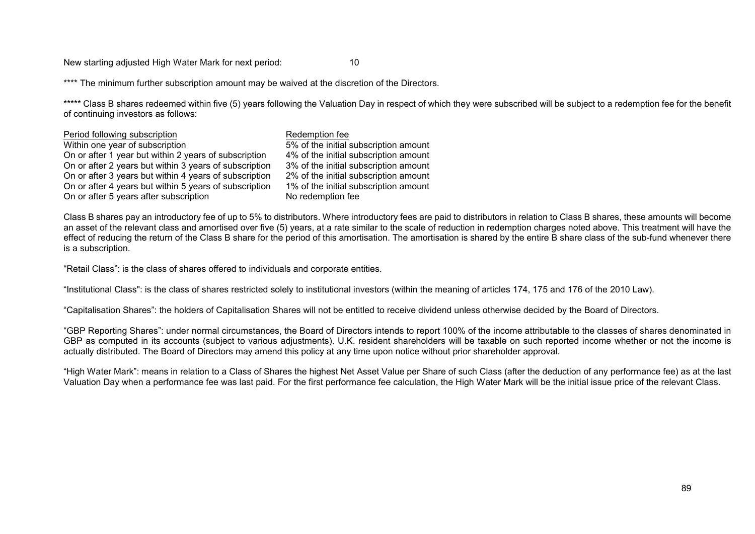New starting adjusted High Water Mark for next period: 10

**** The minimum further subscription amount may be waived at the discretion of the Directors.

***** Class B shares redeemed within five (5) years following the Valuation Day in respect of which they were subscribed will be subject to a redemption fee for the benefit of continuing investors as follows:

| Period following subscription | Redemption fee |
| --- | --- |
| Within one year of subscription | 5% of the initial subscription amount |
| On or after 1 year but within 2 years of subscription | 4% of the initial subscription amount |
| On or after 2 years but within 3 years of subscription | 3% of the initial subscription amount |
| On or after 3 years but within 4 years of subscription | 2% of the initial subscription amount |
| On or after 4 years but within 5 years of subscription | 1% of the initial subscription amount |
| On or after 5 years after subscription | No redemption fee |

Class B shares pay an introductory fee of up to 5% to distributors. Where introductory fees are paid to distributors in relation to Class B shares, these amounts will become an asset of the relevant class and amortised over five (5) years, at a rate similar to the scale of reduction in redemption charges noted above. This treatment will have the effect of reducing the return of the Class B share for the period of this amortisation. The amortisation is shared by the entire B share class of the sub-fund whenever there is a subscription.

"Retail Class": is the class of shares offered to individuals and corporate entities.

"Institutional Class": is the class of shares restricted solely to institutional investors (within the meaning of articles 174, 175 and 176 of the 2010 Law).

"Capitalisation Shares": the holders of Capitalisation Shares will not be entitled to receive dividend unless otherwise decided by the Board of Directors.

"GBP Reporting Shares": under normal circumstances, the Board of Directors intends to report 100% of the income attributable to the classes of shares denominated in GBP as computed in its accounts (subject to various adjustments). U.K. resident shareholders will be taxable on such reported income whether or not the income is actually distributed. The Board of Directors may amend this policy at any time upon notice without prior shareholder approval.

"High Water Mark": means in relation to a Class of Shares the highest Net Asset Value per Share of such Class (after the deduction of any performance fee) as at the last Valuation Day when a performance fee was last paid. For the first performance fee calculation, the High Water Mark will be the initial issue price of the relevant Class.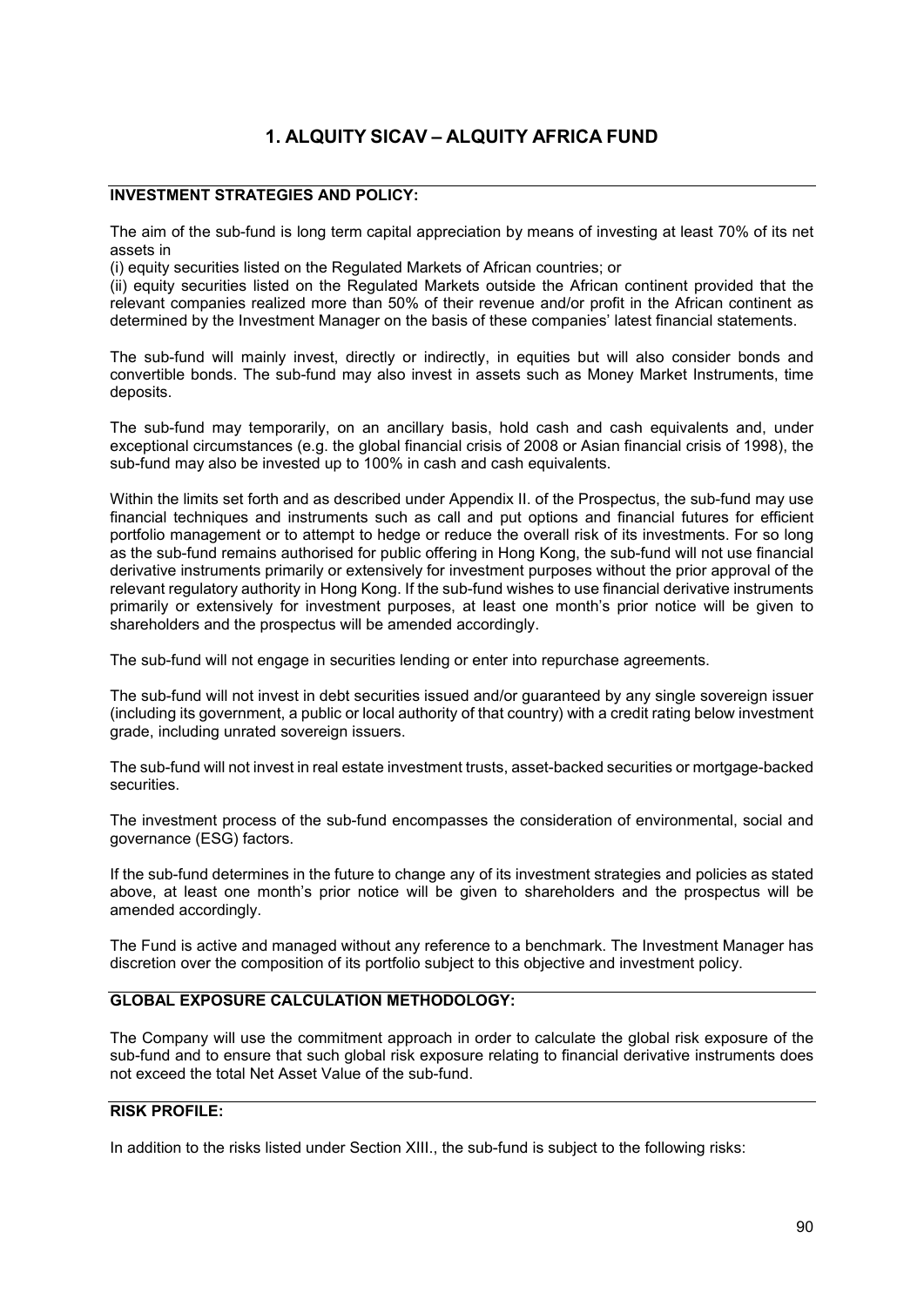# 1. ALQUITY SICAV – ALQUITY AFRICA FUND

## INVESTMENT STRATEGIES AND POLICY:

The aim of the sub-fund is long term capital appreciation by means of investing at least 70% of its net assets in

(i) equity securities listed on the Regulated Markets of African countries; or

(ii) equity securities listed on the Regulated Markets outside the African continent provided that the relevant companies realized more than 50% of their revenue and/or profit in the African continent as determined by the Investment Manager on the basis of these companies' latest financial statements.

The sub-fund will mainly invest, directly or indirectly, in equities but will also consider bonds and convertible bonds. The sub-fund may also invest in assets such as Money Market Instruments, time deposits.

The sub-fund may temporarily, on an ancillary basis, hold cash and cash equivalents and, under exceptional circumstances (e.g. the global financial crisis of 2008 or Asian financial crisis of 1998), the sub-fund may also be invested up to 100% in cash and cash equivalents.

Within the limits set forth and as described under Appendix II. of the Prospectus, the sub-fund may use financial techniques and instruments such as call and put options and financial futures for efficient portfolio management or to attempt to hedge or reduce the overall risk of its investments. For so long as the sub-fund remains authorised for public offering in Hong Kong, the sub-fund will not use financial derivative instruments primarily or extensively for investment purposes without the prior approval of the relevant regulatory authority in Hong Kong. If the sub-fund wishes to use financial derivative instruments primarily or extensively for investment purposes, at least one month's prior notice will be given to shareholders and the prospectus will be amended accordingly.

The sub-fund will not engage in securities lending or enter into repurchase agreements.

The sub-fund will not invest in debt securities issued and/or guaranteed by any single sovereign issuer (including its government, a public or local authority of that country) with a credit rating below investment grade, including unrated sovereign issuers.

The sub-fund will not invest in real estate investment trusts, asset-backed securities or mortgage-backed securities.

The investment process of the sub-fund encompasses the consideration of environmental, social and governance (ESG) factors.

If the sub-fund determines in the future to change any of its investment strategies and policies as stated above, at least one month's prior notice will be given to shareholders and the prospectus will be amended accordingly.

The Fund is active and managed without any reference to a benchmark. The Investment Manager has discretion over the composition of its portfolio subject to this objective and investment policy.

## GLOBAL EXPOSURE CALCULATION METHODOLOGY:

The Company will use the commitment approach in order to calculate the global risk exposure of the sub-fund and to ensure that such global risk exposure relating to financial derivative instruments does not exceed the total Net Asset Value of the sub-fund.

## RISK PROFILE:

In addition to the risks listed under Section XIII., the sub-fund is subject to the following risks: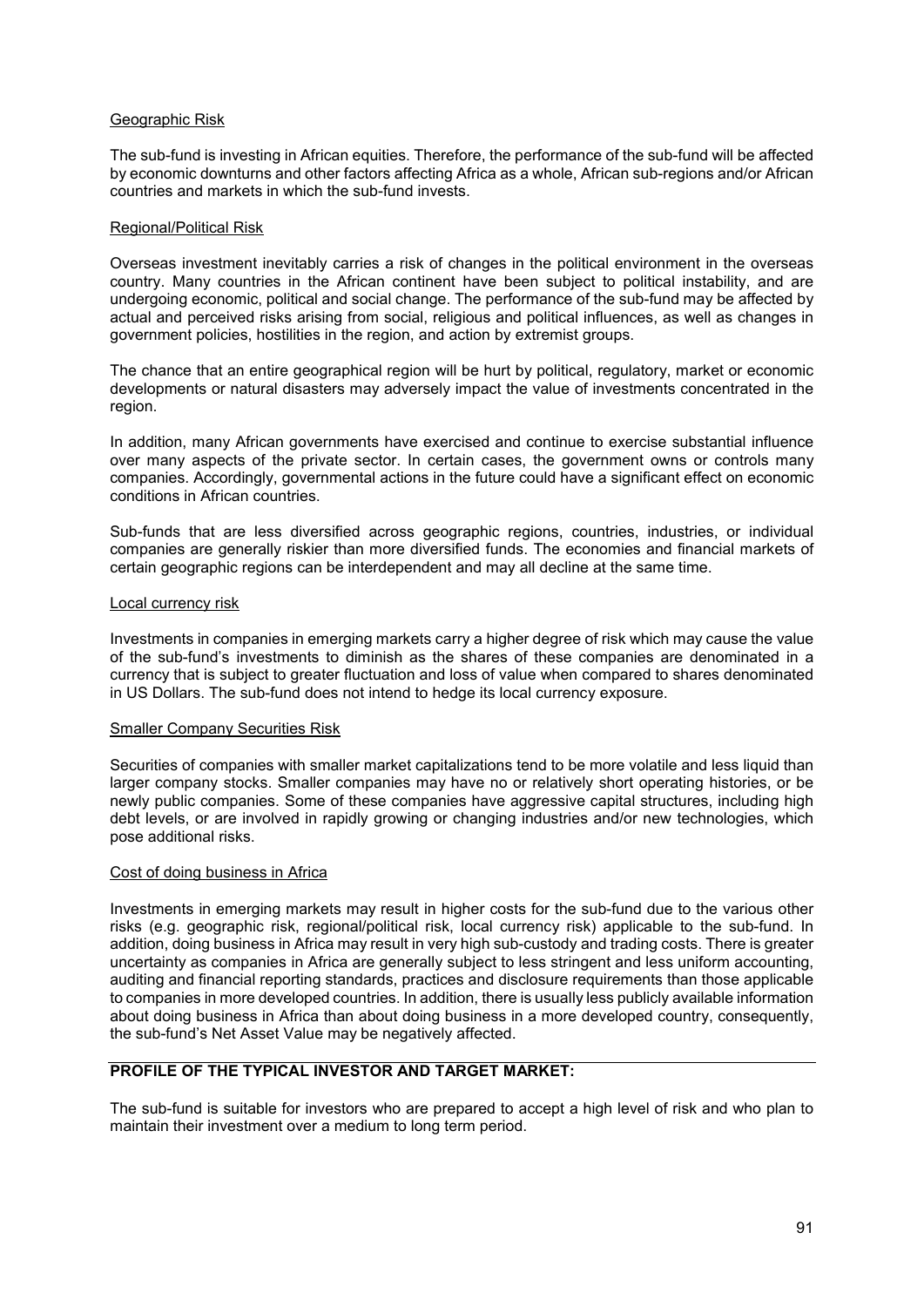Geographic Risk

The sub-fund is investing in African equities. Therefore, the performance of the sub-fund will be affected by economic downturns and other factors affecting Africa as a whole, African sub-regions and/or African countries and markets in which the sub-fund invests.

Regional/Political Risk

Overseas investment inevitably carries a risk of changes in the political environment in the overseas country. Many countries in the African continent have been subject to political instability, and are undergoing economic, political and social change. The performance of the sub-fund may be affected by actual and perceived risks arising from social, religious and political influences, as well as changes in government policies, hostilities in the region, and action by extremist groups.

The chance that an entire geographical region will be hurt by political, regulatory, market or economic developments or natural disasters may adversely impact the value of investments concentrated in the region.

In addition, many African governments have exercised and continue to exercise substantial influence over many aspects of the private sector. In certain cases, the government owns or controls many companies. Accordingly, governmental actions in the future could have a significant effect on economic conditions in African countries.

Sub-funds that are less diversified across geographic regions, countries, industries, or individual companies are generally riskier than more diversified funds. The economies and financial markets of certain geographic regions can be interdependent and may all decline at the same time.

Local currency risk

Investments in companies in emerging markets carry a higher degree of risk which may cause the value of the sub-fund's investments to diminish as the shares of these companies are denominated in a currency that is subject to greater fluctuation and loss of value when compared to shares denominated in US Dollars. The sub-fund does not intend to hedge its local currency exposure.

Smaller Company Securities Risk

Securities of companies with smaller market capitalizations tend to be more volatile and less liquid than larger company stocks. Smaller companies may have no or relatively short operating histories, or be newly public companies. Some of these companies have aggressive capital structures, including high debt levels, or are involved in rapidly growing or changing industries and/or new technologies, which pose additional risks.

Cost of doing business in Africa

Investments in emerging markets may result in higher costs for the sub-fund due to the various other risks (e.g. geographic risk, regional/political risk, local currency risk) applicable to the sub-fund. In addition, doing business in Africa may result in very high sub-custody and trading costs. There is greater uncertainty as companies in Africa are generally subject to less stringent and less uniform accounting, auditing and financial reporting standards, practices and disclosure requirements than those applicable to companies in more developed countries. In addition, there is usually less publicly available information about doing business in Africa than about doing business in a more developed country, consequently, the sub-fund's Net Asset Value may be negatively affected.

**PROFILE OF THE TYPICAL INVESTOR AND TARGET MARKET:**

The sub-fund is suitable for investors who are prepared to accept a high level of risk and who plan to maintain their investment over a medium to long term period.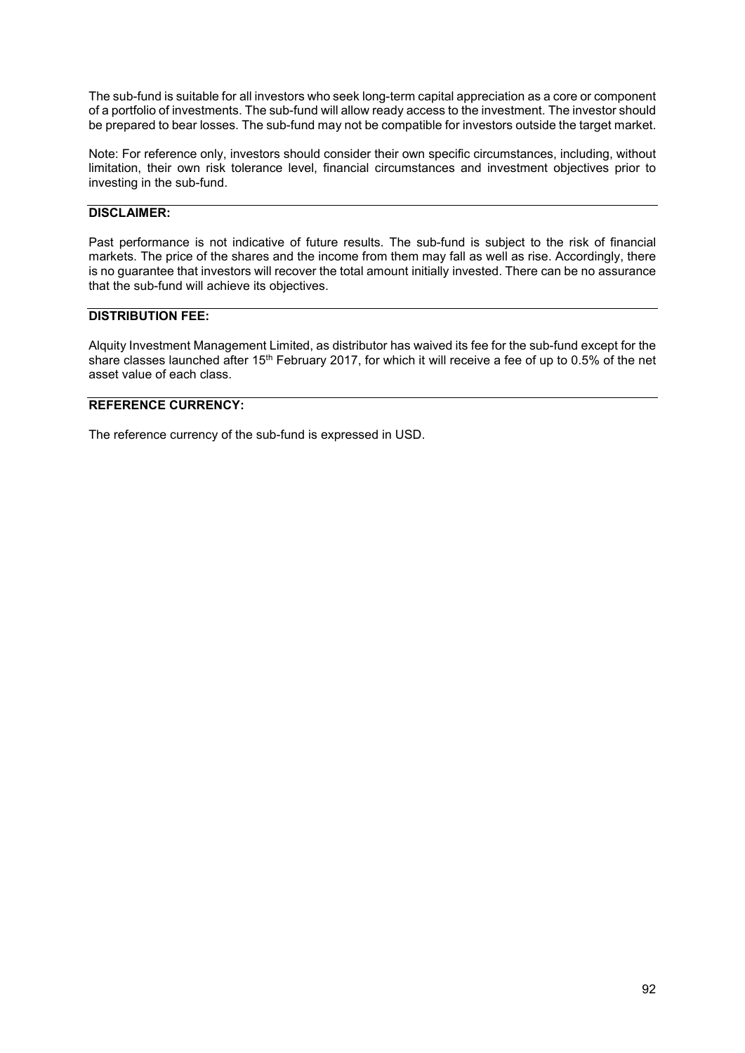The sub-fund is suitable for all investors who seek long-term capital appreciation as a core or component of a portfolio of investments. The sub-fund will allow ready access to the investment. The investor should be prepared to bear losses. The sub-fund may not be compatible for investors outside the target market.

Note: For reference only, investors should consider their own specific circumstances, including, without limitation, their own risk tolerance level, financial circumstances and investment objectives prior to investing in the sub-fund.

**DISCLAIMER:**

Past performance is not indicative of future results. The sub-fund is subject to the risk of financial markets. The price of the shares and the income from them may fall as well as rise. Accordingly, there is no guarantee that investors will recover the total amount initially invested. There can be no assurance that the sub-fund will achieve its objectives.

**DISTRIBUTION FEE:**

Alquity Investment Management Limited, as distributor has waived its fee for the sub-fund except for the share classes launched after 15th February 2017, for which it will receive a fee of up to 0.5% of the net asset value of each class.

**REFERENCE CURRENCY:**

The reference currency of the sub-fund is expressed in USD.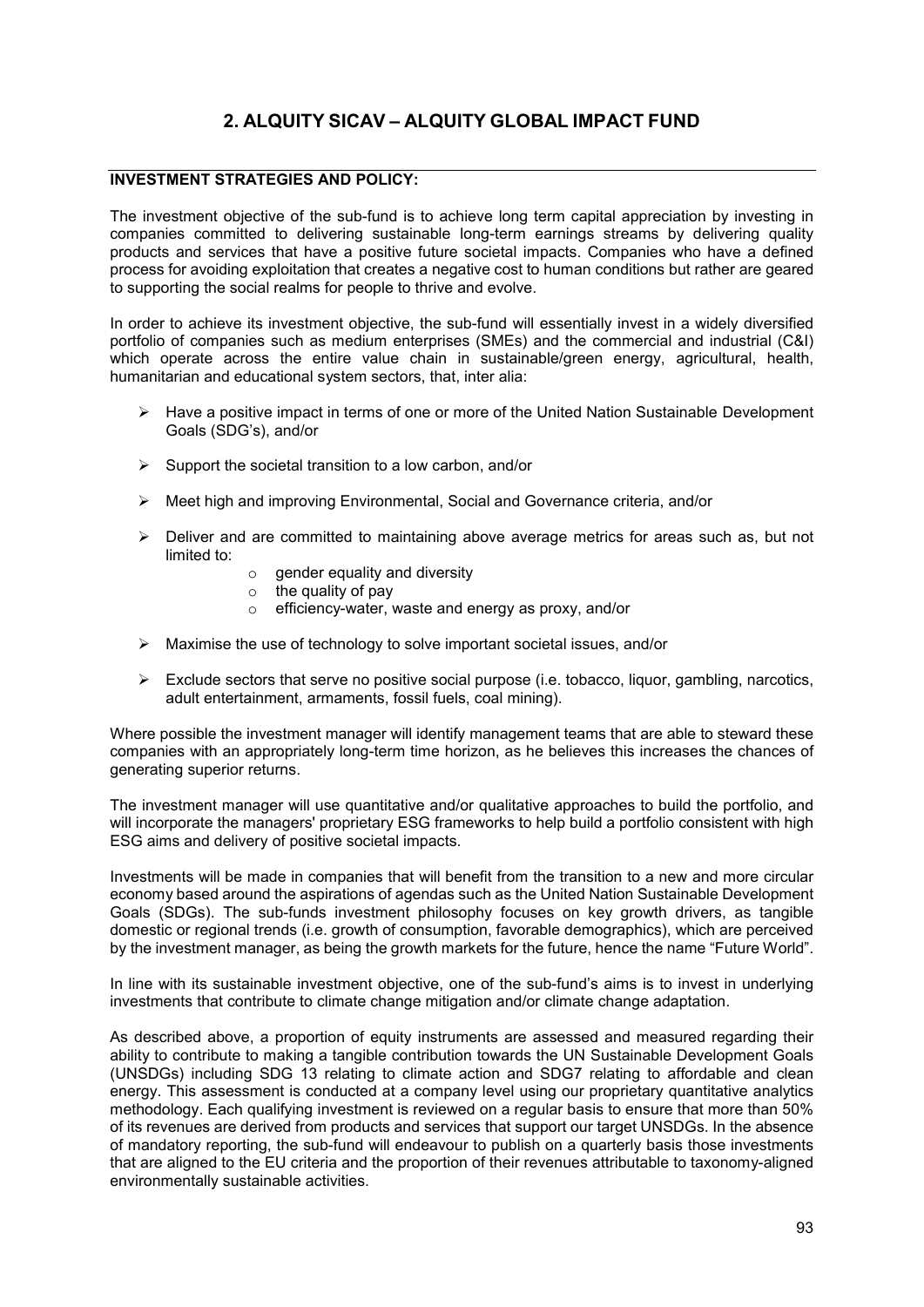## 2. ALQUITY SICAV – ALQUITY GLOBAL IMPACT FUND

**INVESTMENT STRATEGIES AND POLICY:**

The investment objective of the sub-fund is to achieve long term capital appreciation by investing in companies committed to delivering sustainable long-term earnings streams by delivering quality products and services that have a positive future societal impacts. Companies who have a defined process for avoiding exploitation that creates a negative cost to human conditions but rather are geared to supporting the social realms for people to thrive and evolve.

In order to achieve its investment objective, the sub-fund will essentially invest in a widely diversified portfolio of companies such as medium enterprises (SMEs) and the commercial and industrial (C&I) which operate across the entire value chain in sustainable/green energy, agricultural, health, humanitarian and educational system sectors, that, inter alia:

- Have a positive impact in terms of one or more of the United Nation Sustainable Development Goals (SDG's), and/or
- Support the societal transition to a low carbon, and/or
- Meet high and improving Environmental, Social and Governance criteria, and/or
- Deliver and are committed to maintaining above average metrics for areas such as, but not limited to:
  - gender equality and diversity
  - the quality of pay
  - efficiency-water, waste and energy as proxy, and/or
- Maximise the use of technology to solve important societal issues, and/or
- Exclude sectors that serve no positive social purpose (i.e. tobacco, liquor, gambling, narcotics, adult entertainment, armaments, fossil fuels, coal mining).

Where possible the investment manager will identify management teams that are able to steward these companies with an appropriately long-term time horizon, as he believes this increases the chances of generating superior returns.

The investment manager will use quantitative and/or qualitative approaches to build the portfolio, and will incorporate the managers' proprietary ESG frameworks to help build a portfolio consistent with high ESG aims and delivery of positive societal impacts.

Investments will be made in companies that will benefit from the transition to a new and more circular economy based around the aspirations of agendas such as the United Nation Sustainable Development Goals (SDGs). The sub-funds investment philosophy focuses on key growth drivers, as tangible domestic or regional trends (i.e. growth of consumption, favorable demographics), which are perceived by the investment manager, as being the growth markets for the future, hence the name "Future World".

In line with its sustainable investment objective, one of the sub-fund's aims is to invest in underlying investments that contribute to climate change mitigation and/or climate change adaptation.

As described above, a proportion of equity instruments are assessed and measured regarding their ability to contribute to making a tangible contribution towards the UN Sustainable Development Goals (UNSDGs) including SDG 13 relating to climate action and SDG7 relating to affordable and clean energy. This assessment is conducted at a company level using our proprietary quantitative analytics methodology. Each qualifying investment is reviewed on a regular basis to ensure that more than 50% of its revenues are derived from products and services that support our target UNSDGs. In the absence of mandatory reporting, the sub-fund will endeavour to publish on a quarterly basis those investments that are aligned to the EU criteria and the proportion of their revenues attributable to taxonomy-aligned environmentally sustainable activities.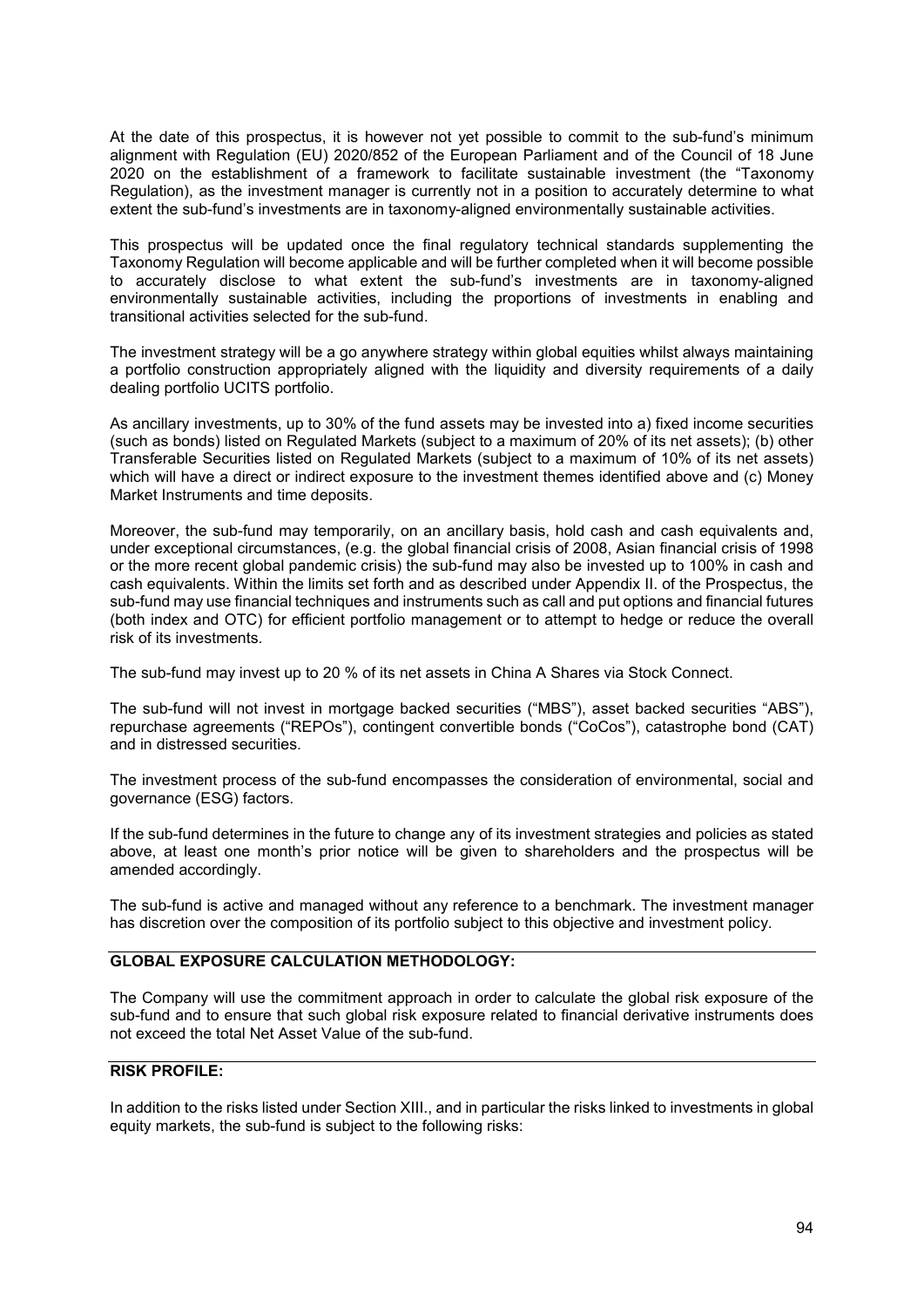At the date of this prospectus, it is however not yet possible to commit to the sub-fund's minimum alignment with Regulation (EU) 2020/852 of the European Parliament and of the Council of 18 June 2020 on the establishment of a framework to facilitate sustainable investment (the "Taxonomy Regulation), as the investment manager is currently not in a position to accurately determine to what extent the sub-fund's investments are in taxonomy-aligned environmentally sustainable activities.

This prospectus will be updated once the final regulatory technical standards supplementing the Taxonomy Regulation will become applicable and will be further completed when it will become possible to accurately disclose to what extent the sub-fund's investments are in taxonomy-aligned environmentally sustainable activities, including the proportions of investments in enabling and transitional activities selected for the sub-fund.

The investment strategy will be a go anywhere strategy within global equities whilst always maintaining a portfolio construction appropriately aligned with the liquidity and diversity requirements of a daily dealing portfolio UCITS portfolio.

As ancillary investments, up to 30% of the fund assets may be invested into a) fixed income securities (such as bonds) listed on Regulated Markets (subject to a maximum of 20% of its net assets); (b) other Transferable Securities listed on Regulated Markets (subject to a maximum of 10% of its net assets) which will have a direct or indirect exposure to the investment themes identified above and (c) Money Market Instruments and time deposits.

Moreover, the sub-fund may temporarily, on an ancillary basis, hold cash and cash equivalents and, under exceptional circumstances, (e.g. the global financial crisis of 2008, Asian financial crisis of 1998 or the more recent global pandemic crisis) the sub-fund may also be invested up to 100% in cash and cash equivalents. Within the limits set forth and as described under Appendix II. of the Prospectus, the sub-fund may use financial techniques and instruments such as call and put options and financial futures (both index and OTC) for efficient portfolio management or to attempt to hedge or reduce the overall risk of its investments.

The sub-fund may invest up to 20 % of its net assets in China A Shares via Stock Connect.

The sub-fund will not invest in mortgage backed securities ("MBS"), asset backed securities "ABS"), repurchase agreements ("REPOs"), contingent convertible bonds ("CoCos"), catastrophe bond (CAT) and in distressed securities.

The investment process of the sub-fund encompasses the consideration of environmental, social and governance (ESG) factors.

If the sub-fund determines in the future to change any of its investment strategies and policies as stated above, at least one month's prior notice will be given to shareholders and the prospectus will be amended accordingly.

The sub-fund is active and managed without any reference to a benchmark. The investment manager has discretion over the composition of its portfolio subject to this objective and investment policy.

## GLOBAL EXPOSURE CALCULATION METHODOLOGY:

The Company will use the commitment approach in order to calculate the global risk exposure of the sub-fund and to ensure that such global risk exposure related to financial derivative instruments does not exceed the total Net Asset Value of the sub-fund.

## RISK PROFILE:

In addition to the risks listed under Section XIII., and in particular the risks linked to investments in global equity markets, the sub-fund is subject to the following risks: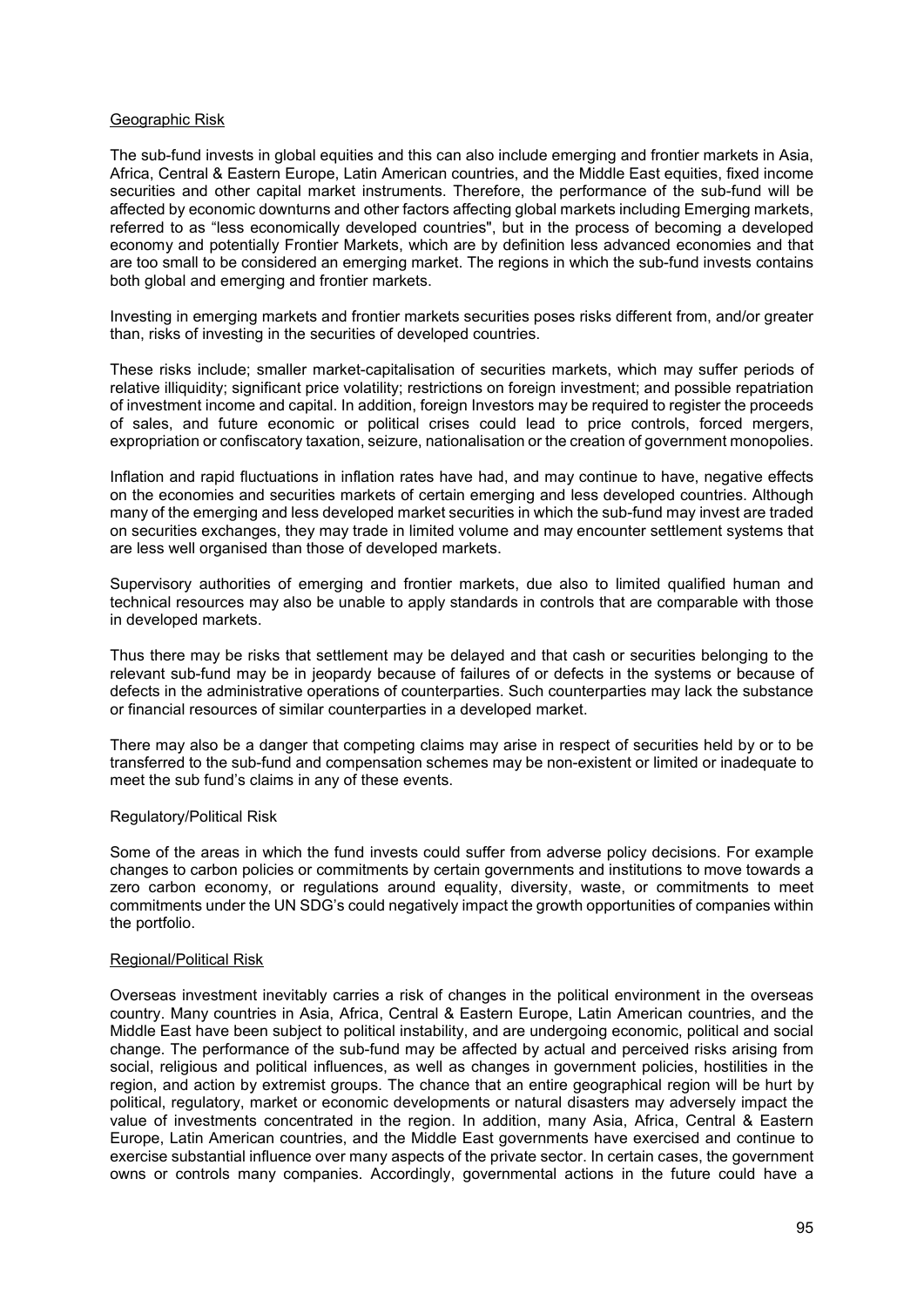Geographic Risk

The sub-fund invests in global equities and this can also include emerging and frontier markets in Asia, Africa, Central & Eastern Europe, Latin American countries, and the Middle East equities, fixed income securities and other capital market instruments. Therefore, the performance of the sub-fund will be affected by economic downturns and other factors affecting global markets including Emerging markets, referred to as "less economically developed countries", but in the process of becoming a developed economy and potentially Frontier Markets, which are by definition less advanced economies and that are too small to be considered an emerging market. The regions in which the sub-fund invests contains both global and emerging and frontier markets.

Investing in emerging markets and frontier markets securities poses risks different from, and/or greater than, risks of investing in the securities of developed countries.

These risks include; smaller market-capitalisation of securities markets, which may suffer periods of relative illiquidity; significant price volatility; restrictions on foreign investment; and possible repatriation of investment income and capital. In addition, foreign Investors may be required to register the proceeds of sales, and future economic or political crises could lead to price controls, forced mergers, expropriation or confiscatory taxation, seizure, nationalisation or the creation of government monopolies.

Inflation and rapid fluctuations in inflation rates have had, and may continue to have, negative effects on the economies and securities markets of certain emerging and less developed countries. Although many of the emerging and less developed market securities in which the sub-fund may invest are traded on securities exchanges, they may trade in limited volume and may encounter settlement systems that are less well organised than those of developed markets.

Supervisory authorities of emerging and frontier markets, due also to limited qualified human and technical resources may also be unable to apply standards in controls that are comparable with those in developed markets.

Thus there may be risks that settlement may be delayed and that cash or securities belonging to the relevant sub-fund may be in jeopardy because of failures of or defects in the systems or because of defects in the administrative operations of counterparties. Such counterparties may lack the substance or financial resources of similar counterparties in a developed market.

There may also be a danger that competing claims may arise in respect of securities held by or to be transferred to the sub-fund and compensation schemes may be non-existent or limited or inadequate to meet the sub fund's claims in any of these events.

Regulatory/Political Risk

Some of the areas in which the fund invests could suffer from adverse policy decisions. For example changes to carbon policies or commitments by certain governments and institutions to move towards a zero carbon economy, or regulations around equality, diversity, waste, or commitments to meet commitments under the UN SDG's could negatively impact the growth opportunities of companies within the portfolio.

Regional/Political Risk

Overseas investment inevitably carries a risk of changes in the political environment in the overseas country. Many countries in Asia, Africa, Central & Eastern Europe, Latin American countries, and the Middle East have been subject to political instability, and are undergoing economic, political and social change. The performance of the sub-fund may be affected by actual and perceived risks arising from social, religious and political influences, as well as changes in government policies, hostilities in the region, and action by extremist groups. The chance that an entire geographical region will be hurt by political, regulatory, market or economic developments or natural disasters may adversely impact the value of investments concentrated in the region. In addition, many Asia, Africa, Central & Eastern Europe, Latin American countries, and the Middle East governments have exercised and continue to exercise substantial influence over many aspects of the private sector. In certain cases, the government owns or controls many companies. Accordingly, governmental actions in the future could have a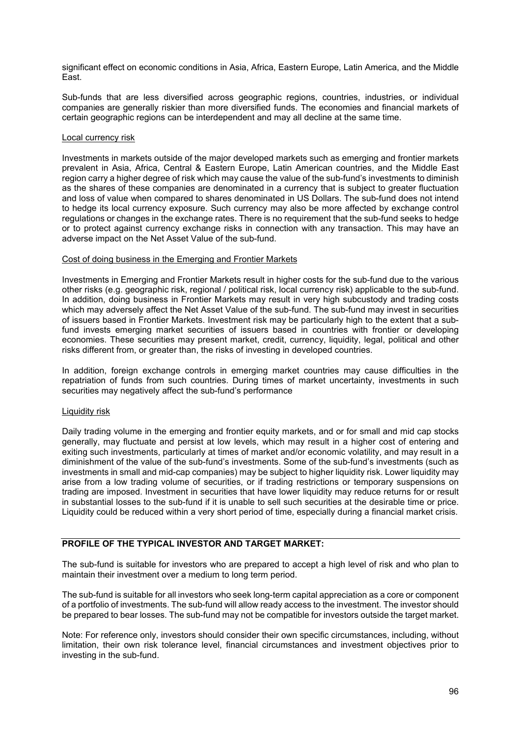significant effect on economic conditions in Asia, Africa, Eastern Europe, Latin America, and the Middle East.

Sub-funds that are less diversified across geographic regions, countries, industries, or individual companies are generally riskier than more diversified funds. The economies and financial markets of certain geographic regions can be interdependent and may all decline at the same time.

Local currency risk

Investments in markets outside of the major developed markets such as emerging and frontier markets prevalent in Asia, Africa, Central & Eastern Europe, Latin American countries, and the Middle East region carry a higher degree of risk which may cause the value of the sub-fund's investments to diminish as the shares of these companies are denominated in a currency that is subject to greater fluctuation and loss of value when compared to shares denominated in US Dollars. The sub-fund does not intend to hedge its local currency exposure. Such currency may also be more affected by exchange control regulations or changes in the exchange rates. There is no requirement that the sub-fund seeks to hedge or to protect against currency exchange risks in connection with any transaction. This may have an adverse impact on the Net Asset Value of the sub-fund.

Cost of doing business in the Emerging and Frontier Markets

Investments in Emerging and Frontier Markets result in higher costs for the sub-fund due to the various other risks (e.g. geographic risk, regional / political risk, local currency risk) applicable to the sub-fund. In addition, doing business in Frontier Markets may result in very high subcustody and trading costs which may adversely affect the Net Asset Value of the sub-fund. The sub-fund may invest in securities of issuers based in Frontier Markets. Investment risk may be particularly high to the extent that a sub-fund invests emerging market securities of issuers based in countries with frontier or developing economies. These securities may present market, credit, currency, liquidity, legal, political and other risks different from, or greater than, the risks of investing in developed countries.

In addition, foreign exchange controls in emerging market countries may cause difficulties in the repatriation of funds from such countries. During times of market uncertainty, investments in such securities may negatively affect the sub-fund's performance

Liquidity risk

Daily trading volume in the emerging and frontier equity markets, and or for small and mid cap stocks generally, may fluctuate and persist at low levels, which may result in a higher cost of entering and exiting such investments, particularly at times of market and/or economic volatility, and may result in a diminishment of the value of the sub-fund's investments. Some of the sub-fund's investments (such as investments in small and mid-cap companies) may be subject to higher liquidity risk. Lower liquidity may arise from a low trading volume of securities, or if trading restrictions or temporary suspensions on trading are imposed. Investment in securities that have lower liquidity may reduce returns for or result in substantial losses to the sub-fund if it is unable to sell such securities at the desirable time or price. Liquidity could be reduced within a very short period of time, especially during a financial market crisis.

## PROFILE OF THE TYPICAL INVESTOR AND TARGET MARKET:

The sub-fund is suitable for investors who are prepared to accept a high level of risk and who plan to maintain their investment over a medium to long term period.

The sub-fund is suitable for all investors who seek long-term capital appreciation as a core or component of a portfolio of investments. The sub-fund will allow ready access to the investment. The investor should be prepared to bear losses. The sub-fund may not be compatible for investors outside the target market.

Note: For reference only, investors should consider their own specific circumstances, including, without limitation, their own risk tolerance level, financial circumstances and investment objectives prior to investing in the sub-fund.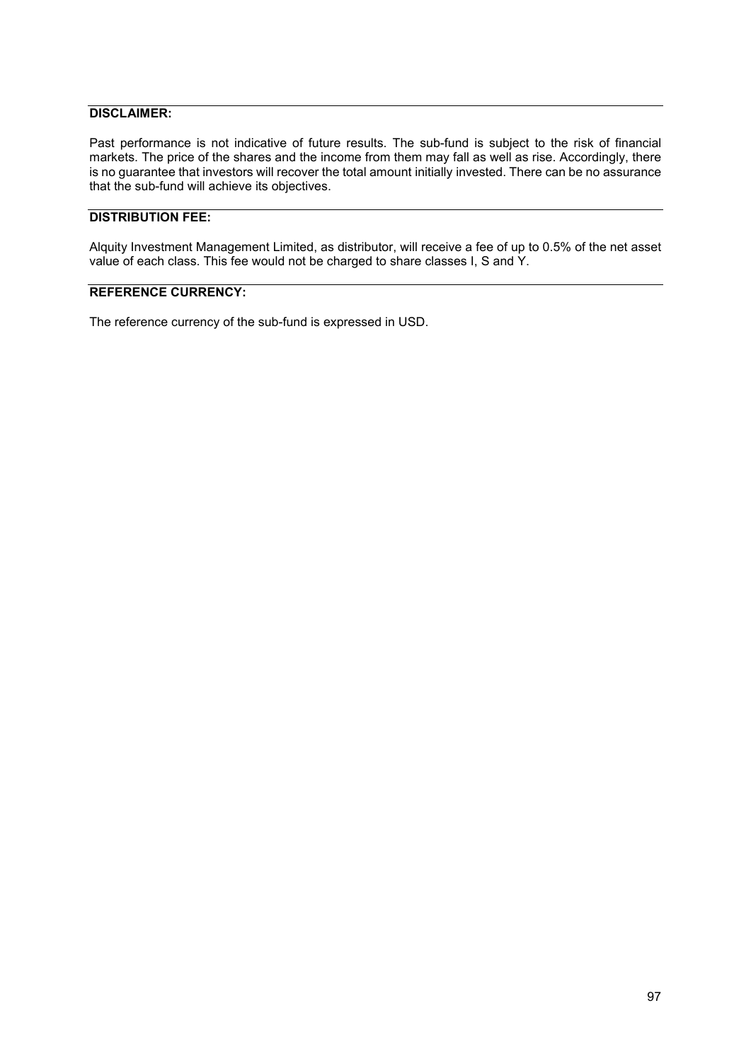**DISCLAIMER:**

Past performance is not indicative of future results. The sub-fund is subject to the risk of financial markets. The price of the shares and the income from them may fall as well as rise. Accordingly, there is no guarantee that investors will recover the total amount initially invested. There can be no assurance that the sub-fund will achieve its objectives.

**DISTRIBUTION FEE:**

Alquity Investment Management Limited, as distributor, will receive a fee of up to 0.5% of the net asset value of each class. This fee would not be charged to share classes I, S and Y.

**REFERENCE CURRENCY:**

The reference currency of the sub-fund is expressed in USD.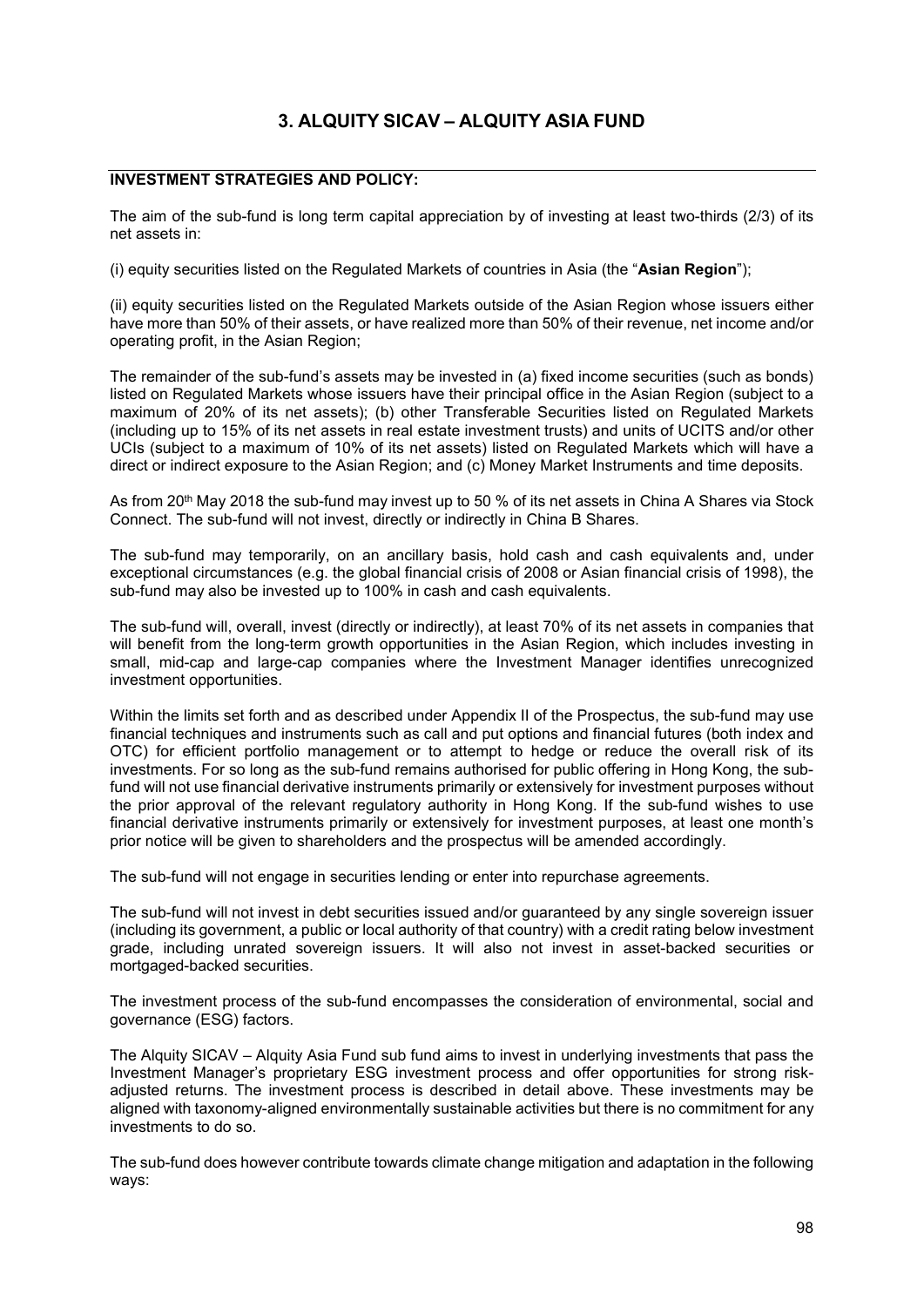# 3. ALQUITY SICAV – ALQUITY ASIA FUND

## INVESTMENT STRATEGIES AND POLICY:

The aim of the sub-fund is long term capital appreciation by of investing at least two-thirds (2/3) of its net assets in:

(i) equity securities listed on the Regulated Markets of countries in Asia (the "**Asian Region**");

(ii) equity securities listed on the Regulated Markets outside of the Asian Region whose issuers either have more than 50% of their assets, or have realized more than 50% of their revenue, net income and/or operating profit, in the Asian Region;

The remainder of the sub-fund's assets may be invested in (a) fixed income securities (such as bonds) listed on Regulated Markets whose issuers have their principal office in the Asian Region (subject to a maximum of 20% of its net assets); (b) other Transferable Securities listed on Regulated Markets (including up to 15% of its net assets in real estate investment trusts) and units of UCITS and/or other UCIs (subject to a maximum of 10% of its net assets) listed on Regulated Markets which will have a direct or indirect exposure to the Asian Region; and (c) Money Market Instruments and time deposits.

As from 20th May 2018 the sub-fund may invest up to 50 % of its net assets in China A Shares via Stock Connect. The sub-fund will not invest, directly or indirectly in China B Shares.

The sub-fund may temporarily, on an ancillary basis, hold cash and cash equivalents and, under exceptional circumstances (e.g. the global financial crisis of 2008 or Asian financial crisis of 1998), the sub-fund may also be invested up to 100% in cash and cash equivalents.

The sub-fund will, overall, invest (directly or indirectly), at least 70% of its net assets in companies that will benefit from the long-term growth opportunities in the Asian Region, which includes investing in small, mid-cap and large-cap companies where the Investment Manager identifies unrecognized investment opportunities.

Within the limits set forth and as described under Appendix II of the Prospectus, the sub-fund may use financial techniques and instruments such as call and put options and financial futures (both index and OTC) for efficient portfolio management or to attempt to hedge or reduce the overall risk of its investments. For so long as the sub-fund remains authorised for public offering in Hong Kong, the sub-fund will not use financial derivative instruments primarily or extensively for investment purposes without the prior approval of the relevant regulatory authority in Hong Kong. If the sub-fund wishes to use financial derivative instruments primarily or extensively for investment purposes, at least one month's prior notice will be given to shareholders and the prospectus will be amended accordingly.

The sub-fund will not engage in securities lending or enter into repurchase agreements.

The sub-fund will not invest in debt securities issued and/or guaranteed by any single sovereign issuer (including its government, a public or local authority of that country) with a credit rating below investment grade, including unrated sovereign issuers. It will also not invest in asset-backed securities or mortgaged-backed securities.

The investment process of the sub-fund encompasses the consideration of environmental, social and governance (ESG) factors.

The Alquity SICAV – Alquity Asia Fund sub fund aims to invest in underlying investments that pass the Investment Manager's proprietary ESG investment process and offer opportunities for strong risk-adjusted returns. The investment process is described in detail above. These investments may be aligned with taxonomy-aligned environmentally sustainable activities but there is no commitment for any investments to do so.

The sub-fund does however contribute towards climate change mitigation and adaptation in the following ways: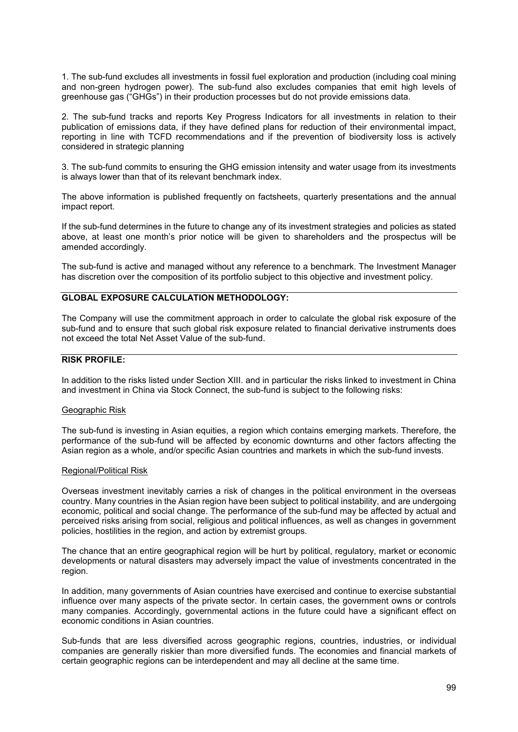1. The sub-fund excludes all investments in fossil fuel exploration and production (including coal mining and non-green hydrogen power). The sub-fund also excludes companies that emit high levels of greenhouse gas ("GHGs") in their production processes but do not provide emissions data.

2. The sub-fund tracks and reports Key Progress Indicators for all investments in relation to their publication of emissions data, if they have defined plans for reduction of their environmental impact, reporting in line with TCFD recommendations and if the prevention of biodiversity loss is actively considered in strategic planning

3. The sub-fund commits to ensuring the GHG emission intensity and water usage from its investments is always lower than that of its relevant benchmark index.

The above information is published frequently on factsheets, quarterly presentations and the annual impact report.

If the sub-fund determines in the future to change any of its investment strategies and policies as stated above, at least one month's prior notice will be given to shareholders and the prospectus will be amended accordingly.

The sub-fund is active and managed without any reference to a benchmark. The Investment Manager has discretion over the composition of its portfolio subject to this objective and investment policy.

## GLOBAL EXPOSURE CALCULATION METHODOLOGY:

The Company will use the commitment approach in order to calculate the global risk exposure of the sub-fund and to ensure that such global risk exposure related to financial derivative instruments does not exceed the total Net Asset Value of the sub-fund.

## RISK PROFILE:

In addition to the risks listed under Section XIII. and in particular the risks linked to investment in China and investment in China via Stock Connect, the sub-fund is subject to the following risks:

### Geographic Risk

The sub-fund is investing in Asian equities, a region which contains emerging markets. Therefore, the performance of the sub-fund will be affected by economic downturns and other factors affecting the Asian region as a whole, and/or specific Asian countries and markets in which the sub-fund invests.

### Regional/Political Risk

Overseas investment inevitably carries a risk of changes in the political environment in the overseas country. Many countries in the Asian region have been subject to political instability, and are undergoing economic, political and social change. The performance of the sub-fund may be affected by actual and perceived risks arising from social, religious and political influences, as well as changes in government policies, hostilities in the region, and action by extremist groups.

The chance that an entire geographical region will be hurt by political, regulatory, market or economic developments or natural disasters may adversely impact the value of investments concentrated in the region.

In addition, many governments of Asian countries have exercised and continue to exercise substantial influence over many aspects of the private sector. In certain cases, the government owns or controls many companies. Accordingly, governmental actions in the future could have a significant effect on economic conditions in Asian countries.

Sub-funds that are less diversified across geographic regions, countries, industries, or individual companies are generally riskier than more diversified funds. The economies and financial markets of certain geographic regions can be interdependent and may all decline at the same time.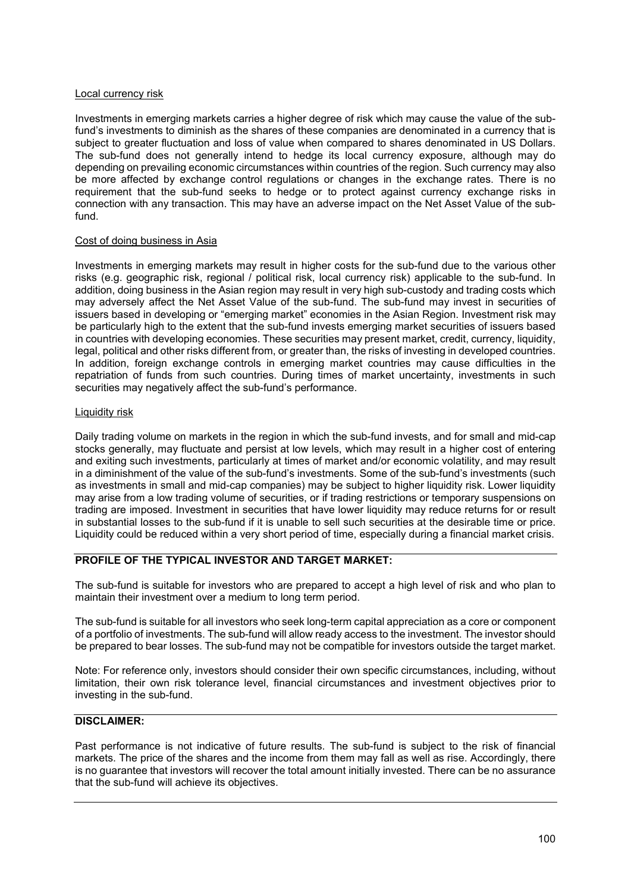Local currency risk

Investments in emerging markets carries a higher degree of risk which may cause the value of the sub-fund's investments to diminish as the shares of these companies are denominated in a currency that is subject to greater fluctuation and loss of value when compared to shares denominated in US Dollars. The sub-fund does not generally intend to hedge its local currency exposure, although may do depending on prevailing economic circumstances within countries of the region. Such currency may also be more affected by exchange control regulations or changes in the exchange rates. There is no requirement that the sub-fund seeks to hedge or to protect against currency exchange risks in connection with any transaction. This may have an adverse impact on the Net Asset Value of the sub-fund.

Cost of doing business in Asia

Investments in emerging markets may result in higher costs for the sub-fund due to the various other risks (e.g. geographic risk, regional / political risk, local currency risk) applicable to the sub-fund. In addition, doing business in the Asian region may result in very high sub-custody and trading costs which may adversely affect the Net Asset Value of the sub-fund. The sub-fund may invest in securities of issuers based in developing or "emerging market" economies in the Asian Region. Investment risk may be particularly high to the extent that the sub-fund invests emerging market securities of issuers based in countries with developing economies. These securities may present market, credit, currency, liquidity, legal, political and other risks different from, or greater than, the risks of investing in developed countries. In addition, foreign exchange controls in emerging market countries may cause difficulties in the repatriation of funds from such countries. During times of market uncertainty, investments in such securities may negatively affect the sub-fund's performance.

Liquidity risk

Daily trading volume on markets in the region in which the sub-fund invests, and for small and mid-cap stocks generally, may fluctuate and persist at low levels, which may result in a higher cost of entering and exiting such investments, particularly at times of market and/or economic volatility, and may result in a diminishment of the value of the sub-fund's investments. Some of the sub-fund's investments (such as investments in small and mid-cap companies) may be subject to higher liquidity risk. Lower liquidity may arise from a low trading volume of securities, or if trading restrictions or temporary suspensions on trading are imposed. Investment in securities that have lower liquidity may reduce returns for or result in substantial losses to the sub-fund if it is unable to sell such securities at the desirable time or price. Liquidity could be reduced within a very short period of time, especially during a financial market crisis.

**PROFILE OF THE TYPICAL INVESTOR AND TARGET MARKET:**

The sub-fund is suitable for investors who are prepared to accept a high level of risk and who plan to maintain their investment over a medium to long term period.

The sub-fund is suitable for all investors who seek long-term capital appreciation as a core or component of a portfolio of investments. The sub-fund will allow ready access to the investment. The investor should be prepared to bear losses. The sub-fund may not be compatible for investors outside the target market.

Note: For reference only, investors should consider their own specific circumstances, including, without limitation, their own risk tolerance level, financial circumstances and investment objectives prior to investing in the sub-fund.

**DISCLAIMER:**

Past performance is not indicative of future results. The sub-fund is subject to the risk of financial markets. The price of the shares and the income from them may fall as well as rise. Accordingly, there is no guarantee that investors will recover the total amount initially invested. There can be no assurance that the sub-fund will achieve its objectives.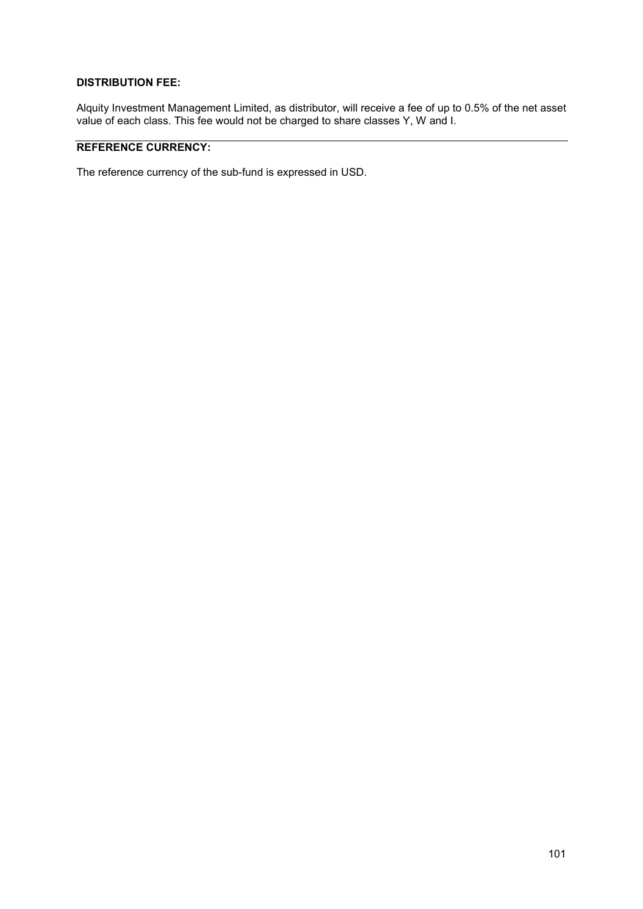**DISTRIBUTION FEE:**

Alquity Investment Management Limited, as distributor, will receive a fee of up to 0.5% of the net asset value of each class. This fee would not be charged to share classes Y, W and I.

---

**REFERENCE CURRENCY:**

The reference currency of the sub-fund is expressed in USD.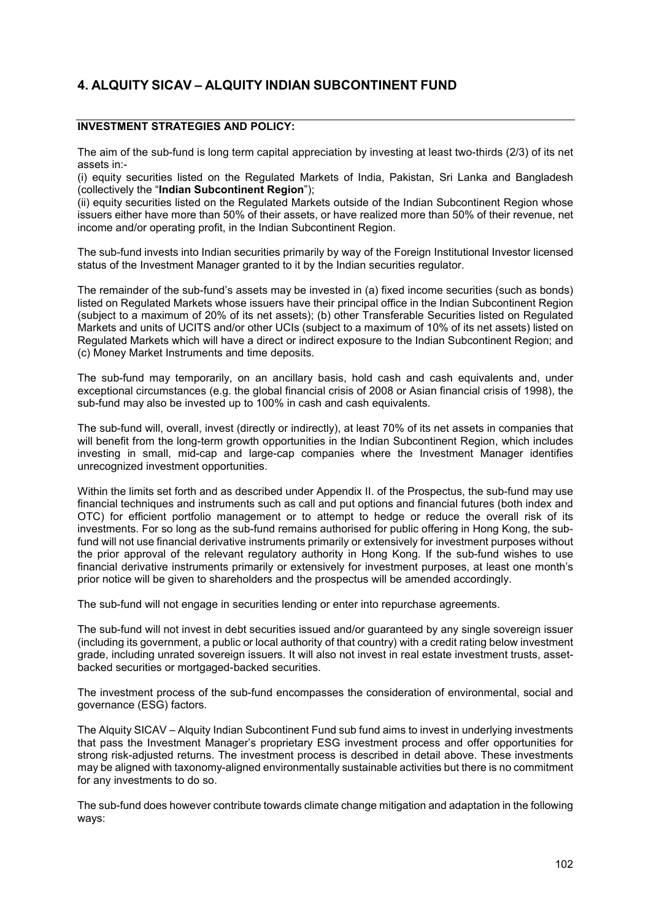# 4. ALQUITY SICAV – ALQUITY INDIAN SUBCONTINENT FUND

**INVESTMENT STRATEGIES AND POLICY:**

The aim of the sub-fund is long term capital appreciation by investing at least two-thirds (2/3) of its net assets in:-

(i) equity securities listed on the Regulated Markets of India, Pakistan, Sri Lanka and Bangladesh (collectively the "**Indian Subcontinent Region**");

(ii) equity securities listed on the Regulated Markets outside of the Indian Subcontinent Region whose issuers either have more than 50% of their assets, or have realized more than 50% of their revenue, net income and/or operating profit, in the Indian Subcontinent Region.

The sub-fund invests into Indian securities primarily by way of the Foreign Institutional Investor licensed status of the Investment Manager granted to it by the Indian securities regulator.

The remainder of the sub-fund's assets may be invested in (a) fixed income securities (such as bonds) listed on Regulated Markets whose issuers have their principal office in the Indian Subcontinent Region (subject to a maximum of 20% of its net assets); (b) other Transferable Securities listed on Regulated Markets and units of UCITS and/or other UCIs (subject to a maximum of 10% of its net assets) listed on Regulated Markets which will have a direct or indirect exposure to the Indian Subcontinent Region; and (c) Money Market Instruments and time deposits.

The sub-fund may temporarily, on an ancillary basis, hold cash and cash equivalents and, under exceptional circumstances (e.g. the global financial crisis of 2008 or Asian financial crisis of 1998), the sub-fund may also be invested up to 100% in cash and cash equivalents.

The sub-fund will, overall, invest (directly or indirectly), at least 70% of its net assets in companies that will benefit from the long-term growth opportunities in the Indian Subcontinent Region, which includes investing in small, mid-cap and large-cap companies where the Investment Manager identifies unrecognized investment opportunities.

Within the limits set forth and as described under Appendix II. of the Prospectus, the sub-fund may use financial techniques and instruments such as call and put options and financial futures (both index and OTC) for efficient portfolio management or to attempt to hedge or reduce the overall risk of its investments. For so long as the sub-fund remains authorised for public offering in Hong Kong, the sub-fund will not use financial derivative instruments primarily or extensively for investment purposes without the prior approval of the relevant regulatory authority in Hong Kong. If the sub-fund wishes to use financial derivative instruments primarily or extensively for investment purposes, at least one month's prior notice will be given to shareholders and the prospectus will be amended accordingly.

The sub-fund will not engage in securities lending or enter into repurchase agreements.

The sub-fund will not invest in debt securities issued and/or guaranteed by any single sovereign issuer (including its government, a public or local authority of that country) with a credit rating below investment grade, including unrated sovereign issuers. It will also not invest in real estate investment trusts, asset-backed securities or mortgaged-backed securities.

The investment process of the sub-fund encompasses the consideration of environmental, social and governance (ESG) factors.

The Alquity SICAV – Alquity Indian Subcontinent Fund sub fund aims to invest in underlying investments that pass the Investment Manager's proprietary ESG investment process and offer opportunities for strong risk-adjusted returns. The investment process is described in detail above. These investments may be aligned with taxonomy-aligned environmentally sustainable activities but there is no commitment for any investments to do so.

The sub-fund does however contribute towards climate change mitigation and adaptation in the following ways: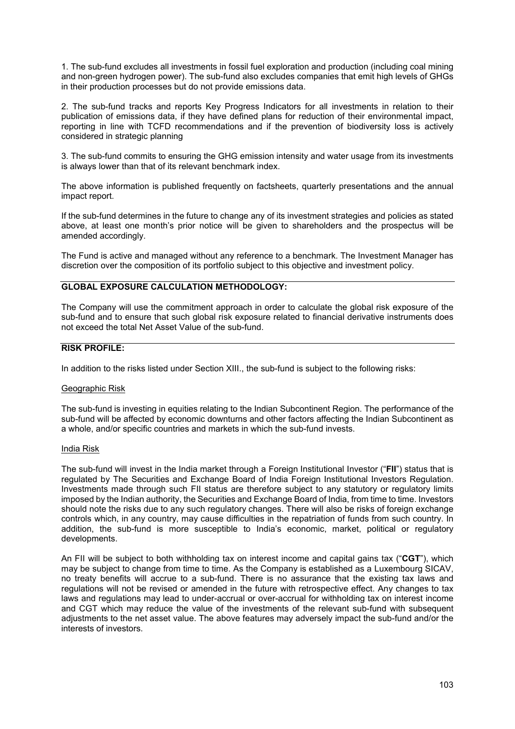1. The sub-fund excludes all investments in fossil fuel exploration and production (including coal mining and non-green hydrogen power). The sub-fund also excludes companies that emit high levels of GHGs in their production processes but do not provide emissions data.

2. The sub-fund tracks and reports Key Progress Indicators for all investments in relation to their publication of emissions data, if they have defined plans for reduction of their environmental impact, reporting in line with TCFD recommendations and if the prevention of biodiversity loss is actively considered in strategic planning

3. The sub-fund commits to ensuring the GHG emission intensity and water usage from its investments is always lower than that of its relevant benchmark index.

The above information is published frequently on factsheets, quarterly presentations and the annual impact report.

If the sub-fund determines in the future to change any of its investment strategies and policies as stated above, at least one month's prior notice will be given to shareholders and the prospectus will be amended accordingly.

The Fund is active and managed without any reference to a benchmark. The Investment Manager has discretion over the composition of its portfolio subject to this objective and investment policy.

## GLOBAL EXPOSURE CALCULATION METHODOLOGY:

The Company will use the commitment approach in order to calculate the global risk exposure of the sub-fund and to ensure that such global risk exposure related to financial derivative instruments does not exceed the total Net Asset Value of the sub-fund.

## RISK PROFILE:

In addition to the risks listed under Section XIII., the sub-fund is subject to the following risks:

### Geographic Risk

The sub-fund is investing in equities relating to the Indian Subcontinent Region. The performance of the sub-fund will be affected by economic downturns and other factors affecting the Indian Subcontinent as a whole, and/or specific countries and markets in which the sub-fund invests.

### India Risk

The sub-fund will invest in the India market through a Foreign Institutional Investor ("**FII**") status that is regulated by The Securities and Exchange Board of India Foreign Institutional Investors Regulation. Investments made through such FII status are therefore subject to any statutory or regulatory limits imposed by the Indian authority, the Securities and Exchange Board of India, from time to time. Investors should note the risks due to any such regulatory changes. There will also be risks of foreign exchange controls which, in any country, may cause difficulties in the repatriation of funds from such country. In addition, the sub-fund is more susceptible to India's economic, market, political or regulatory developments.

An FII will be subject to both withholding tax on interest income and capital gains tax ("**CGT**"), which may be subject to change from time to time. As the Company is established as a Luxembourg SICAV, no treaty benefits will accrue to a sub-fund. There is no assurance that the existing tax laws and regulations will not be revised or amended in the future with retrospective effect. Any changes to tax laws and regulations may lead to under-accrual or over-accrual for withholding tax on interest income and CGT which may reduce the value of the investments of the relevant sub-fund with subsequent adjustments to the net asset value. The above features may adversely impact the sub-fund and/or the interests of investors.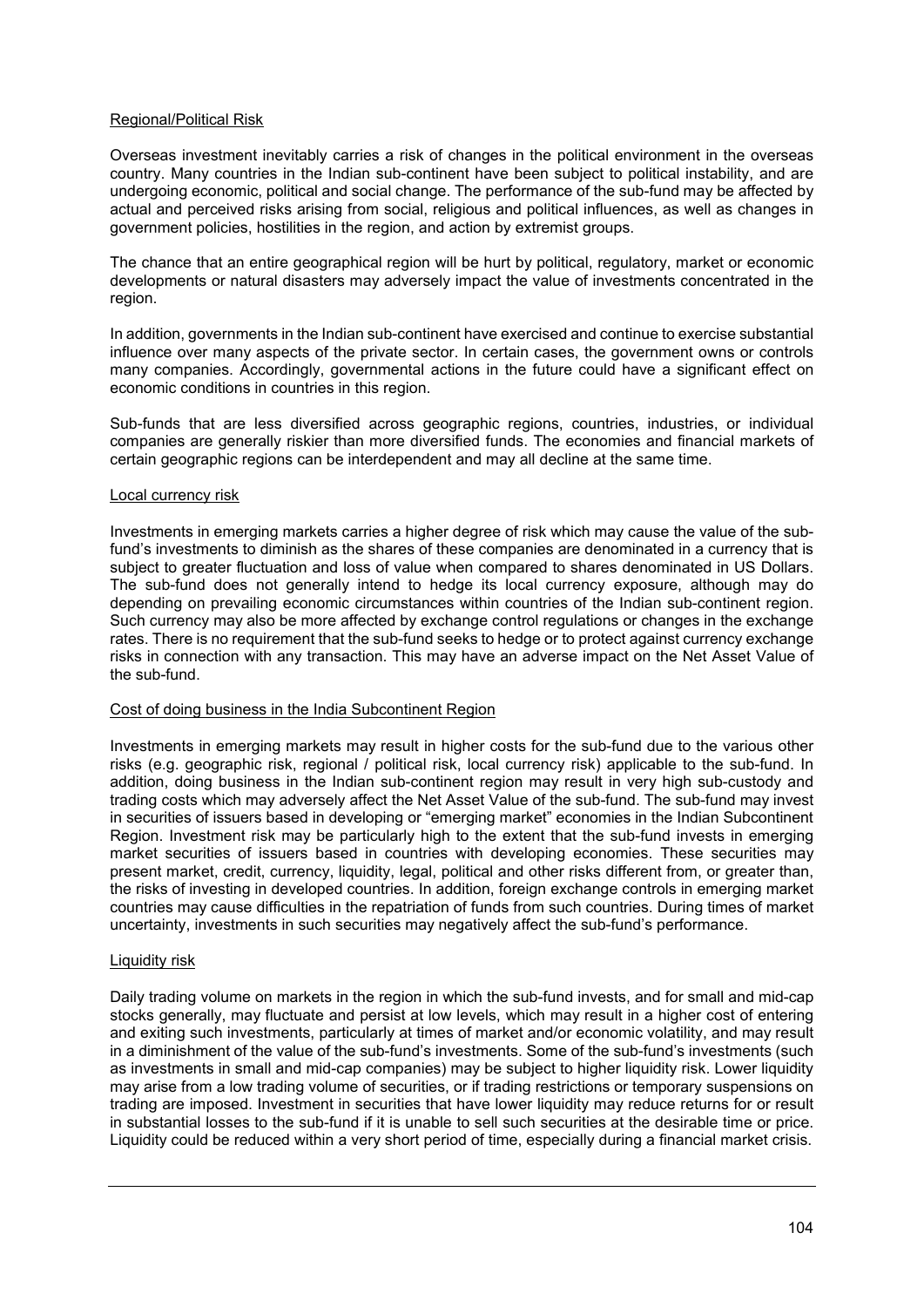Regional/Political Risk

Overseas investment inevitably carries a risk of changes in the political environment in the overseas country. Many countries in the Indian sub-continent have been subject to political instability, and are undergoing economic, political and social change. The performance of the sub-fund may be affected by actual and perceived risks arising from social, religious and political influences, as well as changes in government policies, hostilities in the region, and action by extremist groups.

The chance that an entire geographical region will be hurt by political, regulatory, market or economic developments or natural disasters may adversely impact the value of investments concentrated in the region.

In addition, governments in the Indian sub-continent have exercised and continue to exercise substantial influence over many aspects of the private sector. In certain cases, the government owns or controls many companies. Accordingly, governmental actions in the future could have a significant effect on economic conditions in countries in this region.

Sub-funds that are less diversified across geographic regions, countries, industries, or individual companies are generally riskier than more diversified funds. The economies and financial markets of certain geographic regions can be interdependent and may all decline at the same time.

Local currency risk

Investments in emerging markets carries a higher degree of risk which may cause the value of the sub-fund's investments to diminish as the shares of these companies are denominated in a currency that is subject to greater fluctuation and loss of value when compared to shares denominated in US Dollars. The sub-fund does not generally intend to hedge its local currency exposure, although may do depending on prevailing economic circumstances within countries of the Indian sub-continent region. Such currency may also be more affected by exchange control regulations or changes in the exchange rates. There is no requirement that the sub-fund seeks to hedge or to protect against currency exchange risks in connection with any transaction. This may have an adverse impact on the Net Asset Value of the sub-fund.

Cost of doing business in the India Subcontinent Region

Investments in emerging markets may result in higher costs for the sub-fund due to the various other risks (e.g. geographic risk, regional / political risk, local currency risk) applicable to the sub-fund. In addition, doing business in the Indian sub-continent region may result in very high sub-custody and trading costs which may adversely affect the Net Asset Value of the sub-fund. The sub-fund may invest in securities of issuers based in developing or "emerging market" economies in the Indian Subcontinent Region. Investment risk may be particularly high to the extent that the sub-fund invests in emerging market securities of issuers based in countries with developing economies. These securities may present market, credit, currency, liquidity, legal, political and other risks different from, or greater than, the risks of investing in developed countries. In addition, foreign exchange controls in emerging market countries may cause difficulties in the repatriation of funds from such countries. During times of market uncertainty, investments in such securities may negatively affect the sub-fund's performance.

Liquidity risk

Daily trading volume on markets in the region in which the sub-fund invests, and for small and mid-cap stocks generally, may fluctuate and persist at low levels, which may result in a higher cost of entering and exiting such investments, particularly at times of market and/or economic volatility, and may result in a diminishment of the value of the sub-fund's investments. Some of the sub-fund's investments (such as investments in small and mid-cap companies) may be subject to higher liquidity risk. Lower liquidity may arise from a low trading volume of securities, or if trading restrictions or temporary suspensions on trading are imposed. Investment in securities that have lower liquidity may reduce returns for or result in substantial losses to the sub-fund if it is unable to sell such securities at the desirable time or price. Liquidity could be reduced within a very short period of time, especially during a financial market crisis.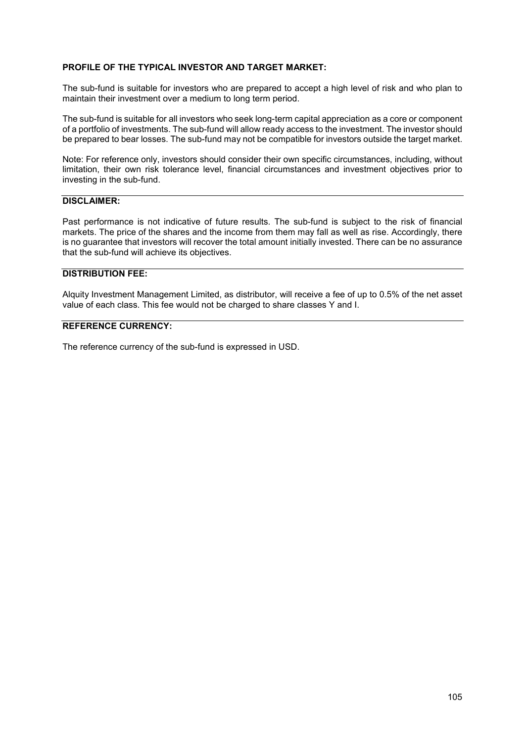**PROFILE OF THE TYPICAL INVESTOR AND TARGET MARKET:**

The sub-fund is suitable for investors who are prepared to accept a high level of risk and who plan to maintain their investment over a medium to long term period.

The sub-fund is suitable for all investors who seek long-term capital appreciation as a core or component of a portfolio of investments. The sub-fund will allow ready access to the investment. The investor should be prepared to bear losses. The sub-fund may not be compatible for investors outside the target market.

Note: For reference only, investors should consider their own specific circumstances, including, without limitation, their own risk tolerance level, financial circumstances and investment objectives prior to investing in the sub-fund.

**DISCLAIMER:**

Past performance is not indicative of future results. The sub-fund is subject to the risk of financial markets. The price of the shares and the income from them may fall as well as rise. Accordingly, there is no guarantee that investors will recover the total amount initially invested. There can be no assurance that the sub-fund will achieve its objectives.

**DISTRIBUTION FEE:**

Alquity Investment Management Limited, as distributor, will receive a fee of up to 0.5% of the net asset value of each class. This fee would not be charged to share classes Y and I.

**REFERENCE CURRENCY:**

The reference currency of the sub-fund is expressed in USD.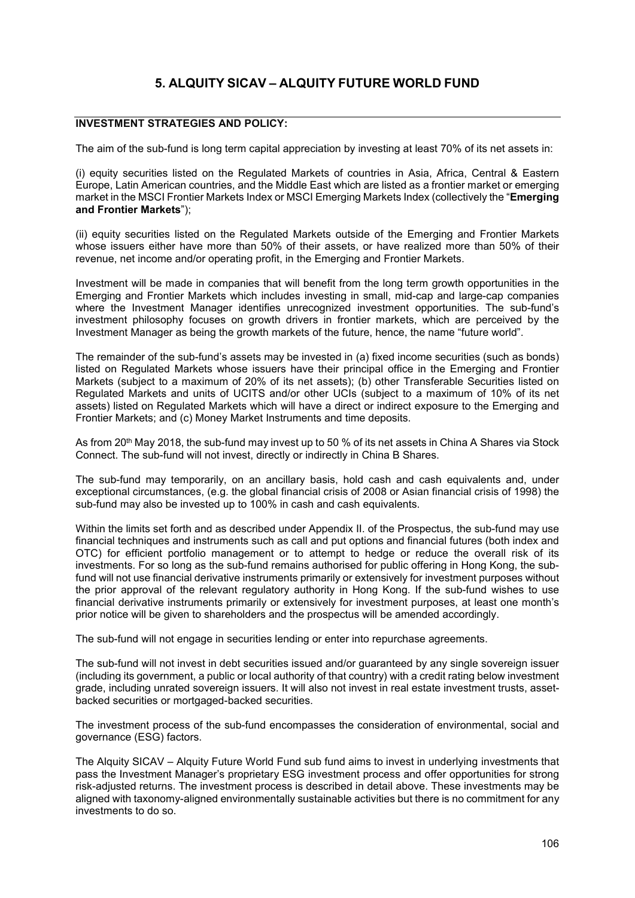# 5. ALQUITY SICAV – ALQUITY FUTURE WORLD FUND

## INVESTMENT STRATEGIES AND POLICY:

The aim of the sub-fund is long term capital appreciation by investing at least 70% of its net assets in:

(i) equity securities listed on the Regulated Markets of countries in Asia, Africa, Central & Eastern Europe, Latin American countries, and the Middle East which are listed as a frontier market or emerging market in the MSCI Frontier Markets Index or MSCI Emerging Markets Index (collectively the "**Emerging and Frontier Markets**");

(ii) equity securities listed on the Regulated Markets outside of the Emerging and Frontier Markets whose issuers either have more than 50% of their assets, or have realized more than 50% of their revenue, net income and/or operating profit, in the Emerging and Frontier Markets.

Investment will be made in companies that will benefit from the long term growth opportunities in the Emerging and Frontier Markets which includes investing in small, mid-cap and large-cap companies where the Investment Manager identifies unrecognized investment opportunities. The sub-fund's investment philosophy focuses on growth drivers in frontier markets, which are perceived by the Investment Manager as being the growth markets of the future, hence, the name "future world".

The remainder of the sub-fund's assets may be invested in (a) fixed income securities (such as bonds) listed on Regulated Markets whose issuers have their principal office in the Emerging and Frontier Markets (subject to a maximum of 20% of its net assets); (b) other Transferable Securities listed on Regulated Markets and units of UCITS and/or other UCIs (subject to a maximum of 10% of its net assets) listed on Regulated Markets which will have a direct or indirect exposure to the Emerging and Frontier Markets; and (c) Money Market Instruments and time deposits.

As from 20th May 2018, the sub-fund may invest up to 50 % of its net assets in China A Shares via Stock Connect. The sub-fund will not invest, directly or indirectly in China B Shares.

The sub-fund may temporarily, on an ancillary basis, hold cash and cash equivalents and, under exceptional circumstances, (e.g. the global financial crisis of 2008 or Asian financial crisis of 1998) the sub-fund may also be invested up to 100% in cash and cash equivalents.

Within the limits set forth and as described under Appendix II. of the Prospectus, the sub-fund may use financial techniques and instruments such as call and put options and financial futures (both index and OTC) for efficient portfolio management or to attempt to hedge or reduce the overall risk of its investments. For so long as the sub-fund remains authorised for public offering in Hong Kong, the sub-fund will not use financial derivative instruments primarily or extensively for investment purposes without the prior approval of the relevant regulatory authority in Hong Kong. If the sub-fund wishes to use financial derivative instruments primarily or extensively for investment purposes, at least one month's prior notice will be given to shareholders and the prospectus will be amended accordingly.

The sub-fund will not engage in securities lending or enter into repurchase agreements.

The sub-fund will not invest in debt securities issued and/or guaranteed by any single sovereign issuer (including its government, a public or local authority of that country) with a credit rating below investment grade, including unrated sovereign issuers. It will also not invest in real estate investment trusts, asset-backed securities or mortgaged-backed securities.

The investment process of the sub-fund encompasses the consideration of environmental, social and governance (ESG) factors.

The Alquity SICAV – Alquity Future World Fund sub fund aims to invest in underlying investments that pass the Investment Manager's proprietary ESG investment process and offer opportunities for strong risk-adjusted returns. The investment process is described in detail above. These investments may be aligned with taxonomy-aligned environmentally sustainable activities but there is no commitment for any investments to do so.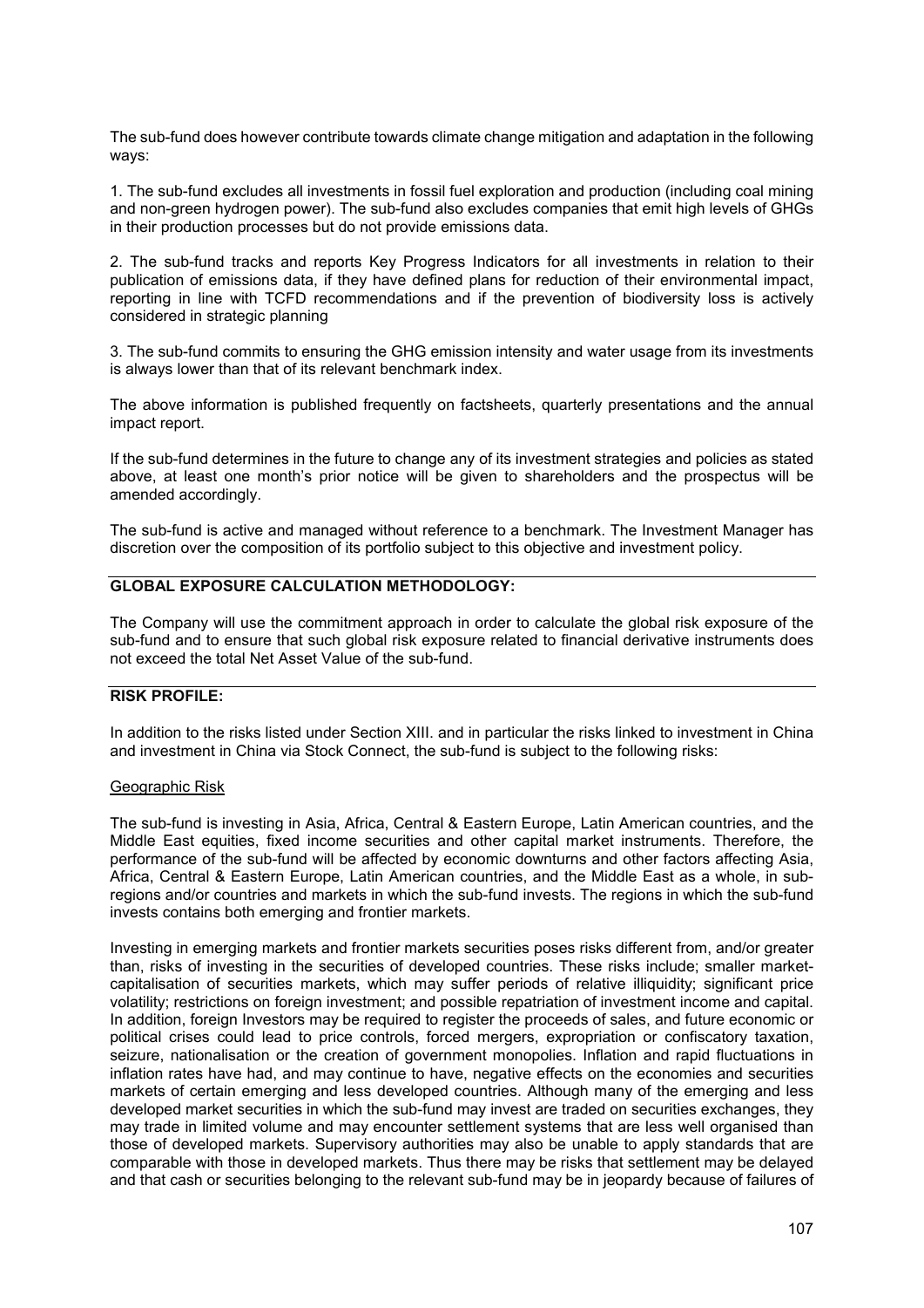The sub-fund does however contribute towards climate change mitigation and adaptation in the following ways:

1. The sub-fund excludes all investments in fossil fuel exploration and production (including coal mining and non-green hydrogen power). The sub-fund also excludes companies that emit high levels of GHGs in their production processes but do not provide emissions data.

2. The sub-fund tracks and reports Key Progress Indicators for all investments in relation to their publication of emissions data, if they have defined plans for reduction of their environmental impact, reporting in line with TCFD recommendations and if the prevention of biodiversity loss is actively considered in strategic planning

3. The sub-fund commits to ensuring the GHG emission intensity and water usage from its investments is always lower than that of its relevant benchmark index.

The above information is published frequently on factsheets, quarterly presentations and the annual impact report.

If the sub-fund determines in the future to change any of its investment strategies and policies as stated above, at least one month's prior notice will be given to shareholders and the prospectus will be amended accordingly.

The sub-fund is active and managed without reference to a benchmark. The Investment Manager has discretion over the composition of its portfolio subject to this objective and investment policy.

## GLOBAL EXPOSURE CALCULATION METHODOLOGY:

The Company will use the commitment approach in order to calculate the global risk exposure of the sub-fund and to ensure that such global risk exposure related to financial derivative instruments does not exceed the total Net Asset Value of the sub-fund.

## RISK PROFILE:

In addition to the risks listed under Section XIII. and in particular the risks linked to investment in China and investment in China via Stock Connect, the sub-fund is subject to the following risks:

### Geographic Risk

The sub-fund is investing in Asia, Africa, Central & Eastern Europe, Latin American countries, and the Middle East equities, fixed income securities and other capital market instruments. Therefore, the performance of the sub-fund will be affected by economic downturns and other factors affecting Asia, Africa, Central & Eastern Europe, Latin American countries, and the Middle East as a whole, in sub-regions and/or countries and markets in which the sub-fund invests. The regions in which the sub-fund invests contains both emerging and frontier markets.

Investing in emerging markets and frontier markets securities poses risks different from, and/or greater than, risks of investing in the securities of developed countries. These risks include; smaller market-capitalisation of securities markets, which may suffer periods of relative illiquidity; significant price volatility; restrictions on foreign investment; and possible repatriation of investment income and capital. In addition, foreign Investors may be required to register the proceeds of sales, and future economic or political crises could lead to price controls, forced mergers, expropriation or confiscatory taxation, seizure, nationalisation or the creation of government monopolies. Inflation and rapid fluctuations in inflation rates have had, and may continue to have, negative effects on the economies and securities markets of certain emerging and less developed countries. Although many of the emerging and less developed market securities in which the sub-fund may invest are traded on securities exchanges, they may trade in limited volume and may encounter settlement systems that are less well organised than those of developed markets. Supervisory authorities may also be unable to apply standards that are comparable with those in developed markets. Thus there may be risks that settlement may be delayed and that cash or securities belonging to the relevant sub-fund may be in jeopardy because of failures of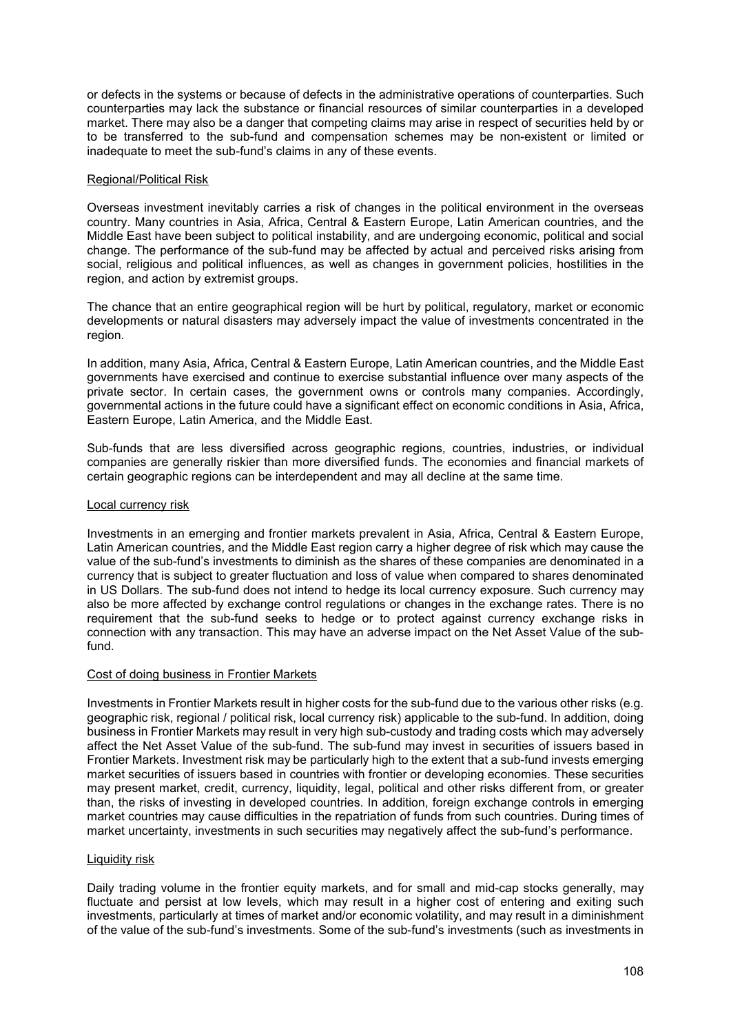or defects in the systems or because of defects in the administrative operations of counterparties. Such counterparties may lack the substance or financial resources of similar counterparties in a developed market. There may also be a danger that competing claims may arise in respect of securities held by or to be transferred to the sub-fund and compensation schemes may be non-existent or limited or inadequate to meet the sub-fund's claims in any of these events.

Regional/Political Risk

Overseas investment inevitably carries a risk of changes in the political environment in the overseas country. Many countries in Asia, Africa, Central & Eastern Europe, Latin American countries, and the Middle East have been subject to political instability, and are undergoing economic, political and social change. The performance of the sub-fund may be affected by actual and perceived risks arising from social, religious and political influences, as well as changes in government policies, hostilities in the region, and action by extremist groups.

The chance that an entire geographical region will be hurt by political, regulatory, market or economic developments or natural disasters may adversely impact the value of investments concentrated in the region.

In addition, many Asia, Africa, Central & Eastern Europe, Latin American countries, and the Middle East governments have exercised and continue to exercise substantial influence over many aspects of the private sector. In certain cases, the government owns or controls many companies. Accordingly, governmental actions in the future could have a significant effect on economic conditions in Asia, Africa, Eastern Europe, Latin America, and the Middle East.

Sub-funds that are less diversified across geographic regions, countries, industries, or individual companies are generally riskier than more diversified funds. The economies and financial markets of certain geographic regions can be interdependent and may all decline at the same time.

Local currency risk

Investments in an emerging and frontier markets prevalent in Asia, Africa, Central & Eastern Europe, Latin American countries, and the Middle East region carry a higher degree of risk which may cause the value of the sub-fund's investments to diminish as the shares of these companies are denominated in a currency that is subject to greater fluctuation and loss of value when compared to shares denominated in US Dollars. The sub-fund does not intend to hedge its local currency exposure. Such currency may also be more affected by exchange control regulations or changes in the exchange rates. There is no requirement that the sub-fund seeks to hedge or to protect against currency exchange risks in connection with any transaction. This may have an adverse impact on the Net Asset Value of the sub-fund.

Cost of doing business in Frontier Markets

Investments in Frontier Markets result in higher costs for the sub-fund due to the various other risks (e.g. geographic risk, regional / political risk, local currency risk) applicable to the sub-fund. In addition, doing business in Frontier Markets may result in very high sub-custody and trading costs which may adversely affect the Net Asset Value of the sub-fund. The sub-fund may invest in securities of issuers based in Frontier Markets. Investment risk may be particularly high to the extent that a sub-fund invests emerging market securities of issuers based in countries with frontier or developing economies. These securities may present market, credit, currency, liquidity, legal, political and other risks different from, or greater than, the risks of investing in developed countries. In addition, foreign exchange controls in emerging market countries may cause difficulties in the repatriation of funds from such countries. During times of market uncertainty, investments in such securities may negatively affect the sub-fund's performance.

Liquidity risk

Daily trading volume in the frontier equity markets, and for small and mid-cap stocks generally, may fluctuate and persist at low levels, which may result in a higher cost of entering and exiting such investments, particularly at times of market and/or economic volatility, and may result in a diminishment of the value of the sub-fund's investments. Some of the sub-fund's investments (such as investments in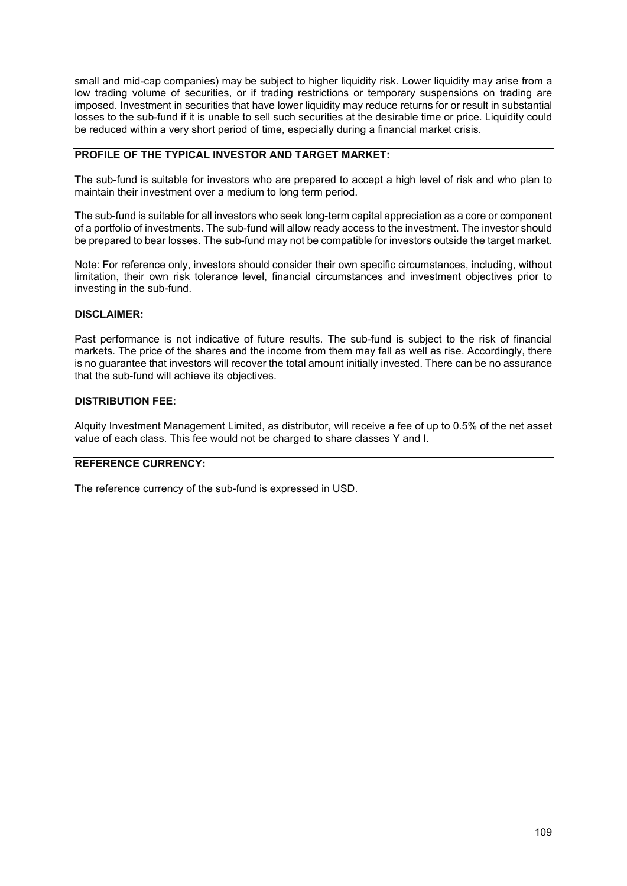small and mid-cap companies) may be subject to higher liquidity risk. Lower liquidity may arise from a low trading volume of securities, or if trading restrictions or temporary suspensions on trading are imposed. Investment in securities that have lower liquidity may reduce returns for or result in substantial losses to the sub-fund if it is unable to sell such securities at the desirable time or price. Liquidity could be reduced within a very short period of time, especially during a financial market crisis.

**PROFILE OF THE TYPICAL INVESTOR AND TARGET MARKET:**

The sub-fund is suitable for investors who are prepared to accept a high level of risk and who plan to maintain their investment over a medium to long term period.

The sub-fund is suitable for all investors who seek long-term capital appreciation as a core or component of a portfolio of investments. The sub-fund will allow ready access to the investment. The investor should be prepared to bear losses. The sub-fund may not be compatible for investors outside the target market.

Note: For reference only, investors should consider their own specific circumstances, including, without limitation, their own risk tolerance level, financial circumstances and investment objectives prior to investing in the sub-fund.

**DISCLAIMER:**

Past performance is not indicative of future results. The sub-fund is subject to the risk of financial markets. The price of the shares and the income from them may fall as well as rise. Accordingly, there is no guarantee that investors will recover the total amount initially invested. There can be no assurance that the sub-fund will achieve its objectives.

**DISTRIBUTION FEE:**

Alquity Investment Management Limited, as distributor, will receive a fee of up to 0.5% of the net asset value of each class. This fee would not be charged to share classes Y and I.

**REFERENCE CURRENCY:**

The reference currency of the sub-fund is expressed in USD.